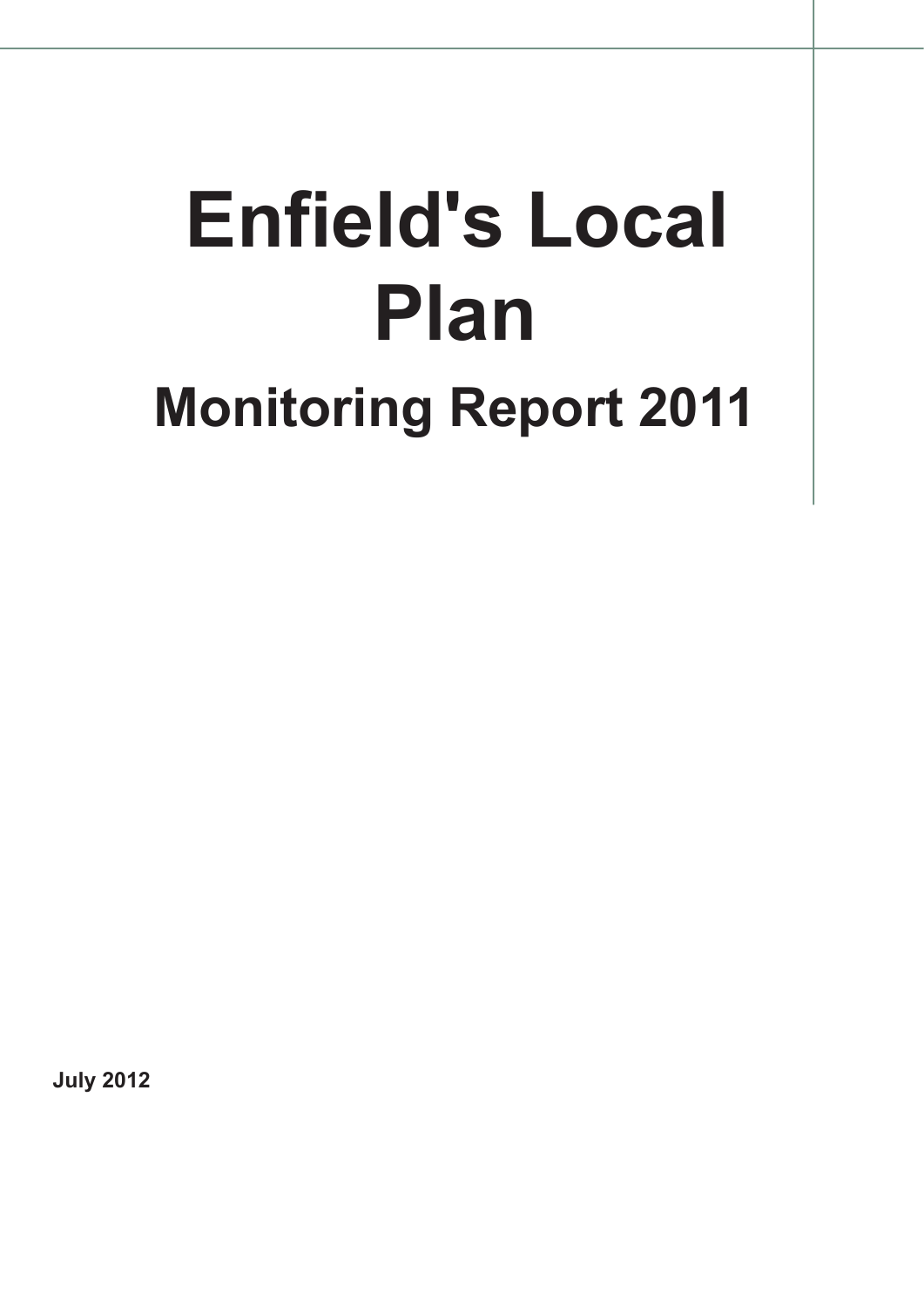# Enfield's Local Plan

## Monitoring Report 2011

**July 2012**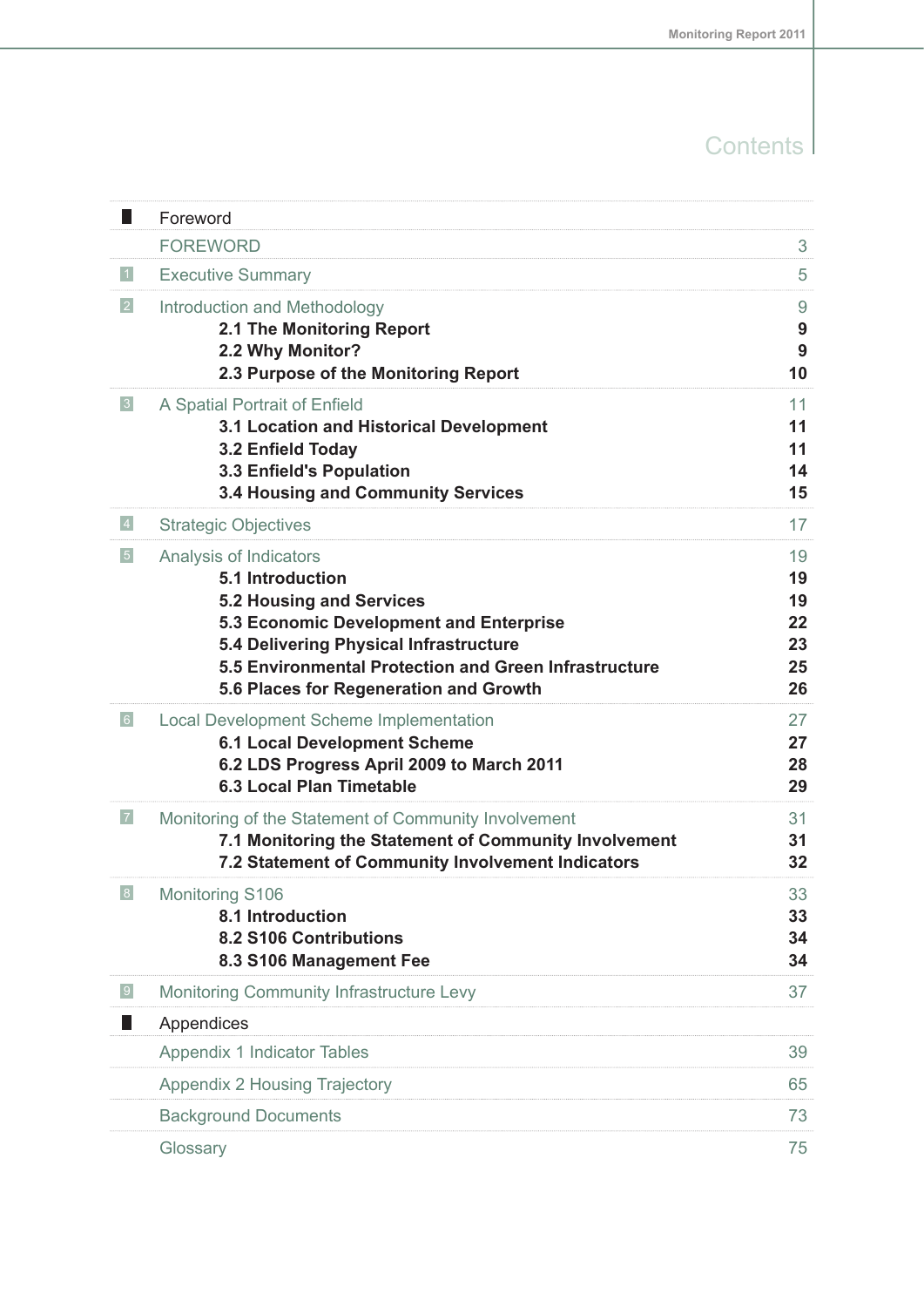# Contents

| | | |
|---|---|---|
| | **Foreword** | |
| | FOREWORD | 3 |
| 1 | Executive Summary | 5 |
| 2 | Introduction and Methodology | 9 |
| | **2.1 The Monitoring Report** | **9** |
| | **2.2 Why Monitor?** | **9** |
| | **2.3 Purpose of the Monitoring Report** | **10** |
| 3 | A Spatial Portrait of Enfield | 11 |
| | **3.1 Location and Historical Development** | **11** |
| | **3.2 Enfield Today** | **11** |
| | **3.3 Enfield's Population** | **14** |
| | **3.4 Housing and Community Services** | **15** |
| 4 | Strategic Objectives | 17 |
| 5 | Analysis of Indicators | 19 |
| | **5.1 Introduction** | **19** |
| | **5.2 Housing and Services** | **19** |
| | **5.3 Economic Development and Enterprise** | **22** |
| | **5.4 Delivering Physical Infrastructure** | **23** |
| | **5.5 Environmental Protection and Green Infrastructure** | **25** |
| | **5.6 Places for Regeneration and Growth** | **26** |
| 6 | Local Development Scheme Implementation | 27 |
| | **6.1 Local Development Scheme** | **27** |
| | **6.2 LDS Progress April 2009 to March 2011** | **28** |
| | **6.3 Local Plan Timetable** | **29** |
| 7 | Monitoring of the Statement of Community Involvement | 31 |
| | **7.1 Monitoring the Statement of Community Involvement** | **31** |
| | **7.2 Statement of Community Involvement Indicators** | **32** |
| 8 | Monitoring S106 | 33 |
| | **8.1 Introduction** | **33** |
| | **8.2 S106 Contributions** | **34** |
| | **8.3 S106 Management Fee** | **34** |
| 9 | Monitoring Community Infrastructure Levy | 37 |
| | **Appendices** | |
| | Appendix 1 Indicator Tables | 39 |
| | Appendix 2 Housing Trajectory | 65 |
| | Background Documents | 73 |
| | Glossary | 75 |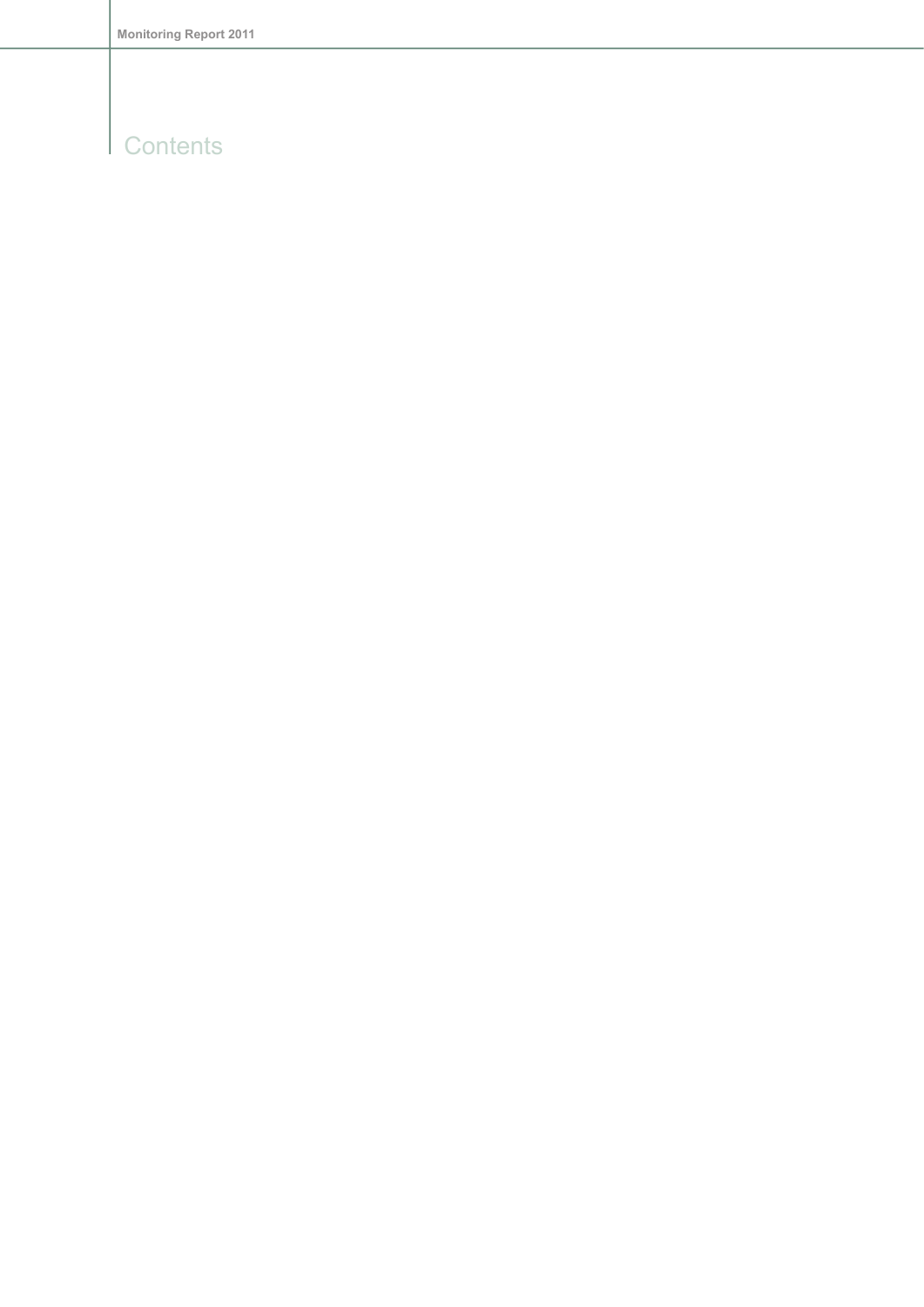# Contents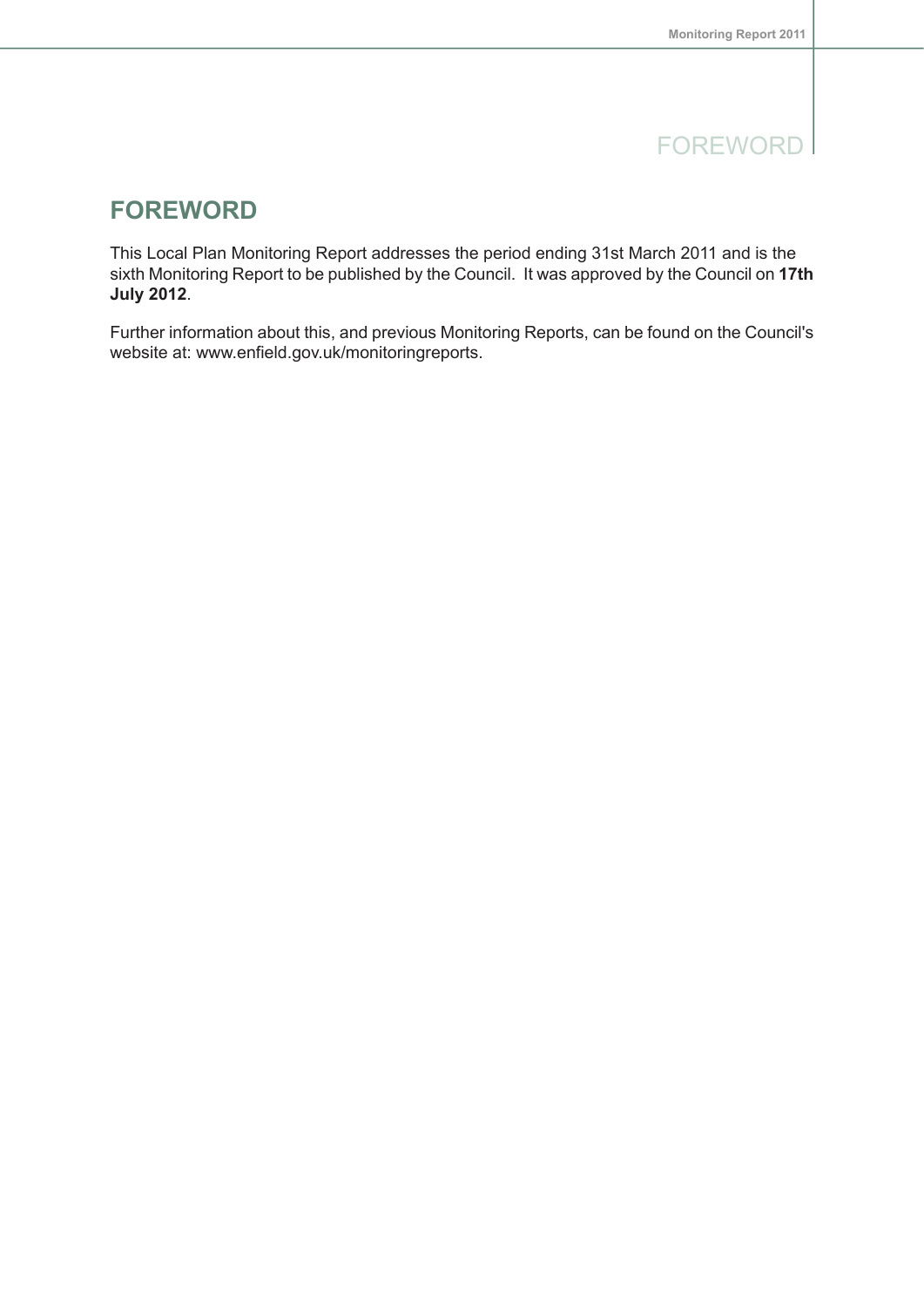# FOREWORD

This Local Plan Monitoring Report addresses the period ending 31st March 2011 and is the sixth Monitoring Report to be published by the Council. It was approved by the Council on **17th July 2012**.

Further information about this, and previous Monitoring Reports, can be found on the Council's website at: www.enfield.gov.uk/monitoringreports.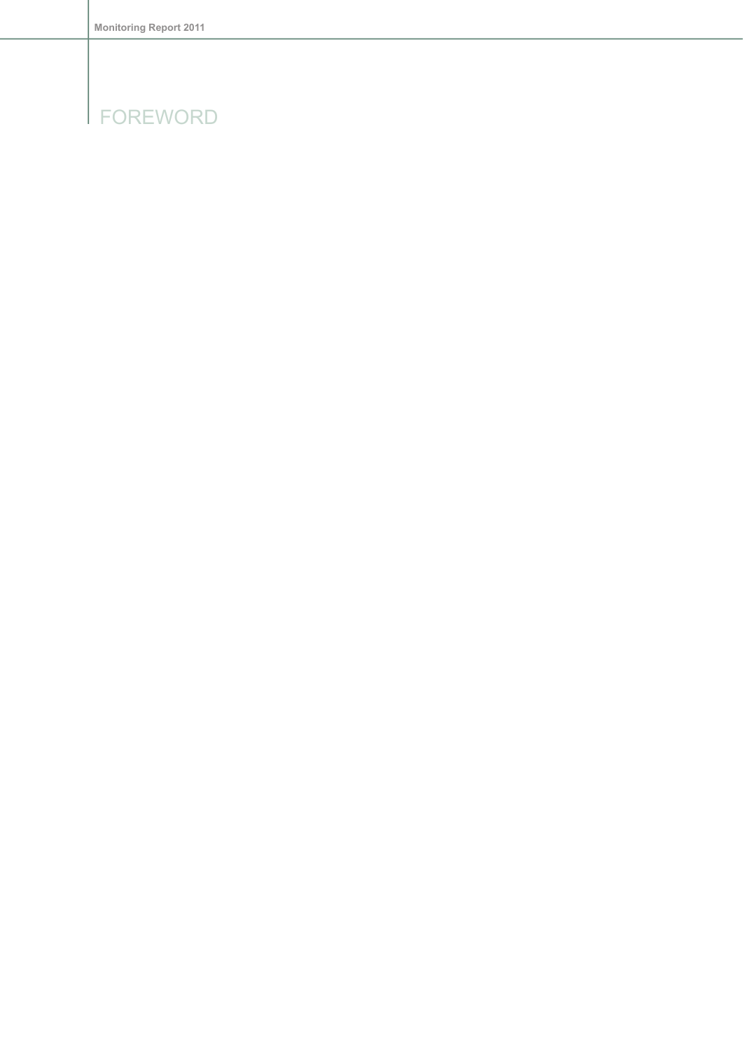# FOREWORD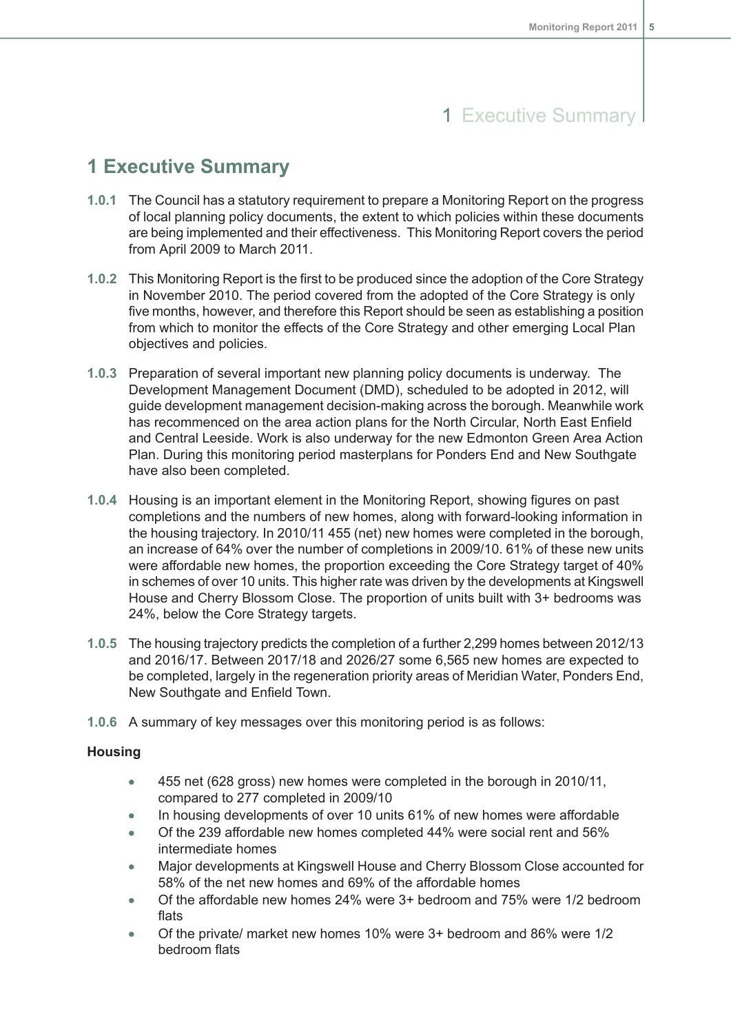# 1 Executive Summary

**1.0.1** The Council has a statutory requirement to prepare a Monitoring Report on the progress of local planning policy documents, the extent to which policies within these documents are being implemented and their effectiveness. This Monitoring Report covers the period from April 2009 to March 2011.

**1.0.2** This Monitoring Report is the first to be produced since the adoption of the Core Strategy in November 2010. The period covered from the adopted of the Core Strategy is only five months, however, and therefore this Report should be seen as establishing a position from which to monitor the effects of the Core Strategy and other emerging Local Plan objectives and policies.

**1.0.3** Preparation of several important new planning policy documents is underway. The Development Management Document (DMD), scheduled to be adopted in 2012, will guide development management decision-making across the borough. Meanwhile work has recommenced on the area action plans for the North Circular, North East Enfield and Central Leeside. Work is also underway for the new Edmonton Green Area Action Plan. During this monitoring period masterplans for Ponders End and New Southgate have also been completed.

**1.0.4** Housing is an important element in the Monitoring Report, showing figures on past completions and the numbers of new homes, along with forward-looking information in the housing trajectory. In 2010/11 455 (net) new homes were completed in the borough, an increase of 64% over the number of completions in 2009/10. 61% of these new units were affordable new homes, the proportion exceeding the Core Strategy target of 40% in schemes of over 10 units. This higher rate was driven by the developments at Kingswell House and Cherry Blossom Close. The proportion of units built with 3+ bedrooms was 24%, below the Core Strategy targets.

**1.0.5** The housing trajectory predicts the completion of a further 2,299 homes between 2012/13 and 2016/17. Between 2017/18 and 2026/27 some 6,565 new homes are expected to be completed, largely in the regeneration priority areas of Meridian Water, Ponders End, New Southgate and Enfield Town.

**1.0.6** A summary of key messages over this monitoring period is as follows:

**Housing**

- 455 net (628 gross) new homes were completed in the borough in 2010/11, compared to 277 completed in 2009/10
- In housing developments of over 10 units 61% of new homes were affordable
- Of the 239 affordable new homes completed 44% were social rent and 56% intermediate homes
- Major developments at Kingswell House and Cherry Blossom Close accounted for 58% of the net new homes and 69% of the affordable homes
- Of the affordable new homes 24% were 3+ bedroom and 75% were 1/2 bedroom flats
- Of the private/ market new homes 10% were 3+ bedroom and 86% were 1/2 bedroom flats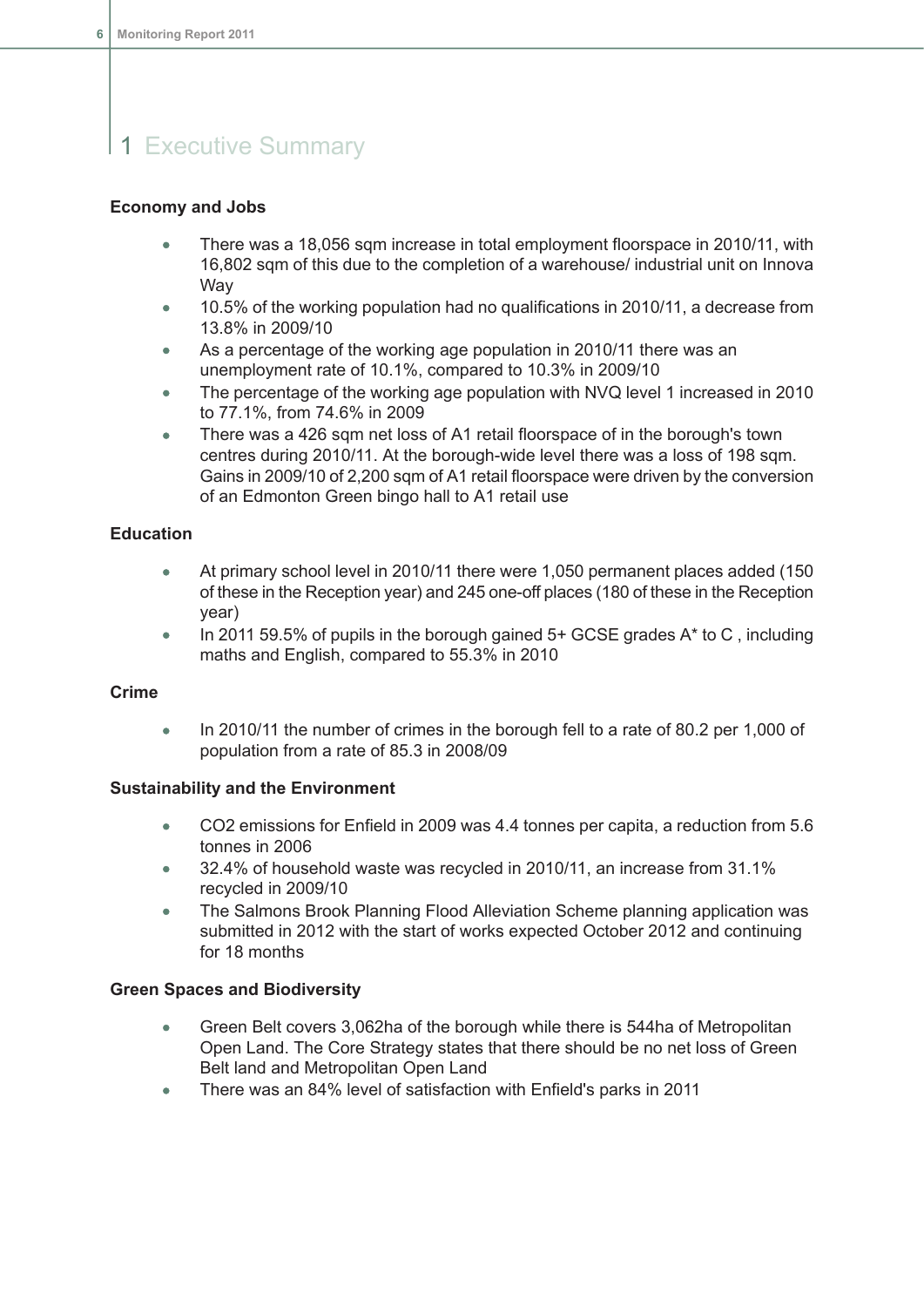# 1 Executive Summary

**Economy and Jobs**

- There was a 18,056 sqm increase in total employment floorspace in 2010/11, with 16,802 sqm of this due to the completion of a warehouse/ industrial unit on Innova Way
- 10.5% of the working population had no qualifications in 2010/11, a decrease from 13.8% in 2009/10
- As a percentage of the working age population in 2010/11 there was an unemployment rate of 10.1%, compared to 10.3% in 2009/10
- The percentage of the working age population with NVQ level 1 increased in 2010 to 77.1%, from 74.6% in 2009
- There was a 426 sqm net loss of A1 retail floorspace of in the borough's town centres during 2010/11. At the borough-wide level there was a loss of 198 sqm. Gains in 2009/10 of 2,200 sqm of A1 retail floorspace were driven by the conversion of an Edmonton Green bingo hall to A1 retail use

**Education**

- At primary school level in 2010/11 there were 1,050 permanent places added (150 of these in the Reception year) and 245 one-off places (180 of these in the Reception year)
- In 2011 59.5% of pupils in the borough gained 5+ GCSE grades A* to C , including maths and English, compared to 55.3% in 2010

**Crime**

- In 2010/11 the number of crimes in the borough fell to a rate of 80.2 per 1,000 of population from a rate of 85.3 in 2008/09

**Sustainability and the Environment**

- $CO_2$ emissions for Enfield in 2009 was 4.4 tonnes per capita, a reduction from 5.6 tonnes in 2006
- 32.4% of household waste was recycled in 2010/11, an increase from 31.1% recycled in 2009/10
- The Salmons Brook Planning Flood Alleviation Scheme planning application was submitted in 2012 with the start of works expected October 2012 and continuing for 18 months

**Green Spaces and Biodiversity**

- Green Belt covers 3,062ha of the borough while there is 544ha of Metropolitan Open Land. The Core Strategy states that there should be no net loss of Green Belt land and Metropolitan Open Land
- There was an 84% level of satisfaction with Enfield's parks in 2011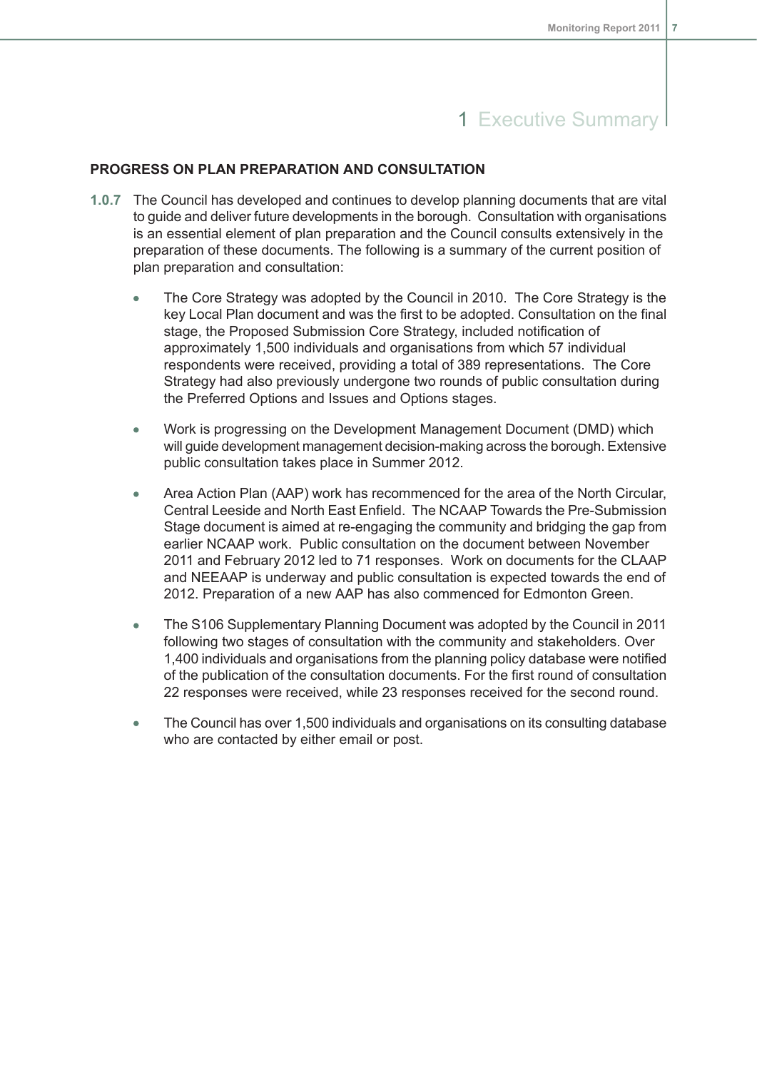# 1 Executive Summary

**PROGRESS ON PLAN PREPARATION AND CONSULTATION**

**1.0.7** The Council has developed and continues to develop planning documents that are vital to guide and deliver future developments in the borough. Consultation with organisations is an essential element of plan preparation and the Council consults extensively in the preparation of these documents. The following is a summary of the current position of plan preparation and consultation:

- The Core Strategy was adopted by the Council in 2010. The Core Strategy is the key Local Plan document and was the first to be adopted. Consultation on the final stage, the Proposed Submission Core Strategy, included notification of approximately 1,500 individuals and organisations from which 57 individual respondents were received, providing a total of 389 representations. The Core Strategy had also previously undergone two rounds of public consultation during the Preferred Options and Issues and Options stages.
- Work is progressing on the Development Management Document (DMD) which will guide development management decision-making across the borough. Extensive public consultation takes place in Summer 2012.
- Area Action Plan (AAP) work has recommenced for the area of the North Circular, Central Leeside and North East Enfield. The NCAAP Towards the Pre-Submission Stage document is aimed at re-engaging the community and bridging the gap from earlier NCAAP work. Public consultation on the document between November 2011 and February 2012 led to 71 responses. Work on documents for the CLAAP and NEEAAP is underway and public consultation is expected towards the end of 2012. Preparation of a new AAP has also commenced for Edmonton Green.
- The S106 Supplementary Planning Document was adopted by the Council in 2011 following two stages of consultation with the community and stakeholders. Over 1,400 individuals and organisations from the planning policy database were notified of the publication of the consultation documents. For the first round of consultation 22 responses were received, while 23 responses received for the second round.
- The Council has over 1,500 individuals and organisations on its consulting database who are contacted by either email or post.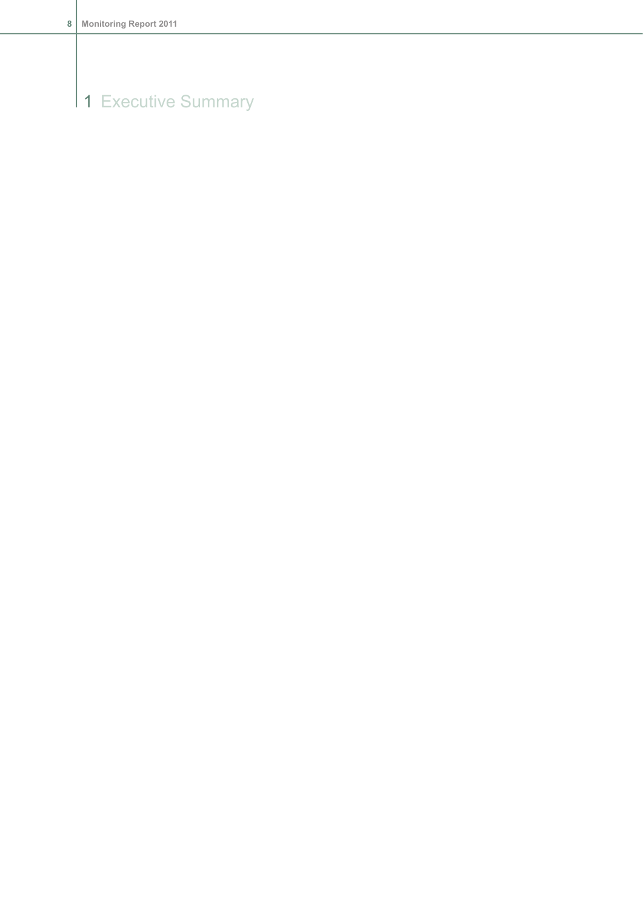# 1 Executive Summary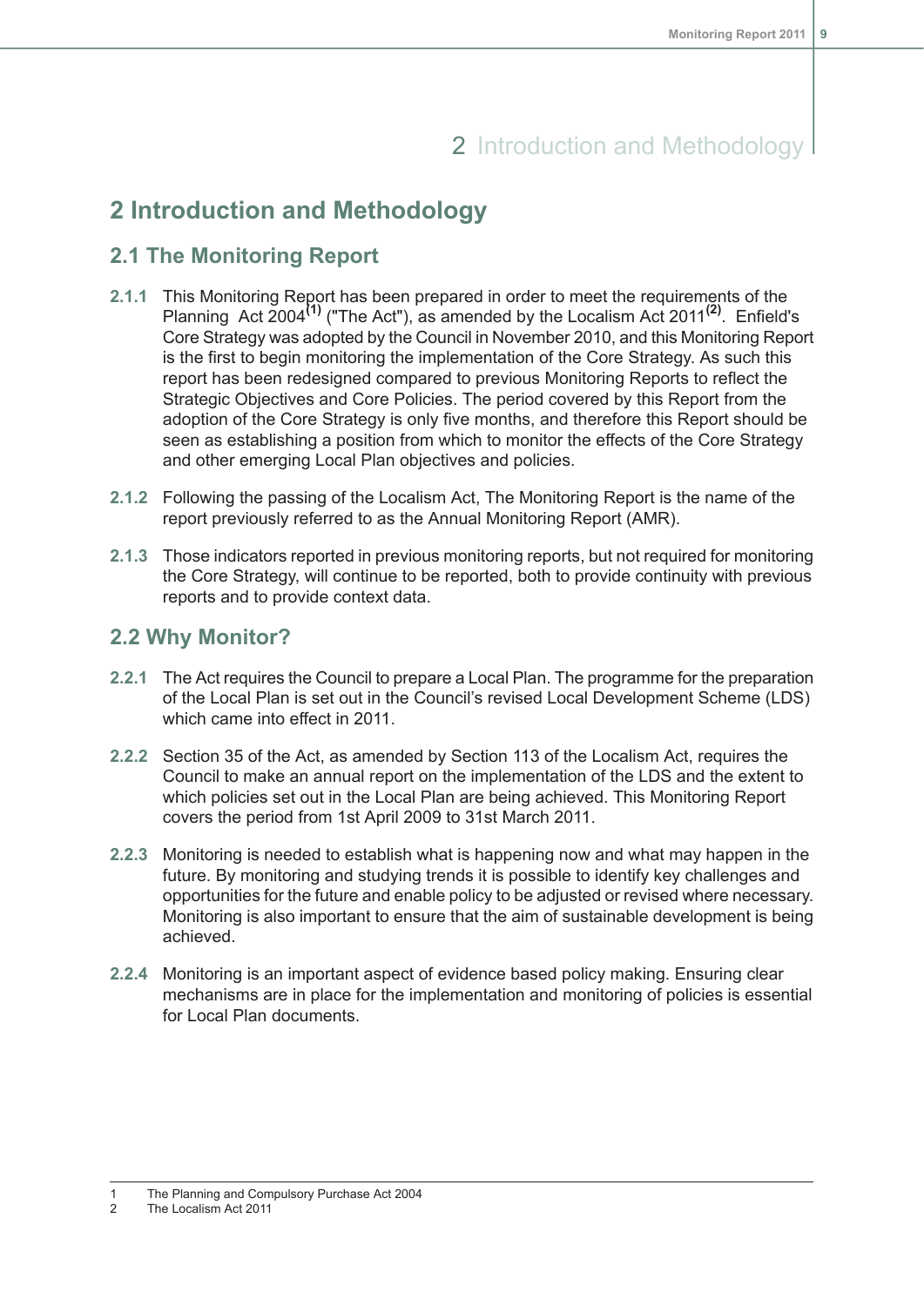# 2 Introduction and Methodology

## 2.1 The Monitoring Report

**2.1.1** This Monitoring Report has been prepared in order to meet the requirements of the Planning Act 2004[1] ("The Act"), as amended by the Localism Act 2011[2]. Enfield's Core Strategy was adopted by the Council in November 2010, and this Monitoring Report is the first to begin monitoring the implementation of the Core Strategy. As such this report has been redesigned compared to previous Monitoring Reports to reflect the Strategic Objectives and Core Policies. The period covered by this Report from the adoption of the Core Strategy is only five months, and therefore this Report should be seen as establishing a position from which to monitor the effects of the Core Strategy and other emerging Local Plan objectives and policies.

**2.1.2** Following the passing of the Localism Act, The Monitoring Report is the name of the report previously referred to as the Annual Monitoring Report (AMR).

**2.1.3** Those indicators reported in previous monitoring reports, but not required for monitoring the Core Strategy, will continue to be reported, both to provide continuity with previous reports and to provide context data.

## 2.2 Why Monitor?

**2.2.1** The Act requires the Council to prepare a Local Plan. The programme for the preparation of the Local Plan is set out in the Council's revised Local Development Scheme (LDS) which came into effect in 2011.

**2.2.2** Section 35 of the Act, as amended by Section 113 of the Localism Act, requires the Council to make an annual report on the implementation of the LDS and the extent to which policies set out in the Local Plan are being achieved. This Monitoring Report covers the period from 1st April 2009 to 31st March 2011.

**2.2.3** Monitoring is needed to establish what is happening now and what may happen in the future. By monitoring and studying trends it is possible to identify key challenges and opportunities for the future and enable policy to be adjusted or revised where necessary. Monitoring is also important to ensure that the aim of sustainable development is being achieved.

**2.2.4** Monitoring is an important aspect of evidence based policy making. Ensuring clear mechanisms are in place for the implementation and monitoring of policies is essential for Local Plan documents.

---

1 The Planning and Compulsory Purchase Act 2004

2 The Localism Act 2011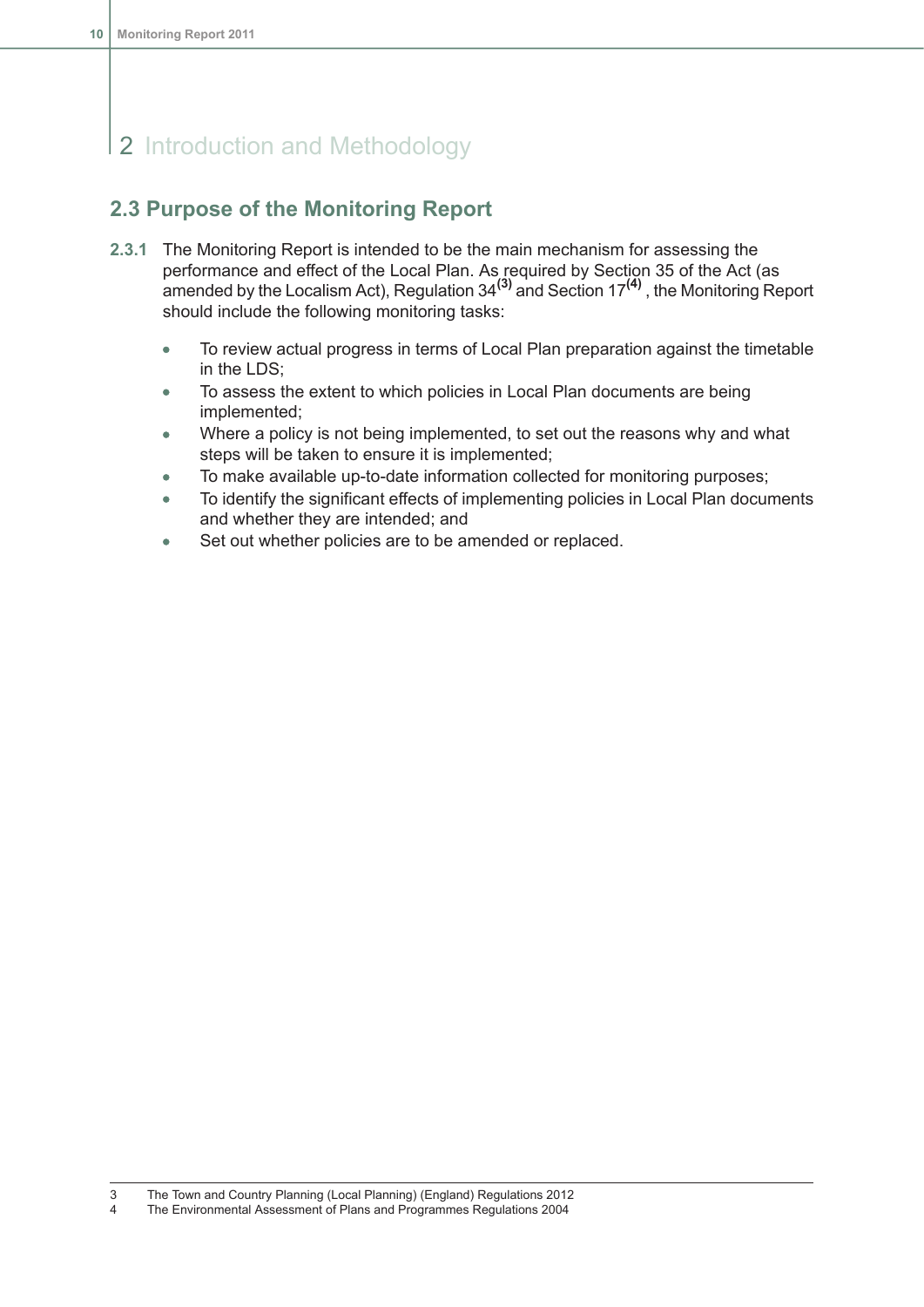# 2 Introduction and Methodology

## 2.3 Purpose of the Monitoring Report

**2.3.1** The Monitoring Report is intended to be the main mechanism for assessing the performance and effect of the Local Plan. As required by Section 35 of the Act (as amended by the Localism Act), Regulation 34[3] and Section 17[4] , the Monitoring Report should include the following monitoring tasks:

- To review actual progress in terms of Local Plan preparation against the timetable in the LDS;
- To assess the extent to which policies in Local Plan documents are being implemented;
- Where a policy is not being implemented, to set out the reasons why and what steps will be taken to ensure it is implemented;
- To make available up-to-date information collected for monitoring purposes;
- To identify the significant effects of implementing policies in Local Plan documents and whether they are intended; and
- Set out whether policies are to be amended or replaced.

3 The Town and Country Planning (Local Planning) (England) Regulations 2012
4 The Environmental Assessment of Plans and Programmes Regulations 2004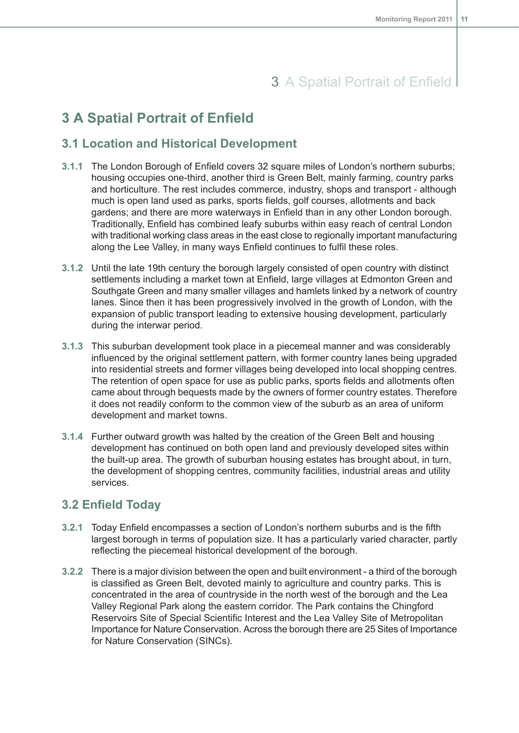# 3 A Spatial Portrait of Enfield

## 3.1 Location and Historical Development

**3.1.1** The London Borough of Enfield covers 32 square miles of London's northern suburbs; housing occupies one-third, another third is Green Belt, mainly farming, country parks and horticulture. The rest includes commerce, industry, shops and transport - although much is open land used as parks, sports fields, golf courses, allotments and back gardens; and there are more waterways in Enfield than in any other London borough. Traditionally, Enfield has combined leafy suburbs within easy reach of central London with traditional working class areas in the east close to regionally important manufacturing along the Lee Valley, in many ways Enfield continues to fulfil these roles.

**3.1.2** Until the late 19th century the borough largely consisted of open country with distinct settlements including a market town at Enfield, large villages at Edmonton Green and Southgate Green and many smaller villages and hamlets linked by a network of country lanes. Since then it has been progressively involved in the growth of London, with the expansion of public transport leading to extensive housing development, particularly during the interwar period.

**3.1.3** This suburban development took place in a piecemeal manner and was considerably influenced by the original settlement pattern, with former country lanes being upgraded into residential streets and former villages being developed into local shopping centres. The retention of open space for use as public parks, sports fields and allotments often came about through bequests made by the owners of former country estates. Therefore it does not readily conform to the common view of the suburb as an area of uniform development and market towns.

**3.1.4** Further outward growth was halted by the creation of the Green Belt and housing development has continued on both open land and previously developed sites within the built-up area. The growth of suburban housing estates has brought about, in turn, the development of shopping centres, community facilities, industrial areas and utility services.

## 3.2 Enfield Today

**3.2.1** Today Enfield encompasses a section of London's northern suburbs and is the fifth largest borough in terms of population size. It has a particularly varied character, partly reflecting the piecemeal historical development of the borough.

**3.2.2** There is a major division between the open and built environment - a third of the borough is classified as Green Belt, devoted mainly to agriculture and country parks. This is concentrated in the area of countryside in the north west of the borough and the Lea Valley Regional Park along the eastern corridor. The Park contains the Chingford Reservoirs Site of Special Scientific Interest and the Lea Valley Site of Metropolitan Importance for Nature Conservation. Across the borough there are 25 Sites of Importance for Nature Conservation (SINCs).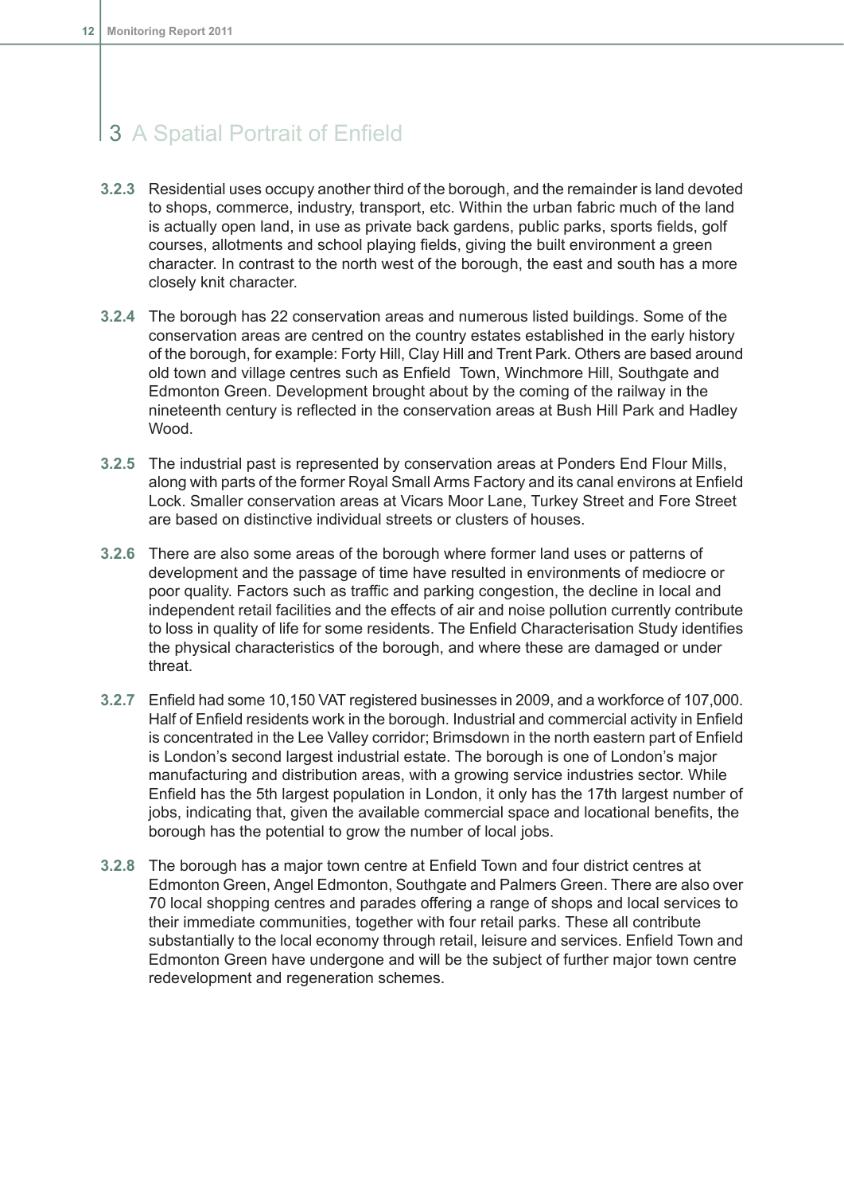# 3 A Spatial Portrait of Enfield

**3.2.3** Residential uses occupy another third of the borough, and the remainder is land devoted to shops, commerce, industry, transport, etc. Within the urban fabric much of the land is actually open land, in use as private back gardens, public parks, sports fields, golf courses, allotments and school playing fields, giving the built environment a green character. In contrast to the north west of the borough, the east and south has a more closely knit character.

**3.2.4** The borough has 22 conservation areas and numerous listed buildings. Some of the conservation areas are centred on the country estates established in the early history of the borough, for example: Forty Hill, Clay Hill and Trent Park. Others are based around old town and village centres such as Enfield Town, Winchmore Hill, Southgate and Edmonton Green. Development brought about by the coming of the railway in the nineteenth century is reflected in the conservation areas at Bush Hill Park and Hadley Wood.

**3.2.5** The industrial past is represented by conservation areas at Ponders End Flour Mills, along with parts of the former Royal Small Arms Factory and its canal environs at Enfield Lock. Smaller conservation areas at Vicars Moor Lane, Turkey Street and Fore Street are based on distinctive individual streets or clusters of houses.

**3.2.6** There are also some areas of the borough where former land uses or patterns of development and the passage of time have resulted in environments of mediocre or poor quality. Factors such as traffic and parking congestion, the decline in local and independent retail facilities and the effects of air and noise pollution currently contribute to loss in quality of life for some residents. The Enfield Characterisation Study identifies the physical characteristics of the borough, and where these are damaged or under threat.

**3.2.7** Enfield had some 10,150 VAT registered businesses in 2009, and a workforce of 107,000. Half of Enfield residents work in the borough. Industrial and commercial activity in Enfield is concentrated in the Lee Valley corridor; Brimsdown in the north eastern part of Enfield is London's second largest industrial estate. The borough is one of London's major manufacturing and distribution areas, with a growing service industries sector. While Enfield has the 5th largest population in London, it only has the 17th largest number of jobs, indicating that, given the available commercial space and locational benefits, the borough has the potential to grow the number of local jobs.

**3.2.8** The borough has a major town centre at Enfield Town and four district centres at Edmonton Green, Angel Edmonton, Southgate and Palmers Green. There are also over 70 local shopping centres and parades offering a range of shops and local services to their immediate communities, together with four retail parks. These all contribute substantially to the local economy through retail, leisure and services. Enfield Town and Edmonton Green have undergone and will be the subject of further major town centre redevelopment and regeneration schemes.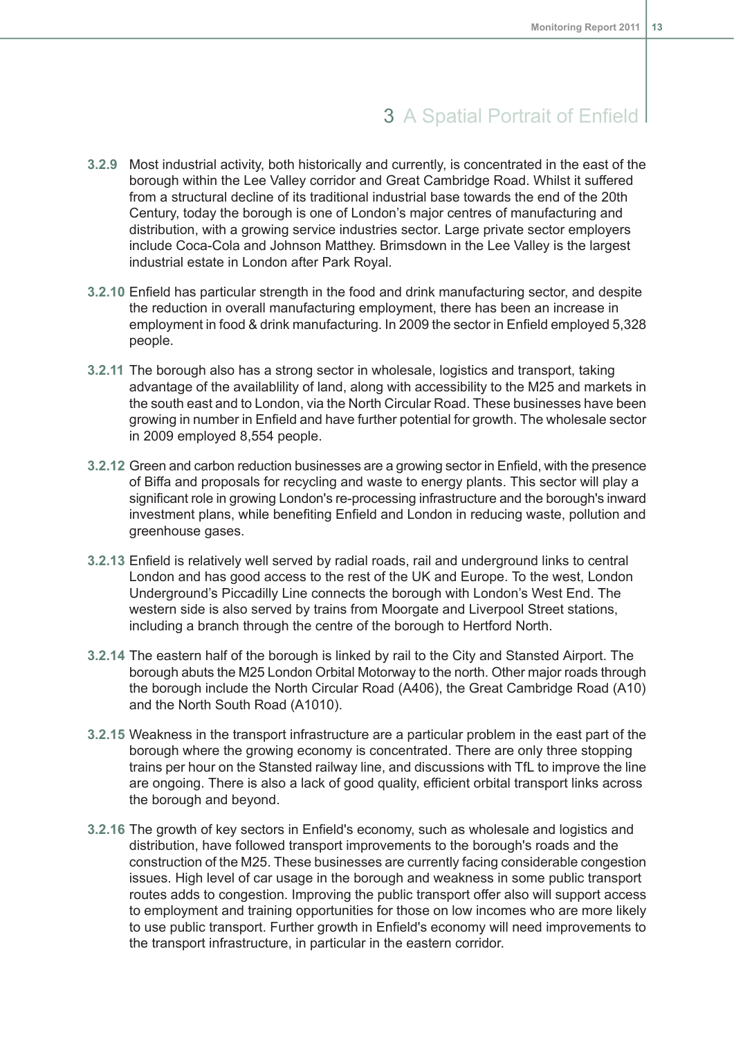# 3 A Spatial Portrait of Enfield

**3.2.9** Most industrial activity, both historically and currently, is concentrated in the east of the borough within the Lee Valley corridor and Great Cambridge Road. Whilst it suffered from a structural decline of its traditional industrial base towards the end of the 20th Century, today the borough is one of London's major centres of manufacturing and distribution, with a growing service industries sector. Large private sector employers include Coca-Cola and Johnson Matthey. Brimsdown in the Lee Valley is the largest industrial estate in London after Park Royal.

**3.2.10** Enfield has particular strength in the food and drink manufacturing sector, and despite the reduction in overall manufacturing employment, there has been an increase in employment in food & drink manufacturing. In 2009 the sector in Enfield employed 5,328 people.

**3.2.11** The borough also has a strong sector in wholesale, logistics and transport, taking advantage of the availablility of land, along with accessibility to the M25 and markets in the south east and to London, via the North Circular Road. These businesses have been growing in number in Enfield and have further potential for growth. The wholesale sector in 2009 employed 8,554 people.

**3.2.12** Green and carbon reduction businesses are a growing sector in Enfield, with the presence of Biffa and proposals for recycling and waste to energy plants. This sector will play a significant role in growing London's re-processing infrastructure and the borough's inward investment plans, while benefiting Enfield and London in reducing waste, pollution and greenhouse gases.

**3.2.13** Enfield is relatively well served by radial roads, rail and underground links to central London and has good access to the rest of the UK and Europe. To the west, London Underground's Piccadilly Line connects the borough with London's West End. The western side is also served by trains from Moorgate and Liverpool Street stations, including a branch through the centre of the borough to Hertford North.

**3.2.14** The eastern half of the borough is linked by rail to the City and Stansted Airport. The borough abuts the M25 London Orbital Motorway to the north. Other major roads through the borough include the North Circular Road (A406), the Great Cambridge Road (A10) and the North South Road (A1010).

**3.2.15** Weakness in the transport infrastructure are a particular problem in the east part of the borough where the growing economy is concentrated. There are only three stopping trains per hour on the Stansted railway line, and discussions with TfL to improve the line are ongoing. There is also a lack of good quality, efficient orbital transport links across the borough and beyond.

**3.2.16** The growth of key sectors in Enfield's economy, such as wholesale and logistics and distribution, have followed transport improvements to the borough's roads and the construction of the M25. These businesses are currently facing considerable congestion issues. High level of car usage in the borough and weakness in some public transport routes adds to congestion. Improving the public transport offer also will support access to employment and training opportunities for those on low incomes who are more likely to use public transport. Further growth in Enfield's economy will need improvements to the transport infrastructure, in particular in the eastern corridor.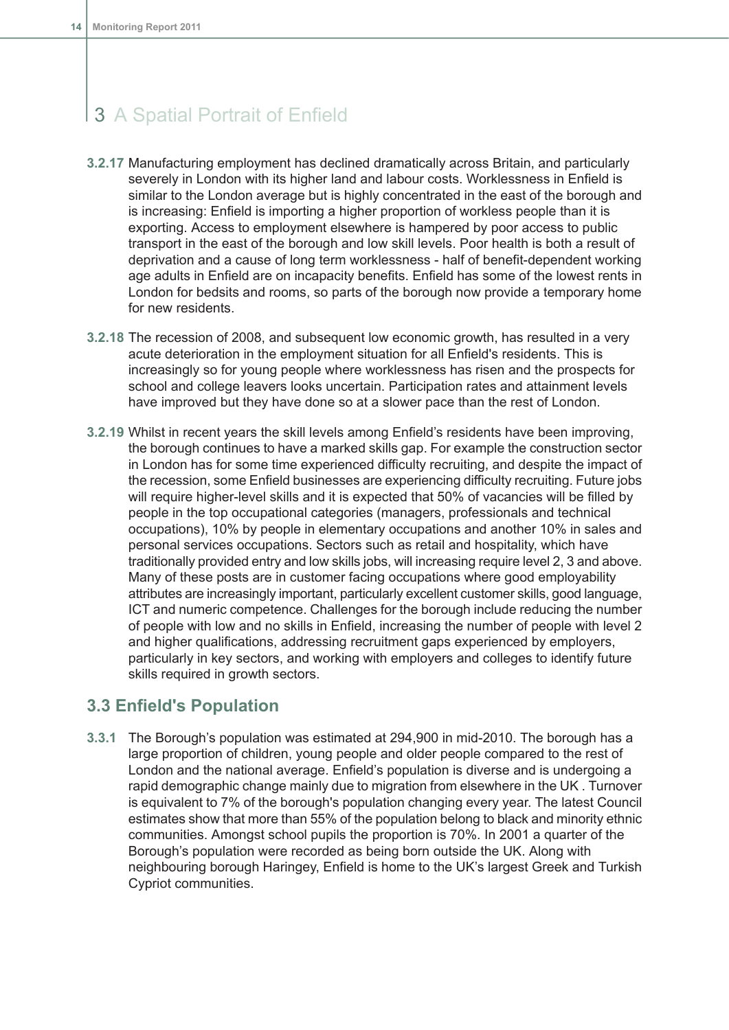# 3 A Spatial Portrait of Enfield

**3.2.17** Manufacturing employment has declined dramatically across Britain, and particularly severely in London with its higher land and labour costs. Worklessness in Enfield is similar to the London average but is highly concentrated in the east of the borough and is increasing: Enfield is importing a higher proportion of workless people than it is exporting. Access to employment elsewhere is hampered by poor access to public transport in the east of the borough and low skill levels. Poor health is both a result of deprivation and a cause of long term worklessness - half of benefit-dependent working age adults in Enfield are on incapacity benefits. Enfield has some of the lowest rents in London for bedsits and rooms, so parts of the borough now provide a temporary home for new residents.

**3.2.18** The recession of 2008, and subsequent low economic growth, has resulted in a very acute deterioration in the employment situation for all Enfield's residents. This is increasingly so for young people where worklessness has risen and the prospects for school and college leavers looks uncertain. Participation rates and attainment levels have improved but they have done so at a slower pace than the rest of London.

**3.2.19** Whilst in recent years the skill levels among Enfield's residents have been improving, the borough continues to have a marked skills gap. For example the construction sector in London has for some time experienced difficulty recruiting, and despite the impact of the recession, some Enfield businesses are experiencing difficulty recruiting. Future jobs will require higher-level skills and it is expected that 50% of vacancies will be filled by people in the top occupational categories (managers, professionals and technical occupations), 10% by people in elementary occupations and another 10% in sales and personal services occupations. Sectors such as retail and hospitality, which have traditionally provided entry and low skills jobs, will increasing require level 2, 3 and above. Many of these posts are in customer facing occupations where good employability attributes are increasingly important, particularly excellent customer skills, good language, ICT and numeric competence. Challenges for the borough include reducing the number of people with low and no skills in Enfield, increasing the number of people with level 2 and higher qualifications, addressing recruitment gaps experienced by employers, particularly in key sectors, and working with employers and colleges to identify future skills required in growth sectors.

## 3.3 Enfield's Population

**3.3.1** The Borough's population was estimated at 294,900 in mid-2010. The borough has a large proportion of children, young people and older people compared to the rest of London and the national average. Enfield's population is diverse and is undergoing a rapid demographic change mainly due to migration from elsewhere in the UK . Turnover is equivalent to 7% of the borough's population changing every year. The latest Council estimates show that more than 55% of the population belong to black and minority ethnic communities. Amongst school pupils the proportion is 70%. In 2001 a quarter of the Borough's population were recorded as being born outside the UK. Along with neighbouring borough Haringey, Enfield is home to the UK's largest Greek and Turkish Cypriot communities.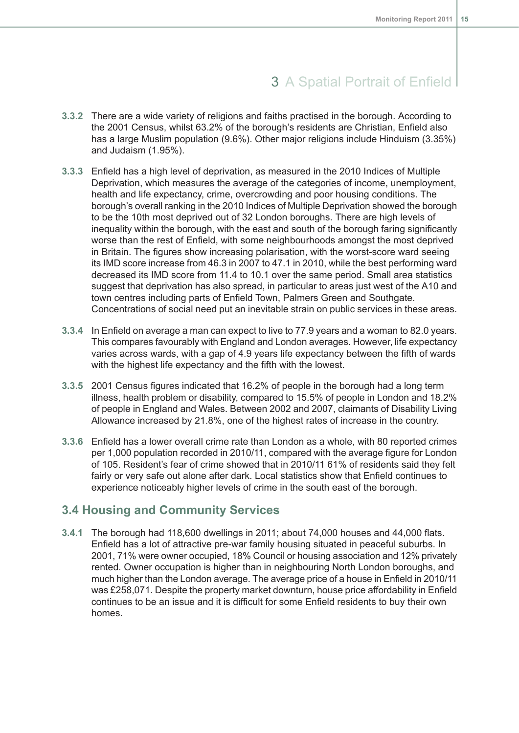# 3 A Spatial Portrait of Enfield

**3.3.2** There are a wide variety of religions and faiths practised in the borough. According to the 2001 Census, whilst 63.2% of the borough's residents are Christian, Enfield also has a large Muslim population (9.6%). Other major religions include Hinduism (3.35%) and Judaism (1.95%).

**3.3.3** Enfield has a high level of deprivation, as measured in the 2010 Indices of Multiple Deprivation, which measures the average of the categories of income, unemployment, health and life expectancy, crime, overcrowding and poor housing conditions. The borough's overall ranking in the 2010 Indices of Multiple Deprivation showed the borough to be the 10th most deprived out of 32 London boroughs. There are high levels of inequality within the borough, with the east and south of the borough faring significantly worse than the rest of Enfield, with some neighbourhoods amongst the most deprived in Britain. The figures show increasing polarisation, with the worst-score ward seeing its IMD score increase from 46.3 in 2007 to 47.1 in 2010, while the best performing ward decreased its IMD score from 11.4 to 10.1 over the same period. Small area statistics suggest that deprivation has also spread, in particular to areas just west of the A10 and town centres including parts of Enfield Town, Palmers Green and Southgate. Concentrations of social need put an inevitable strain on public services in these areas.

**3.3.4** In Enfield on average a man can expect to live to 77.9 years and a woman to 82.0 years. This compares favourably with England and London averages. However, life expectancy varies across wards, with a gap of 4.9 years life expectancy between the fifth of wards with the highest life expectancy and the fifth with the lowest.

**3.3.5** 2001 Census figures indicated that 16.2% of people in the borough had a long term illness, health problem or disability, compared to 15.5% of people in London and 18.2% of people in England and Wales. Between 2002 and 2007, claimants of Disability Living Allowance increased by 21.8%, one of the highest rates of increase in the country.

**3.3.6** Enfield has a lower overall crime rate than London as a whole, with 80 reported crimes per 1,000 population recorded in 2010/11, compared with the average figure for London of 105. Resident's fear of crime showed that in 2010/11 61% of residents said they felt fairly or very safe out alone after dark. Local statistics show that Enfield continues to experience noticeably higher levels of crime in the south east of the borough.

## 3.4 Housing and Community Services

**3.4.1** The borough had 118,600 dwellings in 2011; about 74,000 houses and 44,000 flats. Enfield has a lot of attractive pre-war family housing situated in peaceful suburbs. In 2001, 71% were owner occupied, 18% Council or housing association and 12% privately rented. Owner occupation is higher than in neighbouring North London boroughs, and much higher than the London average. The average price of a house in Enfield in 2010/11 was £258,071. Despite the property market downturn, house price affordability in Enfield continues to be an issue and it is difficult for some Enfield residents to buy their own homes.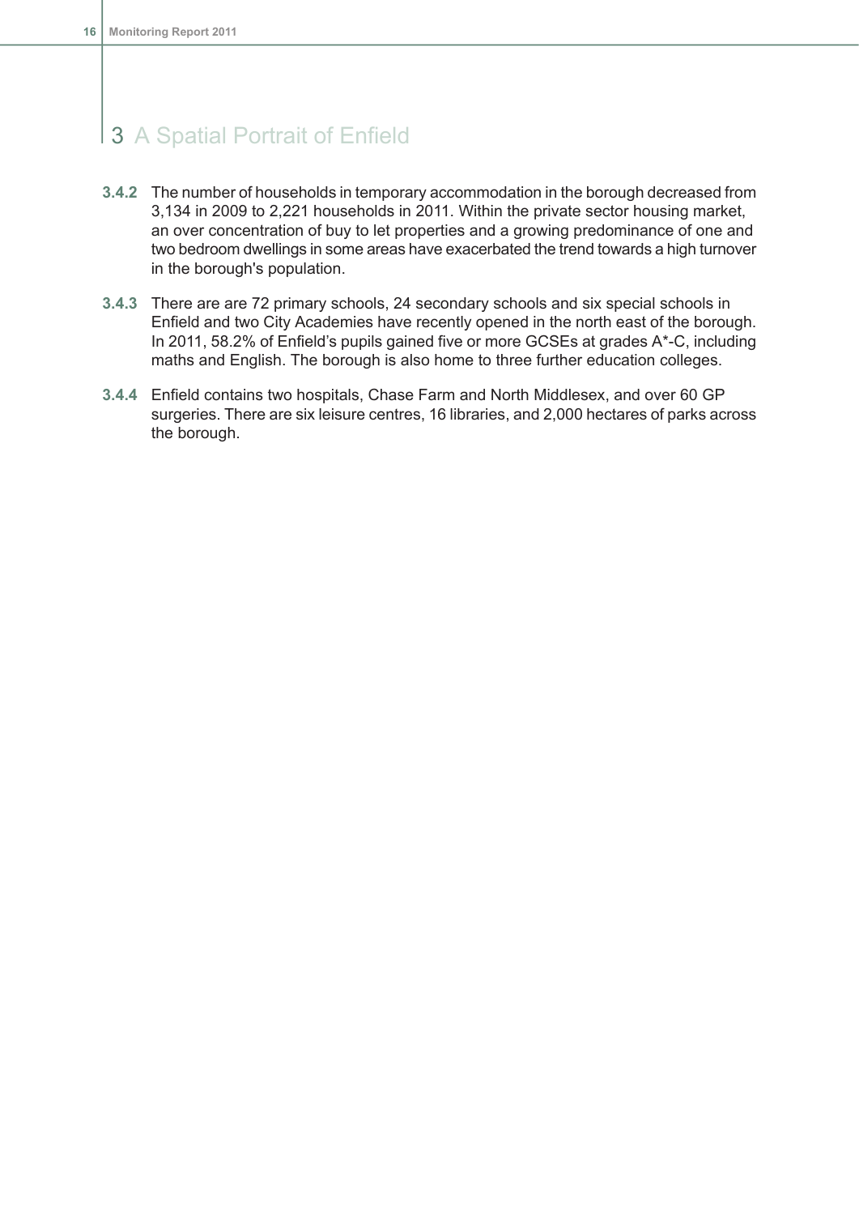# 3 A Spatial Portrait of Enfield

**3.4.2** The number of households in temporary accommodation in the borough decreased from 3,134 in 2009 to 2,221 households in 2011. Within the private sector housing market, an over concentration of buy to let properties and a growing predominance of one and two bedroom dwellings in some areas have exacerbated the trend towards a high turnover in the borough's population.

**3.4.3** There are are 72 primary schools, 24 secondary schools and six special schools in Enfield and two City Academies have recently opened in the north east of the borough. In 2011, 58.2% of Enfield's pupils gained five or more GCSEs at grades A*-C, including maths and English. The borough is also home to three further education colleges.

**3.4.4** Enfield contains two hospitals, Chase Farm and North Middlesex, and over 60 GP surgeries. There are six leisure centres, 16 libraries, and 2,000 hectares of parks across the borough.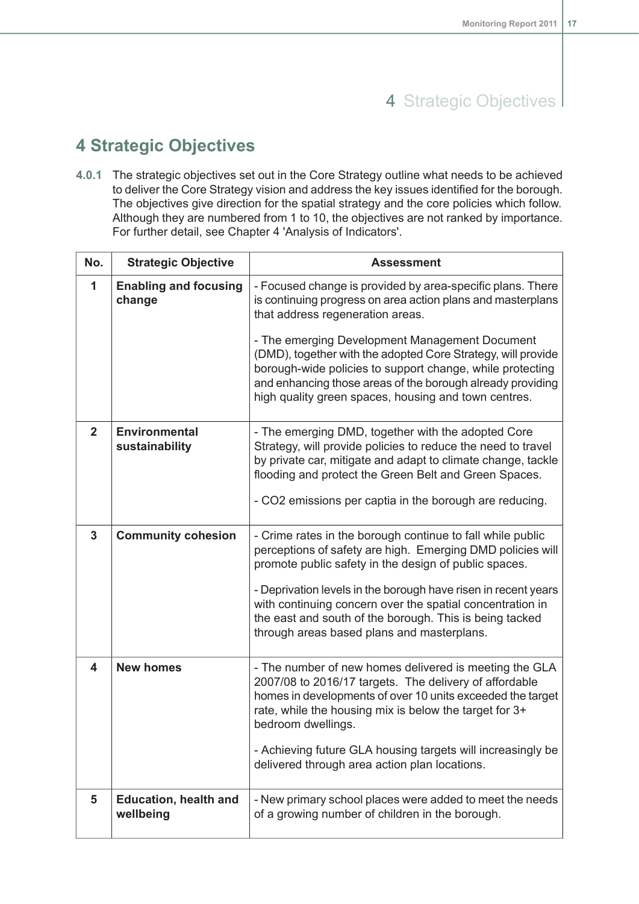# 4 Strategic Objectives

**4.0.1** The strategic objectives set out in the Core Strategy outline what needs to be achieved to deliver the Core Strategy vision and address the key issues identified for the borough. The objectives give direction for the spatial strategy and the core policies which follow. Although they are numbered from 1 to 10, the objectives are not ranked by importance. For further detail, see Chapter 4 'Analysis of Indicators'.

| No. | Strategic Objective | Assessment |
|---|---|---|
| 1 | **Enabling and focusing change** | - Focused change is provided by area-specific plans. There is continuing progress on area action plans and masterplans that address regeneration areas.<br><br>- The emerging Development Management Document (DMD), together with the adopted Core Strategy, will provide borough-wide policies to support change, while protecting and enhancing those areas of the borough already providing high quality green spaces, housing and town centres. |
| 2 | **Environmental sustainability** | - The emerging DMD, together with the adopted Core Strategy, will provide policies to reduce the need to travel by private car, mitigate and adapt to climate change, tackle flooding and protect the Green Belt and Green Spaces.<br><br>- CO2 emissions per captia in the borough are reducing. |
| 3 | **Community cohesion** | - Crime rates in the borough continue to fall while public perceptions of safety are high. Emerging DMD policies will promote public safety in the design of public spaces.<br><br>- Deprivation levels in the borough have risen in recent years with continuing concern over the spatial concentration in the east and south of the borough. This is being tacked through areas based plans and masterplans. |
| 4 | **New homes** | - The number of new homes delivered is meeting the GLA 2007/08 to 2016/17 targets. The delivery of affordable homes in developments of over 10 units exceeded the target rate, while the housing mix is below the target for 3+ bedroom dwellings.<br><br>- Achieving future GLA housing targets will increasingly be delivered through area action plan locations. |
| 5 | **Education, health and wellbeing** | - New primary school places were added to meet the needs of a growing number of children in the borough. |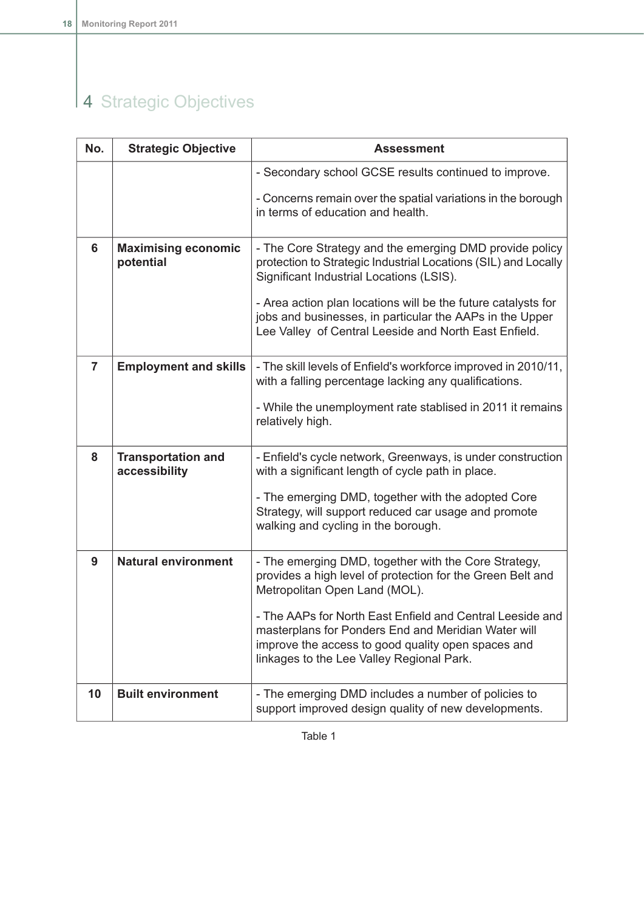# 4 Strategic Objectives

| No. | Strategic Objective | Assessment |
|---|---|---|
| | | - Secondary school GCSE results continued to improve.<br><br>- Concerns remain over the spatial variations in the borough in terms of education and health. |
| **6** | **Maximising economic potential** | - The Core Strategy and the emerging DMD provide policy protection to Strategic Industrial Locations (SIL) and Locally Significant Industrial Locations (LSIS).<br><br>- Area action plan locations will be the future catalysts for jobs and businesses, in particular the AAPs in the Upper Lee Valley of Central Leeside and North East Enfield. |
| **7** | **Employment and skills** | - The skill levels of Enfield's workforce improved in 2010/11, with a falling percentage lacking any qualifications.<br><br>- While the unemployment rate stablised in 2011 it remains relatively high. |
| **8** | **Transportation and accessibility** | - Enfield's cycle network, Greenways, is under construction with a significant length of cycle path in place.<br><br>- The emerging DMD, together with the adopted Core Strategy, will support reduced car usage and promote walking and cycling in the borough. |
| **9** | **Natural environment** | - The emerging DMD, together with the Core Strategy, provides a high level of protection for the Green Belt and Metropolitan Open Land (MOL).<br><br>- The AAPs for North East Enfield and Central Leeside and masterplans for Ponders End and Meridian Water will improve the access to good quality open spaces and linkages to the Lee Valley Regional Park. |
| **10** | **Built environment** | - The emerging DMD includes a number of policies to support improved design quality of new developments. |

Table 1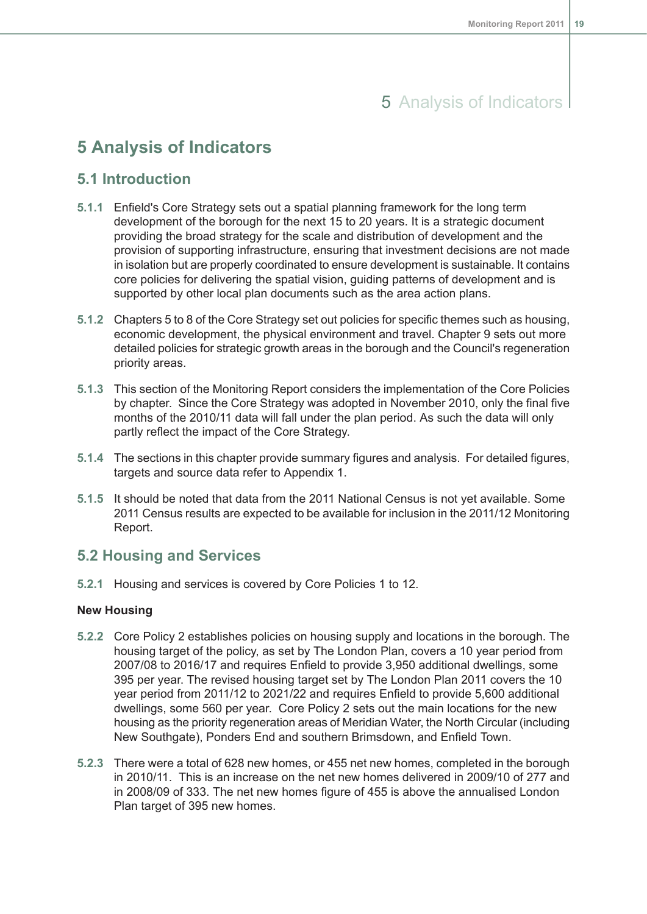# 5 Analysis of Indicators

## 5.1 Introduction

**5.1.1** Enfield's Core Strategy sets out a spatial planning framework for the long term development of the borough for the next 15 to 20 years. It is a strategic document providing the broad strategy for the scale and distribution of development and the provision of supporting infrastructure, ensuring that investment decisions are not made in isolation but are properly coordinated to ensure development is sustainable. It contains core policies for delivering the spatial vision, guiding patterns of development and is supported by other local plan documents such as the area action plans.

**5.1.2** Chapters 5 to 8 of the Core Strategy set out policies for specific themes such as housing, economic development, the physical environment and travel. Chapter 9 sets out more detailed policies for strategic growth areas in the borough and the Council's regeneration priority areas.

**5.1.3** This section of the Monitoring Report considers the implementation of the Core Policies by chapter. Since the Core Strategy was adopted in November 2010, only the final five months of the 2010/11 data will fall under the plan period. As such the data will only partly reflect the impact of the Core Strategy.

**5.1.4** The sections in this chapter provide summary figures and analysis. For detailed figures, targets and source data refer to Appendix 1.

**5.1.5** It should be noted that data from the 2011 National Census is not yet available. Some 2011 Census results are expected to be available for inclusion in the 2011/12 Monitoring Report.

## 5.2 Housing and Services

**5.2.1** Housing and services is covered by Core Policies 1 to 12.

**New Housing**

**5.2.2** Core Policy 2 establishes policies on housing supply and locations in the borough. The housing target of the policy, as set by The London Plan, covers a 10 year period from 2007/08 to 2016/17 and requires Enfield to provide 3,950 additional dwellings, some 395 per year. The revised housing target set by The London Plan 2011 covers the 10 year period from 2011/12 to 2021/22 and requires Enfield to provide 5,600 additional dwellings, some 560 per year. Core Policy 2 sets out the main locations for the new housing as the priority regeneration areas of Meridian Water, the North Circular (including New Southgate), Ponders End and southern Brimsdown, and Enfield Town.

**5.2.3** There were a total of 628 new homes, or 455 net new homes, completed in the borough in 2010/11. This is an increase on the net new homes delivered in 2009/10 of 277 and in 2008/09 of 333. The net new homes figure of 455 is above the annualised London Plan target of 395 new homes.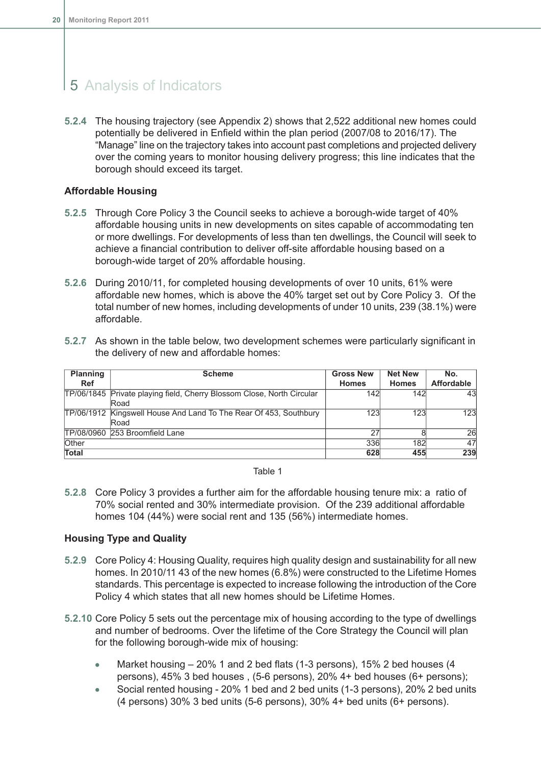# 5 Analysis of Indicators

**5.2.4** The housing trajectory (see Appendix 2) shows that 2,522 additional new homes could potentially be delivered in Enfield within the plan period (2007/08 to 2016/17). The "Manage" line on the trajectory takes into account past completions and projected delivery over the coming years to monitor housing delivery progress; this line indicates that the borough should exceed its target.

### Affordable Housing

**5.2.5** Through Core Policy 3 the Council seeks to achieve a borough-wide target of 40% affordable housing units in new developments on sites capable of accommodating ten or more dwellings. For developments of less than ten dwellings, the Council will seek to achieve a financial contribution to deliver off-site affordable housing based on a borough-wide target of 20% affordable housing.

**5.2.6** During 2010/11, for completed housing developments of over 10 units, 61% were affordable new homes, which is above the 40% target set out by Core Policy 3. Of the total number of new homes, including developments of under 10 units, 239 (38.1%) were affordable.

**5.2.7** As shown in the table below, two development schemes were particularly significant in the delivery of new and affordable homes:

| Planning Ref | Scheme | Gross New Homes | Net New Homes | No. Affordable |
|---|---|---|---|---|
| TP/06/1845 | Private playing field, Cherry Blossom Close, North Circular Road | 142 | 142 | 43 |
| TP/06/1912 | Kingswell House And Land To The Rear Of 453, Southbury Road | 123 | 123 | 123 |
| TP/08/0960 | 253 Broomfield Lane | 27 | 8 | 26 |
| Other | | 336 | 182 | 47 |
| **Total** | | **628** | **455** | **239** |

Table 1

**5.2.8** Core Policy 3 provides a further aim for the affordable housing tenure mix: a ratio of 70% social rented and 30% intermediate provision. Of the 239 additional affordable homes 104 (44%) were social rent and 135 (56%) intermediate homes.

### Housing Type and Quality

**5.2.9** Core Policy 4: Housing Quality, requires high quality design and sustainability for all new homes. In 2010/11 43 of the new homes (6.8%) were constructed to the Lifetime Homes standards. This percentage is expected to increase following the introduction of the Core Policy 4 which states that all new homes should be Lifetime Homes.

**5.2.10** Core Policy 5 sets out the percentage mix of housing according to the type of dwellings and number of bedrooms. Over the lifetime of the Core Strategy the Council will plan for the following borough-wide mix of housing:

- Market housing – 20% 1 and 2 bed flats (1-3 persons), 15% 2 bed houses (4 persons), 45% 3 bed houses , (5-6 persons), 20% 4+ bed houses (6+ persons);
- Social rented housing - 20% 1 bed and 2 bed units (1-3 persons), 20% 2 bed units (4 persons) 30% 3 bed units (5-6 persons), 30% 4+ bed units (6+ persons).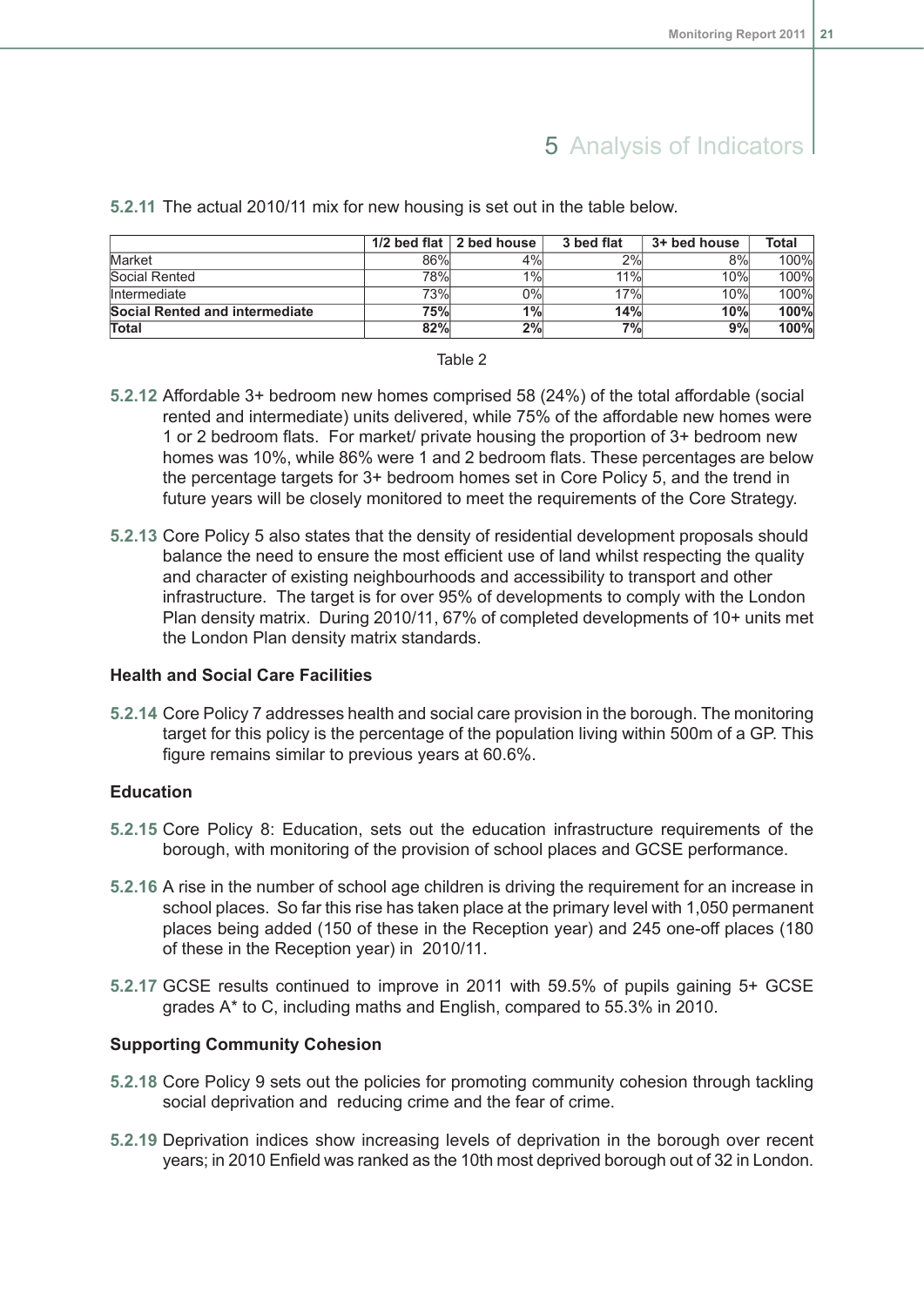# 5 Analysis of Indicators

**5.2.11** The actual 2010/11 mix for new housing is set out in the table below.

| | 1/2 bed flat | 2 bed house | 3 bed flat | 3+ bed house | Total |
|---|---|---|---|---|---|
| Market | 86% | 4% | 2% | 8% | 100% |
| Social Rented | 78% | 1% | 11% | 10% | 100% |
| Intermediate | 73% | 0% | 17% | 10% | 100% |
| **Social Rented and intermediate** | **75%** | **1%** | **14%** | **10%** | **100%** |
| **Total** | **82%** | **2%** | **7%** | **9%** | **100%** |

Table 2

**5.2.12** Affordable 3+ bedroom new homes comprised 58 (24%) of the total affordable (social rented and intermediate) units delivered, while 75% of the affordable new homes were 1 or 2 bedroom flats. For market/ private housing the proportion of 3+ bedroom new homes was 10%, while 86% were 1 and 2 bedroom flats. These percentages are below the percentage targets for 3+ bedroom homes set in Core Policy 5, and the trend in future years will be closely monitored to meet the requirements of the Core Strategy.

**5.2.13** Core Policy 5 also states that the density of residential development proposals should balance the need to ensure the most efficient use of land whilst respecting the quality and character of existing neighbourhoods and accessibility to transport and other infrastructure. The target is for over 95% of developments to comply with the London Plan density matrix. During 2010/11, 67% of completed developments of 10+ units met the London Plan density matrix standards.

### Health and Social Care Facilities

**5.2.14** Core Policy 7 addresses health and social care provision in the borough. The monitoring target for this policy is the percentage of the population living within 500m of a GP. This figure remains similar to previous years at 60.6%.

### Education

**5.2.15** Core Policy 8: Education, sets out the education infrastructure requirements of the borough, with monitoring of the provision of school places and GCSE performance.

**5.2.16** A rise in the number of school age children is driving the requirement for an increase in school places. So far this rise has taken place at the primary level with 1,050 permanent places being added (150 of these in the Reception year) and 245 one-off places (180 of these in the Reception year) in 2010/11.

**5.2.17** GCSE results continued to improve in 2011 with 59.5% of pupils gaining 5+ GCSE grades A* to C, including maths and English, compared to 55.3% in 2010.

### Supporting Community Cohesion

**5.2.18** Core Policy 9 sets out the policies for promoting community cohesion through tackling social deprivation and reducing crime and the fear of crime.

**5.2.19** Deprivation indices show increasing levels of deprivation in the borough over recent years; in 2010 Enfield was ranked as the 10th most deprived borough out of 32 in London.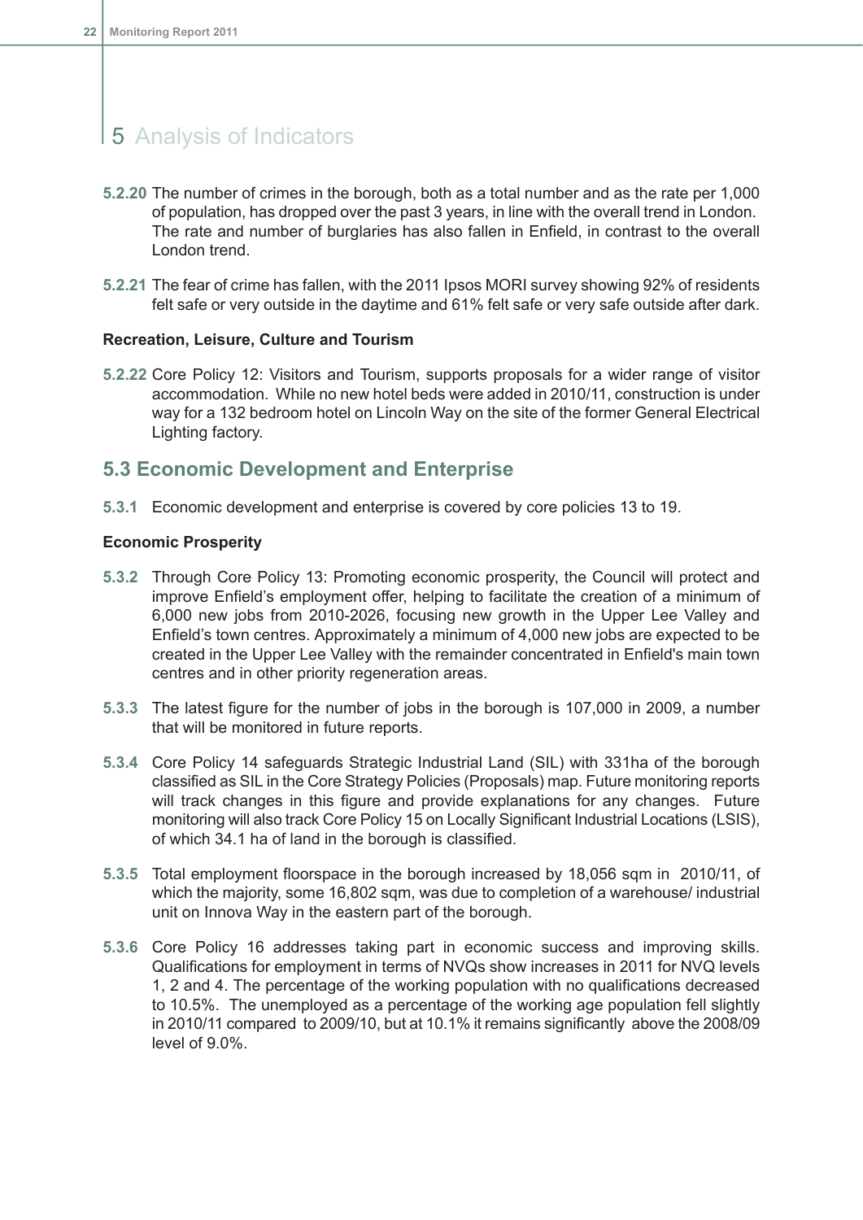# 5 Analysis of Indicators

**5.2.20** The number of crimes in the borough, both as a total number and as the rate per 1,000 of population, has dropped over the past 3 years, in line with the overall trend in London. The rate and number of burglaries has also fallen in Enfield, in contrast to the overall London trend.

**5.2.21** The fear of crime has fallen, with the 2011 Ipsos MORI survey showing 92% of residents felt safe or very outside in the daytime and 61% felt safe or very safe outside after dark.

**Recreation, Leisure, Culture and Tourism**

**5.2.22** Core Policy 12: Visitors and Tourism, supports proposals for a wider range of visitor accommodation. While no new hotel beds were added in 2010/11, construction is under way for a 132 bedroom hotel on Lincoln Way on the site of the former General Electrical Lighting factory.

## 5.3 Economic Development and Enterprise

**5.3.1** Economic development and enterprise is covered by core policies 13 to 19.

**Economic Prosperity**

**5.3.2** Through Core Policy 13: Promoting economic prosperity, the Council will protect and improve Enfield's employment offer, helping to facilitate the creation of a minimum of 6,000 new jobs from 2010-2026, focusing new growth in the Upper Lee Valley and Enfield's town centres. Approximately a minimum of 4,000 new jobs are expected to be created in the Upper Lee Valley with the remainder concentrated in Enfield's main town centres and in other priority regeneration areas.

**5.3.3** The latest figure for the number of jobs in the borough is 107,000 in 2009, a number that will be monitored in future reports.

**5.3.4** Core Policy 14 safeguards Strategic Industrial Land (SIL) with 331ha of the borough classified as SIL in the Core Strategy Policies (Proposals) map. Future monitoring reports will track changes in this figure and provide explanations for any changes. Future monitoring will also track Core Policy 15 on Locally Significant Industrial Locations (LSIS), of which 34.1 ha of land in the borough is classified.

**5.3.5** Total employment floorspace in the borough increased by 18,056 sqm in 2010/11, of which the majority, some 16,802 sqm, was due to completion of a warehouse/ industrial unit on Innova Way in the eastern part of the borough.

**5.3.6** Core Policy 16 addresses taking part in economic success and improving skills. Qualifications for employment in terms of NVQs show increases in 2011 for NVQ levels 1, 2 and 4. The percentage of the working population with no qualifications decreased to 10.5%. The unemployed as a percentage of the working age population fell slightly in 2010/11 compared to 2009/10, but at 10.1% it remains significantly above the 2008/09 level of 9.0%.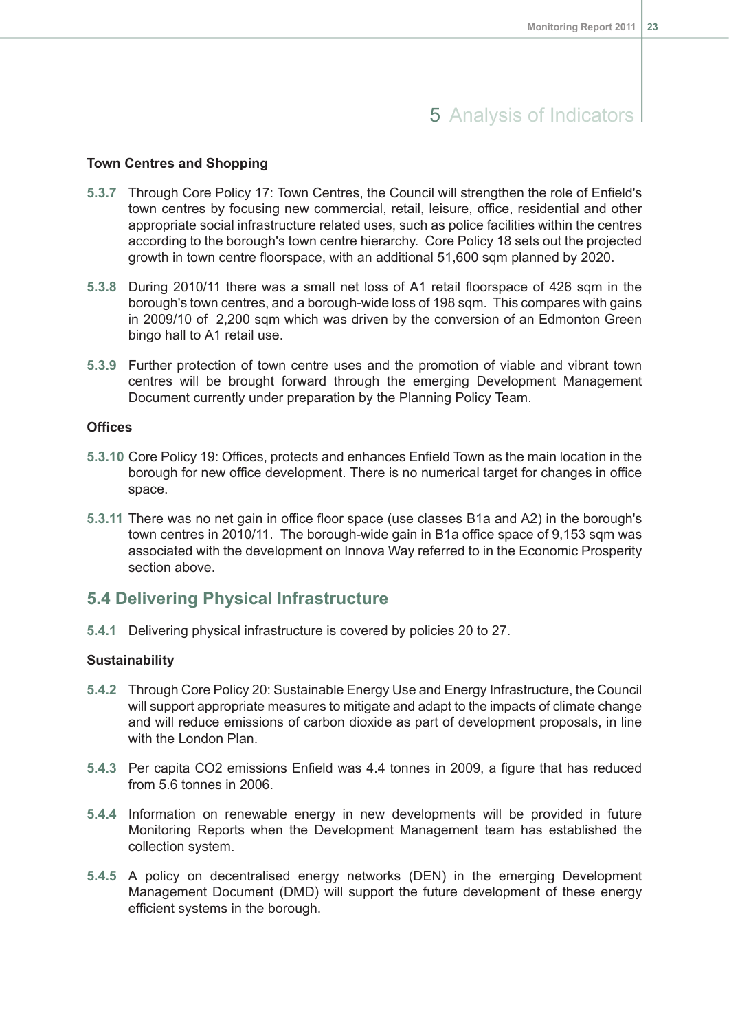# 5 Analysis of Indicators

**Town Centres and Shopping**

**5.3.7** Through Core Policy 17: Town Centres, the Council will strengthen the role of Enfield's town centres by focusing new commercial, retail, leisure, office, residential and other appropriate social infrastructure related uses, such as police facilities within the centres according to the borough's town centre hierarchy. Core Policy 18 sets out the projected growth in town centre floorspace, with an additional 51,600 sqm planned by 2020.

**5.3.8** During 2010/11 there was a small net loss of A1 retail floorspace of 426 sqm in the borough's town centres, and a borough-wide loss of 198 sqm. This compares with gains in 2009/10 of 2,200 sqm which was driven by the conversion of an Edmonton Green bingo hall to A1 retail use.

**5.3.9** Further protection of town centre uses and the promotion of viable and vibrant town centres will be brought forward through the emerging Development Management Document currently under preparation by the Planning Policy Team.

**Offices**

**5.3.10** Core Policy 19: Offices, protects and enhances Enfield Town as the main location in the borough for new office development. There is no numerical target for changes in office space.

**5.3.11** There was no net gain in office floor space (use classes B1a and A2) in the borough's town centres in 2010/11. The borough-wide gain in B1a office space of 9,153 sqm was associated with the development on Innova Way referred to in the Economic Prosperity section above.

## 5.4 Delivering Physical Infrastructure

**5.4.1** Delivering physical infrastructure is covered by policies 20 to 27.

**Sustainability**

**5.4.2** Through Core Policy 20: Sustainable Energy Use and Energy Infrastructure, the Council will support appropriate measures to mitigate and adapt to the impacts of climate change and will reduce emissions of carbon dioxide as part of development proposals, in line with the London Plan.

**5.4.3** Per capita $CO_2$ emissions Enfield was 4.4 tonnes in 2009, a figure that has reduced from 5.6 tonnes in 2006.

**5.4.4** Information on renewable energy in new developments will be provided in future Monitoring Reports when the Development Management team has established the collection system.

**5.4.5** A policy on decentralised energy networks (DEN) in the emerging Development Management Document (DMD) will support the future development of these energy efficient systems in the borough.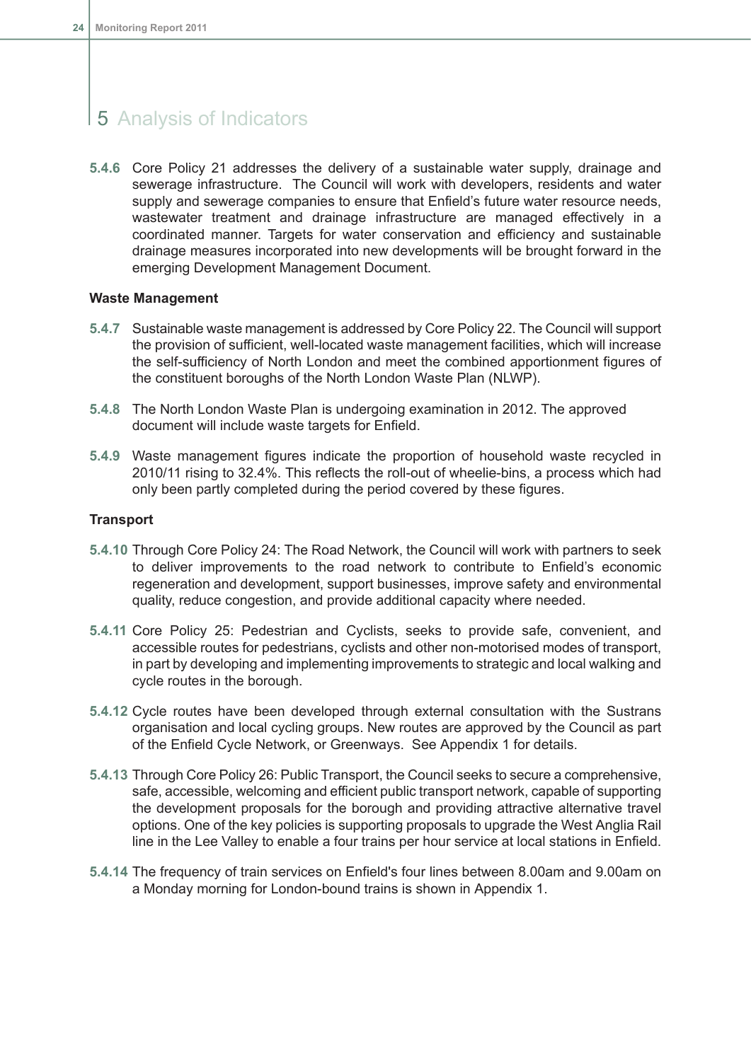# 5 Analysis of Indicators

**5.4.6** Core Policy 21 addresses the delivery of a sustainable water supply, drainage and sewerage infrastructure. The Council will work with developers, residents and water supply and sewerage companies to ensure that Enfield's future water resource needs, wastewater treatment and drainage infrastructure are managed effectively in a coordinated manner. Targets for water conservation and efficiency and sustainable drainage measures incorporated into new developments will be brought forward in the emerging Development Management Document.

**Waste Management**

**5.4.7** Sustainable waste management is addressed by Core Policy 22. The Council will support the provision of sufficient, well-located waste management facilities, which will increase the self-sufficiency of North London and meet the combined apportionment figures of the constituent boroughs of the North London Waste Plan (NLWP).

**5.4.8** The North London Waste Plan is undergoing examination in 2012. The approved document will include waste targets for Enfield.

**5.4.9** Waste management figures indicate the proportion of household waste recycled in 2010/11 rising to 32.4%. This reflects the roll-out of wheelie-bins, a process which had only been partly completed during the period covered by these figures.

**Transport**

**5.4.10** Through Core Policy 24: The Road Network, the Council will work with partners to seek to deliver improvements to the road network to contribute to Enfield's economic regeneration and development, support businesses, improve safety and environmental quality, reduce congestion, and provide additional capacity where needed.

**5.4.11** Core Policy 25: Pedestrian and Cyclists, seeks to provide safe, convenient, and accessible routes for pedestrians, cyclists and other non-motorised modes of transport, in part by developing and implementing improvements to strategic and local walking and cycle routes in the borough.

**5.4.12** Cycle routes have been developed through external consultation with the Sustrans organisation and local cycling groups. New routes are approved by the Council as part of the Enfield Cycle Network, or Greenways. See Appendix 1 for details.

**5.4.13** Through Core Policy 26: Public Transport, the Council seeks to secure a comprehensive, safe, accessible, welcoming and efficient public transport network, capable of supporting the development proposals for the borough and providing attractive alternative travel options. One of the key policies is supporting proposals to upgrade the West Anglia Rail line in the Lee Valley to enable a four trains per hour service at local stations in Enfield.

**5.4.14** The frequency of train services on Enfield's four lines between 8.00am and 9.00am on a Monday morning for London-bound trains is shown in Appendix 1.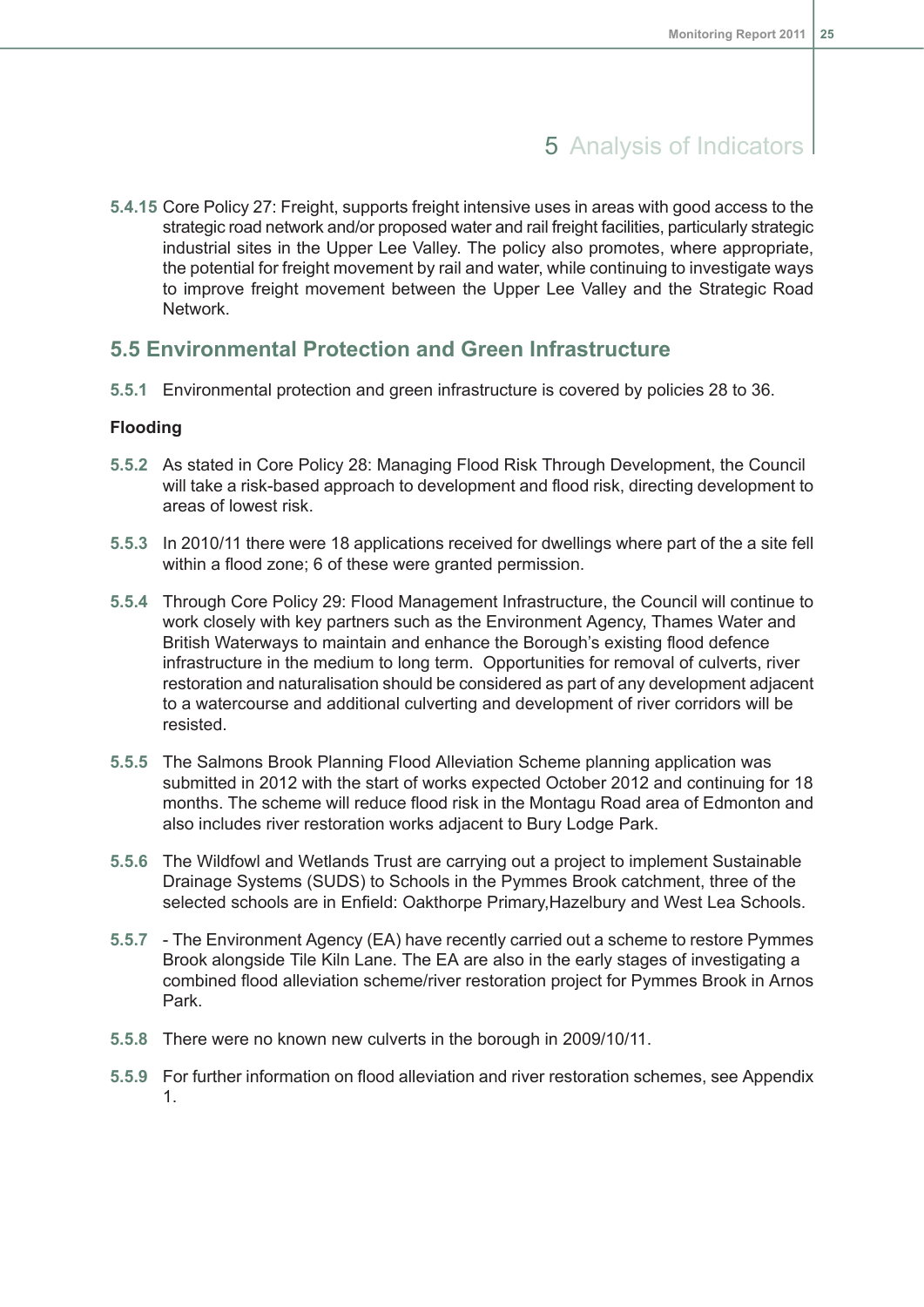# 5 Analysis of Indicators

**5.4.15** Core Policy 27: Freight, supports freight intensive uses in areas with good access to the strategic road network and/or proposed water and rail freight facilities, particularly strategic industrial sites in the Upper Lee Valley. The policy also promotes, where appropriate, the potential for freight movement by rail and water, while continuing to investigate ways to improve freight movement between the Upper Lee Valley and the Strategic Road Network.

## 5.5 Environmental Protection and Green Infrastructure

**5.5.1** Environmental protection and green infrastructure is covered by policies 28 to 36.

**Flooding**

**5.5.2** As stated in Core Policy 28: Managing Flood Risk Through Development, the Council will take a risk-based approach to development and flood risk, directing development to areas of lowest risk.

**5.5.3** In 2010/11 there were 18 applications received for dwellings where part of the a site fell within a flood zone; 6 of these were granted permission.

**5.5.4** Through Core Policy 29: Flood Management Infrastructure, the Council will continue to work closely with key partners such as the Environment Agency, Thames Water and British Waterways to maintain and enhance the Borough's existing flood defence infrastructure in the medium to long term. Opportunities for removal of culverts, river restoration and naturalisation should be considered as part of any development adjacent to a watercourse and additional culverting and development of river corridors will be resisted.

**5.5.5** The Salmons Brook Planning Flood Alleviation Scheme planning application was submitted in 2012 with the start of works expected October 2012 and continuing for 18 months. The scheme will reduce flood risk in the Montagu Road area of Edmonton and also includes river restoration works adjacent to Bury Lodge Park.

**5.5.6** The Wildfowl and Wetlands Trust are carrying out a project to implement Sustainable Drainage Systems (SUDS) to Schools in the Pymmes Brook catchment, three of the selected schools are in Enfield: Oakthorpe Primary,Hazelbury and West Lea Schools.

**5.5.7** - The Environment Agency (EA) have recently carried out a scheme to restore Pymmes Brook alongside Tile Kiln Lane. The EA are also in the early stages of investigating a combined flood alleviation scheme/river restoration project for Pymmes Brook in Arnos Park.

**5.5.8** There were no known new culverts in the borough in 2009/10/11.

**5.5.9** For further information on flood alleviation and river restoration schemes, see Appendix 1.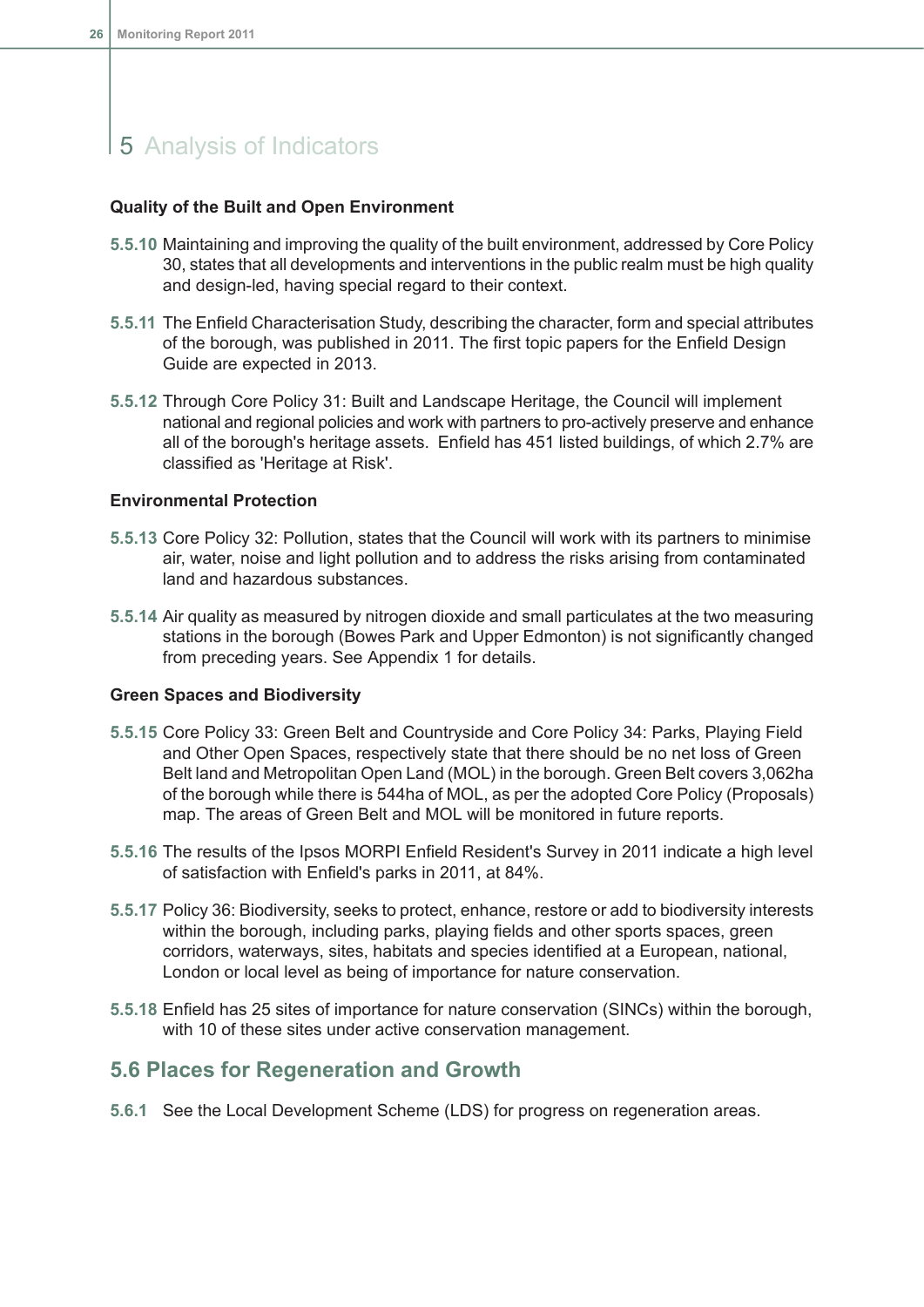# 5 Analysis of Indicators

**Quality of the Built and Open Environment**

**5.5.10** Maintaining and improving the quality of the built environment, addressed by Core Policy 30, states that all developments and interventions in the public realm must be high quality and design-led, having special regard to their context.

**5.5.11** The Enfield Characterisation Study, describing the character, form and special attributes of the borough, was published in 2011. The first topic papers for the Enfield Design Guide are expected in 2013.

**5.5.12** Through Core Policy 31: Built and Landscape Heritage, the Council will implement national and regional policies and work with partners to pro-actively preserve and enhance all of the borough's heritage assets. Enfield has 451 listed buildings, of which 2.7% are classified as 'Heritage at Risk'.

**Environmental Protection**

**5.5.13** Core Policy 32: Pollution, states that the Council will work with its partners to minimise air, water, noise and light pollution and to address the risks arising from contaminated land and hazardous substances.

**5.5.14** Air quality as measured by nitrogen dioxide and small particulates at the two measuring stations in the borough (Bowes Park and Upper Edmonton) is not significantly changed from preceding years. See Appendix 1 for details.

**Green Spaces and Biodiversity**

**5.5.15** Core Policy 33: Green Belt and Countryside and Core Policy 34: Parks, Playing Field and Other Open Spaces, respectively state that there should be no net loss of Green Belt land and Metropolitan Open Land (MOL) in the borough. Green Belt covers 3,062ha of the borough while there is 544ha of MOL, as per the adopted Core Policy (Proposals) map. The areas of Green Belt and MOL will be monitored in future reports.

**5.5.16** The results of the Ipsos MORPI Enfield Resident's Survey in 2011 indicate a high level of satisfaction with Enfield's parks in 2011, at 84%.

**5.5.17** Policy 36: Biodiversity, seeks to protect, enhance, restore or add to biodiversity interests within the borough, including parks, playing fields and other sports spaces, green corridors, waterways, sites, habitats and species identified at a European, national, London or local level as being of importance for nature conservation.

**5.5.18** Enfield has 25 sites of importance for nature conservation (SINCs) within the borough, with 10 of these sites under active conservation management.

## 5.6 Places for Regeneration and Growth

**5.6.1** See the Local Development Scheme (LDS) for progress on regeneration areas.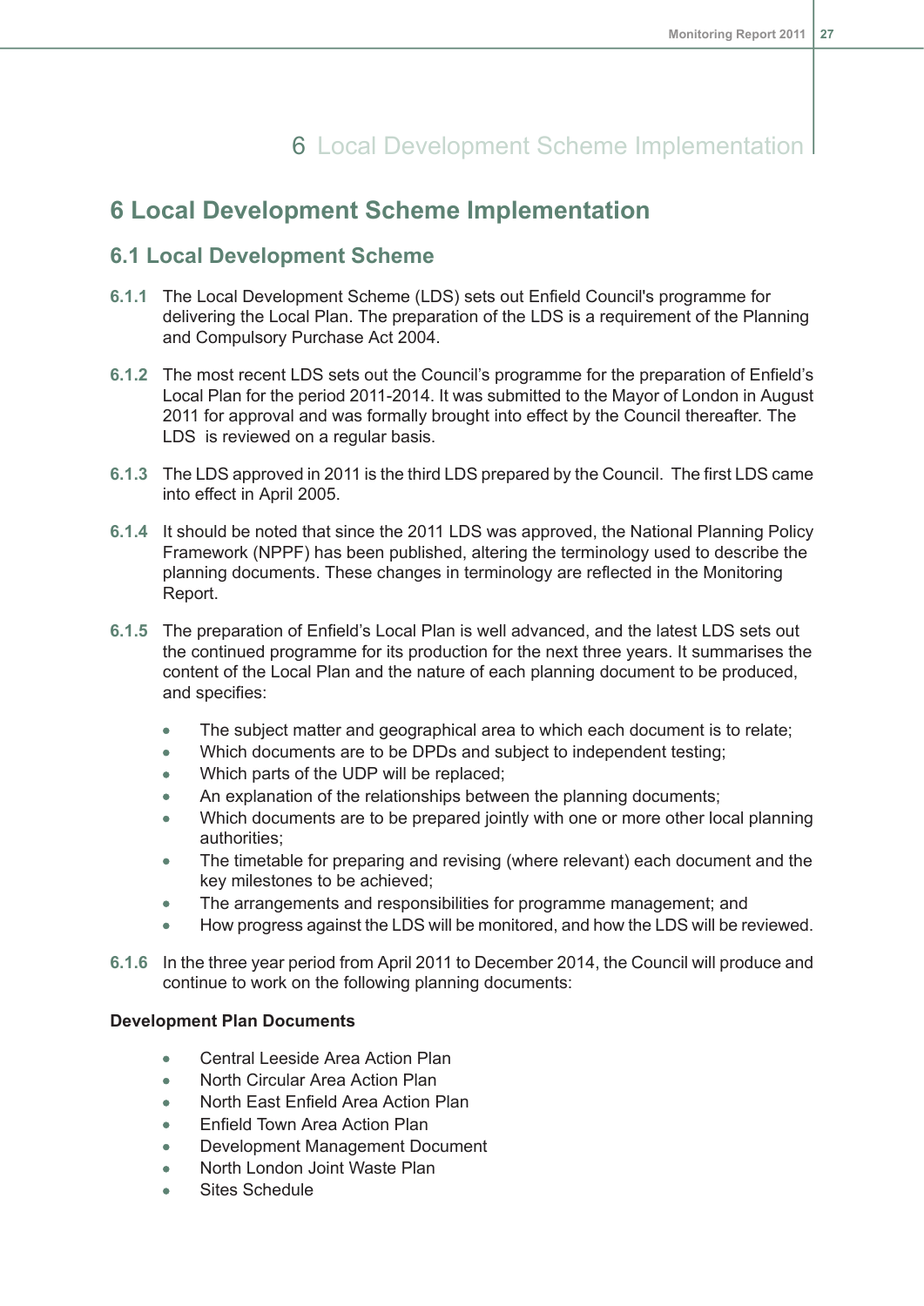# 6 Local Development Scheme Implementation

## 6.1 Local Development Scheme

**6.1.1** The Local Development Scheme (LDS) sets out Enfield Council's programme for delivering the Local Plan. The preparation of the LDS is a requirement of the Planning and Compulsory Purchase Act 2004.

**6.1.2** The most recent LDS sets out the Council's programme for the preparation of Enfield's Local Plan for the period 2011-2014. It was submitted to the Mayor of London in August 2011 for approval and was formally brought into effect by the Council thereafter. The LDS is reviewed on a regular basis.

**6.1.3** The LDS approved in 2011 is the third LDS prepared by the Council. The first LDS came into effect in April 2005.

**6.1.4** It should be noted that since the 2011 LDS was approved, the National Planning Policy Framework (NPPF) has been published, altering the terminology used to describe the planning documents. These changes in terminology are reflected in the Monitoring Report.

**6.1.5** The preparation of Enfield's Local Plan is well advanced, and the latest LDS sets out the continued programme for its production for the next three years. It summarises the content of the Local Plan and the nature of each planning document to be produced, and specifies:

- The subject matter and geographical area to which each document is to relate;
- Which documents are to be DPDs and subject to independent testing;
- Which parts of the UDP will be replaced;
- An explanation of the relationships between the planning documents;
- Which documents are to be prepared jointly with one or more other local planning authorities;
- The timetable for preparing and revising (where relevant) each document and the key milestones to be achieved;
- The arrangements and responsibilities for programme management; and
- How progress against the LDS will be monitored, and how the LDS will be reviewed.

**6.1.6** In the three year period from April 2011 to December 2014, the Council will produce and continue to work on the following planning documents:

**Development Plan Documents**

- Central Leeside Area Action Plan
- North Circular Area Action Plan
- North East Enfield Area Action Plan
- Enfield Town Area Action Plan
- Development Management Document
- North London Joint Waste Plan
- Sites Schedule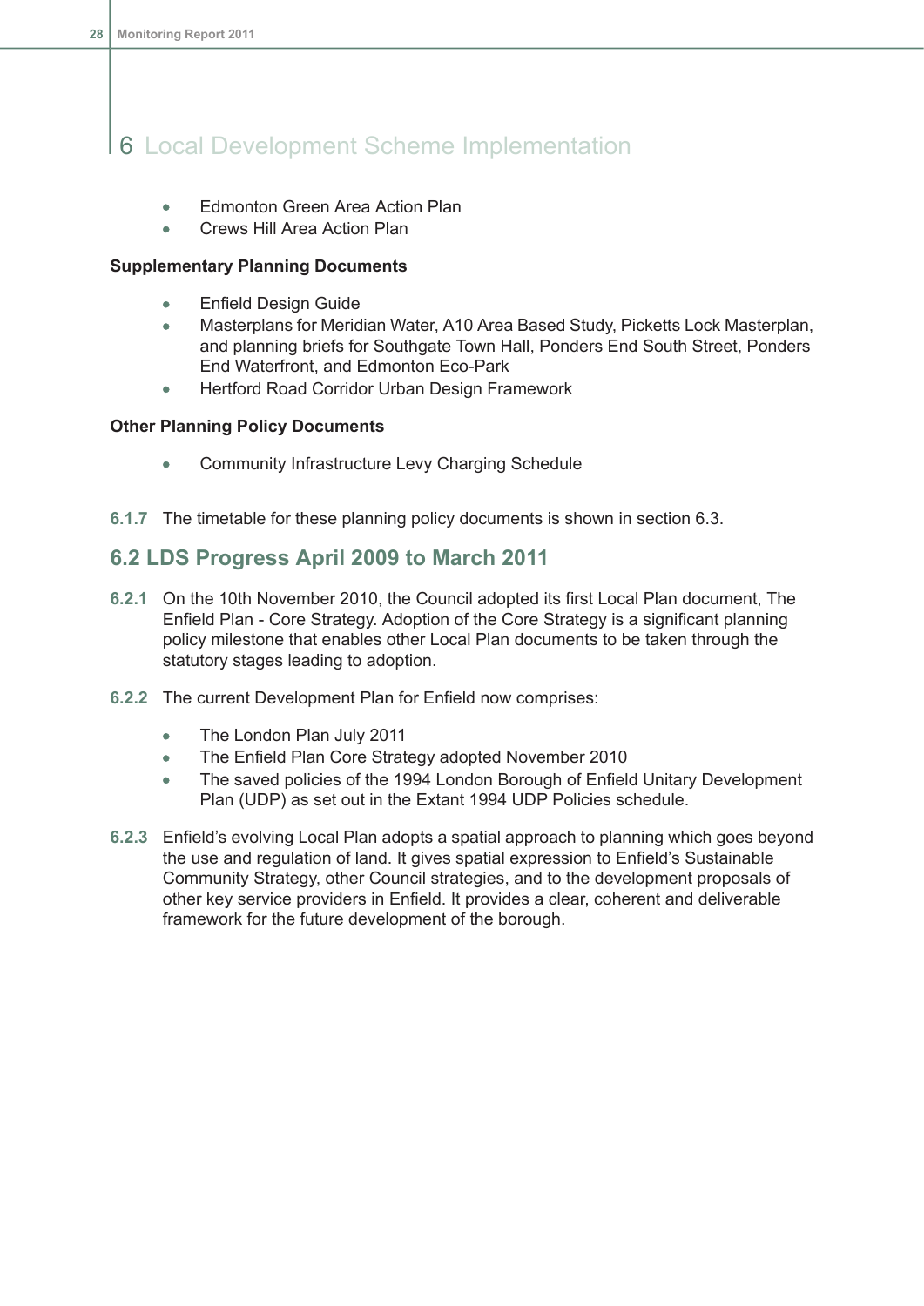# 6 Local Development Scheme Implementation

- Edmonton Green Area Action Plan
- Crews Hill Area Action Plan

**Supplementary Planning Documents**

- Enfield Design Guide
- Masterplans for Meridian Water, A10 Area Based Study, Picketts Lock Masterplan, and planning briefs for Southgate Town Hall, Ponders End South Street, Ponders End Waterfront, and Edmonton Eco-Park
- Hertford Road Corridor Urban Design Framework

**Other Planning Policy Documents**

- Community Infrastructure Levy Charging Schedule

**6.1.7** The timetable for these planning policy documents is shown in section 6.3.

## 6.2 LDS Progress April 2009 to March 2011

**6.2.1** On the 10th November 2010, the Council adopted its first Local Plan document, The Enfield Plan - Core Strategy. Adoption of the Core Strategy is a significant planning policy milestone that enables other Local Plan documents to be taken through the statutory stages leading to adoption.

**6.2.2** The current Development Plan for Enfield now comprises:

- The London Plan July 2011
- The Enfield Plan Core Strategy adopted November 2010
- The saved policies of the 1994 London Borough of Enfield Unitary Development Plan (UDP) as set out in the Extant 1994 UDP Policies schedule.

**6.2.3** Enfield's evolving Local Plan adopts a spatial approach to planning which goes beyond the use and regulation of land. It gives spatial expression to Enfield's Sustainable Community Strategy, other Council strategies, and to the development proposals of other key service providers in Enfield. It provides a clear, coherent and deliverable framework for the future development of the borough.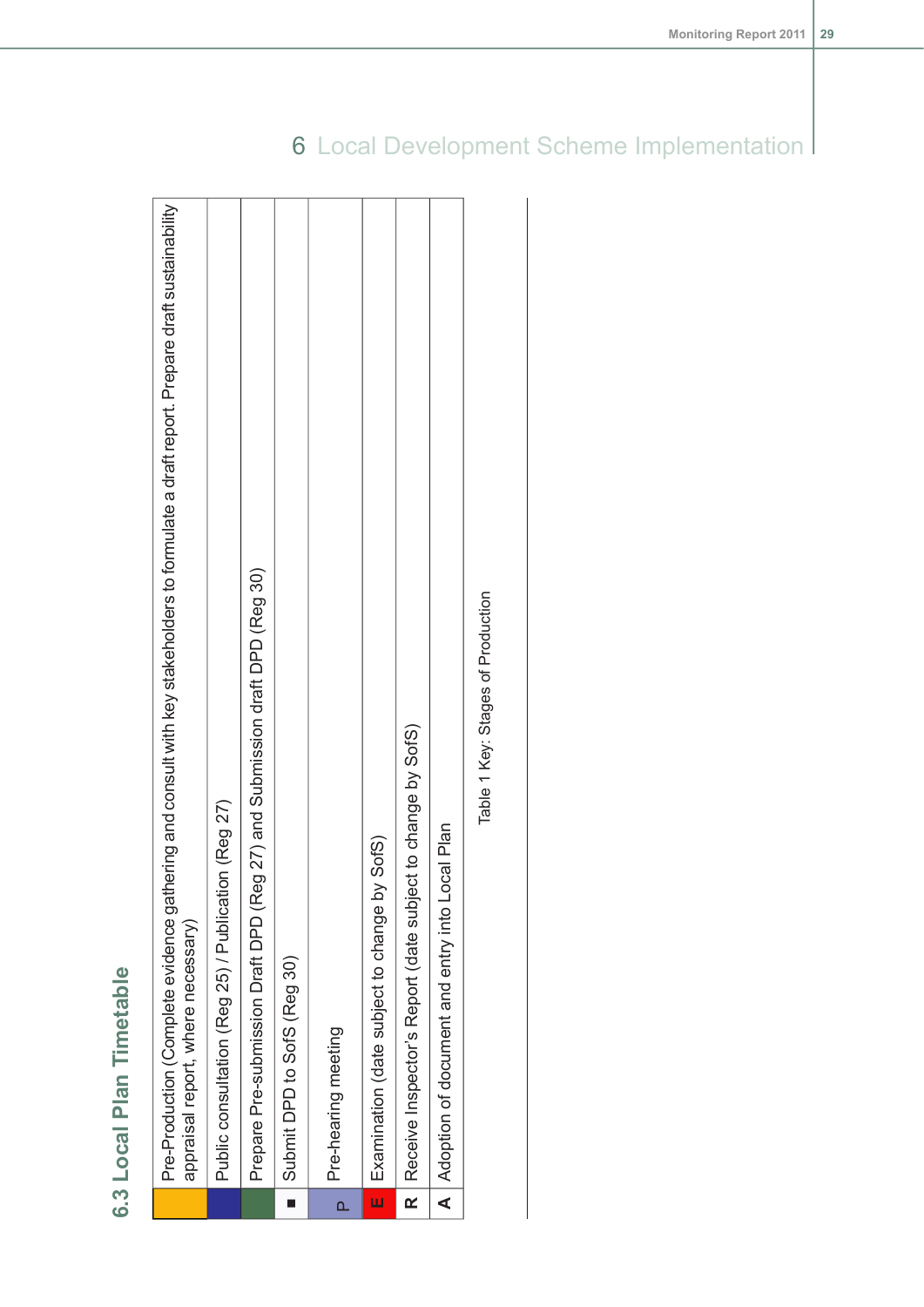# 6 Local Development Scheme Implementation

## 6.3 Local Plan Timetable

| Key | Stage |
|---|---|
| | Pre-Production (Complete evidence gathering and consult with key stakeholders to formulate a draft report. Prepare draft sustainability appraisal report, where necessary) |
| | Public consultation (Reg 25) / Publication (Reg 27) |
| | Prepare Pre-submission Draft DPD (Reg 27) and Submission draft DPD (Reg 30) |
| ■ | Submit DPD to SofS (Reg 30) |
| P | Pre-hearing meeting |
| E | Examination (date subject to change by SofS) |
| R | Receive Inspector's Report (date subject to change by SofS) |
| A | Adoption of document and entry into Local Plan |

Table 1 Key: Stages of Production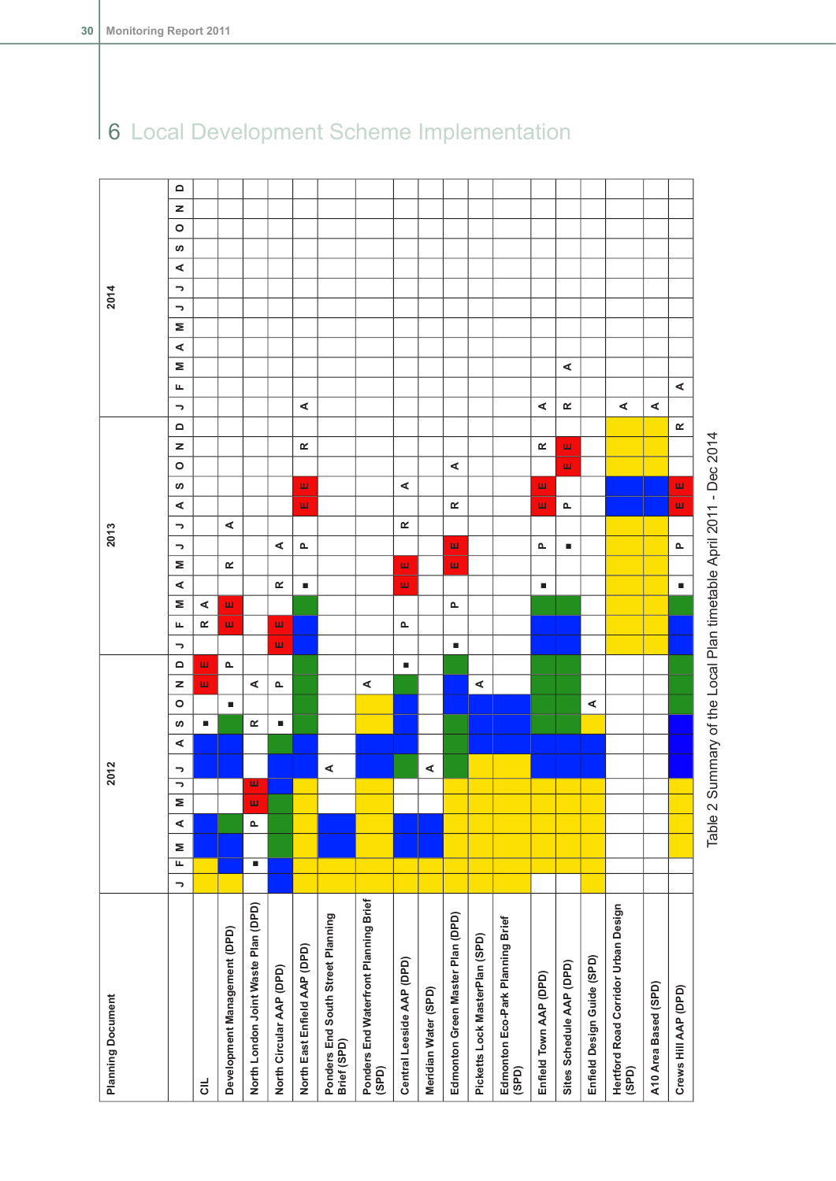# 6 Local Development Scheme Implementation

| Planning Document | 2012 | | | | | | | | | | | | 2013 | | | | | | | | | | | | 2014 | | | | | | | | | | | |
|---|---|---|---|---|---|---|---|---|---|---|---|---|---|---|---|---|---|---|---|---|---|---|---|---|---|---|---|---|---|---|---|---|---|---|---|---|
| | J | F | M | A | M | J | J | A | S | O | N | D | J | F | M | A | M | J | J | A | S | O | N | D | J | F | M | A | M | J | J | A | S | O | N | D |
| CIL | | | | | | | | | ■ | | E | E | | R | A | | | | | | | | | | | | | | | | | | | | | |
| Development Management (DPD) | | | | | | | | | | ■ | | P | | E | E | | R | | A | | | | | | | | | | | | | | | | | |
| North London Joint Waste Plan (DPD) | | ■ | | P | E | E | | | R | | A | | | | | | | | | | | | | | | | | | | | | | | | | |
| North Circular AAP (DPD) | | | | | | | | | ■ | | P | | E | E | | R | | A | | | | | | | | | | | | | | | | | | |
| North East Enfield AAP (DPD) | | | | | | | | | | | | | | | | ■ | | P | | E | E | | R | | A | | | | | | | | | | | |
| Ponders End South Street Planning Brief (SPD) | | | | | | | A | | | | | | | | | | | | | | | | | | | | | | | | | | | | | |
| Ponders End Waterfront Planning Brief (SPD) | | | | | | | | | | | A | | | | | | | | | | | | | | | | | | | | | | | | | |
| Central Leeside AAP (DPD) | | | | | | | | | | | | ■ | | P | | E | E | | R | | A | | | | | | | | | | | | | | | |
| Meridian Water (SPD) | | | | | | | A | | | | | | | | | | | | | | | | | | | | | | | | | | | | | |
| Edmonton Green Master Plan (DPD) | | | | | | | | | | | | | ■ | | P | | E | E | | R | | A | | | | | | | | | | | | | | |
| Picketts Lock MasterPlan (SPD) | | | | | | | | | | | A | | | | | | | | | | | | | | | | | | | | | | | | | |
| Edmonton Eco-Park Planning Brief (SPD) | | | | | | | | | | | | | | | | | | | | | | | | | | | | | | | | | | | | |
| Enfield Town AAP (DPD) | | | | | | | | | | | | | | | | ■ | | P | | E | E | | R | | A | | | | | | | | | | | |
| Sites Schedule AAP (DPD) | | | | | | | | | | | | | | | | | | ■ | | P | | E | E | | R | | A | | | | | | | | | |
| Enfield Design Guide (SPD) | | | | | | | | | | A | | | | | | | | | | | | | | | | | | | | | | | | | | |
| Hertford Road Corridor Urban Design (SPD) | | | | | | | | | | | | | | | | | | | | | | | | | A | | | | | | | | | | | |
| A10 Area Based (SPD) | | | | | | | | | | | | | | | | | | | | | | | | | A | | | | | | | | | | | |
| Crews Hill AAP (DPD) | | | | | | | | | | | | | | | | ■ | | P | | E | E | | | R | | A | | | | | | | | | | |

Table 2 Summary of the Local Plan timetable April 2011 - Dec 2014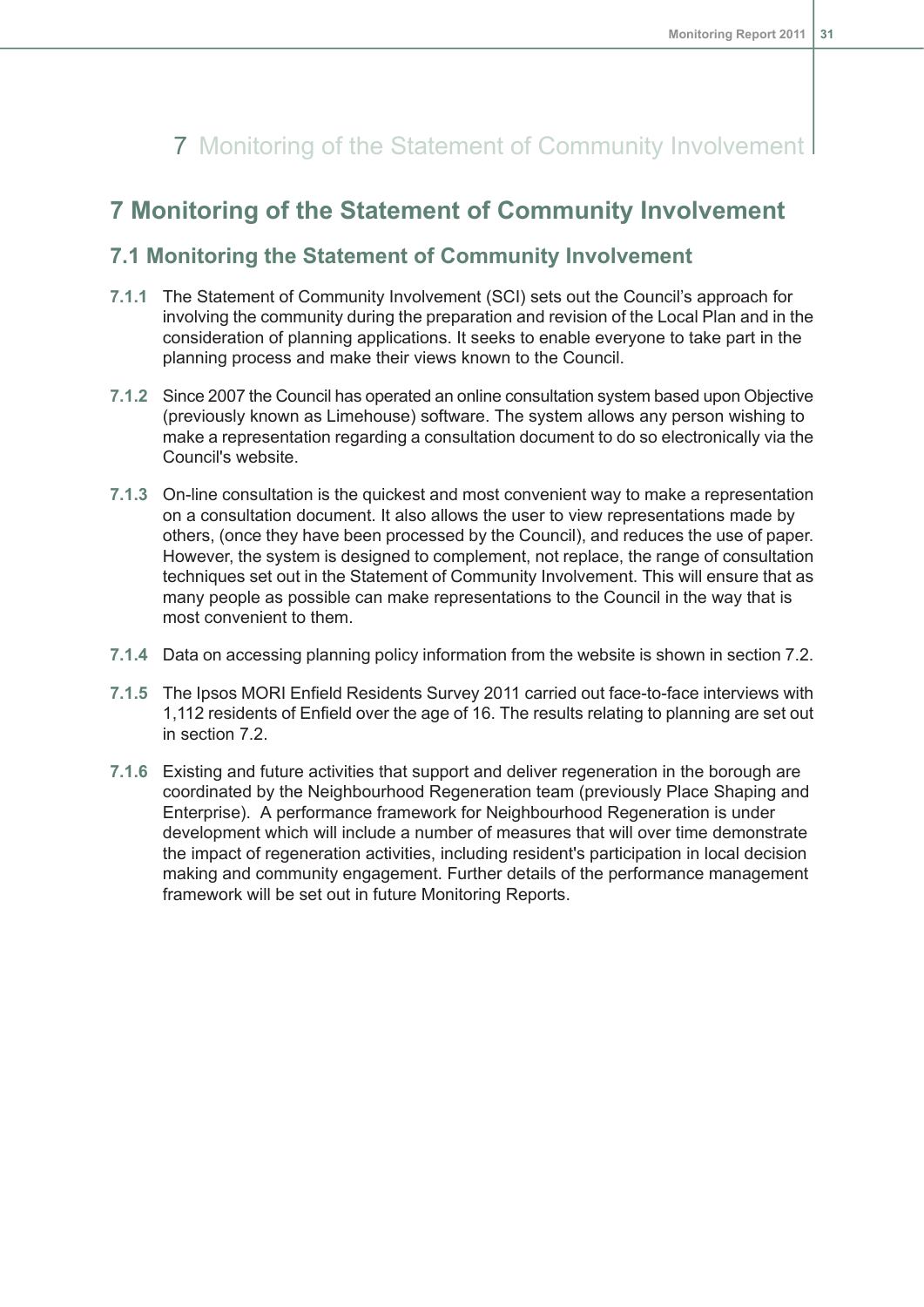# 7 Monitoring of the Statement of Community Involvement

## 7.1 Monitoring the Statement of Community Involvement

**7.1.1** The Statement of Community Involvement (SCI) sets out the Council's approach for involving the community during the preparation and revision of the Local Plan and in the consideration of planning applications. It seeks to enable everyone to take part in the planning process and make their views known to the Council.

**7.1.2** Since 2007 the Council has operated an online consultation system based upon Objective (previously known as Limehouse) software. The system allows any person wishing to make a representation regarding a consultation document to do so electronically via the Council's website.

**7.1.3** On-line consultation is the quickest and most convenient way to make a representation on a consultation document. It also allows the user to view representations made by others, (once they have been processed by the Council), and reduces the use of paper. However, the system is designed to complement, not replace, the range of consultation techniques set out in the Statement of Community Involvement. This will ensure that as many people as possible can make representations to the Council in the way that is most convenient to them.

**7.1.4** Data on accessing planning policy information from the website is shown in section 7.2.

**7.1.5** The Ipsos MORI Enfield Residents Survey 2011 carried out face-to-face interviews with 1,112 residents of Enfield over the age of 16. The results relating to planning are set out in section 7.2.

**7.1.6** Existing and future activities that support and deliver regeneration in the borough are coordinated by the Neighbourhood Regeneration team (previously Place Shaping and Enterprise). A performance framework for Neighbourhood Regeneration is under development which will include a number of measures that will over time demonstrate the impact of regeneration activities, including resident's participation in local decision making and community engagement. Further details of the performance management framework will be set out in future Monitoring Reports.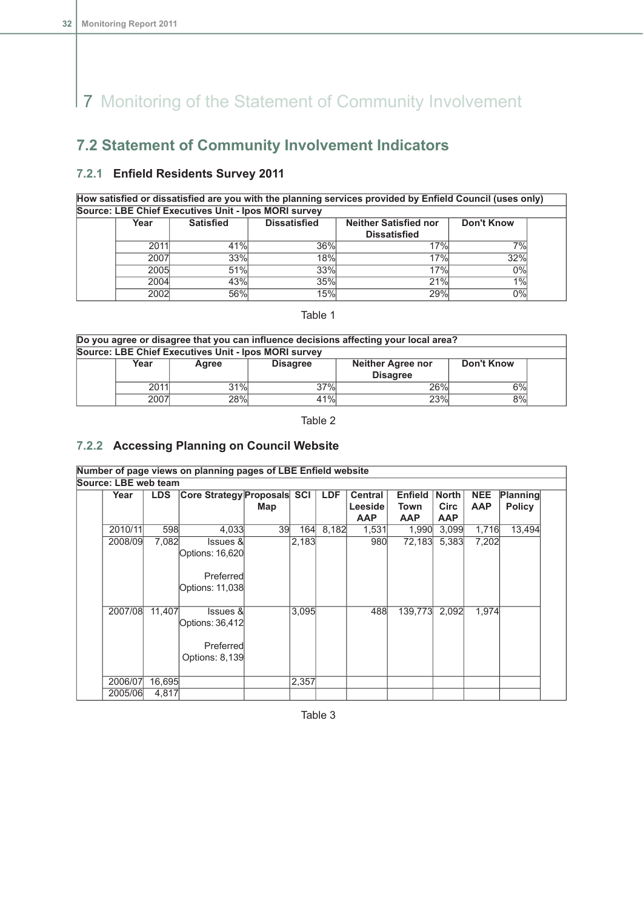# 7 Monitoring of the Statement of Community Involvement

## 7.2 Statement of Community Involvement Indicators

### 7.2.1 Enfield Residents Survey 2011

**How satisfied or dissatisfied are you with the planning services provided by Enfield Council (uses only)**
**Source: LBE Chief Executives Unit - Ipos MORI survey**

| Year | Satisfied | Dissatisfied | Neither Satisfied nor Dissatisfied | Don't Know |
|---|---|---|---|---|
| 2011 | 41% | 36% | 17% | 7% |
| 2007 | 33% | 18% | 17% | 32% |
| 2005 | 51% | 33% | 17% | 0% |
| 2004 | 43% | 35% | 21% | 1% |
| 2002 | 56% | 15% | 29% | 0% |

Table 1

**Do you agree or disagree that you can influence decisions affecting your local area?**
**Source: LBE Chief Executives Unit - Ipos MORI survey**

| Year | Agree | Disagree | Neither Agree nor Disagree | Don't Know |
|---|---|---|---|---|
| 2011 | 31% | 37% | 26% | 6% |
| 2007 | 28% | 41% | 23% | 8% |

Table 2

### 7.2.2 Accessing Planning on Council Website

**Number of page views on planning pages of LBE Enfield website**
**Source: LBE web team**

| Year | LDS | Core Strategy | Proposals Map | SCI | LDF | Central Leeside AAP | Enfield Town AAP | North Circ AAP | NEE AAP | Planning Policy |
|---|---|---|---|---|---|---|---|---|---|---|
| 2010/11 | 598 | 4,033 | 39 | 164 | 8,182 | 1,531 | 1,990 | 3,099 | 1,716 | 13,494 |
| 2008/09 | 7,082 | Issues & Options: 16,620<br>Preferred Options: 11,038 | | 2,183 | | 980 | 72,183 | 5,383 | 7,202 | |
| 2007/08 | 11,407 | Issues & Options: 36,412<br>Preferred Options: 8,139 | | 3,095 | | 488 | 139,773 | 2,092 | 1,974 | |
| 2006/07 | 16,695 | | | 2,357 | | | | | | |
| 2005/06 | 4,817 | | | | | | | | | |

Table 3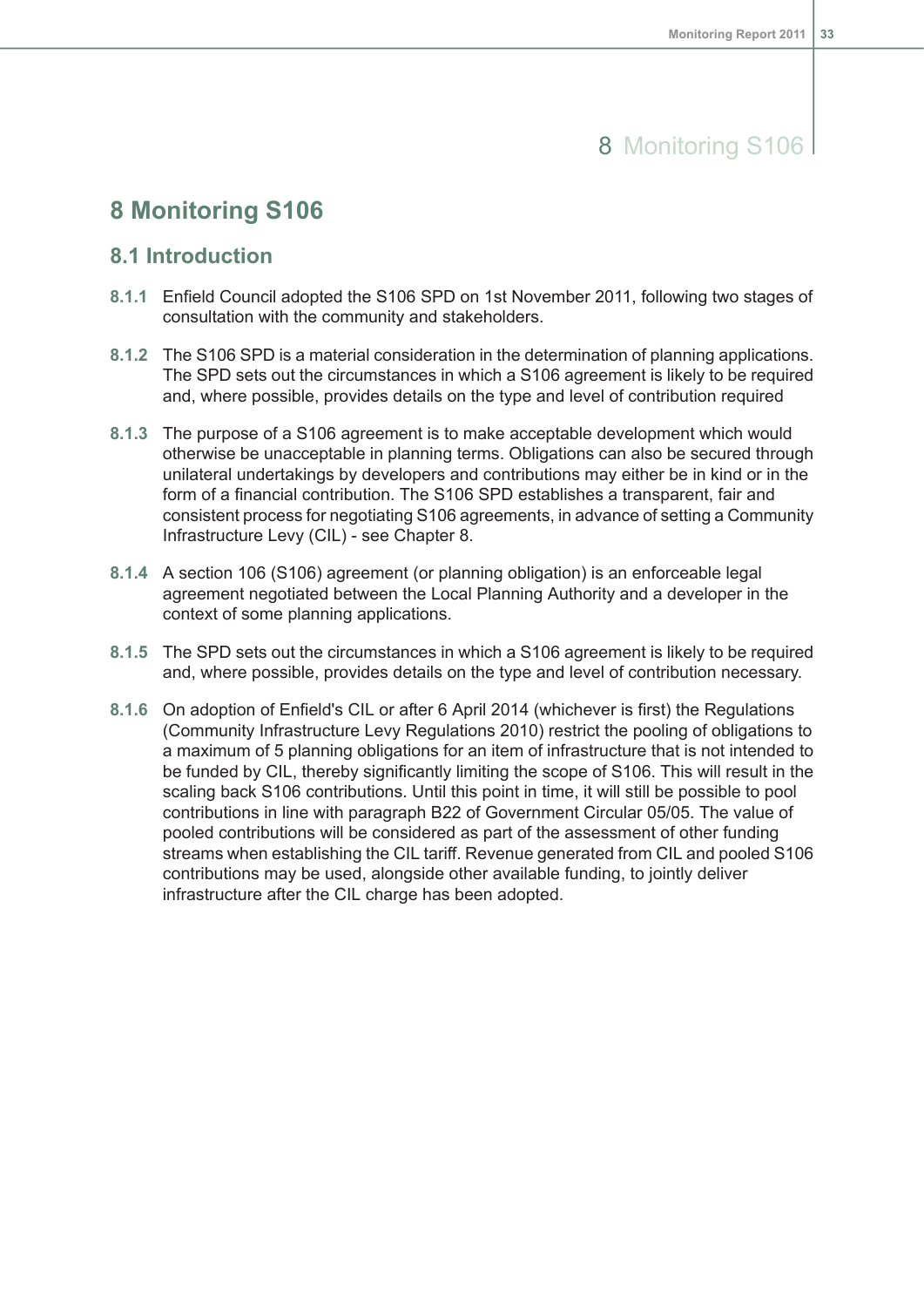# 8 Monitoring S106

## 8.1 Introduction

**8.1.1** Enfield Council adopted the S106 SPD on 1st November 2011, following two stages of consultation with the community and stakeholders.

**8.1.2** The S106 SPD is a material consideration in the determination of planning applications. The SPD sets out the circumstances in which a S106 agreement is likely to be required and, where possible, provides details on the type and level of contribution required

**8.1.3** The purpose of a S106 agreement is to make acceptable development which would otherwise be unacceptable in planning terms. Obligations can also be secured through unilateral undertakings by developers and contributions may either be in kind or in the form of a financial contribution. The S106 SPD establishes a transparent, fair and consistent process for negotiating S106 agreements, in advance of setting a Community Infrastructure Levy (CIL) - see Chapter 8.

**8.1.4** A section 106 (S106) agreement (or planning obligation) is an enforceable legal agreement negotiated between the Local Planning Authority and a developer in the context of some planning applications.

**8.1.5** The SPD sets out the circumstances in which a S106 agreement is likely to be required and, where possible, provides details on the type and level of contribution necessary.

**8.1.6** On adoption of Enfield's CIL or after 6 April 2014 (whichever is first) the Regulations (Community Infrastructure Levy Regulations 2010) restrict the pooling of obligations to a maximum of 5 planning obligations for an item of infrastructure that is not intended to be funded by CIL, thereby significantly limiting the scope of S106. This will result in the scaling back S106 contributions. Until this point in time, it will still be possible to pool contributions in line with paragraph B22 of Government Circular 05/05. The value of pooled contributions will be considered as part of the assessment of other funding streams when establishing the CIL tariff. Revenue generated from CIL and pooled S106 contributions may be used, alongside other available funding, to jointly deliver infrastructure after the CIL charge has been adopted.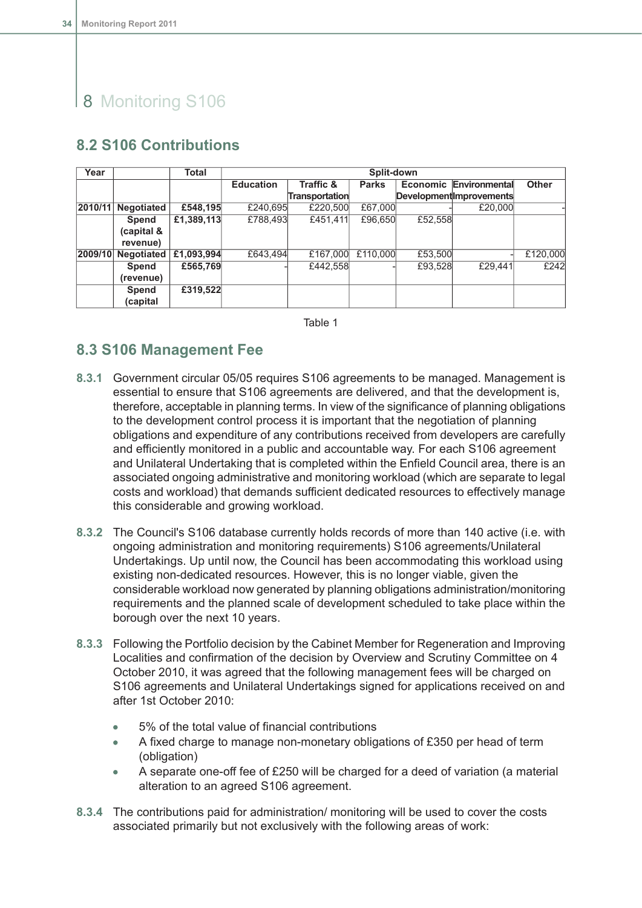# 8 Monitoring S106

## 8.2 S106 Contributions

| Year | | Total | Split-down | | | | | |
|---|---|---|---|---|---|---|---|---|
| | | | Education | Traffic & Transportation | Parks | Economic Development | Environmental Improvements | Other |
| 2010/11 | Negotiated | £548,195 | £240,695 | £220,500 | £67,000 | - | £20,000 | - |
| | Spend (capital & revenue) | £1,389,113 | £788,493 | £451,411 | £96,650 | £52,558 | | |
| 2009/10 | Negotiated | £1,093,994 | £643,494 | £167,000 | £110,000 | £53,500 | - | £120,000 |
| | Spend (revenue) | £565,769 | - | £442,558 | - | £93,528 | £29,441 | £242 |
| | Spend (capital | £319,522 | | | | | | |

Table 1

## 8.3 S106 Management Fee

**8.3.1** Government circular 05/05 requires S106 agreements to be managed. Management is essential to ensure that S106 agreements are delivered, and that the development is, therefore, acceptable in planning terms. In view of the significance of planning obligations to the development control process it is important that the negotiation of planning obligations and expenditure of any contributions received from developers are carefully and efficiently monitored in a public and accountable way. For each S106 agreement and Unilateral Undertaking that is completed within the Enfield Council area, there is an associated ongoing administrative and monitoring workload (which are separate to legal costs and workload) that demands sufficient dedicated resources to effectively manage this considerable and growing workload.

**8.3.2** The Council's S106 database currently holds records of more than 140 active (i.e. with ongoing administration and monitoring requirements) S106 agreements/Unilateral Undertakings. Up until now, the Council has been accommodating this workload using existing non-dedicated resources. However, this is no longer viable, given the considerable workload now generated by planning obligations administration/monitoring requirements and the planned scale of development scheduled to take place within the borough over the next 10 years.

**8.3.3** Following the Portfolio decision by the Cabinet Member for Regeneration and Improving Localities and confirmation of the decision by Overview and Scrutiny Committee on 4 October 2010, it was agreed that the following management fees will be charged on S106 agreements and Unilateral Undertakings signed for applications received on and after 1st October 2010:

- 5% of the total value of financial contributions
- A fixed charge to manage non-monetary obligations of £350 per head of term (obligation)
- A separate one-off fee of £250 will be charged for a deed of variation (a material alteration to an agreed S106 agreement.

**8.3.4** The contributions paid for administration/ monitoring will be used to cover the costs associated primarily but not exclusively with the following areas of work: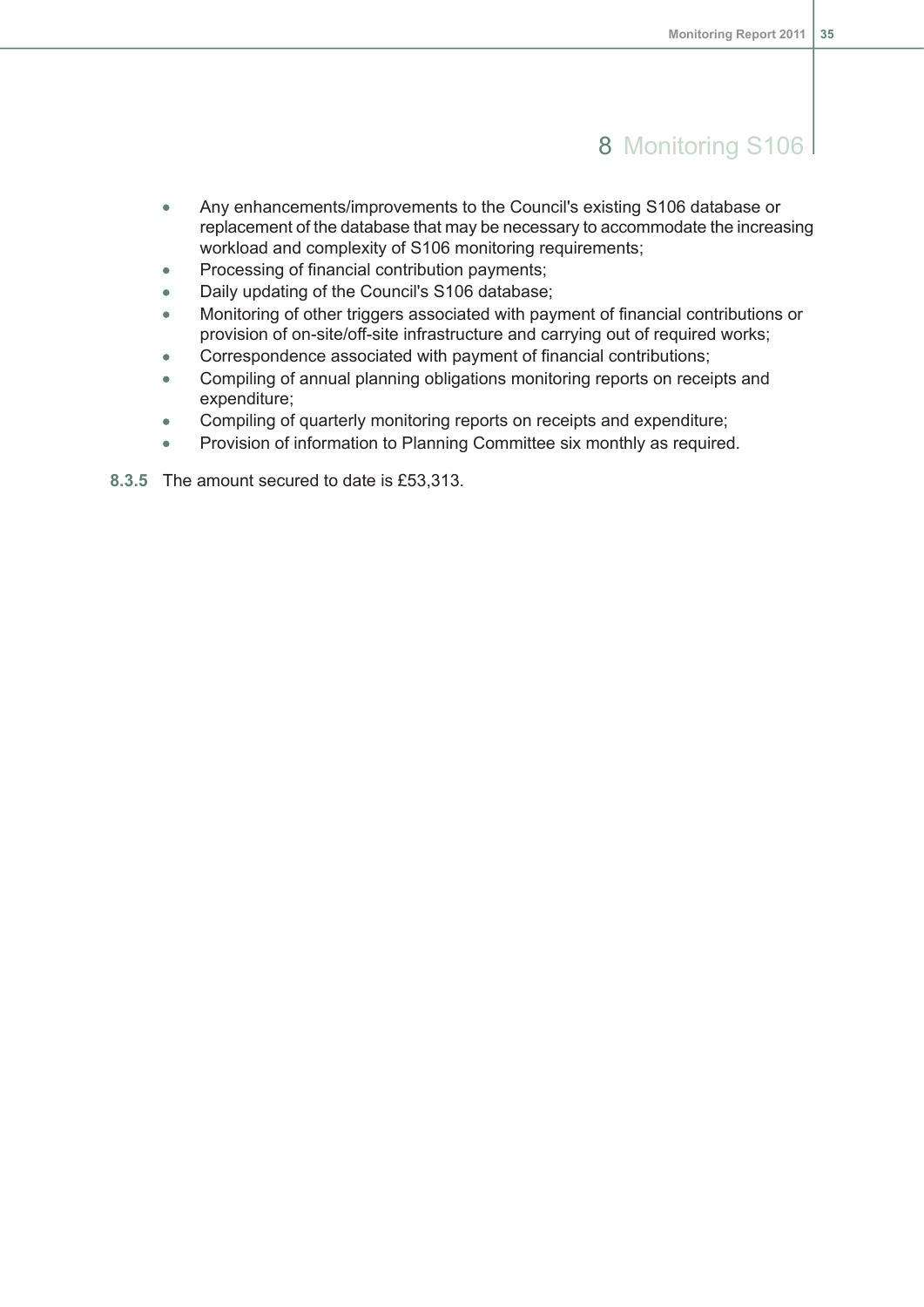- Any enhancements/improvements to the Council's existing S106 database or replacement of the database that may be necessary to accommodate the increasing workload and complexity of S106 monitoring requirements;
- Processing of financial contribution payments;
- Daily updating of the Council's S106 database;
- Monitoring of other triggers associated with payment of financial contributions or provision of on-site/off-site infrastructure and carrying out of required works;
- Correspondence associated with payment of financial contributions;
- Compiling of annual planning obligations monitoring reports on receipts and expenditure;
- Compiling of quarterly monitoring reports on receipts and expenditure;
- Provision of information to Planning Committee six monthly as required.

**8.3.5** The amount secured to date is £53,313.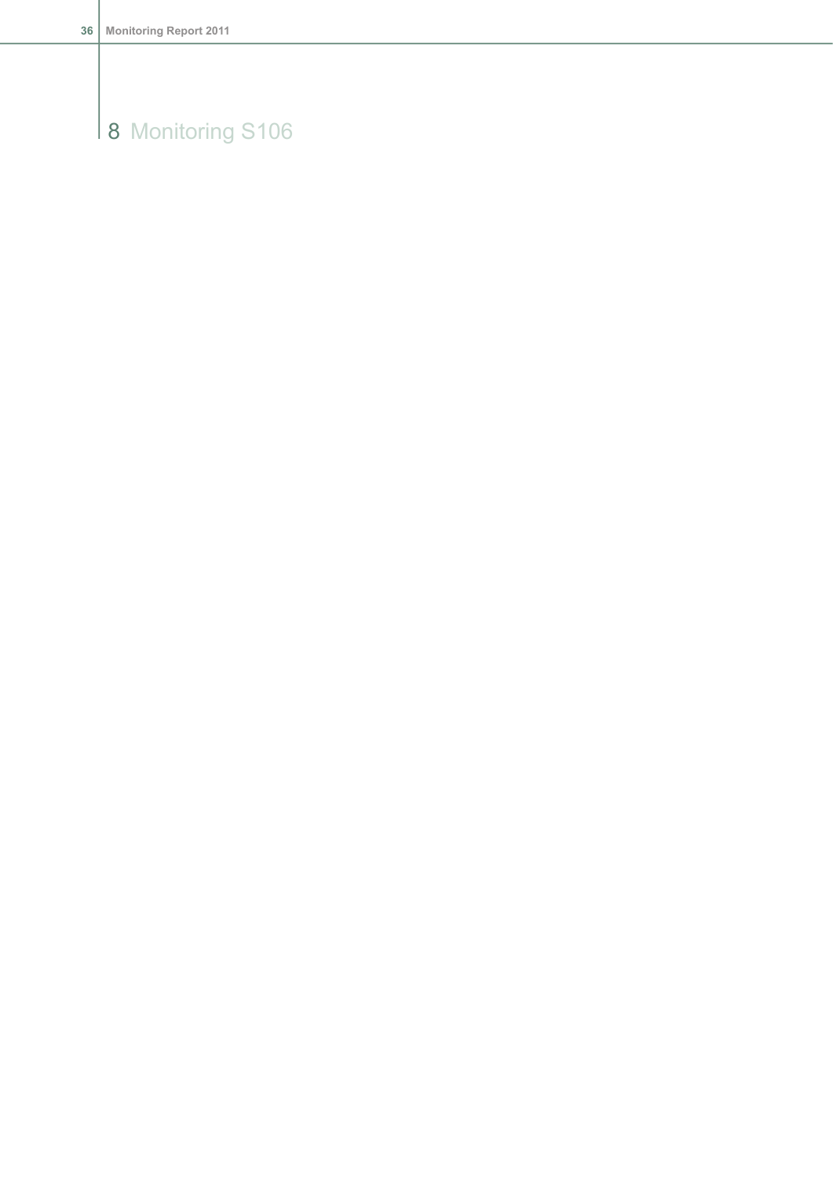# 8 Monitoring S106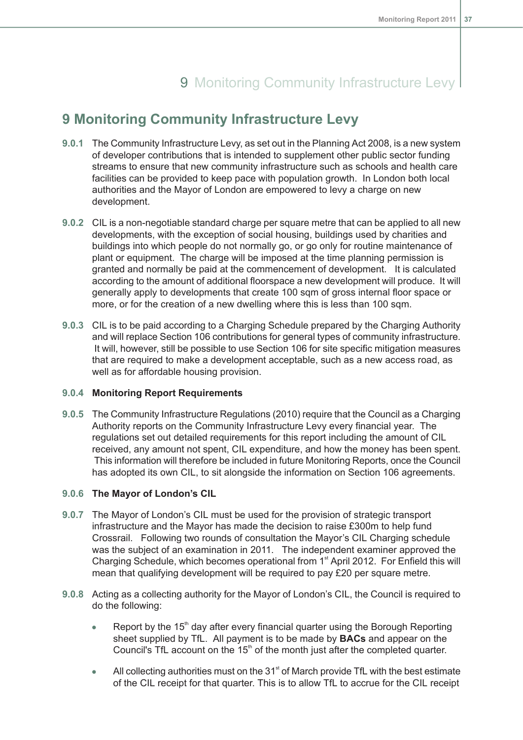# 9 Monitoring Community Infrastructure Levy

**9.0.1** The Community Infrastructure Levy, as set out in the Planning Act 2008, is a new system of developer contributions that is intended to supplement other public sector funding streams to ensure that new community infrastructure such as schools and health care facilities can be provided to keep pace with population growth. In London both local authorities and the Mayor of London are empowered to levy a charge on new development.

**9.0.2** CIL is a non-negotiable standard charge per square metre that can be applied to all new developments, with the exception of social housing, buildings used by charities and buildings into which people do not normally go, or go only for routine maintenance of plant or equipment. The charge will be imposed at the time planning permission is granted and normally be paid at the commencement of development. It is calculated according to the amount of additional floorspace a new development will produce. It will generally apply to developments that create 100 sqm of gross internal floor space or more, or for the creation of a new dwelling where this is less than 100 sqm.

**9.0.3** CIL is to be paid according to a Charging Schedule prepared by the Charging Authority and will replace Section 106 contributions for general types of community infrastructure. It will, however, still be possible to use Section 106 for site specific mitigation measures that are required to make a development acceptable, such as a new access road, as well as for affordable housing provision.

**9.0.4** **Monitoring Report Requirements**

**9.0.5** The Community Infrastructure Regulations (2010) require that the Council as a Charging Authority reports on the Community Infrastructure Levy every financial year. The regulations set out detailed requirements for this report including the amount of CIL received, any amount not spent, CIL expenditure, and how the money has been spent. This information will therefore be included in future Monitoring Reports, once the Council has adopted its own CIL, to sit alongside the information on Section 106 agreements.

**9.0.6** **The Mayor of London's CIL**

**9.0.7** The Mayor of London's CIL must be used for the provision of strategic transport infrastructure and the Mayor has made the decision to raise £300m to help fund Crossrail. Following two rounds of consultation the Mayor's CIL Charging schedule was the subject of an examination in 2011. The independent examiner approved the Charging Schedule, which becomes operational from 1st April 2012. For Enfield this will mean that qualifying development will be required to pay £20 per square metre.

**9.0.8** Acting as a collecting authority for the Mayor of London's CIL, the Council is required to do the following:

- Report by the 15th day after every financial quarter using the Borough Reporting sheet supplied by TfL. All payment is to be made by **BACs** and appear on the Council's TfL account on the 15th of the month just after the completed quarter.
- All collecting authorities must on the 31st of March provide TfL with the best estimate of the CIL receipt for that quarter. This is to allow TfL to accrue for the CIL receipt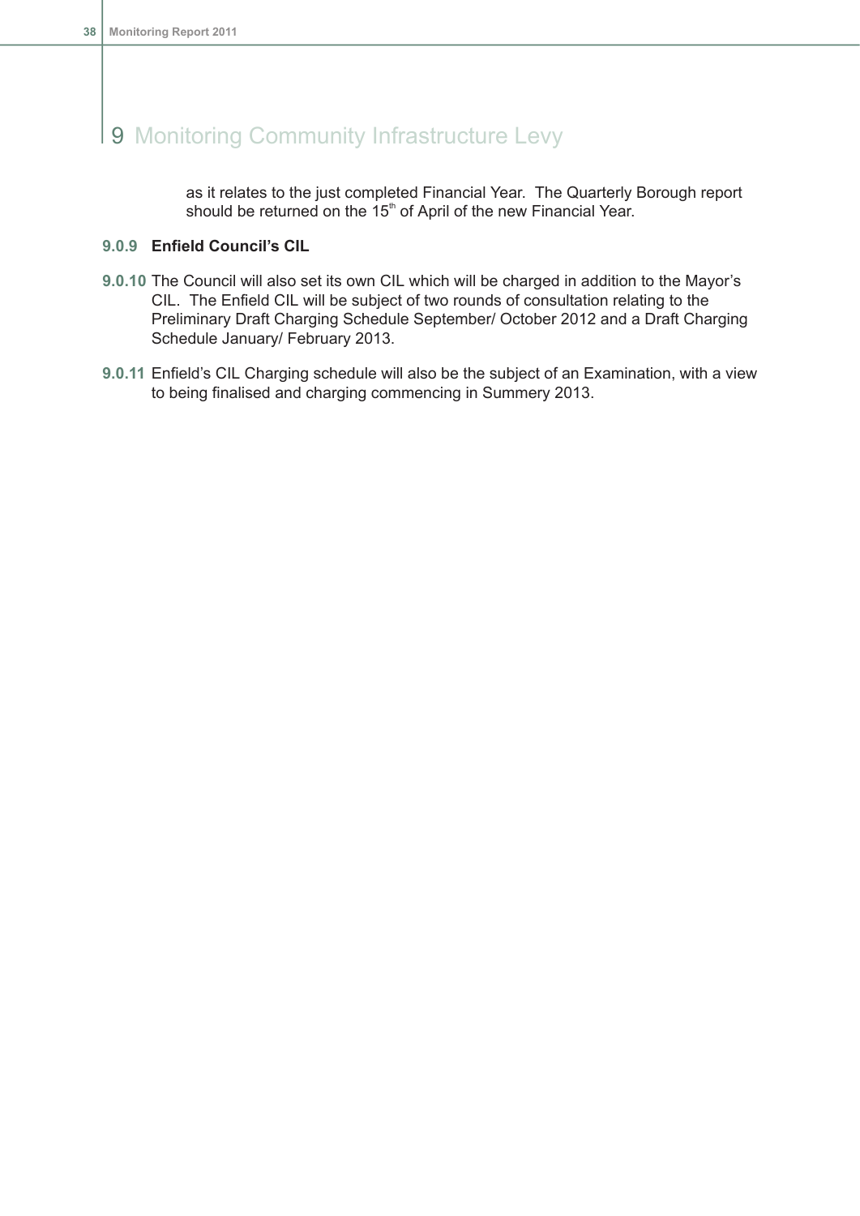# 9 Monitoring Community Infrastructure Levy

as it relates to the just completed Financial Year. The Quarterly Borough report should be returned on the 15th of April of the new Financial Year.

**9.0.9 Enfield Council's CIL**

**9.0.10** The Council will also set its own CIL which will be charged in addition to the Mayor's CIL. The Enfield CIL will be subject of two rounds of consultation relating to the Preliminary Draft Charging Schedule September/ October 2012 and a Draft Charging Schedule January/ February 2013.

**9.0.11** Enfield's CIL Charging schedule will also be the subject of an Examination, with a view to being finalised and charging commencing in Summery 2013.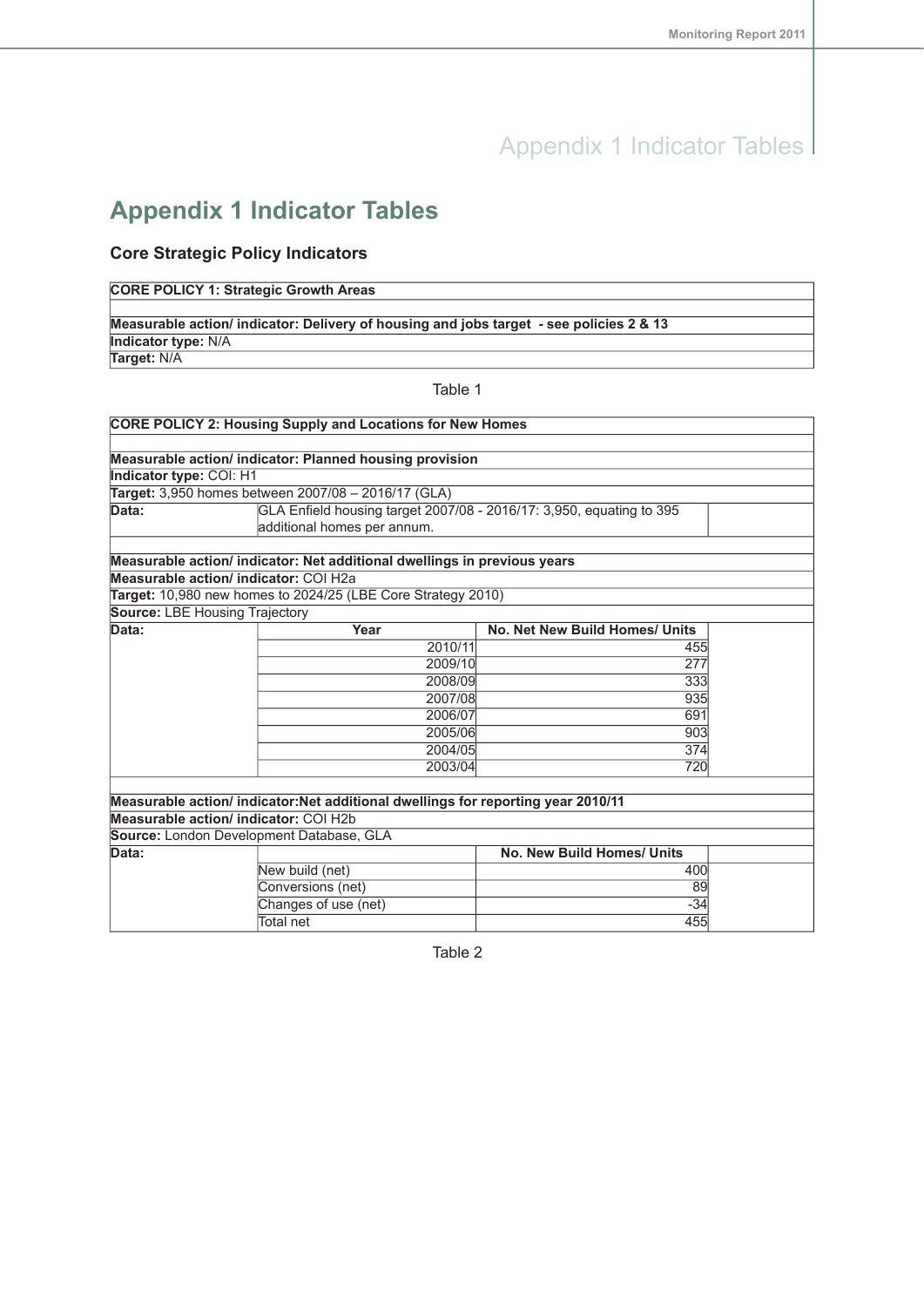# Appendix 1 Indicator Tables

## Core Strategic Policy Indicators

| **CORE POLICY 1: Strategic Growth Areas** |
|---|
| |
| **Measurable action/ indicator: Delivery of housing and jobs target - see policies 2 & 13** |
| **Indicator type:** N/A |
| **Target:** N/A |

Table 1

| **CORE POLICY 2: Housing Supply and Locations for New Homes** | | | |
|---|---|---|---|
| | | | |
| **Measurable action/ indicator: Planned housing provision** | | | |
| **Indicator type:** COI: H1 | | | |
| **Target:** 3,950 homes between 2007/08 – 2016/17 (GLA) | | | |
| **Data:** | GLA Enfield housing target 2007/08 - 2016/17: 3,950, equating to 395 additional homes per annum. | | |
| | | | |
| **Measurable action/ indicator: Net additional dwellings in previous years** | | | |
| **Measurable action/ indicator:** COI H2a | | | |
| **Target:** 10,980 new homes to 2024/25 (LBE Core Strategy 2010) | | | |
| **Source:** LBE Housing Trajectory | | | |
| **Data:** | **Year** | **No. Net New Build Homes/ Units** | |
| | 2010/11 | 455 | |
| | 2009/10 | 277 | |
| | 2008/09 | 333 | |
| | 2007/08 | 935 | |
| | 2006/07 | 691 | |
| | 2005/06 | 903 | |
| | 2004/05 | 374 | |
| | 2003/04 | 720 | |
| | | | |
| **Measurable action/ indicator:Net additional dwellings for reporting year 2010/11** | | | |
| **Measurable action/ indicator:** COI H2b | | | |
| **Source:** London Development Database, GLA | | | |
| **Data:** | | **No. New Build Homes/ Units** | |
| | New build (net) | 400 | |
| | Conversions (net) | 89 | |
| | Changes of use (net) | -34 | |
| | Total net | 455 | |

Table 2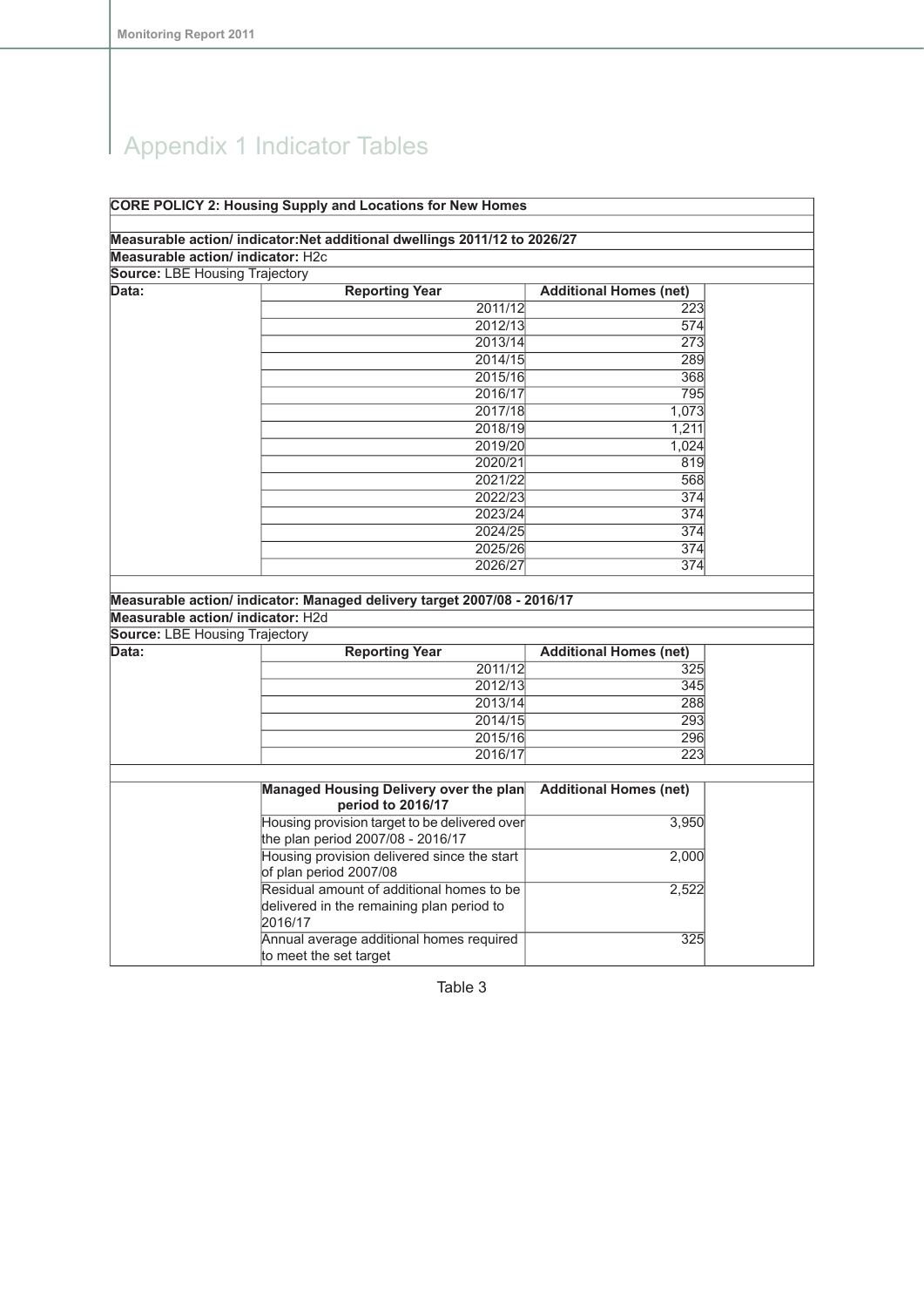# Appendix 1 Indicator Tables

| **CORE POLICY 2: Housing Supply and Locations for New Homes** | | | |
|---|---|---|---|
| | | | |
| **Measurable action/ indicator:Net additional dwellings 2011/12 to 2026/27** | | | |
| **Measurable action/ indicator:** H2c | | | |
| **Source:** LBE Housing Trajectory | | | |
| **Data:** | **Reporting Year** | **Additional Homes (net)** | |
| | 2011/12 | 223 | |
| | 2012/13 | 574 | |
| | 2013/14 | 273 | |
| | 2014/15 | 289 | |
| | 2015/16 | 368 | |
| | 2016/17 | 795 | |
| | 2017/18 | 1,073 | |
| | 2018/19 | 1,211 | |
| | 2019/20 | 1,024 | |
| | 2020/21 | 819 | |
| | 2021/22 | 568 | |
| | 2022/23 | 374 | |
| | 2023/24 | 374 | |
| | 2024/25 | 374 | |
| | 2025/26 | 374 | |
| | 2026/27 | 374 | |
| | | | |
| **Measurable action/ indicator: Managed delivery target 2007/08 - 2016/17** | | | |
| **Measurable action/ indicator:** H2d | | | |
| **Source:** LBE Housing Trajectory | | | |
| **Data:** | **Reporting Year** | **Additional Homes (net)** | |
| | 2011/12 | 325 | |
| | 2012/13 | 345 | |
| | 2013/14 | 288 | |
| | 2014/15 | 293 | |
| | 2015/16 | 296 | |
| | 2016/17 | 223 | |
| | | | |
| | **Managed Housing Delivery over the plan period to 2016/17** | **Additional Homes (net)** | |
| | Housing provision target to be delivered over the plan period 2007/08 - 2016/17 | 3,950 | |
| | Housing provision delivered since the start of plan period 2007/08 | 2,000 | |
| | Residual amount of additional homes to be delivered in the remaining plan period to 2016/17 | 2,522 | |
| | Annual average additional homes required to meet the set target | 325 | |

Table 3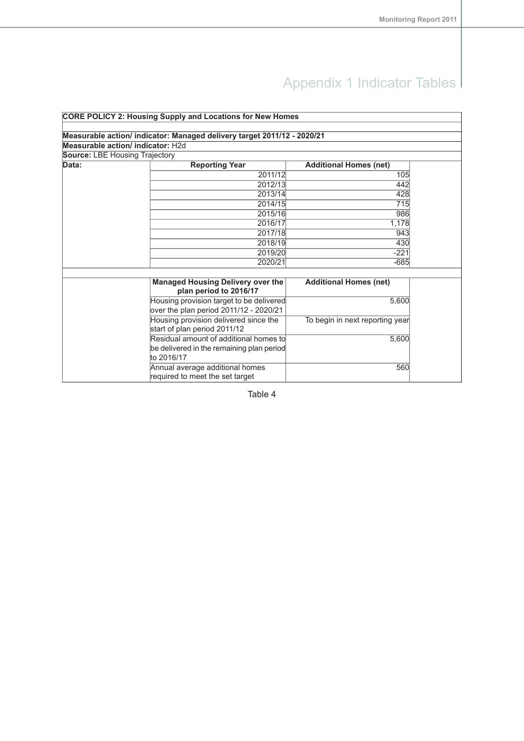# Appendix 1 Indicator Tables

| **CORE POLICY 2: Housing Supply and Locations for New Homes** | | | |
|---|---|---|---|
| **Measurable action/ indicator: Managed delivery target 2011/12 - 2020/21** | | | |
| **Measurable action/ indicator:** H2d | | | |
| **Source:** LBE Housing Trajectory | | | |
| **Data:** | **Reporting Year** | **Additional Homes (net)** | |
| | 2011/12 | 105 | |
| | 2012/13 | 442 | |
| | 2013/14 | 428 | |
| | 2014/15 | 715 | |
| | 2015/16 | 986 | |
| | 2016/17 | 1,178 | |
| | 2017/18 | 943 | |
| | 2018/19 | 430 | |
| | 2019/20 | -221 | |
| | 2020/21 | -685 | |
| | | | |
| | **Managed Housing Delivery over the plan period to 2016/17** | **Additional Homes (net)** | |
| | Housing provision target to be delivered over the plan period 2011/12 - 2020/21 | 5,600 | |
| | Housing provision delivered since the start of plan period 2011/12 | To begin in next reporting year | |
| | Residual amount of additional homes to be delivered in the remaining plan period to 2016/17 | 5,600 | |
| | Annual average additional homes required to meet the set target | 560 | |

Table 4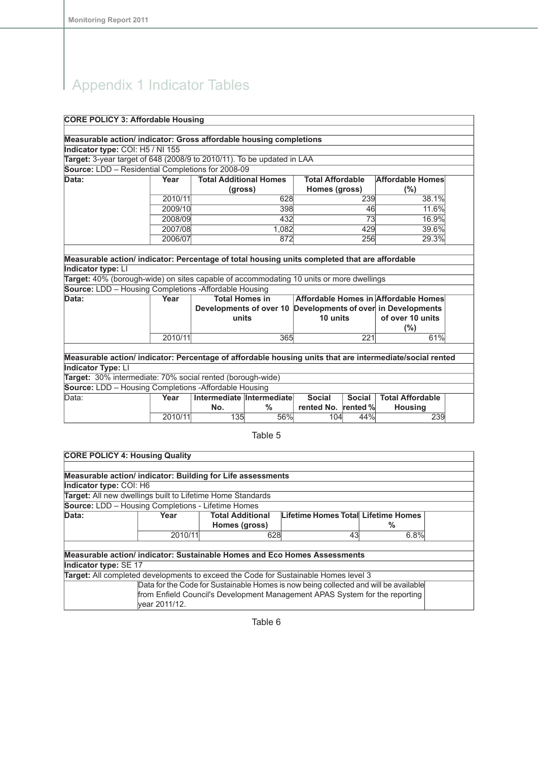# Appendix 1 Indicator Tables

| **CORE POLICY 3: Affordable Housing** | | | | | |
|---|---|---|---|---|---|
| **Measurable action/ indicator: Gross affordable housing completions** | | | | | |
| **Indicator type:** COI: H5 / NI 155 | | | | | |
| **Target:** 3-year target of 648 (2008/9 to 2010/11). To be updated in LAA | | | | | |
| **Source:** LDD – Residential Completions for 2008-09 | | | | | |
| **Data:** | **Year** | **Total Additional Homes (gross)** | **Total Affordable Homes (gross)** | **Affordable Homes (%)** | |
| | 2010/11 | 628 | 239 | 38.1% | |
| | 2009/10 | 398 | 46 | 11.6% | |
| | 2008/09 | 432 | 73 | 16.9% | |
| | 2007/08 | 1,082 | 429 | 39.6% | |
| | 2006/07 | 872 | 256 | 29.3% | |
| **Measurable action/ indicator: Percentage of total housing units completed that are affordable** | | | | | |
| **Indicator type:** LI | | | | | |
| **Target:** 40% (borough-wide) on sites capable of accommodating 10 units or more dwellings | | | | | |
| **Source:** LDD – Housing Completions -Affordable Housing | | | | | |
| **Data:** | **Year** | **Total Homes in Developments of over 10 units** | **Affordable Homes in Developments of over 10 units** | **Affordable Homes in Developments of over 10 units (%)** | |
| | 2010/11 | 365 | 221 | 61% | |

| **Measurable action/ indicator: Percentage of affordable housing units that are intermediate/social rented** | | | | | | |
|---|---|---|---|---|---|---|
| **Indicator Type:** LI | | | | | | |
| **Target:** 30% intermediate: 70% social rented (borough-wide) | | | | | | |
| **Source:** LDD – Housing Completions -Affordable Housing | | | | | | |
| Data: | **Year** | **Intermediate No.** | **Intermediate %** | **Social rented No.** | **Social rented %** | **Total Affordable Housing** |
| | 2010/11 | 135 | 56% | 104 | 44% | 239 |

Table 5

| **CORE POLICY 4: Housing Quality** | | | | |
|---|---|---|---|---|
| **Measurable action/ indicator: Building for Life assessments** | | | | |
| **Indicator type:** COI: H6 | | | | |
| **Target:** All new dwellings built to Lifetime Home Standards | | | | |
| **Source:** LDD – Housing Completions - Lifetime Homes | | | | |
| **Data:** | **Year** | **Total Additional Homes (gross)** | **Lifetime Homes Total** | **Lifetime Homes %** |
| | 2010/11 | 628 | 43 | 6.8% |
| **Measurable action/ indicator: Sustainable Homes and Eco Homes Assessments** | | | | |
| **Indicator type:** SE 17 | | | | |
| **Target:** All completed developments to exceed the Code for Sustainable Homes level 3 | | | | |
| | Data for the Code for Sustainable Homes is now being collected and will be available from Enfield Council's Development Management APAS System for the reporting year 2011/12. | | | |

Table 6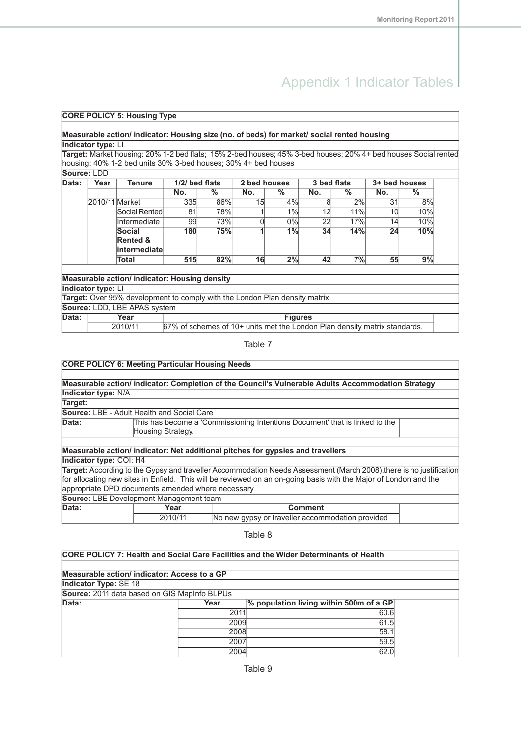# Appendix 1 Indicator Tables

**CORE POLICY 5: Housing Type**

**Measurable action/ indicator: Housing size (no. of beds) for market/ social rented housing**

**Indicator type:** LI

**Target:** Market housing: 20% 1-2 bed flats; 15% 2-bed houses; 45% 3-bed houses; 20% 4+ bed houses Social rented housing: 40% 1-2 bed units 30% 3-bed houses; 30% 4+ bed houses

**Source:** LDD

| Year | Tenure | 1/2/ bed flats | | 2 bed houses | | 3 bed flats | | 3+ bed houses | |
|---|---|---|---|---|---|---|---|---|---|
| | | No. | % | No. | % | No. | % | No. | % |
| 2010/11 | Market | 335 | 86% | 15 | 4% | 8 | 2% | 31 | 8% |
| | Social Rented | 81 | 78% | 1 | 1% | 12 | 11% | 10 | 10% |
| | Intermediate | 99 | 73% | 0 | 0% | 22 | 17% | 14 | 10% |
| | **Social Rented & intermediate** | **180** | **75%** | **1** | **1%** | **34** | **14%** | **24** | **10%** |
| | **Total** | **515** | **82%** | **16** | **2%** | **42** | **7%** | **55** | **9%** |

**Measurable action/ indicator: Housing density**

**Indicator type:** LI

**Target:** Over 95% development to comply with the London Plan density matrix

**Source:** LDD, LBE APAS system

| Year | Figures |
|---|---|
| 2010/11 | 67% of schemes of 10+ units met the London Plan density matrix standards. |

Table 7

**CORE POLICY 6: Meeting Particular Housing Needs**

**Measurable action/ indicator: Completion of the Council's Vulnerable Adults Accommodation Strategy**

**Indicator type:** N/A

**Target:**

**Source:** LBE - Adult Health and Social Care

**Data:** This has become a 'Commissioning Intentions Document' that is linked to the Housing Strategy.

**Measurable action/ indicator: Net additional pitches for gypsies and travellers**

**Indicator type:** COI: H4

**Target:** According to the Gypsy and traveller Accommodation Needs Assessment (March 2008),there is no justification for allocating new sites in Enfield. This will be reviewed on an on-going basis with the Major of London and the appropriate DPD documents amended where necessary

**Source:** LBE Development Management team

| Year | Comment |
|---|---|
| 2010/11 | No new gypsy or traveller accommodation provided |

Table 8

**CORE POLICY 7: Health and Social Care Facilities and the Wider Determinants of Health**

**Measurable action/ indicator: Access to a GP**

**Indicator Type:** SE 18

**Source:** 2011 data based on GIS MapInfo BLPUs

| Year | % population living within 500m of a GP |
|---|---|
| 2011 | 60.6 |
| 2009 | 61.5 |
| 2008 | 58.1 |
| 2007 | 59.5 |
| 2004 | 62.0 |

Table 9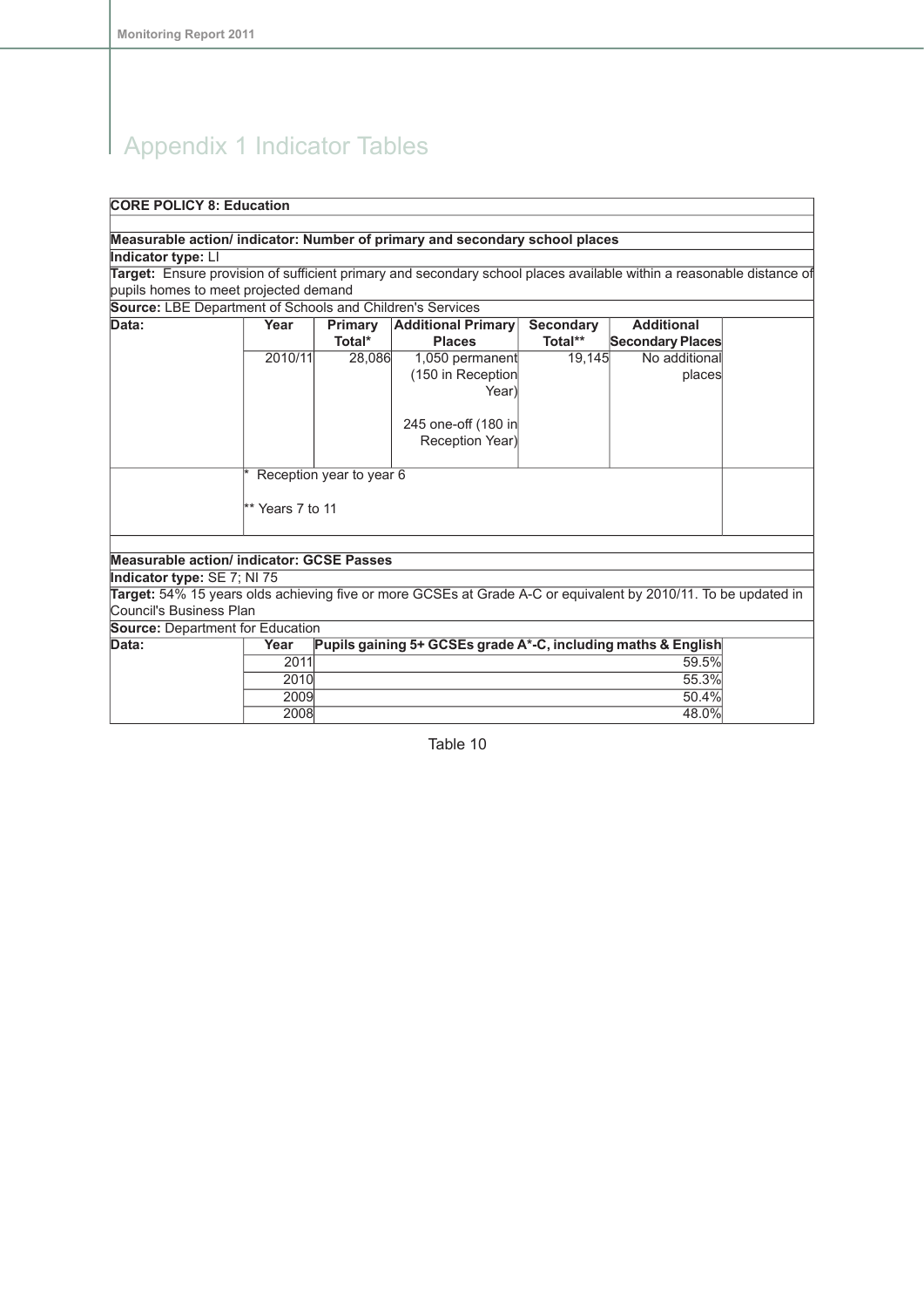# Appendix 1 Indicator Tables

**CORE POLICY 8: Education**

**Measurable action/ indicator: Number of primary and secondary school places**

**Indicator type:** LI

**Target:** Ensure provision of sufficient primary and secondary school places available within a reasonable distance of pupils homes to meet projected demand

**Source:** LBE Department of Schools and Children's Services

| Data: | Year | Primary Total* | Additional Primary Places | Secondary Total** | Additional Secondary Places |
|---|---|---|---|---|---|
| | 2010/11 | 28,086 | 1,050 permanent (150 in Reception Year)<br><br>245 one-off (180 in Reception Year) | 19,145 | No additional places |

\* Reception year to year 6

\*\* Years 7 to 11

**Measurable action/ indicator: GCSE Passes**

**Indicator type:** SE 7; NI 75

**Target:** 54% 15 years olds achieving five or more GCSEs at Grade A-C or equivalent by 2010/11. To be updated in Council's Business Plan

**Source:** Department for Education

| Data: | Year | Pupils gaining 5+ GCSEs grade A*-C, including maths & English |
|---|---|---|
| | 2011 | 59.5% |
| | 2010 | 55.3% |
| | 2009 | 50.4% |
| | 2008 | 48.0% |

Table 10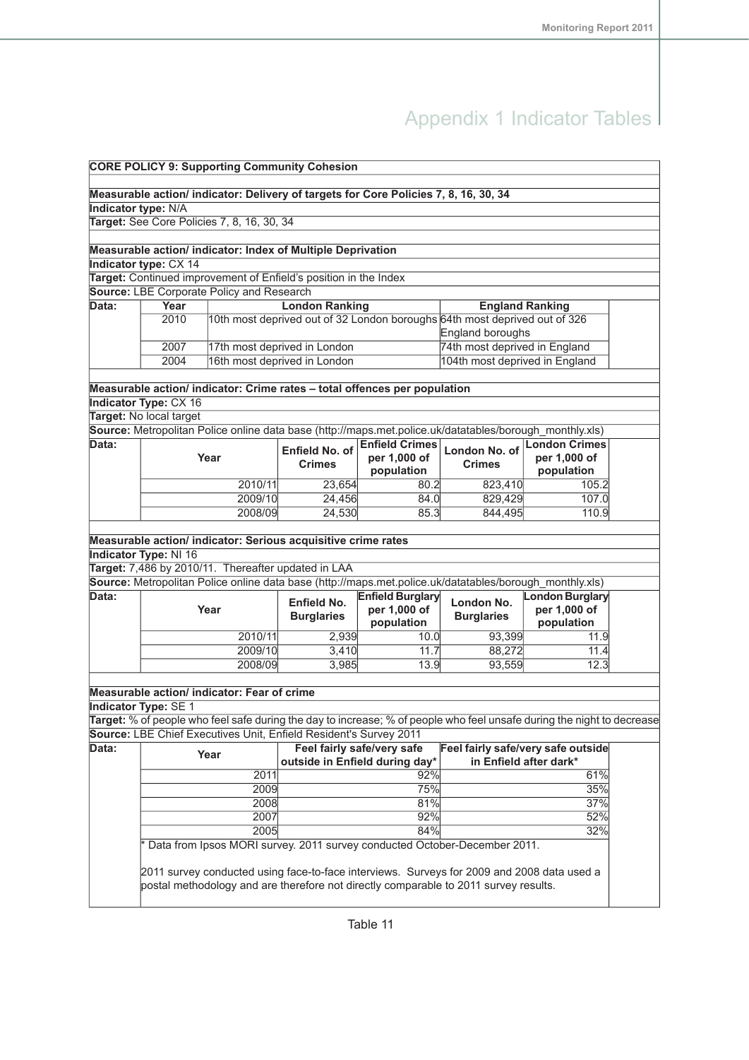# Appendix 1 Indicator Tables

**CORE POLICY 9: Supporting Community Cohesion**

**Measurable action/ indicator: Delivery of targets for Core Policies 7, 8, 16, 30, 34**

**Indicator type:** N/A

**Target:** See Core Policies 7, 8, 16, 30, 34

**Measurable action/ indicator: Index of Multiple Deprivation**

**Indicator type:** CX 14

**Target:** Continued improvement of Enfield's position in the Index

**Source:** LBE Corporate Policy and Research

**Data:**

| Year | London Ranking | England Ranking |
|---|---|---|
| 2010 | 10th most deprived out of 32 London boroughs | 64th most deprived out of 326 England boroughs |
| 2007 | 17th most deprived in London | 74th most deprived in England |
| 2004 | 16th most deprived in London | 104th most deprived in England |

**Measurable action/ indicator: Crime rates – total offences per population**

**Indicator Type:** CX 16

**Target:** No local target

**Source:** Metropolitan Police online data base (http://maps.met.police.uk/datatables/borough_monthly.xls)

**Data:**

| Year | Enfield No. of Crimes | Enfield Crimes per 1,000 of population | London No. of Crimes | London Crimes per 1,000 of population |
|---|---|---|---|---|
| 2010/11 | 23,654 | 80.2 | 823,410 | 105.2 |
| 2009/10 | 24,456 | 84.0 | 829,429 | 107.0 |
| 2008/09 | 24,530 | 85.3 | 844,495 | 110.9 |

**Measurable action/ indicator: Serious acquisitive crime rates**

**Indicator Type:** NI 16

**Target:** 7,486 by 2010/11. Thereafter updated in LAA

**Source:** Metropolitan Police online data base (http://maps.met.police.uk/datatables/borough_monthly.xls)

**Data:**

| Year | Enfield No. Burglaries | Enfield Burglary per 1,000 of population | London No. Burglaries | London Burglary per 1,000 of population |
|---|---|---|---|---|
| 2010/11 | 2,939 | 10.0 | 93,399 | 11.9 |
| 2009/10 | 3,410 | 11.7 | 88,272 | 11.4 |
| 2008/09 | 3,985 | 13.9 | 93,559 | 12.3 |

**Measurable action/ indicator: Fear of crime**

**Indicator Type:** SE 1

**Target:** % of people who feel safe during the day to increase; % of people who feel unsafe during the night to decrease

**Source:** LBE Chief Executives Unit, Enfield Resident's Survey 2011

**Data:**

| Year | Feel fairly safe/very safe outside in Enfield during day* | Feel fairly safe/very safe outside in Enfield after dark* |
|---|---|---|
| 2011 | 92% | 61% |
| 2009 | 75% | 35% |
| 2008 | 81% | 37% |
| 2007 | 92% | 52% |
| 2005 | 84% | 32% |

\* Data from Ipsos MORI survey. 2011 survey conducted October-December 2011.

2011 survey conducted using face-to-face interviews. Surveys for 2009 and 2008 data used a postal methodology and are therefore not directly comparable to 2011 survey results.

Table 11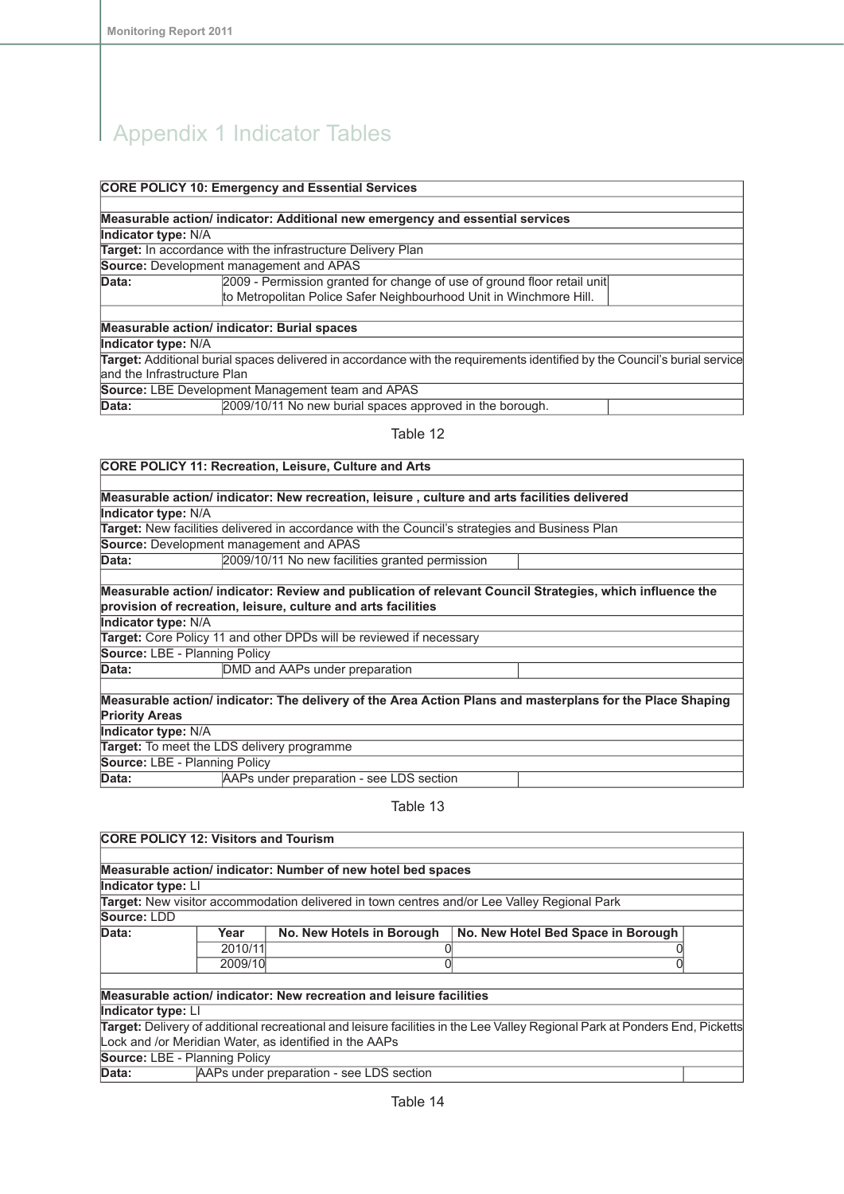# Appendix 1 Indicator Tables

| **CORE POLICY 10: Emergency and Essential Services** | |
|---|---|
| **Measurable action/ indicator: Additional new emergency and essential services** | |
| **Indicator type:** N/A | |
| **Target:** In accordance with the infrastructure Delivery Plan | |
| **Source:** Development management and APAS | |
| **Data:** | 2009 - Permission granted for change of use of ground floor retail unit to Metropolitan Police Safer Neighbourhood Unit in Winchmore Hill. |
| **Measurable action/ indicator: Burial spaces** | |
| **Indicator type:** N/A | |
| **Target:** Additional burial spaces delivered in accordance with the requirements identified by the Council's burial service and the Infrastructure Plan | |
| **Source:** LBE Development Management team and APAS | |
| **Data:** | 2009/10/11 No new burial spaces approved in the borough. |

Table 12

| **CORE POLICY 11: Recreation, Leisure, Culture and Arts** | |
|---|---|
| **Measurable action/ indicator: New recreation, leisure , culture and arts facilities delivered** | |
| **Indicator type:** N/A | |
| **Target:** New facilities delivered in accordance with the Council's strategies and Business Plan | |
| **Source:** Development management and APAS | |
| **Data:** | 2009/10/11 No new facilities granted permission |
| **Measurable action/ indicator: Review and publication of relevant Council Strategies, which influence the provision of recreation, leisure, culture and arts facilities** | |
| **Indicator type:** N/A | |
| **Target:** Core Policy 11 and other DPDs will be reviewed if necessary | |
| **Source:** LBE - Planning Policy | |
| **Data:** | DMD and AAPs under preparation |
| **Measurable action/ indicator: The delivery of the Area Action Plans and masterplans for the Place Shaping Priority Areas** | |
| **Indicator type:** N/A | |
| **Target:** To meet the LDS delivery programme | |
| **Source:** LBE - Planning Policy | |
| **Data:** | AAPs under preparation - see LDS section |

Table 13

| **CORE POLICY 12: Visitors and Tourism** | | | |
|---|---|---|---|
| **Measurable action/ indicator: Number of new hotel bed spaces** | | | |
| **Indicator type:** LI | | | |
| **Target:** New visitor accommodation delivered in town centres and/or Lee Valley Regional Park | | | |
| **Source:** LDD | | | |
| **Data:** | **Year** | **No. New Hotels in Borough** | **No. New Hotel Bed Space in Borough** |
| | 2010/11 | 0 | 0 |
| | 2009/10 | 0 | 0 |
| **Measurable action/ indicator: New recreation and leisure facilities** | | | |
| **Indicator type:** LI | | | |
| **Target:** Delivery of additional recreational and leisure facilities in the Lee Valley Regional Park at Ponders End, Picketts Lock and /or Meridian Water, as identified in the AAPs | | | |
| **Source:** LBE - Planning Policy | | | |
| **Data:** | AAPs under preparation - see LDS section | | |

Table 14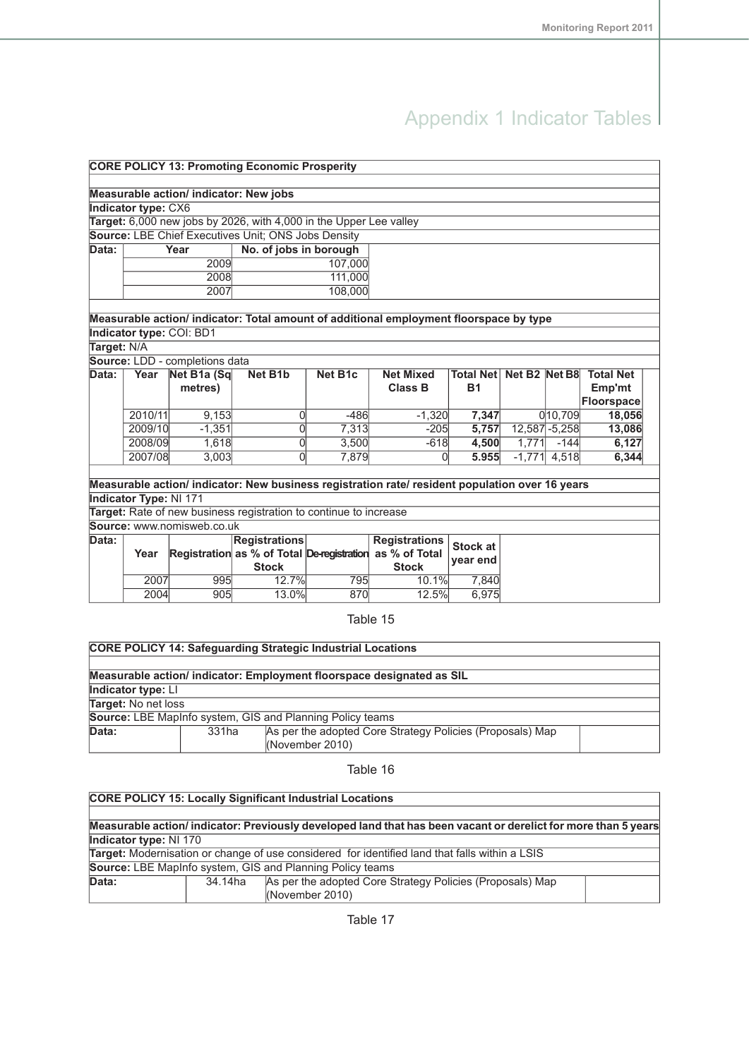# Appendix 1 Indicator Tables

| **CORE POLICY 13: Promoting Economic Prosperity** | | | | | | | | | |
|---|---|---|---|---|---|---|---|---|---|
| **Measurable action/ indicator: New jobs** | | | | | | | | | |
| **Indicator type:** CX6 | | | | | | | | | |
| **Target:** 6,000 new jobs by 2026, with 4,000 in the Upper Lee valley | | | | | | | | | |
| **Source:** LBE Chief Executives Unit; ONS Jobs Density | | | | | | | | | |
| **Data:** | **Year** | | **No. of jobs in borough** | | | | | | |
| | 2009 | | 107,000 | | | | | | |
| | 2008 | | 111,000 | | | | | | |
| | 2007 | | 108,000 | | | | | | |
| **Measurable action/ indicator: Total amount of additional employment floorspace by type** | | | | | | | | | |
| **Indicator type:** COI: BD1 | | | | | | | | | |
| **Target:** N/A | | | | | | | | | |
| **Source:** LDD - completions data | | | | | | | | | |
| **Data:** | **Year** | **Net B1a (Sq metres)** | **Net B1b** | **Net B1c** | **Net Mixed Class B** | **Total Net B1** | **Net B2** | **Net B8** | **Total Net Emp'mt Floorspace** |
| | 2010/11 | 9,153 | 0 | -486 | -1,320 | **7,347** | 0 | 10,709 | **18,056** |
| | 2009/10 | -1,351 | 0 | 7,313 | -205 | **5,757** | 12,587 | -5,258 | **13,086** |
| | 2008/09 | 1,618 | 0 | 3,500 | -618 | **4,500** | 1,771 | -144 | **6,127** |
| | 2007/08 | 3,003 | 0 | 7,879 | 0 | **5.955** | -1,771 | 4,518 | **6,344** |
| **Measurable action/ indicator: New business registration rate/ resident population over 16 years** | | | | | | | | | |
| **Indicator Type:** NI 171 | | | | | | | | | |
| **Target:** Rate of new business registration to continue to increase | | | | | | | | | |
| **Source:** www.nomisweb.co.uk | | | | | | | | | |
| **Data:** | **Year** | **Registration** | **Registrations as % of Total Stock** | **De-registration** | **Registrations as % of Total Stock** | **Stock at year end** | | | |
| | 2007 | 995 | 12.7% | 795 | 10.1% | 7,840 | | | |
| | 2004 | 905 | 13.0% | 870 | 12.5% | 6,975 | | | |

Table 15

| **CORE POLICY 14: Safeguarding Strategic Industrial Locations** | | |
|---|---|---|
| **Measurable action/ indicator: Employment floorspace designated as SIL** | | |
| **Indicator type:** LI | | |
| **Target:** No net loss | | |
| **Source:** LBE MapInfo system, GIS and Planning Policy teams | | |
| **Data:** | 331ha | As per the adopted Core Strategy Policies (Proposals) Map (November 2010) |

Table 16

| **CORE POLICY 15: Locally Significant Industrial Locations** | | |
|---|---|---|
| **Measurable action/ indicator: Previously developed land that has been vacant or derelict for more than 5 years** | | |
| **Indicator type:** NI 170 | | |
| **Target:** Modernisation or change of use considered for identified land that falls within a LSIS | | |
| **Source:** LBE MapInfo system, GIS and Planning Policy teams | | |
| **Data:** | 34.14ha | As per the adopted Core Strategy Policies (Proposals) Map (November 2010) |

Table 17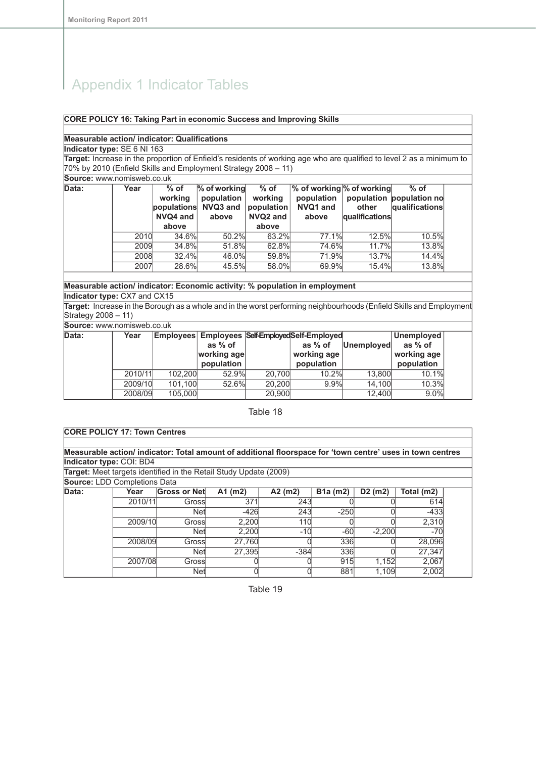# Appendix 1 Indicator Tables

| **CORE POLICY 16: Taking Part in economic Success and Improving Skills** | | | | | | | |
|---|---|---|---|---|---|---|---|
| **Measurable action/ indicator: Qualifications** | | | | | | | |
| **Indicator type:** SE 6 NI 163 | | | | | | | |
| **Target:** Increase in the proportion of Enfield's residents of working age who are qualified to level 2 as a minimum to 70% by 2010 (Enfield Skills and Employment Strategy 2008 – 11) | | | | | | | |
| **Source:** www.nomisweb.co.uk | | | | | | | |
| **Data:** | **Year** | **% of working populations NVQ4 and above** | **% of working population NVQ3 and above** | **% of working population NVQ2 and above** | **% of working population NVQ1 and above** | **% of working population other qualifications** | **% of population no qualifications** |
| | 2010 | 34.6% | 50.2% | 63.2% | 77.1% | 12.5% | 10.5% |
| | 2009 | 34.8% | 51.8% | 62.8% | 74.6% | 11.7% | 13.8% |
| | 2008 | 32.4% | 46.0% | 59.8% | 71.9% | 13.7% | 14.4% |
| | 2007 | 28.6% | 45.5% | 58.0% | 69.9% | 15.4% | 13.8% |
| **Measurable action/ indicator: Economic activity: % population in employment** | | | | | | | |
| **Indicator type:** CX7 and CX15 | | | | | | | |
| **Target:** Increase in the Borough as a whole and in the worst performing neighbourhoods (Enfield Skills and Employment Strategy 2008 – 11) | | | | | | | |
| **Source:** www.nomisweb.co.uk | | | | | | | |
| **Data:** | **Year** | **Employees** | **Employees as % of working age population** | **Self-Employed** | **Self-Employed as % of working age population** | **Unemployed** | **Unemployed as % of working age population** |
| | 2010/11 | 102,200 | 52.9% | 20,700 | 10.2% | 13,800 | 10.1% |
| | 2009/10 | 101,100 | 52.6% | 20,200 | 9.9% | 14,100 | 10.3% |
| | 2008/09 | 105,000 | | 20,900 | | 12,400 | 9.0% |

Table 18

| **CORE POLICY 17: Town Centres** | | | | | | | |
|---|---|---|---|---|---|---|---|
| **Measurable action/ indicator: Total amount of additional floorspace for 'town centre' uses in town centres** | | | | | | | |
| **Indicator type:** COI: BD4 | | | | | | | |
| **Target:** Meet targets identified in the Retail Study Update (2009) | | | | | | | |
| **Source:** LDD Completions Data | | | | | | | |
| **Data:** | **Year** | **Gross or Net** | **A1 (m2)** | **A2 (m2)** | **B1a (m2)** | **D2 (m2)** | **Total (m2)** |
| | 2010/11 | Gross | 371 | 243 | 0 | 0 | 614 |
| | | Net | -426 | 243 | -250 | 0 | -433 |
| | 2009/10 | Gross | 2,200 | 110 | 0 | 0 | 2,310 |
| | | Net | 2,200 | -10 | -60 | -2,200 | -70 |
| | 2008/09 | Gross | 27,760 | 0 | 336 | 0 | 28,096 |
| | | Net | 27,395 | -384 | 336 | 0 | 27,347 |
| | 2007/08 | Gross | 0 | 0 | 915 | 1,152 | 2,067 |
| | | Net | 0 | 0 | 881 | 1,109 | 2,002 |

Table 19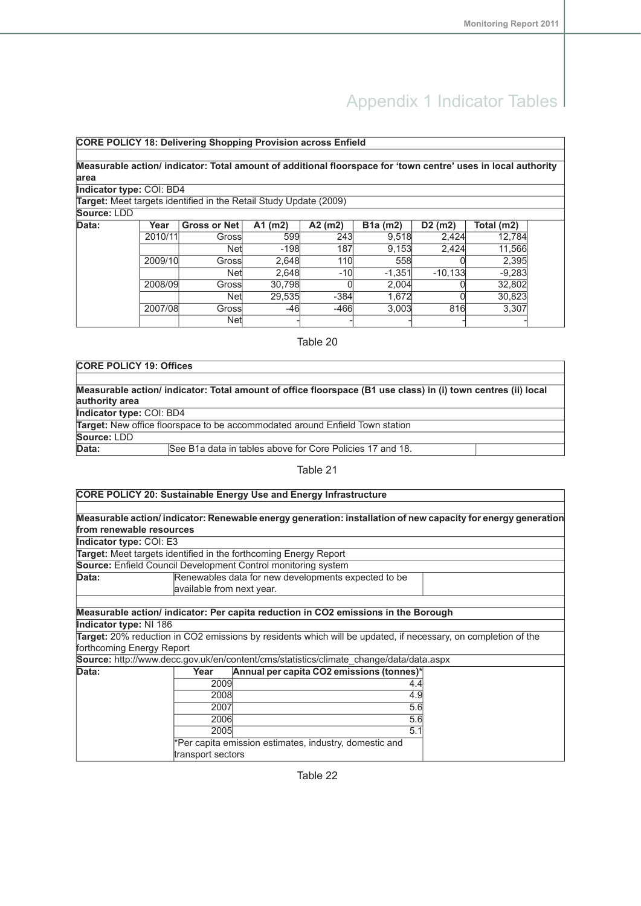# Appendix 1 Indicator Tables

| **CORE POLICY 18: Delivering Shopping Provision across Enfield** | | | | | | | | |
|---|---|---|---|---|---|---|---|---|
| **Measurable action/ indicator: Total amount of additional floorspace for 'town centre' uses in local authority area** | | | | | | | | |
| **Indicator type:** COI: BD4 | | | | | | | | |
| **Target:** Meet targets identified in the Retail Study Update (2009) | | | | | | | | |
| **Source:** LDD | | | | | | | | |
| **Data:** | **Year** | **Gross or Net** | **A1 (m2)** | **A2 (m2)** | **B1a (m2)** | **D2 (m2)** | **Total (m2)** | |
| | 2010/11 | Gross | 599 | 243 | 9,518 | 2,424 | 12,784 | |
| | | Net | -198 | 187 | 9,153 | 2,424 | 11,566 | |
| | 2009/10 | Gross | 2,648 | 110 | 558 | 0 | 2,395 | |
| | | Net | 2,648 | -10 | -1,351 | -10,133 | -9,283 | |
| | 2008/09 | Gross | 30,798 | 0 | 2,004 | 0 | 32,802 | |
| | | Net | 29,535 | -384 | 1,672 | 0 | 30,823 | |
| | 2007/08 | Gross | -46 | -466 | 3,003 | 816 | 3,307 | |
| | | Net | - | - | - | - | - | |

Table 20

| **CORE POLICY 19: Offices** | | |
|---|---|---|
| **Measurable action/ indicator: Total amount of office floorspace (B1 use class) in (i) town centres (ii) local authority area** | | |
| **Indicator type:** COI: BD4 | | |
| **Target:** New office floorspace to be accommodated around Enfield Town station | | |
| **Source:** LDD | | |
| **Data:** | See B1a data in tables above for Core Policies 17 and 18. | |

Table 21

| **CORE POLICY 20: Sustainable Energy Use and Energy Infrastructure** | | | |
|---|---|---|---|
| **Measurable action/ indicator: Renewable energy generation: installation of new capacity for energy generation from renewable resources** | | | |
| **Indicator type:** COI: E3 | | | |
| **Target:** Meet targets identified in the forthcoming Energy Report | | | |
| **Source:** Enfield Council Development Control monitoring system | | | |
| **Data:** | Renewables data for new developments expected to be available from next year. | | |
| **Measurable action/ indicator: Per capita reduction in CO2 emissions in the Borough** | | | |
| **Indicator type:** NI 186 | | | |
| **Target:** 20% reduction in CO2 emissions by residents which will be updated, if necessary, on completion of the forthcoming Energy Report | | | |
| **Source:** http://www.decc.gov.uk/en/content/cms/statistics/climate_change/data/data.aspx | | | |
| **Data:** | **Year** | **Annual per capita CO2 emissions (tonnes)*** | |
| | 2009 | 4.4 | |
| | 2008 | 4.9 | |
| | 2007 | 5.6 | |
| | 2006 | 5.6 | |
| | 2005 | 5.1 | |
| | *Per capita emission estimates, industry, domestic and transport sectors | | |

Table 22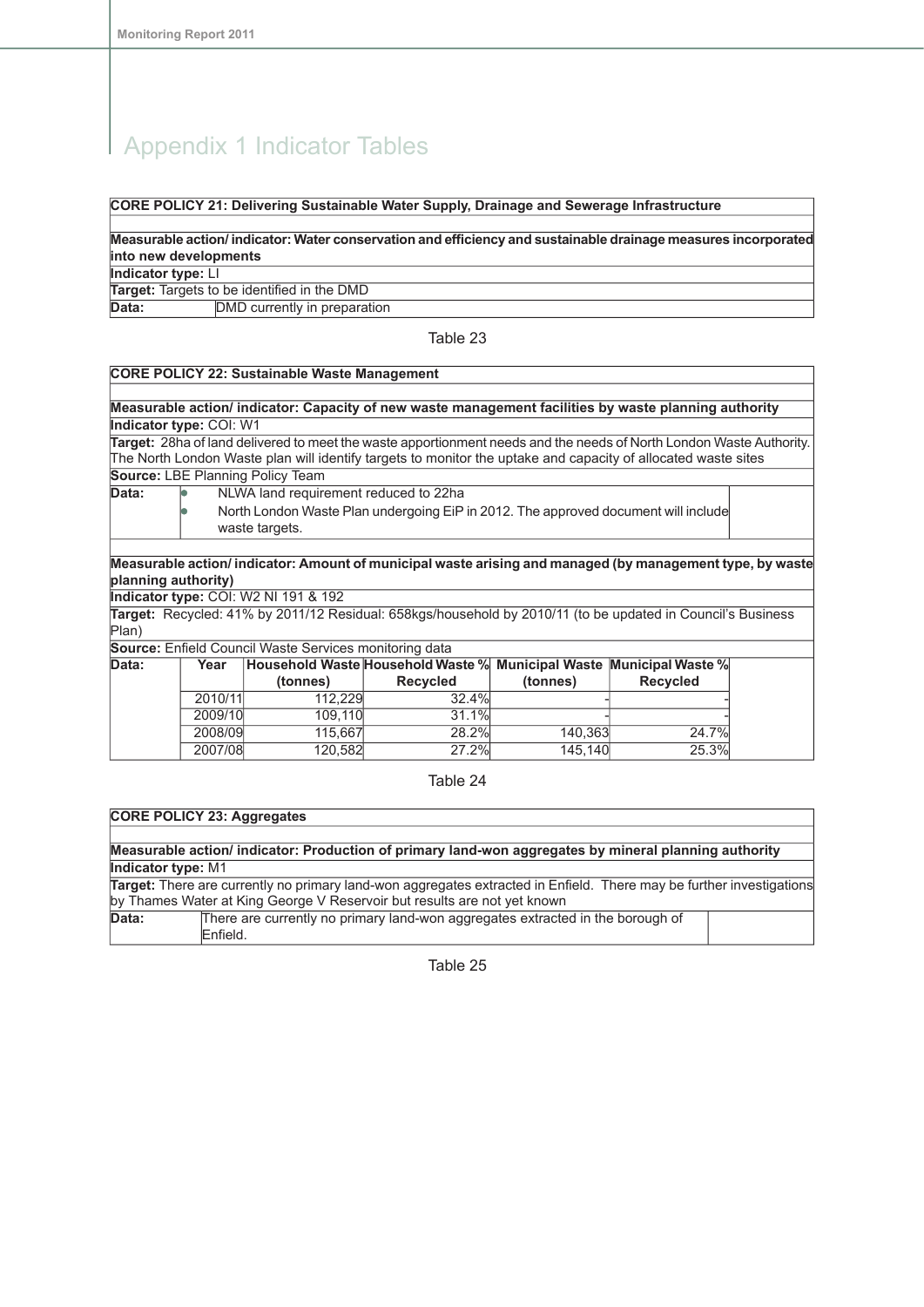# Appendix 1 Indicator Tables

| **CORE POLICY 21: Delivering Sustainable Water Supply, Drainage and Sewerage Infrastructure** |
|---|
| **Measurable action/ indicator: Water conservation and efficiency and sustainable drainage measures incorporated into new developments** |
| **Indicator type:** LI |
| **Target:** Targets to be identified in the DMD |
| **Data:** DMD currently in preparation |

Table 23

| **CORE POLICY 22: Sustainable Waste Management** |
|---|
| **Measurable action/ indicator: Capacity of new waste management facilities by waste planning authority** |
| **Indicator type:** COI: W1 |
| **Target:** 28ha of land delivered to meet the waste apportionment needs and the needs of North London Waste Authority. The North London Waste plan will identify targets to monitor the uptake and capacity of allocated waste sites |
| **Source:** LBE Planning Policy Team |
| **Data:** • NLWA land requirement reduced to 22ha • North London Waste Plan undergoing EiP in 2012. The approved document will include waste targets. |

| **Measurable action/ indicator: Amount of municipal waste arising and managed (by management type, by waste planning authority)** | | | | | |
|---|---|---|---|---|---|
| **Indicator type:** COI: W2 NI 191 & 192 | | | | | |
| **Target:** Recycled: 41% by 2011/12 Residual: 658kgs/household by 2010/11 (to be updated in Council's Business Plan) | | | | | |
| **Source:** Enfield Council Waste Services monitoring data | | | | | |
| **Data:** | **Year** | **Household Waste (tonnes)** | **Household Waste % Recycled** | **Municipal Waste (tonnes)** | **Municipal Waste % Recycled** |
| | 2010/11 | 112,229 | 32.4% | - | - |
| | 2009/10 | 109,110 | 31.1% | - | - |
| | 2008/09 | 115,667 | 28.2% | 140,363 | 24.7% |
| | 2007/08 | 120,582 | 27.2% | 145,140 | 25.3% |

Table 24

| **CORE POLICY 23: Aggregates** |
|---|
| **Measurable action/ indicator: Production of primary land-won aggregates by mineral planning authority** |
| **Indicator type:** M1 |
| **Target:** There are currently no primary land-won aggregates extracted in Enfield. There may be further investigations by Thames Water at King George V Reservoir but results are not yet known |
| **Data:** There are currently no primary land-won aggregates extracted in the borough of Enfield. |

Table 25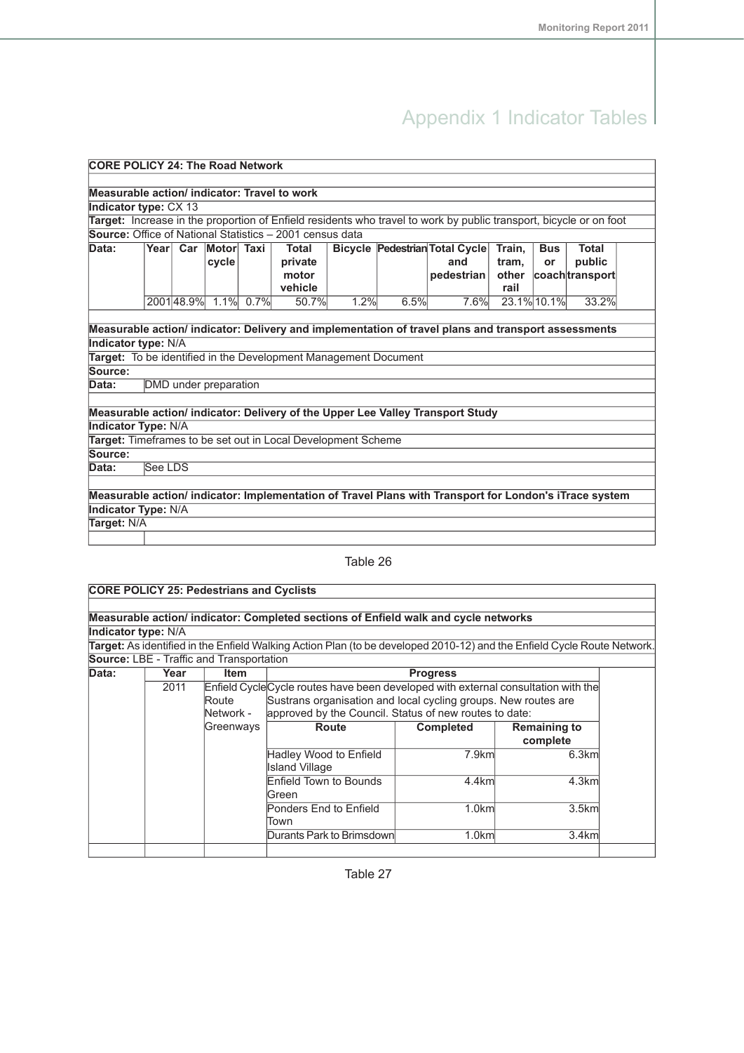# Appendix 1 Indicator Tables

| CORE POLICY 24: The Road Network | | | | | | | | | | | | |
|---|---|---|---|---|---|---|---|---|---|---|---|---|
| **Measurable action/ indicator: Travel to work** | | | | | | | | | | | | |
| **Indicator type:** CX 13 | | | | | | | | | | | | |
| **Target:** Increase in the proportion of Enfield residents who travel to work by public transport, bicycle or on foot | | | | | | | | | | | | |
| **Source:** Office of National Statistics – 2001 census data | | | | | | | | | | | | |
| **Data:** | **Year** | **Car** | **Motor cycle** | **Taxi** | **Total private motor vehicle** | **Bicycle** | **Pedestrian** | **Total Cycle and pedestrian** | **Train, tram, other rail** | **Bus or coach** | **Total public transport** | |
| | 2001 | 48.9% | 1.1% | 0.7% | 50.7% | 1.2% | 6.5% | 7.6% | 23.1% | 10.1% | 33.2% | |
| **Measurable action/ indicator: Delivery and implementation of travel plans and transport assessments** | | | | | | | | | | | | |
| **Indicator type:** N/A | | | | | | | | | | | | |
| **Target:** To be identified in the Development Management Document | | | | | | | | | | | | |
| **Source:** | | | | | | | | | | | | |
| **Data:** | DMD under preparation | | | | | | | | | | | |
| **Measurable action/ indicator: Delivery of the Upper Lee Valley Transport Study** | | | | | | | | | | | | |
| **Indicator Type:** N/A | | | | | | | | | | | | |
| **Target:** Timeframes to be set out in Local Development Scheme | | | | | | | | | | | | |
| **Source:** | | | | | | | | | | | | |
| **Data:** | See LDS | | | | | | | | | | | |
| **Measurable action/ indicator: Implementation of Travel Plans with Transport for London's iTrace system** | | | | | | | | | | | | |
| **Indicator Type:** N/A | | | | | | | | | | | | |
| **Target:** N/A | | | | | | | | | | | | |

Table 26

| CORE POLICY 25: Pedestrians and Cyclists | | | | | | |
|---|---|---|---|---|---|---|
| **Measurable action/ indicator: Completed sections of Enfield walk and cycle networks** | | | | | | |
| **Indicator type:** N/A | | | | | | |
| **Target:** As identified in the Enfield Walking Action Plan (to be developed 2010-12) and the Enfield Cycle Route Network. | | | | | | |
| **Source:** LBE - Traffic and Transportation | | | | | | |
| **Data:** | **Year** | **Item** | **Progress** | | | |
| | 2011 | Enfield Cycle Route Network - Greenways | Cycle routes have been developed with external consultation with the Sustrans organisation and local cycling groups. New routes are approved by the Council. Status of new routes to date: | | | |
| | | | **Route** | **Completed** | **Remaining to complete** | |
| | | | Hadley Wood to Enfield Island Village | 7.9km | 6.3km | |
| | | | Enfield Town to Bounds Green | 4.4km | 4.3km | |
| | | | Ponders End to Enfield Town | 1.0km | 3.5km | |
| | | | Durants Park to Brimsdown | 1.0km | 3.4km | |

Table 27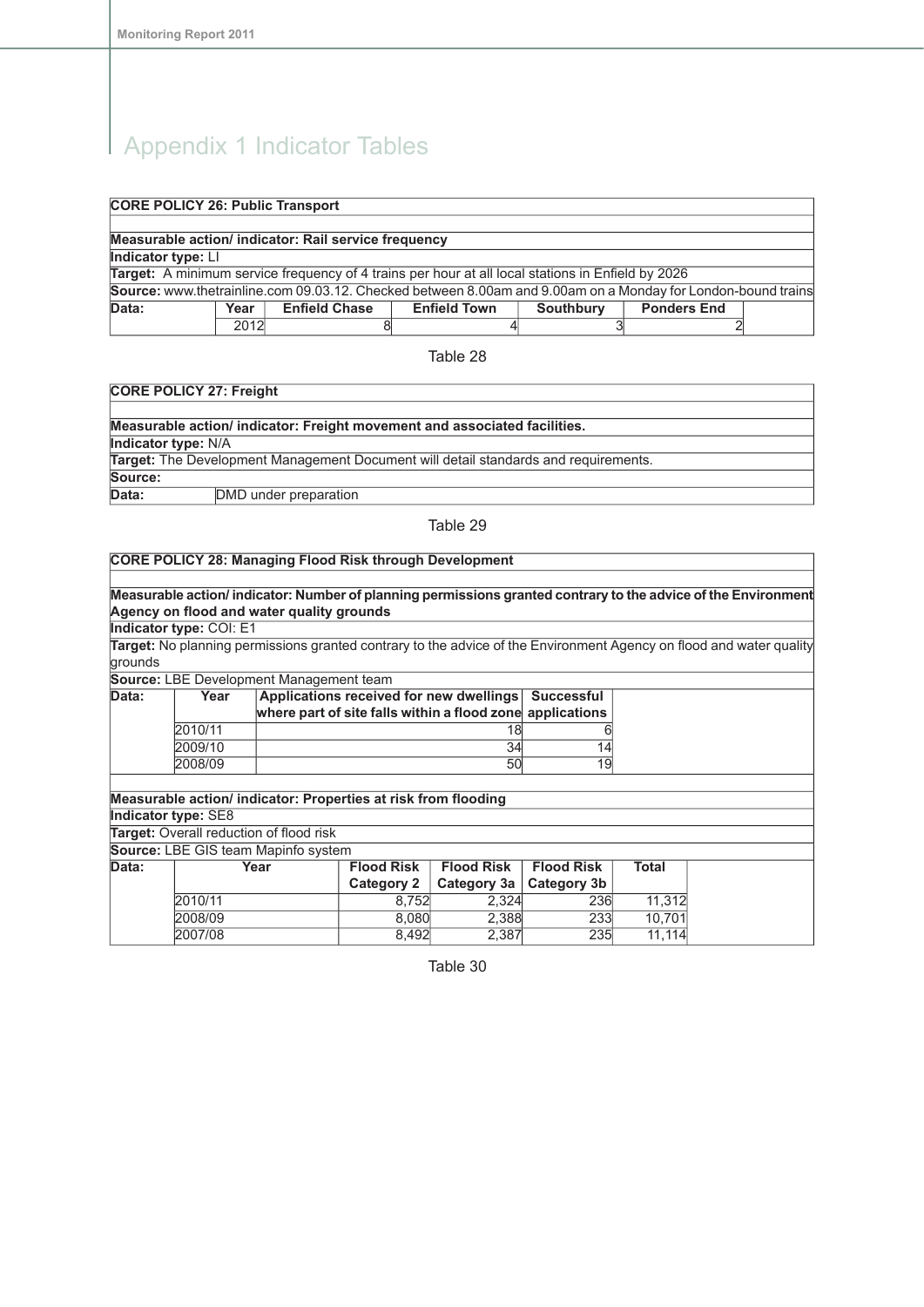# Appendix 1 Indicator Tables

| **CORE POLICY 26: Public Transport** | | | | | |
|---|---|---|---|---|---|
| **Measurable action/ indicator: Rail service frequency** | | | | | |
| **Indicator type:** LI | | | | | |
| **Target:** A minimum service frequency of 4 trains per hour at all local stations in Enfield by 2026 | | | | | |
| **Source:** www.thetrainline.com 09.03.12. Checked between 8.00am and 9.00am on a Monday for London-bound trains | | | | | |
| **Data:** | **Year** | **Enfield Chase** | **Enfield Town** | **Southbury** | **Ponders End** |
| | 2012 | 8 | 4 | 3 | 2 |

Table 28

| **CORE POLICY 27: Freight** | |
|---|---|
| **Measurable action/ indicator: Freight movement and associated facilities.** | |
| **Indicator type:** N/A | |
| **Target:** The Development Management Document will detail standards and requirements. | |
| **Source:** | |
| **Data:** | DMD under preparation |

Table 29

| **CORE POLICY 28: Managing Flood Risk through Development** | | | | | |
|---|---|---|---|---|---|
| **Measurable action/ indicator: Number of planning permissions granted contrary to the advice of the Environment Agency on flood and water quality grounds** | | | | | |
| **Indicator type:** COI: E1 | | | | | |
| **Target:** No planning permissions granted contrary to the advice of the Environment Agency on flood and water quality grounds | | | | | |
| **Source:** LBE Development Management team | | | | | |
| **Data:** | **Year** | **Applications received for new dwellings where part of site falls within a flood zone** | **Successful applications** | | |
| | 2010/11 | 18 | 6 | | |
| | 2009/10 | 34 | 14 | | |
| | 2008/09 | 50 | 19 | | |
| **Measurable action/ indicator: Properties at risk from flooding** | | | | | |
| **Indicator type:** SE8 | | | | | |
| **Target:** Overall reduction of flood risk | | | | | |
| **Source:** LBE GIS team Mapinfo system | | | | | |
| **Data:** | **Year** | **Flood Risk Category 2** | **Flood Risk Category 3a** | **Flood Risk Category 3b** | **Total** |
| | 2010/11 | 8,752 | 2,324 | 236 | 11,312 |
| | 2008/09 | 8,080 | 2,388 | 233 | 10,701 |
| | 2007/08 | 8,492 | 2,387 | 235 | 11,114 |

Table 30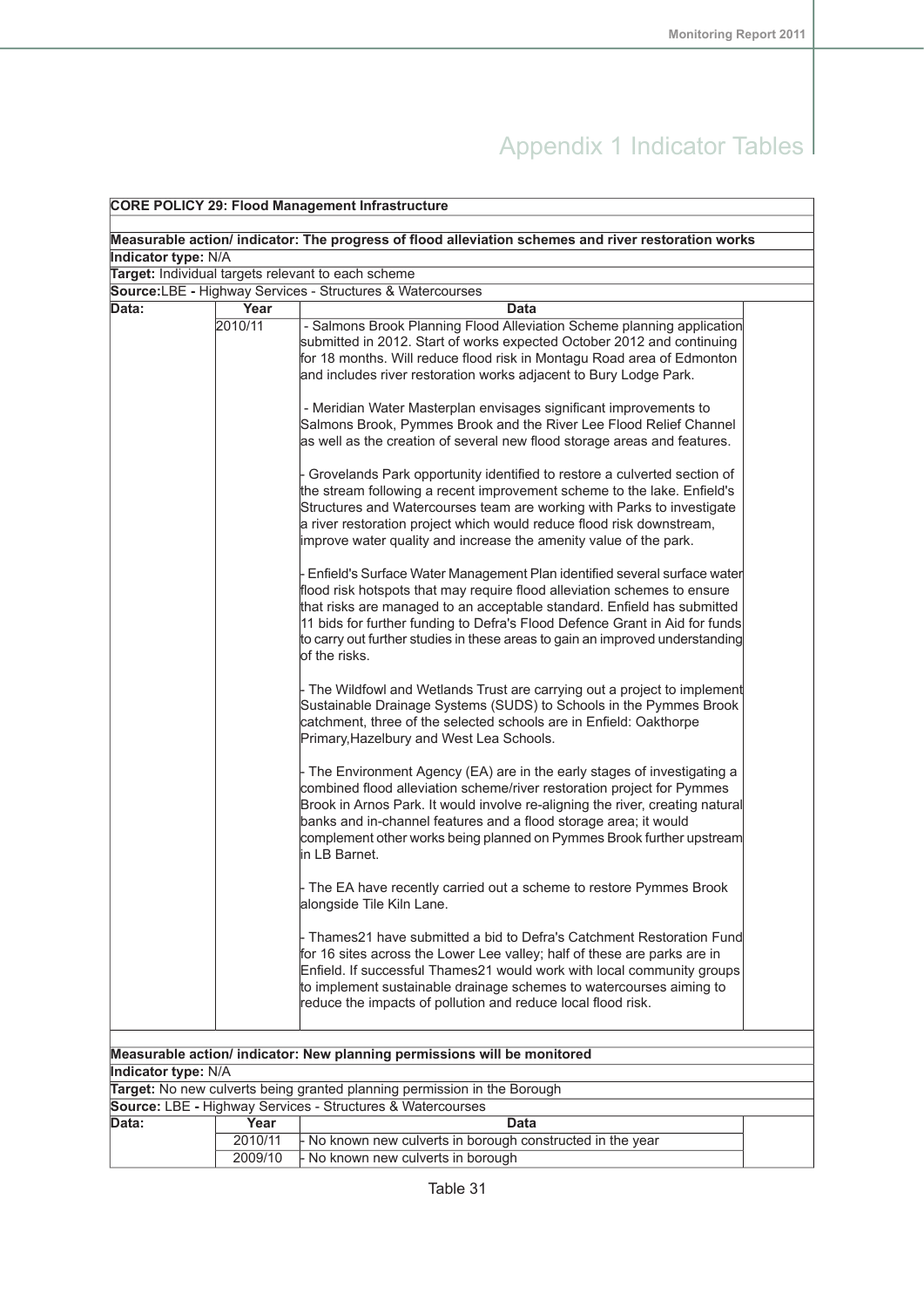# Appendix 1 Indicator Tables

| **CORE POLICY 29: Flood Management Infrastructure** | | |
|---|---|---|
| **Measurable action/ indicator: The progress of flood alleviation schemes and river restoration works** | | |
| **Indicator type:** N/A | | |
| **Target:** Individual targets relevant to each scheme | | |
| **Source:** LBE - Highway Services - Structures & Watercourses | | |
| **Data:** | **Year** | **Data** |
| | 2010/11 | - Salmons Brook Planning Flood Alleviation Scheme planning application submitted in 2012. Start of works expected October 2012 and continuing for 18 months. Will reduce flood risk in Montagu Road area of Edmonton and includes river restoration works adjacent to Bury Lodge Park.<br><br>- Meridian Water Masterplan envisages significant improvements to Salmons Brook, Pymmes Brook and the River Lee Flood Relief Channel as well as the creation of several new flood storage areas and features.<br><br>- Grovelands Park opportunity identified to restore a culverted section of the stream following a recent improvement scheme to the lake. Enfield's Structures and Watercourses team are working with Parks to investigate a river restoration project which would reduce flood risk downstream, improve water quality and increase the amenity value of the park.<br><br>- Enfield's Surface Water Management Plan identified several surface water flood risk hotspots that may require flood alleviation schemes to ensure that risks are managed to an acceptable standard. Enfield has submitted 11 bids for further funding to Defra's Flood Defence Grant in Aid for funds to carry out further studies in these areas to gain an improved understanding of the risks.<br><br>- The Wildfowl and Wetlands Trust are carrying out a project to implement Sustainable Drainage Systems (SUDS) to Schools in the Pymmes Brook catchment, three of the selected schools are in Enfield: Oakthorpe Primary, Hazelbury and West Lea Schools.<br><br>- The Environment Agency (EA) are in the early stages of investigating a combined flood alleviation scheme/river restoration project for Pymmes Brook in Arnos Park. It would involve re-aligning the river, creating natural banks and in-channel features and a flood storage area; it would complement other works being planned on Pymmes Brook further upstream in LB Barnet.<br><br>- The EA have recently carried out a scheme to restore Pymmes Brook alongside Tile Kiln Lane.<br><br>- Thames21 have submitted a bid to Defra's Catchment Restoration Fund for 16 sites across the Lower Lee valley; half of these are parks are in Enfield. If successful Thames21 would work with local community groups to implement sustainable drainage schemes to watercourses aiming to reduce the impacts of pollution and reduce local flood risk. |
| **Measurable action/ indicator: New planning permissions will be monitored** | | |
| **Indicator type:** N/A | | |
| **Target:** No new culverts being granted planning permission in the Borough | | |
| **Source:** LBE - Highway Services - Structures & Watercourses | | |
| **Data:** | **Year** | **Data** |
| | 2010/11 | - No known new culverts in borough constructed in the year |
| | 2009/10 | - No known new culverts in borough |

Table 31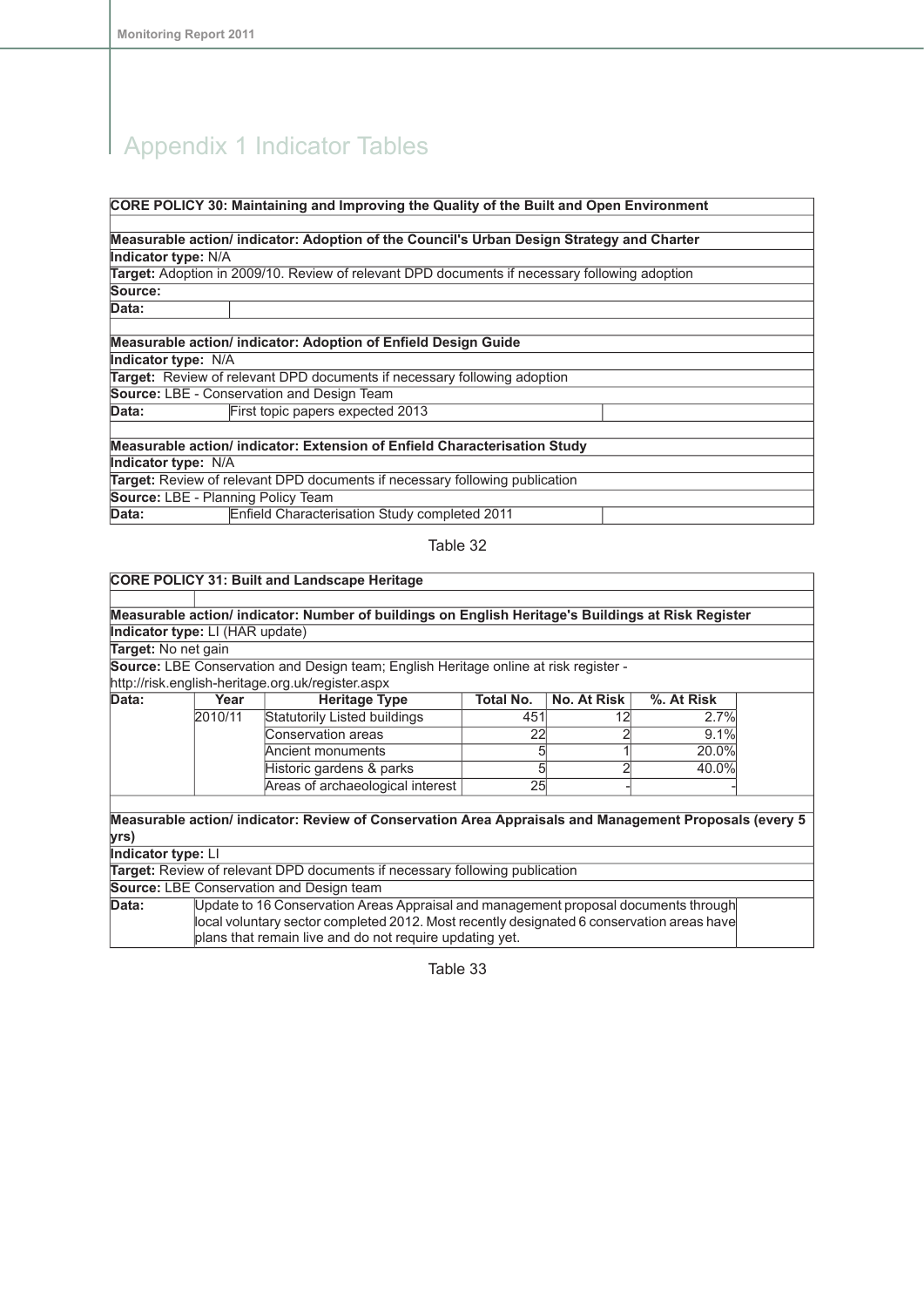# Appendix 1 Indicator Tables

| **CORE POLICY 30: Maintaining and Improving the Quality of the Built and Open Environment** | | |
|---|---|---|
| **Measurable action/ indicator: Adoption of the Council's Urban Design Strategy and Charter** | | |
| **Indicator type:** N/A | | |
| **Target:** Adoption in 2009/10. Review of relevant DPD documents if necessary following adoption | | |
| **Source:** | | |
| **Data:** | | |
| **Measurable action/ indicator: Adoption of Enfield Design Guide** | | |
| **Indicator type:** N/A | | |
| **Target:** Review of relevant DPD documents if necessary following adoption | | |
| **Source:** LBE - Conservation and Design Team | | |
| **Data:** | First topic papers expected 2013 | |
| **Measurable action/ indicator: Extension of Enfield Characterisation Study** | | |
| **Indicator type:** N/A | | |
| **Target:** Review of relevant DPD documents if necessary following publication | | |
| **Source:** LBE - Planning Policy Team | | |
| **Data:** | Enfield Characterisation Study completed 2011 | |

Table 32

| **CORE POLICY 31: Built and Landscape Heritage** | | | | | |
|---|---|---|---|---|---|
| **Measurable action/ indicator: Number of buildings on English Heritage's Buildings at Risk Register** | | | | | |
| **Indicator type:** LI (HAR update) | | | | | |
| **Target:** No net gain | | | | | |
| **Source:** LBE Conservation and Design team; English Heritage online at risk register - http://risk.english-heritage.org.uk/register.aspx | | | | | |
| **Data:** Year | Heritage Type | Total No. | No. At Risk | %. At Risk | |
| 2010/11 | Statutorily Listed buildings | 451 | 12 | 2.7% | |
| | Conservation areas | 22 | 2 | 9.1% | |
| | Ancient monuments | 5 | 1 | 20.0% | |
| | Historic gardens & parks | 5 | 2 | 40.0% | |
| | Areas of archaeological interest | 25 | - | - | |
| **Measurable action/ indicator: Review of Conservation Area Appraisals and Management Proposals (every 5 yrs)** | | | | | |
| **Indicator type:** LI | | | | | |
| **Target:** Review of relevant DPD documents if necessary following publication | | | | | |
| **Source:** LBE Conservation and Design team | | | | | |
| **Data:** | Update to 16 Conservation Areas Appraisal and management proposal documents through local voluntary sector completed 2012. Most recently designated 6 conservation areas have plans that remain live and do not require updating yet. | | | | |

Table 33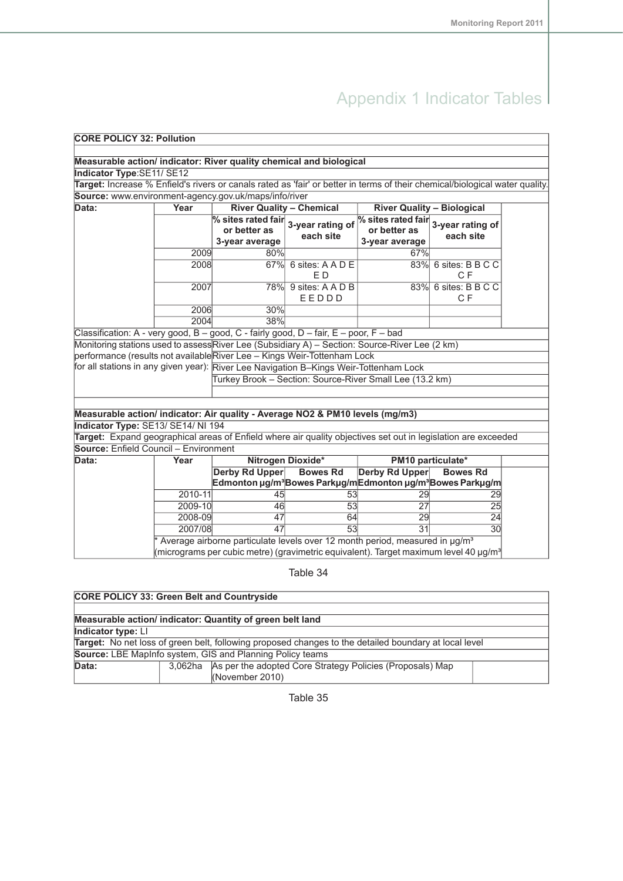# Appendix 1 Indicator Tables

| CORE POLICY 32: Pollution | | | | | |
|---|---|---|---|---|---|
| **Measurable action/ indicator: River quality chemical and biological** | | | | | |
| **Indicator Type**:SE11/ SE12 | | | | | |
| **Target:** Increase % Enfield's rivers or canals rated as 'fair' or better in terms of their chemical/biological water quality. | | | | | |
| **Source:** www.environment-agency.gov.uk/maps/info/river | | | | | |
| **Data:** | **Year** | **River Quality – Chemical** | | **River Quality – Biological** | |
| | | **% sites rated fair or better as 3-year average** | **3-year rating of each site** | **% sites rated fair or better as 3-year average** | **3-year rating of each site** |
| | 2009 | 80% | | 67% | |
| | 2008 | 67% | 6 sites: A A D E E D | 83% | 6 sites: B B C C C F |
| | 2007 | 78% | 9 sites: A A D B E E D D D | 83% | 6 sites: B B C C C F |
| | 2006 | 30% | | | |
| | 2004 | 38% | | | |
| Classification: A - very good, B – good, C - fairly good, D – fair, E – poor, F – bad | | | | | |
| Monitoring stations used to assess performance (results not available for all stations in any given year): | River Lee (Subsidiary A) – Section: Source-River Lee (2 km) | | | | |
| | River Lee – Kings Weir-Tottenham Lock | | | | |
| | River Lee Navigation B–Kings Weir-Tottenham Lock | | | | |
| | Turkey Brook – Section: Source-River Small Lee (13.2 km) | | | | |
| **Measurable action/ indicator: Air quality - Average NO2 & PM10 levels (mg/m3)** | | | | | |
| **Indicator Type:** SE13/ SE14/ NI 194 | | | | | |
| **Target:** Expand geographical areas of Enfield where air quality objectives set out in legislation are exceeded | | | | | |
| **Source:** Enfield Council – Environment | | | | | |
| **Data:** | **Year** | **Nitrogen Dioxide*** | | **PM10 particulate*** | |
| | | **Derby Rd Upper Edmonton μg/m³** | **Bowes Rd Bowes Parkμg/m** | **Derby Rd Upper Edmonton μg/m³** | **Bowes Rd Bowes Parkμg/m** |
| | 2010-11 | 45 | 53 | 29 | 29 |
| | 2009-10 | 46 | 53 | 27 | 25 |
| | 2008-09 | 47 | 64 | 29 | 24 |
| | 2007/08 | 47 | 53 | 31 | 30 |
| | * Average airborne particulate levels over 12 month period, measured in μg/m³ (micrograms per cubic metre) (gravimetric equivalent). Target maximum level 40 μg/m³ | | | | |

Table 34

| CORE POLICY 33: Green Belt and Countryside | | |
|---|---|---|
| **Measurable action/ indicator: Quantity of green belt land** | | |
| **Indicator type:** LI | | |
| **Target:** No net loss of green belt, following proposed changes to the detailed boundary at local level | | |
| **Source:** LBE MapInfo system, GIS and Planning Policy teams | | |
| **Data:** | 3,062ha | As per the adopted Core Strategy Policies (Proposals) Map (November 2010) |

Table 35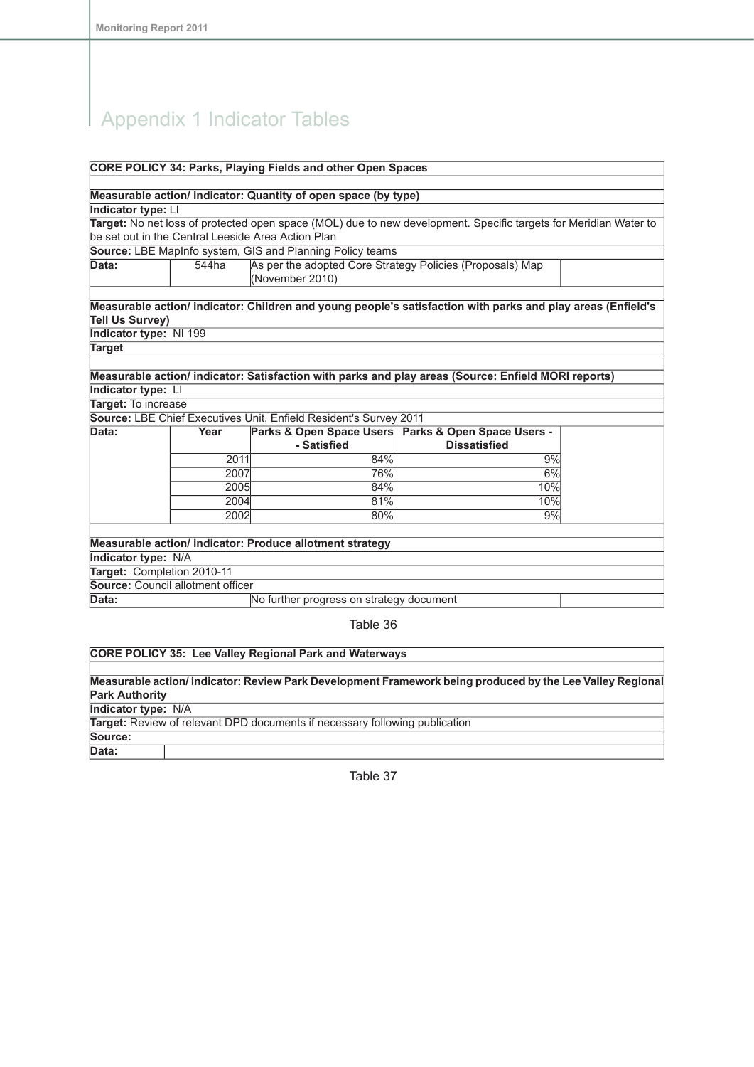# Appendix 1 Indicator Tables

| **CORE POLICY 34: Parks, Playing Fields and other Open Spaces** | | | | |
|---|---|---|---|---|
| | | | | |
| **Measurable action/ indicator: Quantity of open space (by type)** | | | | |
| **Indicator type:** LI | | | | |
| **Target:** No net loss of protected open space (MOL) due to new development. Specific targets for Meridian Water to be set out in the Central Leeside Area Action Plan | | | | |
| **Source:** LBE MapInfo system, GIS and Planning Policy teams | | | | |
| **Data:** | 544ha | As per the adopted Core Strategy Policies (Proposals) Map (November 2010) | | |
| | | | | |
| **Measurable action/ indicator: Children and young people's satisfaction with parks and play areas (Enfield's Tell Us Survey)** | | | | |
| **Indicator type:** NI 199 | | | | |
| **Target** | | | | |
| | | | | |
| **Measurable action/ indicator: Satisfaction with parks and play areas (Source: Enfield MORI reports)** | | | | |
| **Indicator type:** LI | | | | |
| **Target:** To increase | | | | |
| **Source:** LBE Chief Executives Unit, Enfield Resident's Survey 2011 | | | | |
| **Data:** | **Year** | **Parks & Open Space Users - Satisfied** | **Parks & Open Space Users - Dissatisfied** | |
| | 2011 | 84% | 9% | |
| | 2007 | 76% | 6% | |
| | 2005 | 84% | 10% | |
| | 2004 | 81% | 10% | |
| | 2002 | 80% | 9% | |
| | | | | |
| **Measurable action/ indicator: Produce allotment strategy** | | | | |
| **Indicator type:** N/A | | | | |
| **Target:** Completion 2010-11 | | | | |
| **Source:** Council allotment officer | | | | |
| **Data:** | | No further progress on strategy document | | |

Table 36

| **CORE POLICY 35: Lee Valley Regional Park and Waterways** | |
|---|---|
| | |
| **Measurable action/ indicator: Review Park Development Framework being produced by the Lee Valley Regional Park Authority** | |
| **Indicator type:** N/A | |
| **Target:** Review of relevant DPD documents if necessary following publication | |
| **Source:** | |
| **Data:** | |

Table 37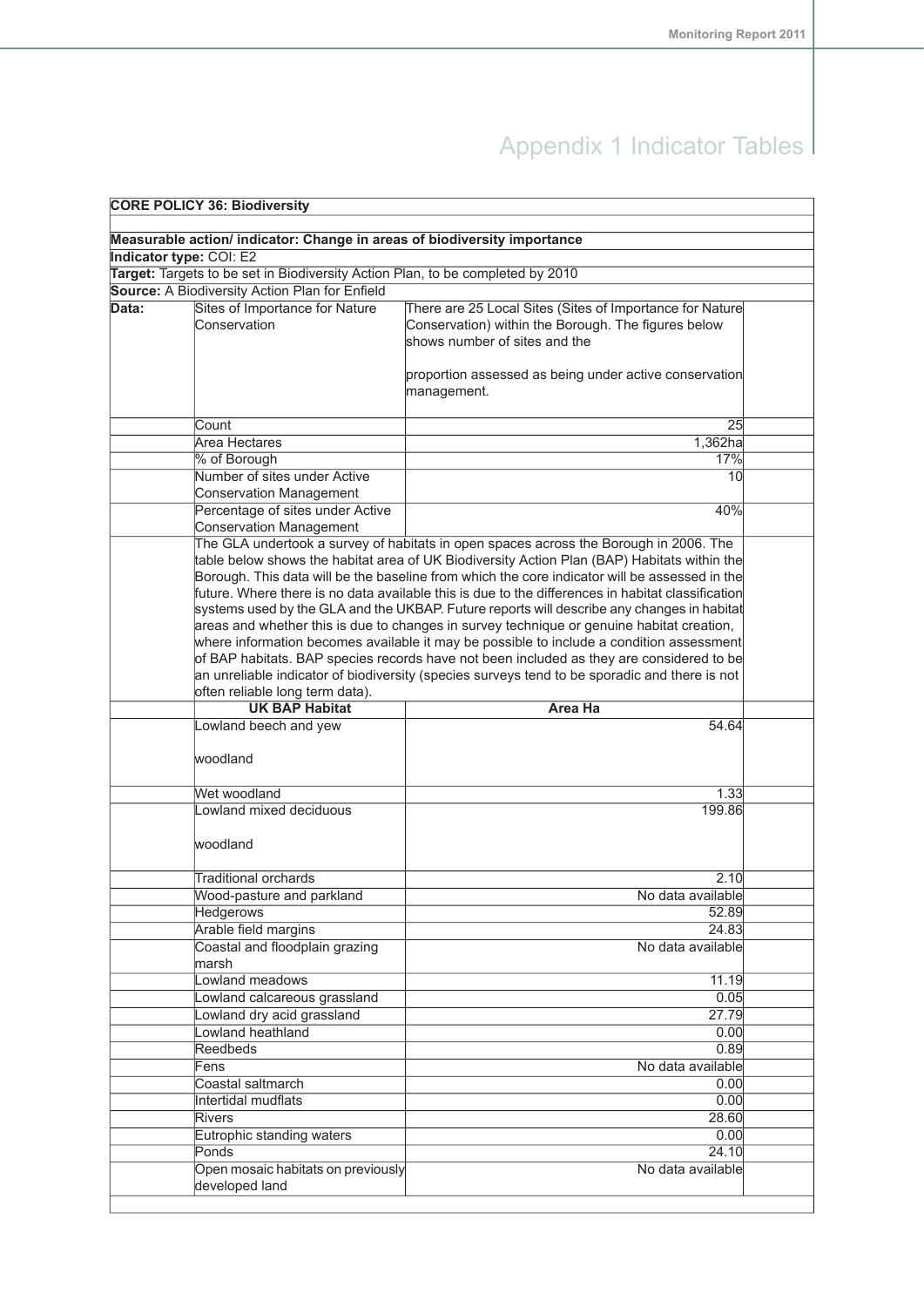# Appendix 1 Indicator Tables

**CORE POLICY 36: Biodiversity**

**Measurable action/ indicator: Change in areas of biodiversity importance**

**Indicator type:** COI: E2

**Target:** Targets to be set in Biodiversity Action Plan, to be completed by 2010

**Source:** A Biodiversity Action Plan for Enfield

| **Data:** | Sites of Importance for Nature Conservation | There are 25 Local Sites (Sites of Importance for Nature Conservation) within the Borough. The figures below shows number of sites and the proportion assessed as being under active conservation management. |
|---|---|---|
| | Count | 25 |
| | Area Hectares | 1,362ha |
| | % of Borough | 17% |
| | Number of sites under Active Conservation Management | 10 |
| | Percentage of sites under Active Conservation Management | 40% |

The GLA undertook a survey of habitats in open spaces across the Borough in 2006. The table below shows the habitat area of UK Biodiversity Action Plan (BAP) Habitats within the Borough. This data will be the baseline from which the core indicator will be assessed in the future. Where there is no data available this is due to the differences in habitat classification systems used by the GLA and the UKBAP. Future reports will describe any changes in habitat areas and whether this is due to changes in survey technique or genuine habitat creation, where information becomes available it may be possible to include a condition assessment of BAP habitats. BAP species records have not been included as they are considered to be an unreliable indicator of biodiversity (species surveys tend to be sporadic and there is not often reliable long term data).

| UK BAP Habitat | Area Ha |
|---|---|
| Lowland beech and yew woodland | 54.64 |
| Wet woodland | 1.33 |
| Lowland mixed deciduous woodland | 199.86 |
| Traditional orchards | 2.10 |
| Wood-pasture and parkland | No data available |
| Hedgerows | 52.89 |
| Arable field margins | 24.83 |
| Coastal and floodplain grazing marsh | No data available |
| Lowland meadows | 11.19 |
| Lowland calcareous grassland | 0.05 |
| Lowland dry acid grassland | 27.79 |
| Lowland heathland | 0.00 |
| Reedbeds | 0.89 |
| Fens | No data available |
| Coastal saltmarch | 0.00 |
| Intertidal mudflats | 0.00 |
| Rivers | 28.60 |
| Eutrophic standing waters | 0.00 |
| Ponds | 24.10 |
| Open mosaic habitats on previously developed land | No data available |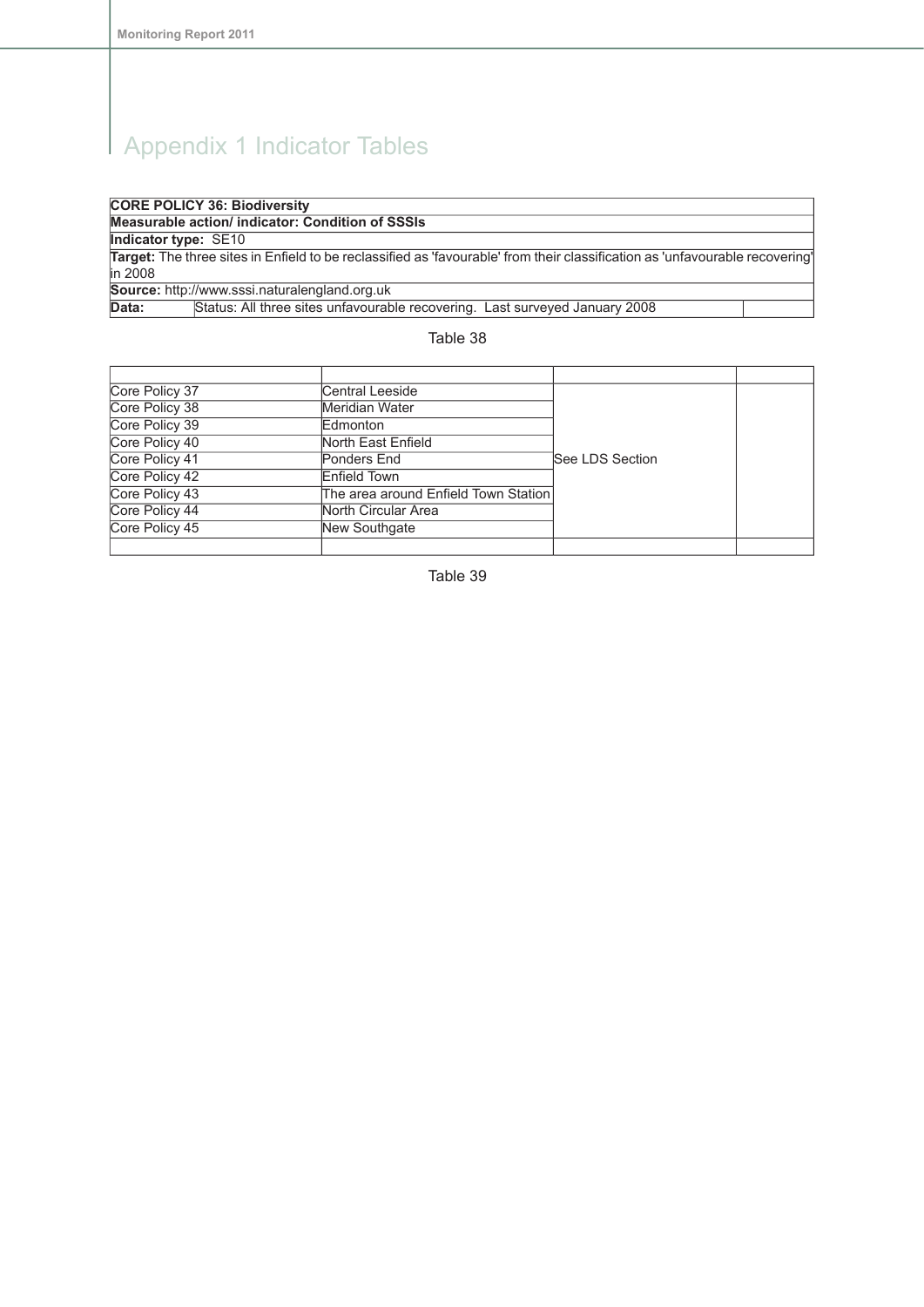# Appendix 1 Indicator Tables

| **CORE POLICY 36: Biodiversity** | |
|---|---|
| **Measurable action/ indicator: Condition of SSSIs** | |
| **Indicator type:** SE10 | |
| **Target:** The three sites in Enfield to be reclassified as 'favourable' from their classification as 'unfavourable recovering' in 2008 | |
| **Source:** http://www.sssi.naturalengland.org.uk | |
| **Data:** | Status: All three sites unfavourable recovering. Last surveyed January 2008 |

Table 38

| | | | |
|---|---|---|---|
| Core Policy 37 | Central Leeside | See LDS Section | |
| Core Policy 38 | Meridian Water | | |
| Core Policy 39 | Edmonton | | |
| Core Policy 40 | North East Enfield | | |
| Core Policy 41 | Ponders End | | |
| Core Policy 42 | Enfield Town | | |
| Core Policy 43 | The area around Enfield Town Station | | |
| Core Policy 44 | North Circular Area | | |
| Core Policy 45 | New Southgate | | |
| | | | |

Table 39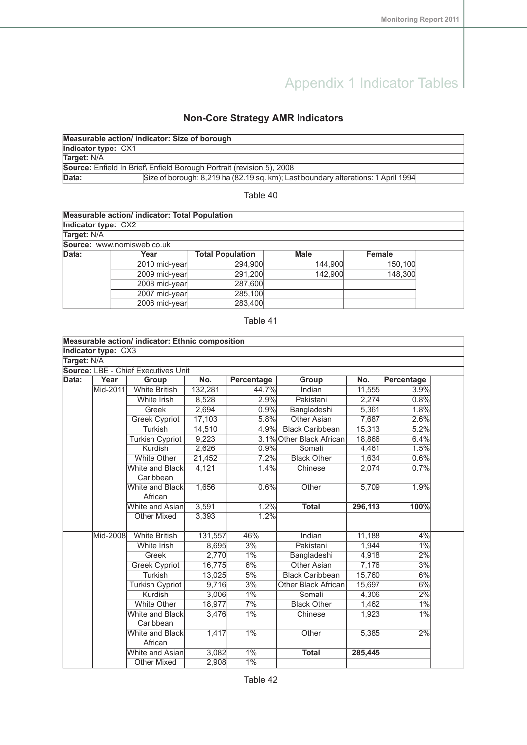# Appendix 1 Indicator Tables

## Non-Core Strategy AMR Indicators

| **Measurable action/ indicator: Size of borough** | |
|---|---|
| **Indicator type:** CX1 | |
| **Target:** N/A | |
| **Source:** Enfield In Brief\ Enfield Borough Portrait (revision 5), 2008 | |
| **Data:** | Size of borough: 8,219 ha (82.19 sq. km); Last boundary alterations: 1 April 1994 |

Table 40

| **Measurable action/ indicator: Total Population** | | | | |
|---|---|---|---|---|
| **Indicator type:** CX2 | | | | |
| **Target:** N/A | | | | |
| **Source:** www.nomisweb.co.uk | | | | |
| **Data:** | **Year** | **Total Population** | **Male** | **Female** |
| | 2010 mid-year | 294,900 | 144,900 | 150,100 |
| | 2009 mid-year | 291,200 | 142,900 | 148,300 |
| | 2008 mid-year | 287,600 | | |
| | 2007 mid-year | 285,100 | | |
| | 2006 mid-year | 283,400 | | |

Table 41

| **Measurable action/ indicator: Ethnic composition** | | | | | | | |
|---|---|---|---|---|---|---|---|
| **Indicator type:** CX3 | | | | | | | |
| **Target:** N/A | | | | | | | |
| **Source:** LBE - Chief Executives Unit | | | | | | | |
| **Data:** | **Year** | **Group** | **No.** | **Percentage** | **Group** | **No.** | **Percentage** |
| | Mid-2011 | White British | 132,281 | 44.7% | Indian | 11,555 | 3.9% |
| | | White Irish | 8,528 | 2.9% | Pakistani | 2,274 | 0.8% |
| | | Greek | 2,694 | 0.9% | Bangladeshi | 5,361 | 1.8% |
| | | Greek Cypriot | 17,103 | 5.8% | Other Asian | 7,687 | 2.6% |
| | | Turkish | 14,510 | 4.9% | Black Caribbean | 15,313 | 5.2% |
| | | Turkish Cypriot | 9,223 | 3.1% | Other Black African | 18,866 | 6.4% |
| | | Kurdish | 2,626 | 0.9% | Somali | 4,461 | 1.5% |
| | | White Other | 21,452 | 7.2% | Black Other | 1,634 | 0.6% |
| | | White and Black Caribbean | 4,121 | 1.4% | Chinese | 2,074 | 0.7% |
| | | White and Black African | 1,656 | 0.6% | Other | 5,709 | 1.9% |
| | | White and Asian | 3,591 | 1.2% | **Total** | **296,113** | **100%** |
| | | Other Mixed | 3,393 | 1.2% | | | |
| | | | | | | | |
| | Mid-2008 | White British | 131,557 | 46% | Indian | 11,188 | 4% |
| | | White Irish | 8,695 | 3% | Pakistani | 1,944 | 1% |
| | | Greek | 2,770 | 1% | Bangladeshi | 4,918 | 2% |
| | | Greek Cypriot | 16,775 | 6% | Other Asian | 7,176 | 3% |
| | | Turkish | 13,025 | 5% | Black Caribbean | 15,760 | 6% |
| | | Turkish Cypriot | 9,716 | 3% | Other Black African | 15,697 | 6% |
| | | Kurdish | 3,006 | 1% | Somali | 4,306 | 2% |
| | | White Other | 18,977 | 7% | Black Other | 1,462 | 1% |
| | | White and Black Caribbean | 3,476 | 1% | Chinese | 1,923 | 1% |
| | | White and Black African | 1,417 | 1% | Other | 5,385 | 2% |
| | | White and Asian | 3,082 | 1% | **Total** | **285,445** | |
| | | Other Mixed | 2,908 | 1% | | | |

Table 42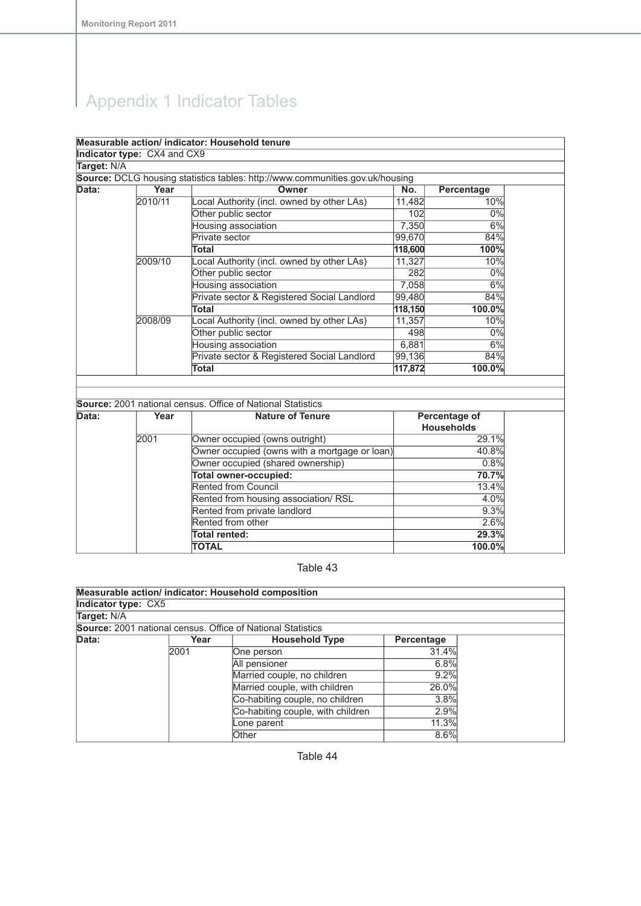# Appendix 1 Indicator Tables

| **Measurable action/ indicator: Household tenure** | | | | |
|---|---|---|---|---|
| **Indicator type:** CX4 and CX9 | | | | |
| **Target:** N/A | | | | |
| **Source:** DCLG housing statistics tables: http://www.communities.gov.uk/housing | | | | |
| **Data:** | **Year** | **Owner** | **No.** | **Percentage** |
| | 2010/11 | Local Authority (incl. owned by other LAs) | 11,482 | 10% |
| | | Other public sector | 102 | 0% |
| | | Housing association | 7,350 | 6% |
| | | Private sector | 99,670 | 84% |
| | | **Total** | **118,600** | **100%** |
| | 2009/10 | Local Authority (incl. owned by other LAs) | 11,327 | 10% |
| | | Other public sector | 282 | 0% |
| | | Housing association | 7,058 | 6% |
| | | Private sector & Registered Social Landlord | 99,480 | 84% |
| | | **Total** | **118,150** | **100.0%** |
| | 2008/09 | Local Authority (incl. owned by other LAs) | 11,357 | 10% |
| | | Other public sector | 498 | 0% |
| | | Housing association | 6,881 | 6% |
| | | Private sector & Registered Social Landlord | 99,136 | 84% |
| | | **Total** | **117,872** | **100.0%** |

| **Source:** 2001 national census. Office of National Statistics | | | |
|---|---|---|---|
| **Data:** | **Year** | **Nature of Tenure** | **Percentage of Households** |
| | 2001 | Owner occupied (owns outright) | 29.1% |
| | | Owner occupied (owns with a mortgage or loan) | 40.8% |
| | | Owner occupied (shared ownership) | 0.8% |
| | | **Total owner-occupied:** | **70.7%** |
| | | Rented from Council | 13.4% |
| | | Rented from housing association/ RSL | 4.0% |
| | | Rented from private landlord | 9.3% |
| | | Rented from other | 2.6% |
| | | **Total rented:** | **29.3%** |
| | | **TOTAL** | **100.0%** |

Table 43

| **Measurable action/ indicator: Household composition** | | | |
|---|---|---|---|
| **Indicator type:** CX5 | | | |
| **Target:** N/A | | | |
| **Source:** 2001 national census. Office of National Statistics | | | |
| **Data:** | **Year** | **Household Type** | **Percentage** |
| | 2001 | One person | 31.4% |
| | | All pensioner | 6.8% |
| | | Married couple, no children | 9.2% |
| | | Married couple, with children | 26.0% |
| | | Co-habiting couple, no children | 3.8% |
| | | Co-habiting couple, with children | 2.9% |
| | | Lone parent | 11.3% |
| | | Other | 8.6% |

Table 44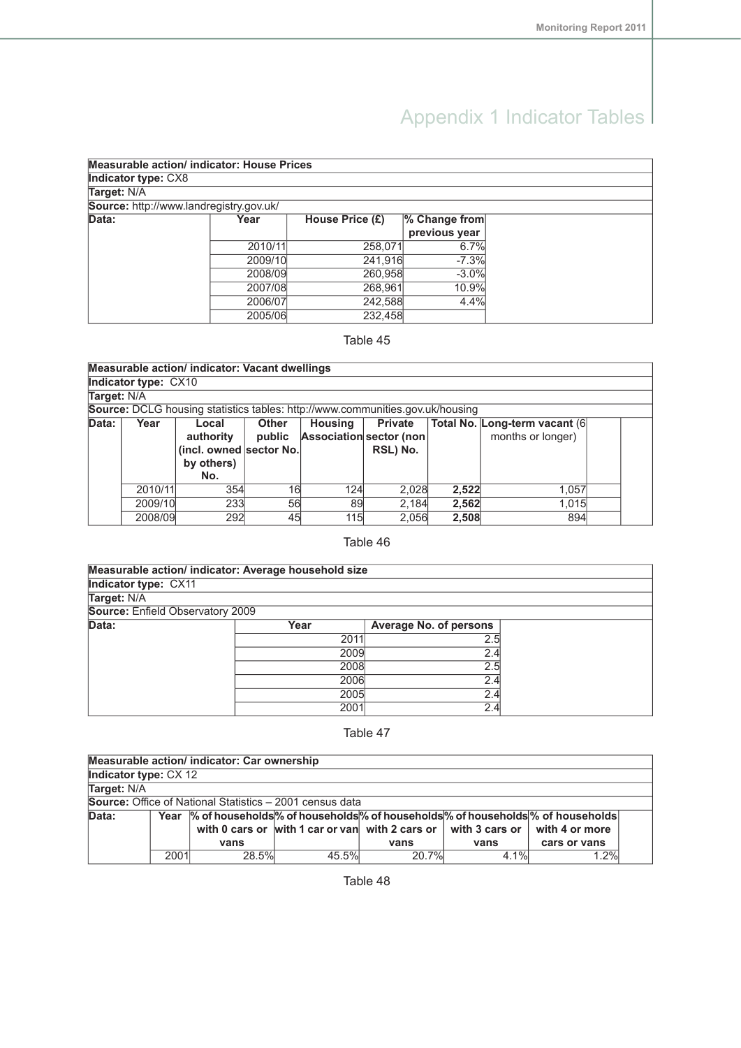# Appendix 1 Indicator Tables

| **Measurable action/ indicator: House Prices** | | | |
|---|---|---|---|
| **Indicator type:** CX8 | | | |
| **Target:** N/A | | | |
| **Source:** http://www.landregistry.gov.uk/ | | | |
| **Data:** | **Year** | **House Price (£)** | **% Change from previous year** |
| | 2010/11 | 258,071 | 6.7% |
| | 2009/10 | 241,916 | -7.3% |
| | 2008/09 | 260,958 | -3.0% |
| | 2007/08 | 268,961 | 10.9% |
| | 2006/07 | 242,588 | 4.4% |
| | 2005/06 | 232,458 | |

Table 45

| **Measurable action/ indicator: Vacant dwellings** | | | | | | | |
|---|---|---|---|---|---|---|---|
| **Indicator type:** CX10 | | | | | | | |
| **Target:** N/A | | | | | | | |
| **Source:** DCLG housing statistics tables: http://www.communities.gov.uk/housing | | | | | | | |
| **Data:** | **Year** | **Local authority (incl. owned by others) No.** | **Other public sector No.** | **Housing Association** | **Private sector (non RSL) No.** | **Total No.** | **Long-term vacant** (6 months or longer) |
| | 2010/11 | 354 | 16 | 124 | 2,028 | **2,522** | 1,057 |
| | 2009/10 | 233 | 56 | 89 | 2,184 | **2,562** | 1,015 |
| | 2008/09 | 292 | 45 | 115 | 2,056 | **2,508** | 894 |

Table 46

| **Measurable action/ indicator: Average household size** | | |
|---|---|---|
| **Indicator type:** CX11 | | |
| **Target:** N/A | | |
| **Source:** Enfield Observatory 2009 | | |
| **Data:** | **Year** | **Average No. of persons** |
| | 2011 | 2.5 |
| | 2009 | 2.4 |
| | 2008 | 2.5 |
| | 2006 | 2.4 |
| | 2005 | 2.4 |
| | 2001 | 2.4 |

Table 47

| **Measurable action/ indicator: Car ownership** | | | | | | |
|---|---|---|---|---|---|---|
| **Indicator type:** CX 12 | | | | | | |
| **Target:** N/A | | | | | | |
| **Source:** Office of National Statistics – 2001 census data | | | | | | |
| **Data:** | **Year** | **% of households with 0 cars or vans** | **% of households with 1 car or van** | **% of households with 2 cars or vans** | **% of households with 3 cars or vans** | **% of households with 4 or more cars or vans** |
| | 2001 | 28.5% | 45.5% | 20.7% | 4.1% | 1.2% |

Table 48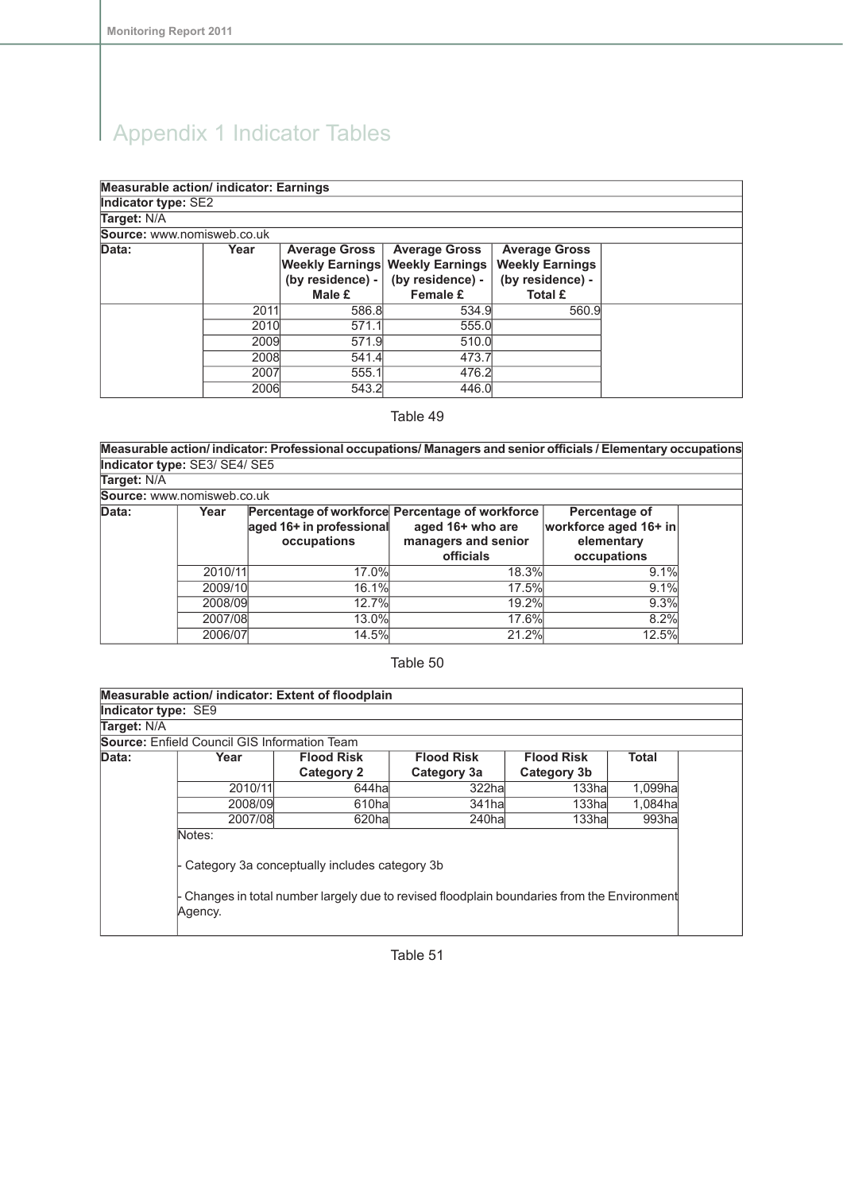# Appendix 1 Indicator Tables

**Measurable action/ indicator: Earnings**

**Indicator type:** SE2

**Target:** N/A

**Source:** www.nomisweb.co.uk

| Data: | Year | Average Gross Weekly Earnings (by residence) - Male £ | Average Gross Weekly Earnings (by residence) - Female £ | Average Gross Weekly Earnings (by residence) - Total £ |
|---|---|---|---|---|
| | 2011 | 586.8 | 534.9 | 560.9 |
| | 2010 | 571.1 | 555.0 | |
| | 2009 | 571.9 | 510.0 | |
| | 2008 | 541.4 | 473.7 | |
| | 2007 | 555.1 | 476.2 | |
| | 2006 | 543.2 | 446.0 | |

Table 49

**Measurable action/ indicator: Professional occupations/ Managers and senior officials / Elementary occupations**

**Indicator type:** SE3/ SE4/ SE5

**Target:** N/A

**Source:** www.nomisweb.co.uk

| Data: | Year | Percentage of workforce aged 16+ in professional occupations | Percentage of workforce aged 16+ who are managers and senior officials | Percentage of workforce aged 16+ in elementary occupations |
|---|---|---|---|---|
| | 2010/11 | 17.0% | 18.3% | 9.1% |
| | 2009/10 | 16.1% | 17.5% | 9.1% |
| | 2008/09 | 12.7% | 19.2% | 9.3% |
| | 2007/08 | 13.0% | 17.6% | 8.2% |
| | 2006/07 | 14.5% | 21.2% | 12.5% |

Table 50

**Measurable action/ indicator: Extent of floodplain**

**Indicator type:** SE9

**Target:** N/A

**Source:** Enfield Council GIS Information Team

| Data: | Year | Flood Risk Category 2 | Flood Risk Category 3a | Flood Risk Category 3b | Total |
|---|---|---|---|---|---|
| | 2010/11 | 644ha | 322ha | 133ha | 1,099ha |
| | 2008/09 | 610ha | 341ha | 133ha | 1,084ha |
| | 2007/08 | 620ha | 240ha | 133ha | 993ha |

Notes:

- Category 3a conceptually includes category 3b

- Changes in total number largely due to revised floodplain boundaries from the Environment Agency.

Table 51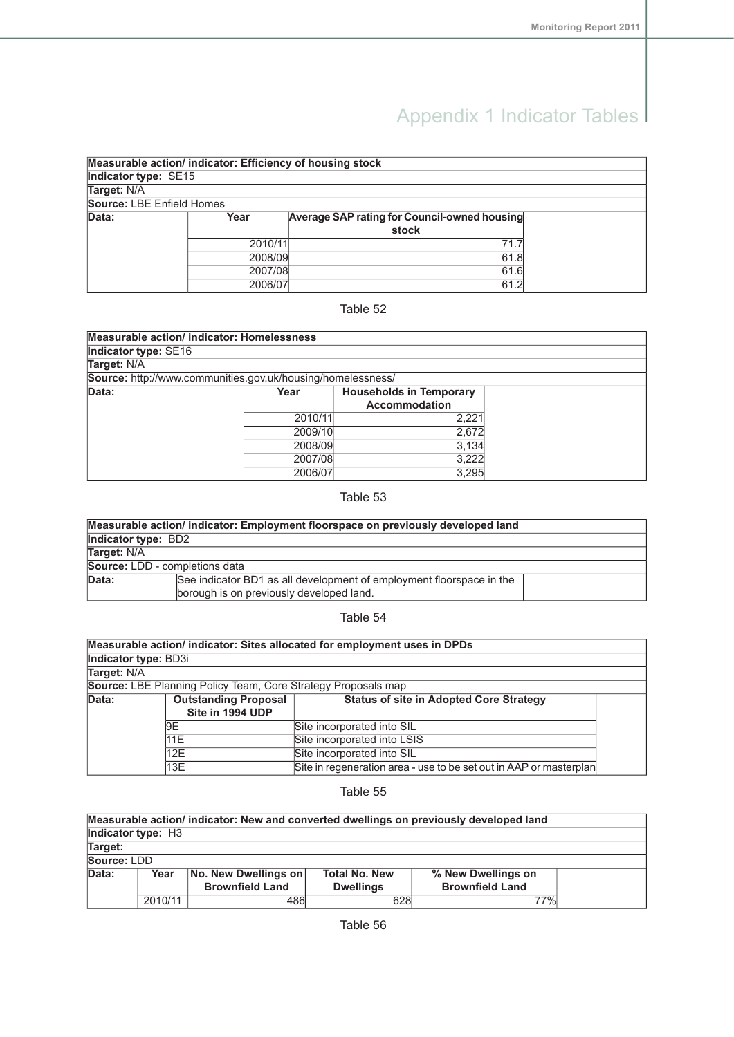# Appendix 1 Indicator Tables

| **Measurable action/ indicator: Efficiency of housing stock** | | |
|---|---|---|
| **Indicator type:** SE15 | | |
| **Target:** N/A | | |
| **Source:** LBE Enfield Homes | | |
| **Data:** | **Year** | **Average SAP rating for Council-owned housing stock** |
| | 2010/11 | 71.7 |
| | 2008/09 | 61.8 |
| | 2007/08 | 61.6 |
| | 2006/07 | 61.2 |

Table 52

| **Measurable action/ indicator: Homelessness** | | |
|---|---|---|
| **Indicator type:** SE16 | | |
| **Target:** N/A | | |
| **Source:** http://www.communities.gov.uk/housing/homelessness/ | | |
| **Data:** | **Year** | **Households in Temporary Accommodation** |
| | 2010/11 | 2,221 |
| | 2009/10 | 2,672 |
| | 2008/09 | 3,134 |
| | 2007/08 | 3,222 |
| | 2006/07 | 3,295 |

Table 53

| **Measurable action/ indicator: Employment floorspace on previously developed land** | |
|---|---|
| **Indicator type:** BD2 | |
| **Target:** N/A | |
| **Source:** LDD - completions data | |
| **Data:** | See indicator BD1 as all development of employment floorspace in the borough is on previously developed land. |

Table 54

| **Measurable action/ indicator: Sites allocated for employment uses in DPDs** | | |
|---|---|---|
| **Indicator type:** BD3i | | |
| **Target:** N/A | | |
| **Source:** LBE Planning Policy Team, Core Strategy Proposals map | | |
| **Data:** | **Outstanding Proposal Site in 1994 UDP** | **Status of site in Adopted Core Strategy** |
| | 9E | Site incorporated into SIL |
| | 11E | Site incorporated into LSIS |
| | 12E | Site incorporated into SIL |
| | 13E | Site in regeneration area - use to be set out in AAP or masterplan |

Table 55

| **Measurable action/ indicator: New and converted dwellings on previously developed land** | | | | |
|---|---|---|---|---|
| **Indicator type:** H3 | | | | |
| **Target:** | | | | |
| **Source:** LDD | | | | |
| **Data:** | **Year** | **No. New Dwellings on Brownfield Land** | **Total No. New Dwellings** | **% New Dwellings on Brownfield Land** |
| | 2010/11 | 486 | 628 | 77% |

Table 56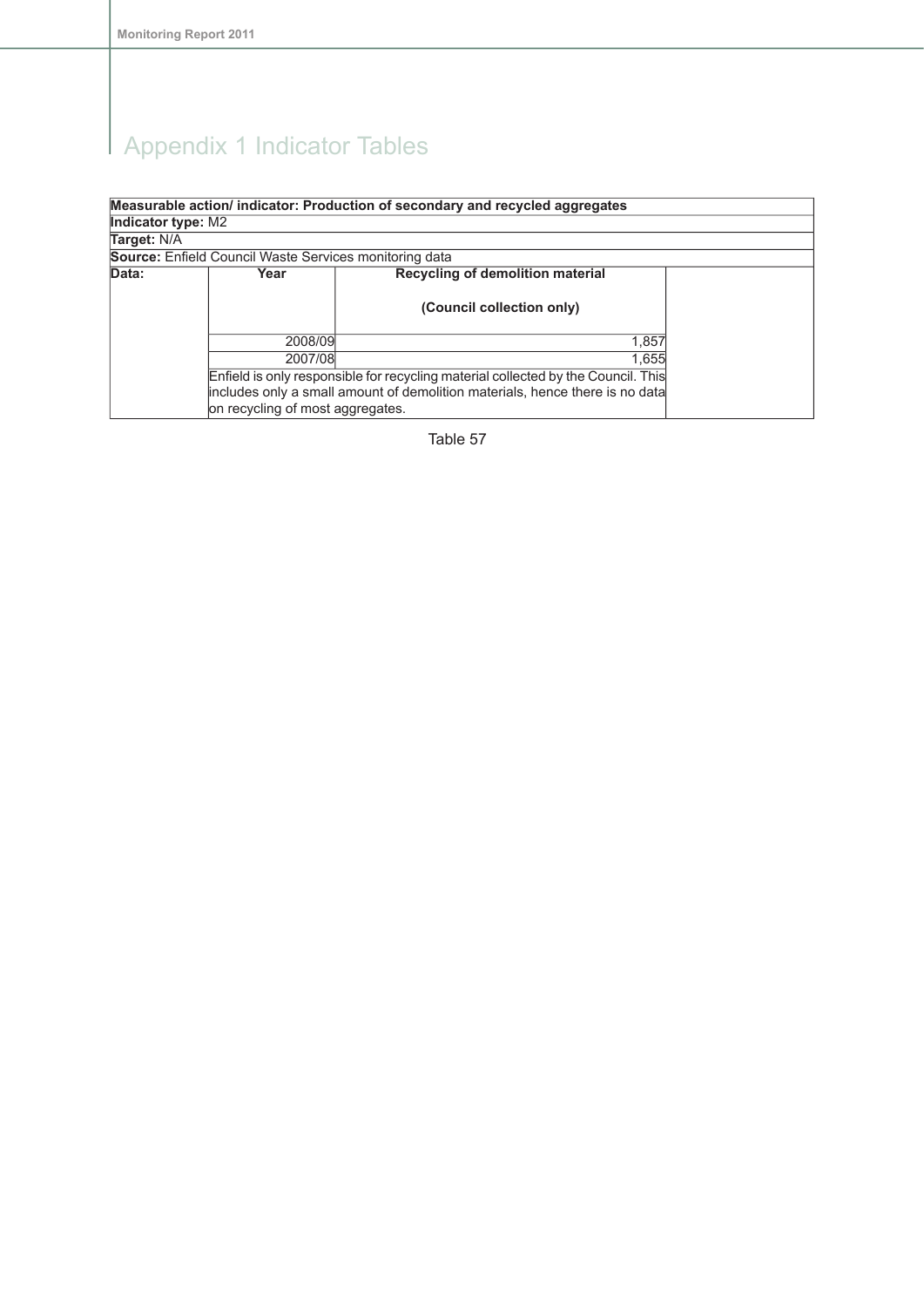# Appendix 1 Indicator Tables

| **Measurable action/ indicator: Production of secondary and recycled aggregates** | | | |
|---|---|---|---|
| **Indicator type:** M2 | | | |
| **Target:** N/A | | | |
| **Source:** Enfield Council Waste Services monitoring data | | | |
| **Data:** | **Year** | **Recycling of demolition material (Council collection only)** | |
| | 2008/09 | 1,857 | |
| | 2007/08 | 1,655 | |
| | Enfield is only responsible for recycling material collected by the Council. This includes only a small amount of demolition materials, hence there is no data on recycling of most aggregates. | | |

Table 57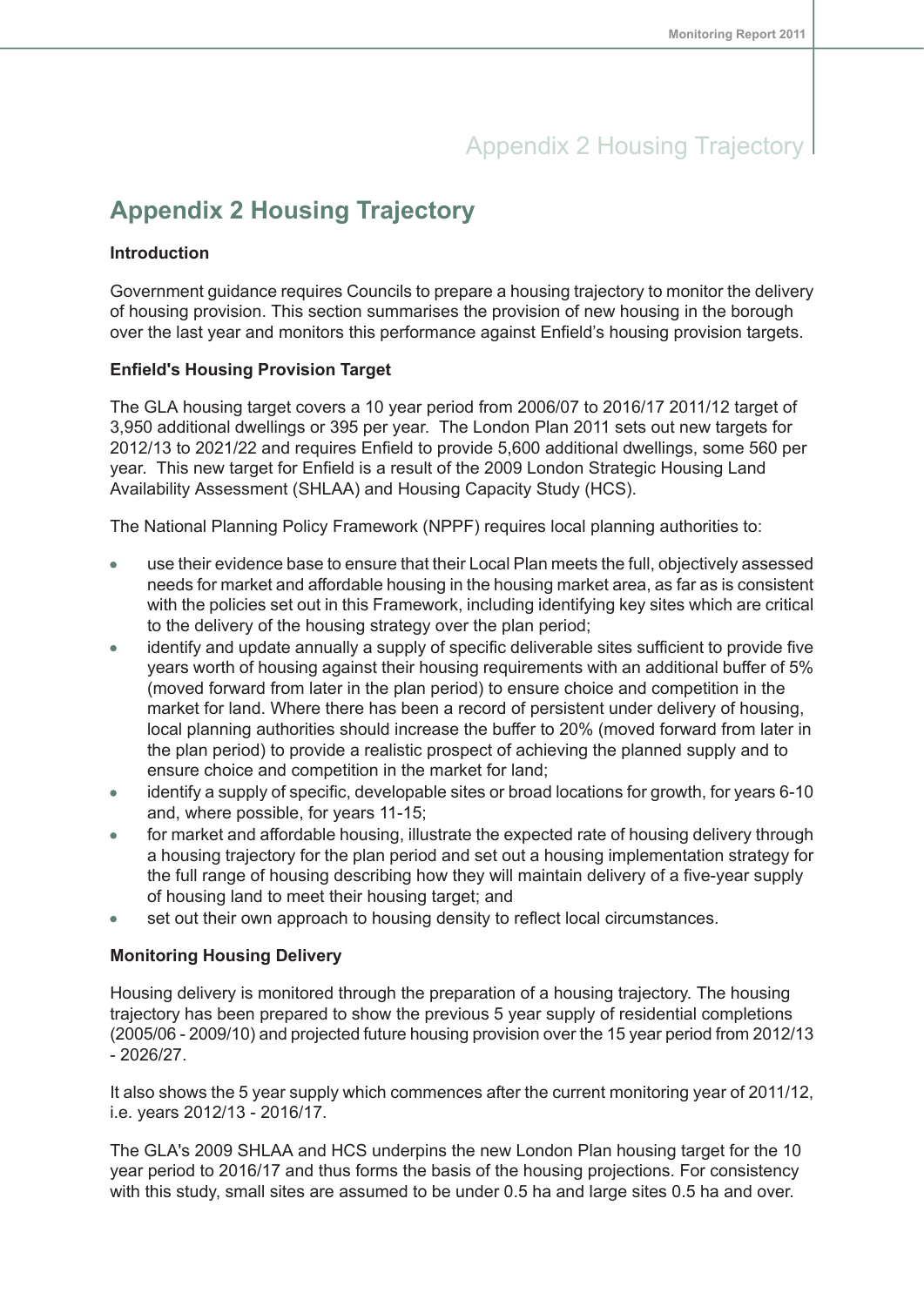# Appendix 2 Housing Trajectory

### Introduction

Government guidance requires Councils to prepare a housing trajectory to monitor the delivery of housing provision. This section summarises the provision of new housing in the borough over the last year and monitors this performance against Enfield's housing provision targets.

### Enfield's Housing Provision Target

The GLA housing target covers a 10 year period from 2006/07 to 2016/17 2011/12 target of 3,950 additional dwellings or 395 per year. The London Plan 2011 sets out new targets for 2012/13 to 2021/22 and requires Enfield to provide 5,600 additional dwellings, some 560 per year. This new target for Enfield is a result of the 2009 London Strategic Housing Land Availability Assessment (SHLAA) and Housing Capacity Study (HCS).

The National Planning Policy Framework (NPPF) requires local planning authorities to:

- use their evidence base to ensure that their Local Plan meets the full, objectively assessed needs for market and affordable housing in the housing market area, as far as is consistent with the policies set out in this Framework, including identifying key sites which are critical to the delivery of the housing strategy over the plan period;
- identify and update annually a supply of specific deliverable sites sufficient to provide five years worth of housing against their housing requirements with an additional buffer of 5% (moved forward from later in the plan period) to ensure choice and competition in the market for land. Where there has been a record of persistent under delivery of housing, local planning authorities should increase the buffer to 20% (moved forward from later in the plan period) to provide a realistic prospect of achieving the planned supply and to ensure choice and competition in the market for land;
- identify a supply of specific, developable sites or broad locations for growth, for years 6-10 and, where possible, for years 11-15;
- for market and affordable housing, illustrate the expected rate of housing delivery through a housing trajectory for the plan period and set out a housing implementation strategy for the full range of housing describing how they will maintain delivery of a five-year supply of housing land to meet their housing target; and
- set out their own approach to housing density to reflect local circumstances.

### Monitoring Housing Delivery

Housing delivery is monitored through the preparation of a housing trajectory. The housing trajectory has been prepared to show the previous 5 year supply of residential completions (2005/06 - 2009/10) and projected future housing provision over the 15 year period from 2012/13 - 2026/27.

It also shows the 5 year supply which commences after the current monitoring year of 2011/12, i.e. years 2012/13 - 2016/17.

The GLA's 2009 SHLAA and HCS underpins the new London Plan housing target for the 10 year period to 2016/17 and thus forms the basis of the housing projections. For consistency with this study, small sites are assumed to be under 0.5 ha and large sites 0.5 ha and over.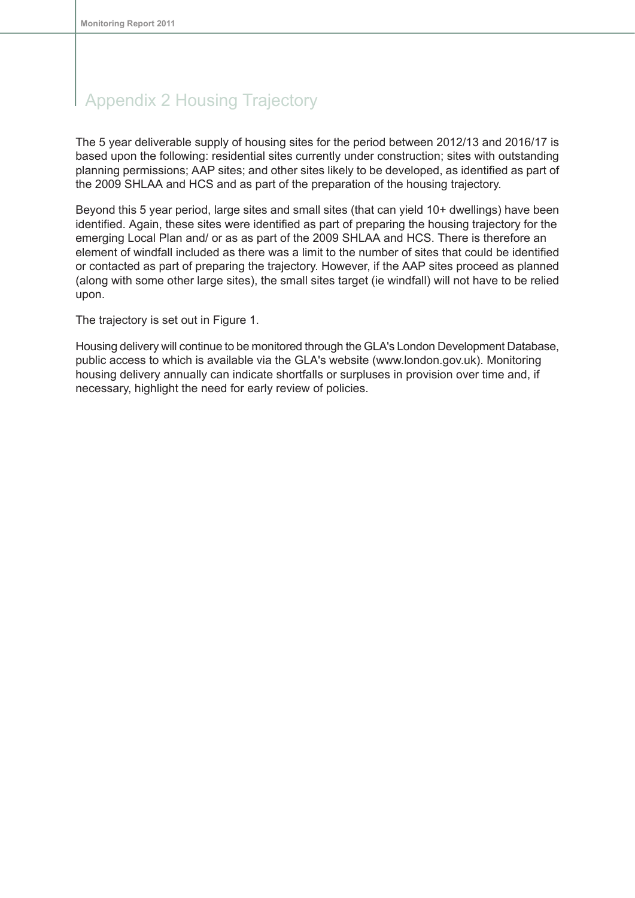# Appendix 2 Housing Trajectory

The 5 year deliverable supply of housing sites for the period between 2012/13 and 2016/17 is based upon the following: residential sites currently under construction; sites with outstanding planning permissions; AAP sites; and other sites likely to be developed, as identified as part of the 2009 SHLAA and HCS and as part of the preparation of the housing trajectory.

Beyond this 5 year period, large sites and small sites (that can yield 10+ dwellings) have been identified. Again, these sites were identified as part of preparing the housing trajectory for the emerging Local Plan and/ or as as part of the 2009 SHLAA and HCS. There is therefore an element of windfall included as there was a limit to the number of sites that could be identified or contacted as part of preparing the trajectory. However, if the AAP sites proceed as planned (along with some other large sites), the small sites target (ie windfall) will not have to be relied upon.

The trajectory is set out in Figure 1.

Housing delivery will continue to be monitored through the GLA's London Development Database, public access to which is available via the GLA's website (www.london.gov.uk). Monitoring housing delivery annually can indicate shortfalls or surpluses in provision over time and, if necessary, highlight the need for early review of policies.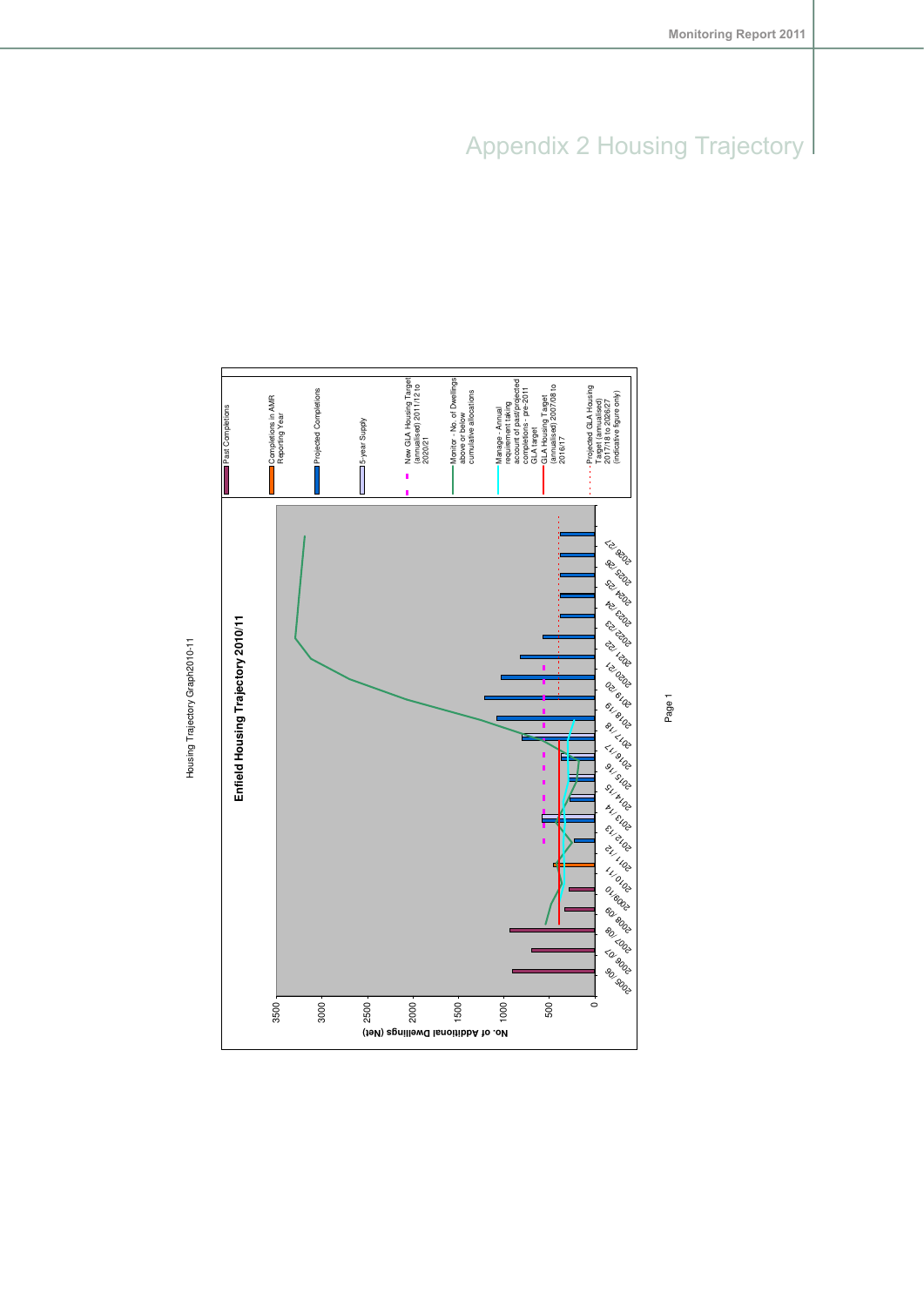# Appendix 2 Housing Trajectory

Housing Trajectory Graph2010-11

**Enfield Housing Trajectory 2010/11**

No. of Additional Dwellings (Net)

3500
3000
2500
2000
1500
1000
500
0

2005 /06, 2006 /07, 2007 /08, 2008 /09, 2009/10, 2010 /11, 2011 /12, 2012 /13, 2013 /14, 2014 /15, 2015 /16, 2016 /17, 2017 /18, 2018 /19, 2019 /20, 2020 /21, 2021 /22, 2022 /23, 2023 /24, 2024 /25, 2025 /26, 2026 /27

- Past Completions
- Completions in AMR Reporting Year
- Projected Completions
- 5-year Supply
- New GLA Housing Target (annualised) 2011/12 to 2020/21
- Monitor - No. of Dwellings above or below cumulative allocations
- Manage - Annual requirement taking account of past/projected completions - pre-2011 GLA target
- GLA Housing Target (annualised) 2007/08 to 2016/17
- Projected GLA Housing Target (annualised) 2017/18 to 2026/27 (indicative figure only)

Page 1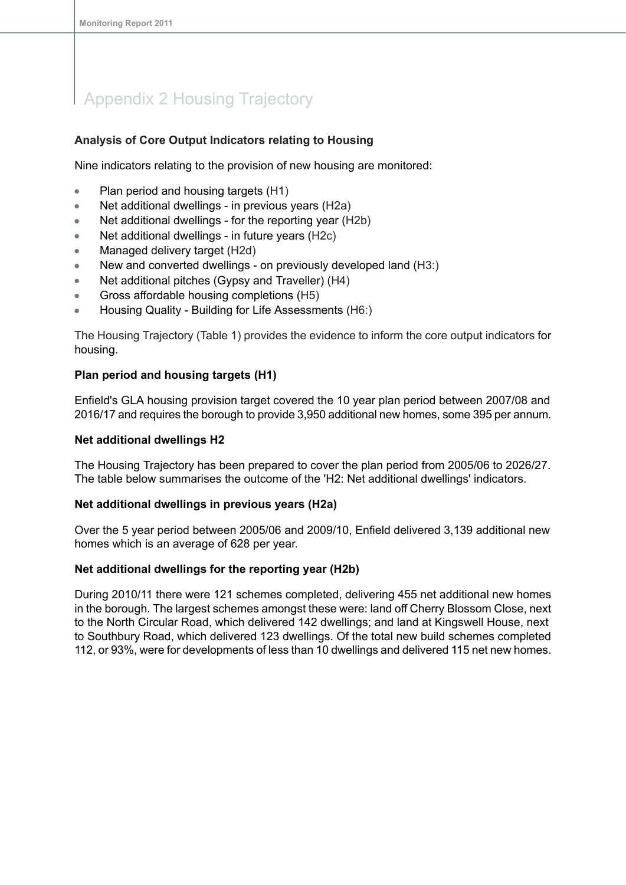# Appendix 2 Housing Trajectory

**Analysis of Core Output Indicators relating to Housing**

Nine indicators relating to the provision of new housing are monitored:

- Plan period and housing targets (H1)
- Net additional dwellings - in previous years (H2a)
- Net additional dwellings - for the reporting year (H2b)
- Net additional dwellings - in future years (H2c)
- Managed delivery target (H2d)
- New and converted dwellings - on previously developed land (H3:)
- Net additional pitches (Gypsy and Traveller) (H4)
- Gross affordable housing completions (H5)
- Housing Quality - Building for Life Assessments (H6:)

The Housing Trajectory (Table 1) provides the evidence to inform the core output indicators for housing.

**Plan period and housing targets (H1)**

Enfield's GLA housing provision target covered the 10 year plan period between 2007/08 and 2016/17 and requires the borough to provide 3,950 additional new homes, some 395 per annum.

**Net additional dwellings H2**

The Housing Trajectory has been prepared to cover the plan period from 2005/06 to 2026/27. The table below summarises the outcome of the 'H2: Net additional dwellings' indicators.

**Net additional dwellings in previous years (H2a)**

Over the 5 year period between 2005/06 and 2009/10, Enfield delivered 3,139 additional new homes which is an average of 628 per year.

**Net additional dwellings for the reporting year (H2b)**

During 2010/11 there were 121 schemes completed, delivering 455 net additional new homes in the borough. The largest schemes amongst these were: land off Cherry Blossom Close, next to the North Circular Road, which delivered 142 dwellings; and land at Kingswell House, next to Southbury Road, which delivered 123 dwellings. Of the total new build schemes completed 112, or 93%, were for developments of less than 10 dwellings and delivered 115 net new homes.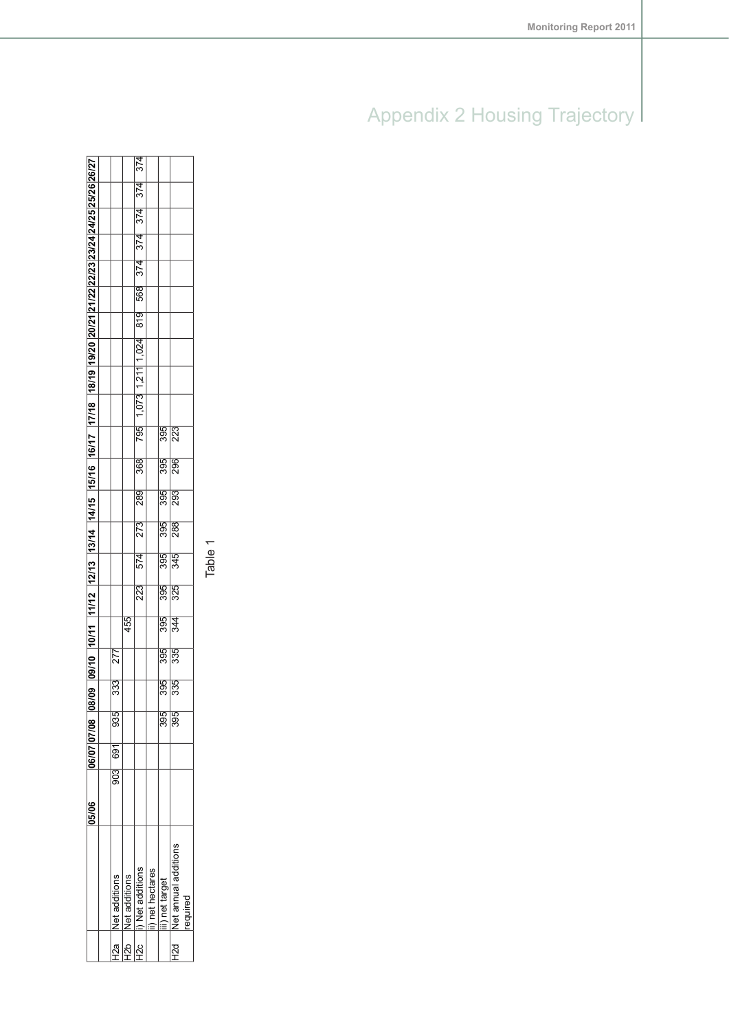# Appendix 2 Housing Trajectory

| | | 05/06 | 06/07 | 07/08 | 08/09 | 09/10 | 10/11 | 11/12 | 12/13 | 13/14 | 14/15 | 15/16 | 16/17 | 17/18 | 18/19 | 19/20 | 20/21 | 21/22 | 22/23 | 23/24 | 24/25 | 25/26 | 26/27 |
|---|---|---|---|---|---|---|---|---|---|---|---|---|---|---|---|---|---|---|---|---|---|---|---|
| | | | | | | | | | | | | | | | | | | | | | | | |
| H2a | Net additions | 903 | 691 | 935 | 333 | 277 | | | | | | | | | | | | | | | | | |
| H2b | Net additions | | | | | | 455 | | | | | | | | | | | | | | | | |
| H2c | i) Net additions | | | | | | | 223 | 574 | 273 | 289 | 368 | 795 | 1,073 | 1,211 | 1,024 | 819 | 568 | 374 | 374 | 374 | 374 | 374 |
| | ii) net hectares | | | | | | | | | | | | | | | | | | | | | | |
| | iii) net target | | | 395 | 395 | 395 | 395 | 395 | 395 | 395 | 395 | 395 | 395 | | | | | | | | | | |
| H2d | Net annual additions required | | | 395 | 335 | 335 | 344 | 325 | 345 | 288 | 293 | 296 | 223 | | | | | | | | | | |

Table 1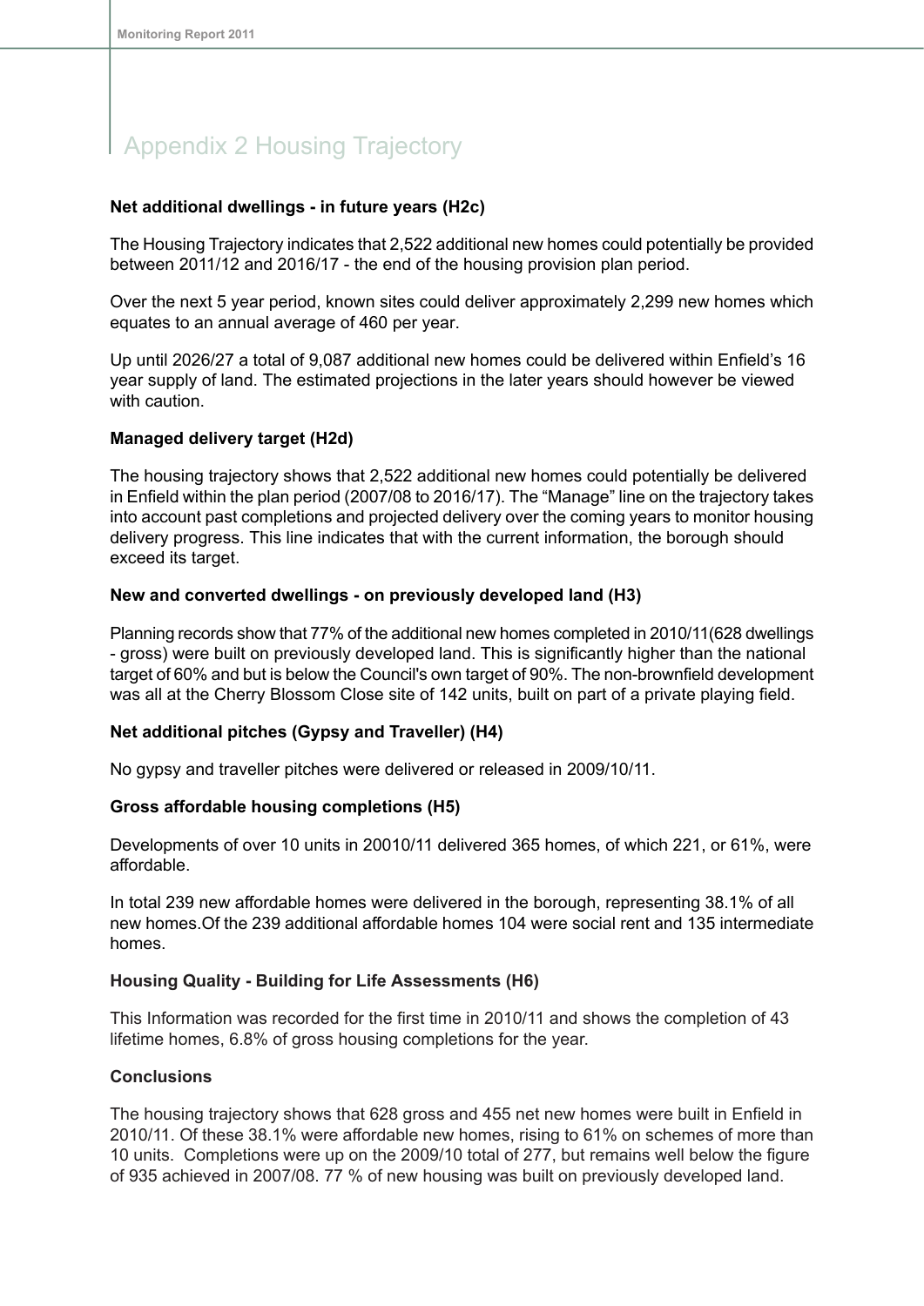# Appendix 2 Housing Trajectory

**Net additional dwellings - in future years (H2c)**

The Housing Trajectory indicates that 2,522 additional new homes could potentially be provided between 2011/12 and 2016/17 - the end of the housing provision plan period.

Over the next 5 year period, known sites could deliver approximately 2,299 new homes which equates to an annual average of 460 per year.

Up until 2026/27 a total of 9,087 additional new homes could be delivered within Enfield's 16 year supply of land. The estimated projections in the later years should however be viewed with caution.

**Managed delivery target (H2d)**

The housing trajectory shows that 2,522 additional new homes could potentially be delivered in Enfield within the plan period (2007/08 to 2016/17). The "Manage" line on the trajectory takes into account past completions and projected delivery over the coming years to monitor housing delivery progress. This line indicates that with the current information, the borough should exceed its target.

**New and converted dwellings - on previously developed land (H3)**

Planning records show that 77% of the additional new homes completed in 2010/11(628 dwellings - gross) were built on previously developed land. This is significantly higher than the national target of 60% and but is below the Council's own target of 90%. The non-brownfield development was all at the Cherry Blossom Close site of 142 units, built on part of a private playing field.

**Net additional pitches (Gypsy and Traveller) (H4)**

No gypsy and traveller pitches were delivered or released in 2009/10/11.

**Gross affordable housing completions (H5)**

Developments of over 10 units in 20010/11 delivered 365 homes, of which 221, or 61%, were affordable.

In total 239 new affordable homes were delivered in the borough, representing 38.1% of all new homes.Of the 239 additional affordable homes 104 were social rent and 135 intermediate homes.

**Housing Quality - Building for Life Assessments (H6)**

This Information was recorded for the first time in 2010/11 and shows the completion of 43 lifetime homes, 6.8% of gross housing completions for the year.

**Conclusions**

The housing trajectory shows that 628 gross and 455 net new homes were built in Enfield in 2010/11. Of these 38.1% were affordable new homes, rising to 61% on schemes of more than 10 units. Completions were up on the 2009/10 total of 277, but remains well below the figure of 935 achieved in 2007/08. 77 % of new housing was built on previously developed land.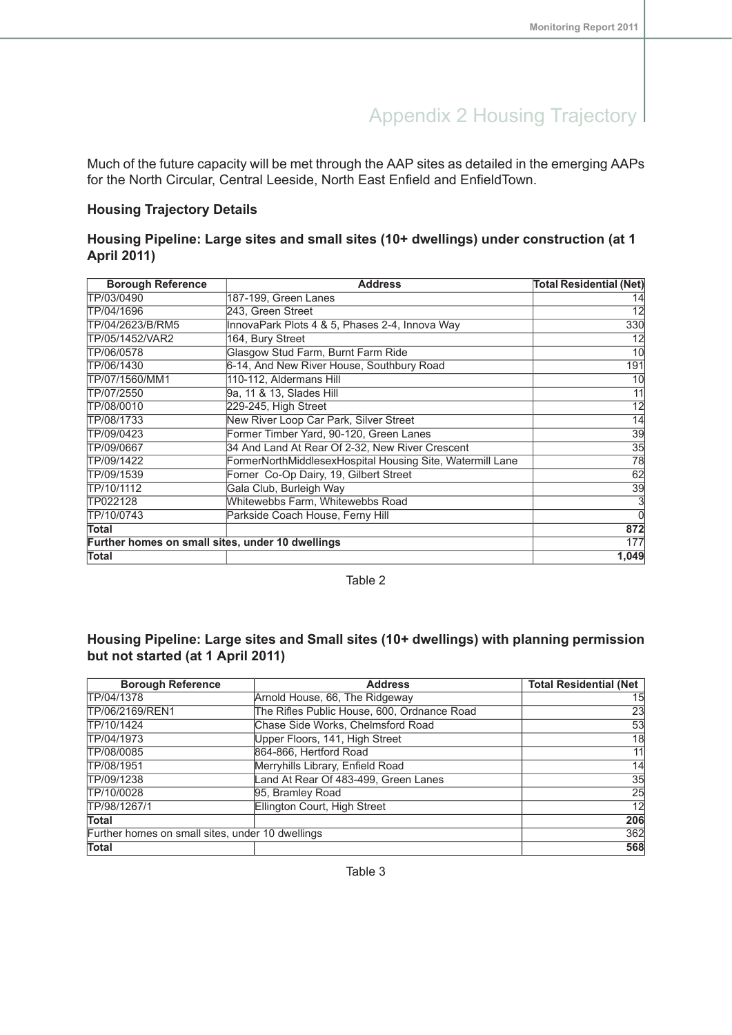# Appendix 2 Housing Trajectory

Much of the future capacity will be met through the AAP sites as detailed in the emerging AAPs for the North Circular, Central Leeside, North East Enfield and EnfieldTown.

### Housing Trajectory Details

### Housing Pipeline: Large sites and small sites (10+ dwellings) under construction (at 1 April 2011)

| Borough Reference | Address | Total Residential (Net) |
|---|---|---|
| TP/03/0490 | 187-199, Green Lanes | 14 |
| TP/04/1696 | 243, Green Street | 12 |
| TP/04/2623/B/RM5 | InnovaPark Plots 4 & 5, Phases 2-4, Innova Way | 330 |
| TP/05/1452/VAR2 | 164, Bury Street | 12 |
| TP/06/0578 | Glasgow Stud Farm, Burnt Farm Ride | 10 |
| TP/06/1430 | 6-14, And New River House, Southbury Road | 191 |
| TP/07/1560/MM1 | 110-112, Aldermans Hill | 10 |
| TP/07/2550 | 9a, 11 & 13, Slades Hill | 11 |
| TP/08/0010 | 229-245, High Street | 12 |
| TP/08/1733 | New River Loop Car Park, Silver Street | 14 |
| TP/09/0423 | Former Timber Yard, 90-120, Green Lanes | 39 |
| TP/09/0667 | 34 And Land At Rear Of 2-32, New River Crescent | 35 |
| TP/09/1422 | FormerNorthMiddlesexHospital Housing Site, Watermill Lane | 78 |
| TP/09/1539 | Forner Co-Op Dairy, 19, Gilbert Street | 62 |
| TP/10/1112 | Gala Club, Burleigh Way | 39 |
| TP022128 | Whitewebbs Farm, Whitewebbs Road | 3 |
| TP/10/0743 | Parkside Coach House, Ferny Hill | 0 |
| **Total** | | **872** |
| **Further homes on small sites, under 10 dwellings** | | 177 |
| **Total** | | **1,049** |

Table 2

### Housing Pipeline: Large sites and Small sites (10+ dwellings) with planning permission but not started (at 1 April 2011)

| Borough Reference | Address | Total Residential (Net |
|---|---|---|
| TP/04/1378 | Arnold House, 66, The Ridgeway | 15 |
| TP/06/2169/REN1 | The Rifles Public House, 600, Ordnance Road | 23 |
| TP/10/1424 | Chase Side Works, Chelmsford Road | 53 |
| TP/04/1973 | Upper Floors, 141, High Street | 18 |
| TP/08/0085 | 864-866, Hertford Road | 11 |
| TP/08/1951 | Merryhills Library, Enfield Road | 14 |
| TP/09/1238 | Land At Rear Of 483-499, Green Lanes | 35 |
| TP/10/0028 | 95, Bramley Road | 25 |
| TP/98/1267/1 | Ellington Court, High Street | 12 |
| **Total** | | **206** |
| Further homes on small sites, under 10 dwellings | | 362 |
| **Total** | | **568** |

Table 3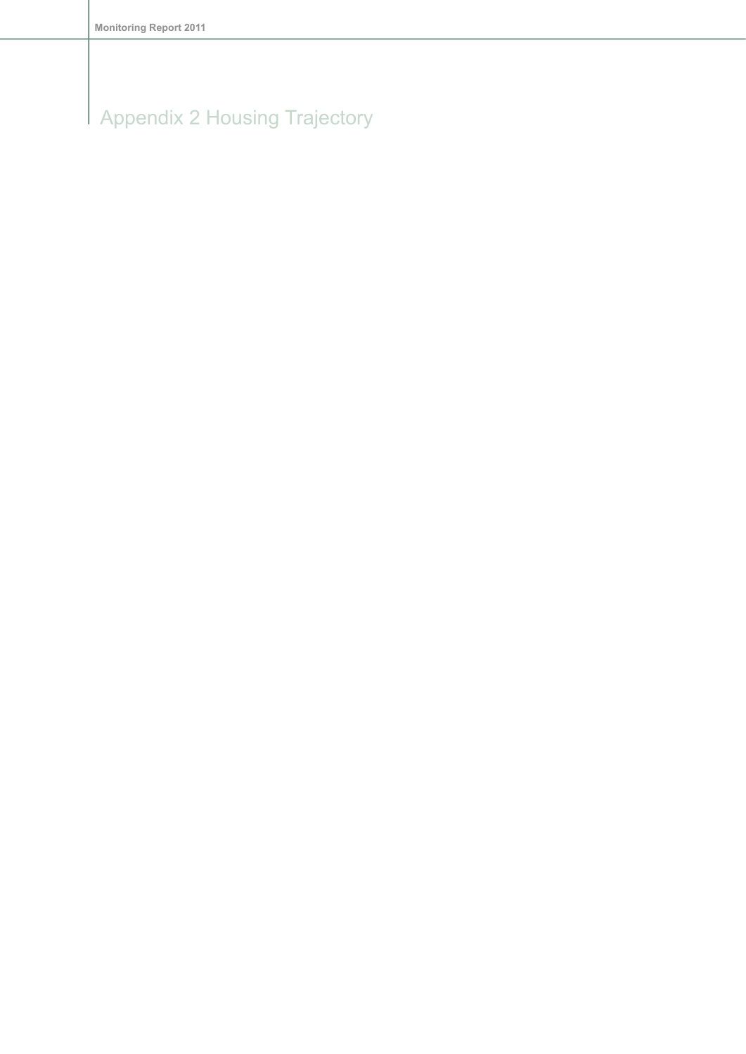# Appendix 2 Housing Trajectory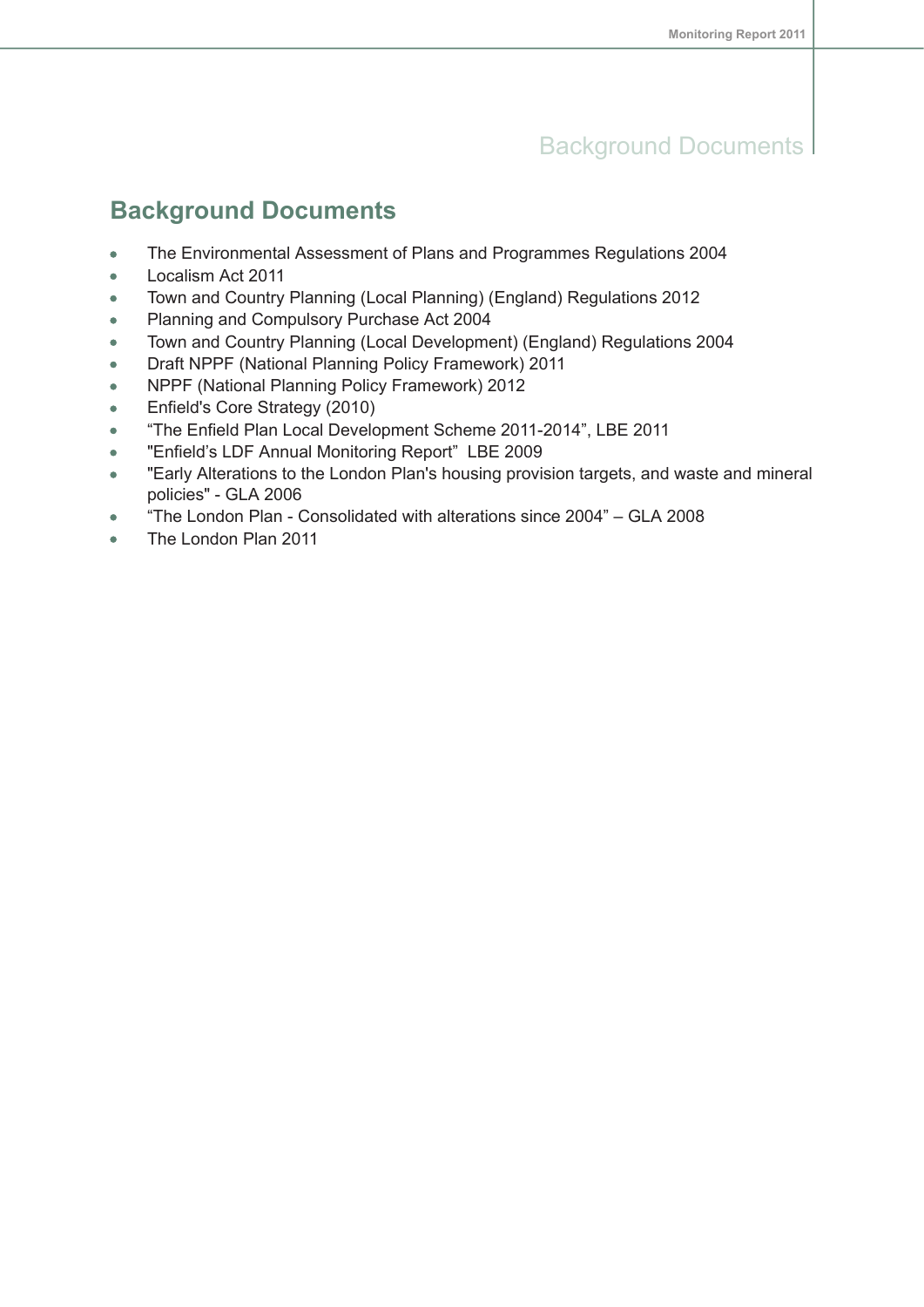## Background Documents

- The Environmental Assessment of Plans and Programmes Regulations 2004
- Localism Act 2011
- Town and Country Planning (Local Planning) (England) Regulations 2012
- Planning and Compulsory Purchase Act 2004
- Town and Country Planning (Local Development) (England) Regulations 2004
- Draft NPPF (National Planning Policy Framework) 2011
- NPPF (National Planning Policy Framework) 2012
- Enfield's Core Strategy (2010)
- “The Enfield Plan Local Development Scheme 2011-2014”, LBE 2011
- "Enfield’s LDF Annual Monitoring Report"  LBE 2009
- "Early Alterations to the London Plan's housing provision targets, and waste and mineral policies" - GLA 2006
- “The London Plan - Consolidated with alterations since 2004” – GLA 2008
- The London Plan 2011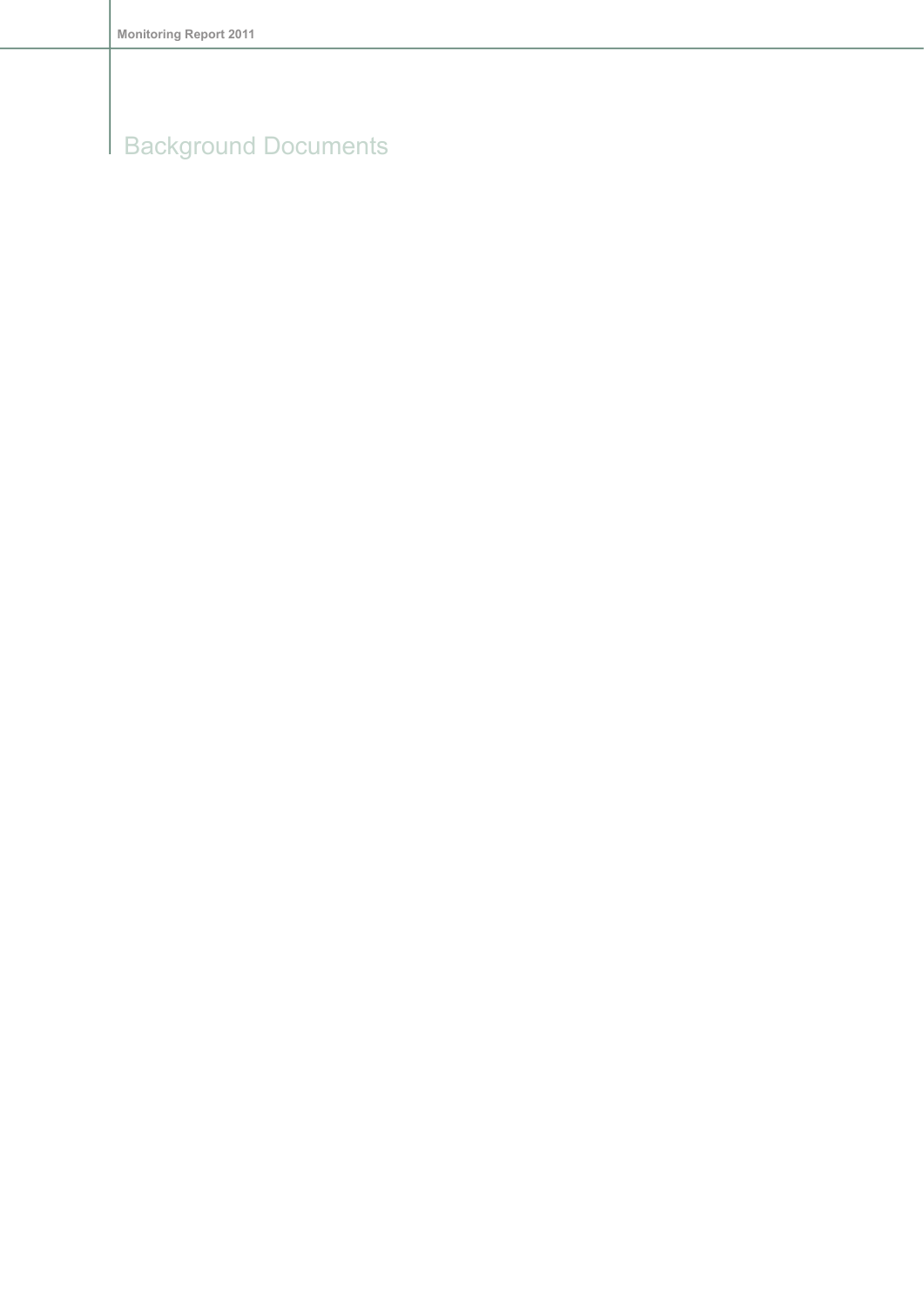# Background Documents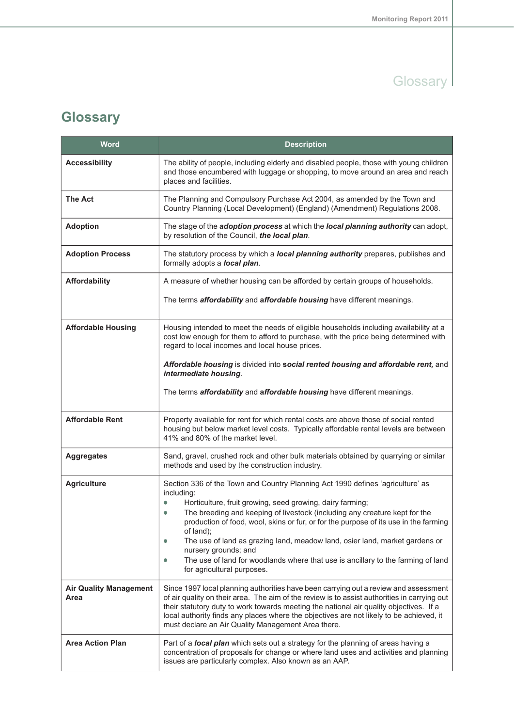# Glossary

| Word | Description |
|---|---|
| **Accessibility** | The ability of people, including elderly and disabled people, those with young children and those encumbered with luggage or shopping, to move around an area and reach places and facilities. |
| **The Act** | The Planning and Compulsory Purchase Act 2004, as amended by the Town and Country Planning (Local Development) (England) (Amendment) Regulations 2008. |
| **Adoption** | The stage of the ***adoption process*** at which the ***local planning authority*** can adopt, by resolution of the Council, ***the local plan***. |
| **Adoption Process** | The statutory process by which a ***local planning authority*** prepares, publishes and formally adopts a ***local plan***. |
| **Affordability** | A measure of whether housing can be afforded by certain groups of households.<br><br>The terms ***affordability*** and ***affordable housing*** have different meanings. |
| **Affordable Housing** | Housing intended to meet the needs of eligible households including availability at a cost low enough for them to afford to purchase, with the price being determined with regard to local incomes and local house prices.<br><br>***Affordable housing*** is divided into **social rented housing and affordable rent,** and ***intermediate housing***.<br><br>The terms ***affordability*** and ***affordable housing*** have different meanings. |
| **Affordable Rent** | Property available for rent for which rental costs are above those of social rented housing but below market level costs. Typically affordable rental levels are between 41% and 80% of the market level. |
| **Aggregates** | Sand, gravel, crushed rock and other bulk materials obtained by quarrying or similar methods and used by the construction industry. |
| **Agriculture** | Section 336 of the Town and Country Planning Act 1990 defines 'agriculture' as including:<br>• Horticulture, fruit growing, seed growing, dairy farming;<br>• The breeding and keeping of livestock (including any creature kept for the production of food, wool, skins or fur, or for the purpose of its use in the farming of land);<br>• The use of land as grazing land, meadow land, osier land, market gardens or nursery grounds; and<br>• The use of land for woodlands where that use is ancillary to the farming of land for agricultural purposes. |
| **Air Quality Management Area** | Since 1997 local planning authorities have been carrying out a review and assessment of air quality on their area. The aim of the review is to assist authorities in carrying out their statutory duty to work towards meeting the national air quality objectives. If a local authority finds any places where the objectives are not likely to be achieved, it must declare an Air Quality Management Area there. |
| **Area Action Plan** | Part of a ***local plan*** which sets out a strategy for the planning of areas having a concentration of proposals for change or where land uses and activities and planning issues are particularly complex. Also known as an AAP. |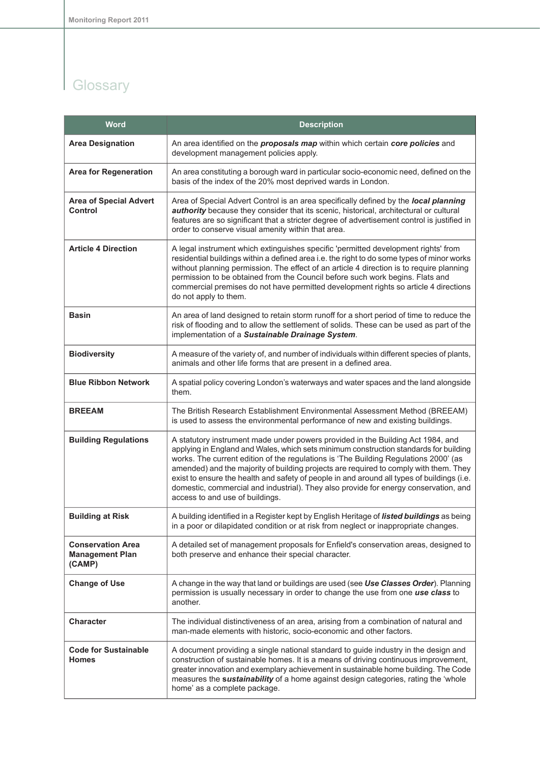# Glossary

| Word | Description |
|---|---|
| **Area Designation** | An area identified on the ***proposals map*** within which certain ***core policies*** and development management policies apply. |
| **Area for Regeneration** | An area constituting a borough ward in particular socio-economic need, defined on the basis of the index of the 20% most deprived wards in London. |
| **Area of Special Advert Control** | Area of Special Advert Control is an area specifically defined by the ***local planning authority*** because they consider that its scenic, historical, architectural or cultural features are so significant that a stricter degree of advertisement control is justified in order to conserve visual amenity within that area. |
| **Article 4 Direction** | A legal instrument which extinguishes specific 'permitted development rights' from residential buildings within a defined area i.e. the right to do some types of minor works without planning permission. The effect of an article 4 direction is to require planning permission to be obtained from the Council before such work begins. Flats and commercial premises do not have permitted development rights so article 4 directions do not apply to them. |
| **Basin** | An area of land designed to retain storm runoff for a short period of time to reduce the risk of flooding and to allow the settlement of solids. These can be used as part of the implementation of a ***Sustainable Drainage System***. |
| **Biodiversity** | A measure of the variety of, and number of individuals within different species of plants, animals and other life forms that are present in a defined area. |
| **Blue Ribbon Network** | A spatial policy covering London's waterways and water spaces and the land alongside them. |
| **BREEAM** | The British Research Establishment Environmental Assessment Method (BREEAM) is used to assess the environmental performance of new and existing buildings. |
| **Building Regulations** | A statutory instrument made under powers provided in the Building Act 1984, and applying in England and Wales, which sets minimum construction standards for building works. The current edition of the regulations is 'The Building Regulations 2000' (as amended) and the majority of building projects are required to comply with them. They exist to ensure the health and safety of people in and around all types of buildings (i.e. domestic, commercial and industrial). They also provide for energy conservation, and access to and use of buildings. |
| **Building at Risk** | A building identified in a Register kept by English Heritage of ***listed buildings*** as being in a poor or dilapidated condition or at risk from neglect or inappropriate changes. |
| **Conservation Area Management Plan (CAMP)** | A detailed set of management proposals for Enfield's conservation areas, designed to both preserve and enhance their special character. |
| **Change of Use** | A change in the way that land or buildings are used (see ***Use Classes Order***). Planning permission is usually necessary in order to change the use from one ***use class*** to another. |
| **Character** | The individual distinctiveness of an area, arising from a combination of natural and man-made elements with historic, socio-economic and other factors. |
| **Code for Sustainable Homes** | A document providing a single national standard to guide industry in the design and construction of sustainable homes. It is a means of driving continuous improvement, greater innovation and exemplary achievement in sustainable home building. The Code measures the **sustainability** of a home against design categories, rating the 'whole home' as a complete package. |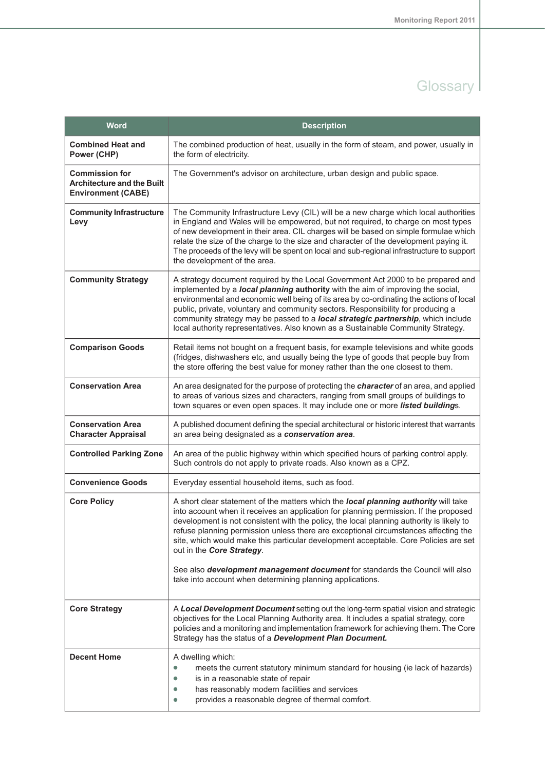# Glossary

| Word | Description |
| --- | --- |
| **Combined Heat and Power (CHP)** | The combined production of heat, usually in the form of steam, and power, usually in the form of electricity. |
| **Commission for Architecture and the Built Environment (CABE)** | The Government's advisor on architecture, urban design and public space. |
| **Community Infrastructure Levy** | The Community Infrastructure Levy (CIL) will be a new charge which local authorities in England and Wales will be empowered, but not required, to charge on most types of new development in their area. CIL charges will be based on simple formulae which relate the size of the charge to the size and character of the development paying it. The proceeds of the levy will be spent on local and sub-regional infrastructure to support the development of the area. |
| **Community Strategy** | A strategy document required by the Local Government Act 2000 to be prepared and implemented by a ***local planning* authority** with the aim of improving the social, environmental and economic well being of its area by co-ordinating the actions of local public, private, voluntary and community sectors. Responsibility for producing a community strategy may be passed to a ***local strategic partnership***, which include local authority representatives. Also known as a Sustainable Community Strategy. |
| **Comparison Goods** | Retail items not bought on a frequent basis, for example televisions and white goods (fridges, dishwashers etc, and usually being the type of goods that people buy from the store offering the best value for money rather than the one closest to them. |
| **Conservation Area** | An area designated for the purpose of protecting the ***character*** of an area, and applied to areas of various sizes and characters, ranging from small groups of buildings to town squares or even open spaces. It may include one or more ***listed building***s. |
| **Conservation Area Character Appraisal** | A published document defining the special architectural or historic interest that warrants an area being designated as a ***conservation area***. |
| **Controlled Parking Zone** | An area of the public highway within which specified hours of parking control apply. Such controls do not apply to private roads. Also known as a CPZ. |
| **Convenience Goods** | Everyday essential household items, such as food. |
| **Core Policy** | A short clear statement of the matters which the ***local planning authority*** will take into account when it receives an application for planning permission. If the proposed development is not consistent with the policy, the local planning authority is likely to refuse planning permission unless there are exceptional circumstances affecting the site, which would make this particular development acceptable. Core Policies are set out in the ***Core Strategy***.<br><br>See also ***development management document*** for standards the Council will also take into account when determining planning applications. |
| **Core Strategy** | A ***Local Development Document*** setting out the long-term spatial vision and strategic objectives for the Local Planning Authority area. It includes a spatial strategy, core policies and a monitoring and implementation framework for achieving them. The Core Strategy has the status of a ***Development Plan Document.*** |
| **Decent Home** | A dwelling which:<br>• meets the current statutory minimum standard for housing (ie lack of hazards)<br>• is in a reasonable state of repair<br>• has reasonably modern facilities and services<br>• provides a reasonable degree of thermal comfort. |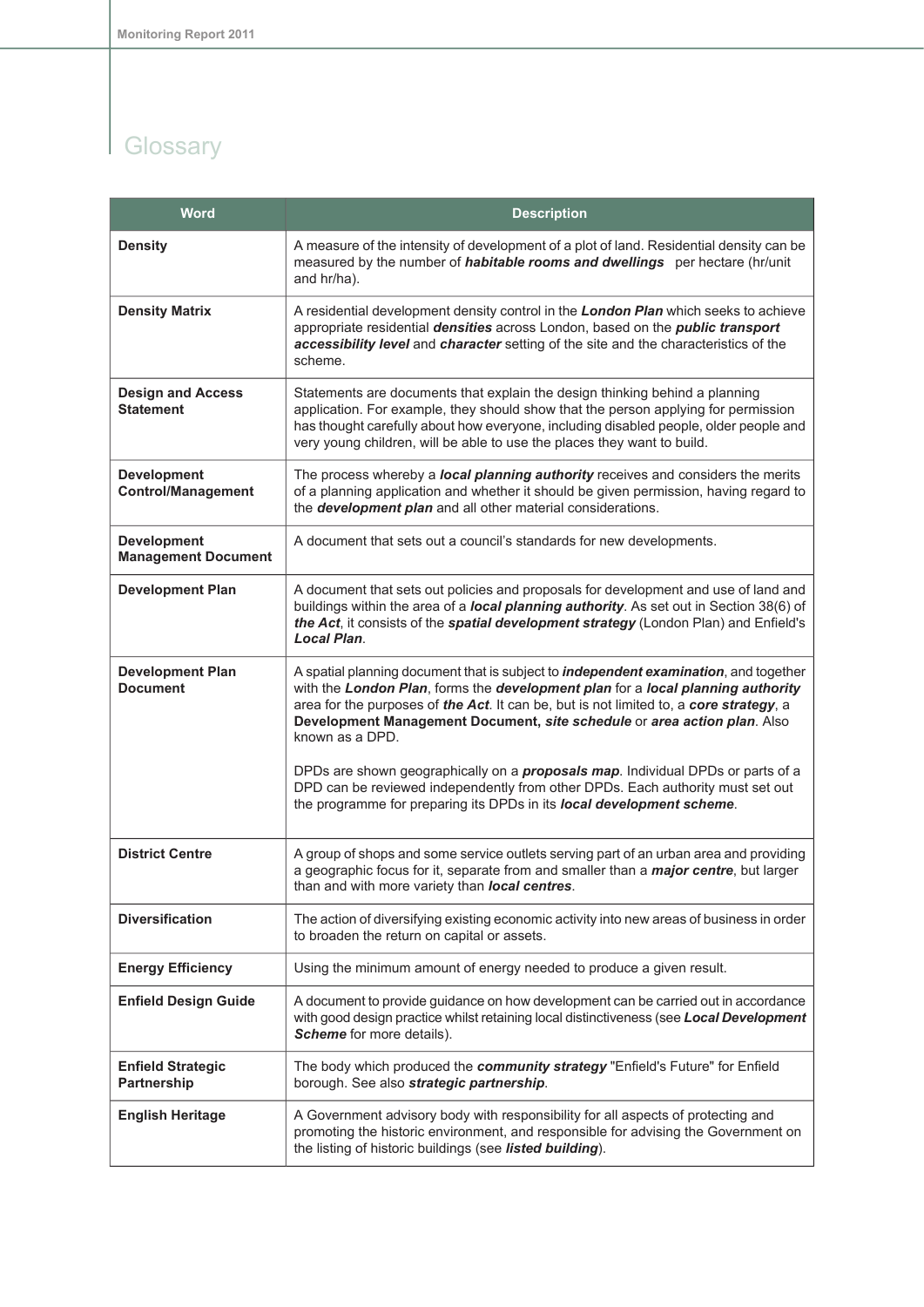# Glossary

| Word | Description |
| --- | --- |
| **Density** | A measure of the intensity of development of a plot of land. Residential density can be measured by the number of ***habitable rooms and dwellings*** per hectare (hr/unit and hr/ha). |
| **Density Matrix** | A residential development density control in the ***London Plan*** which seeks to achieve appropriate residential ***densities*** across London, based on the ***public transport accessibility level*** and ***character*** setting of the site and the characteristics of the scheme. |
| **Design and Access Statement** | Statements are documents that explain the design thinking behind a planning application. For example, they should show that the person applying for permission has thought carefully about how everyone, including disabled people, older people and very young children, will be able to use the places they want to build. |
| **Development Control/Management** | The process whereby a ***local planning authority*** receives and considers the merits of a planning application and whether it should be given permission, having regard to the ***development plan*** and all other material considerations. |
| **Development Management Document** | A document that sets out a council's standards for new developments. |
| **Development Plan** | A document that sets out policies and proposals for development and use of land and buildings within the area of a ***local planning authority***. As set out in Section 38(6) of ***the Act***, it consists of the ***spatial development strategy*** (London Plan) and Enfield's ***Local Plan***. |
| **Development Plan Document** | A spatial planning document that is subject to ***independent examination***, and together with the ***London Plan***, forms the ***development plan*** for a ***local planning authority*** area for the purposes of ***the Act***. It can be, but is not limited to, a ***core strategy***, a **Development Management Document,** ***site schedule*** or ***area action plan***. Also known as a DPD.<br><br>DPDs are shown geographically on a ***proposals map***. Individual DPDs or parts of a DPD can be reviewed independently from other DPDs. Each authority must set out the programme for preparing its DPDs in its ***local development scheme***. |
| **District Centre** | A group of shops and some service outlets serving part of an urban area and providing a geographic focus for it, separate from and smaller than a ***major centre***, but larger than and with more variety than ***local centres***. |
| **Diversification** | The action of diversifying existing economic activity into new areas of business in order to broaden the return on capital or assets. |
| **Energy Efficiency** | Using the minimum amount of energy needed to produce a given result. |
| **Enfield Design Guide** | A document to provide guidance on how development can be carried out in accordance with good design practice whilst retaining local distinctiveness (see ***Local Development Scheme*** for more details). |
| **Enfield Strategic Partnership** | The body which produced the ***community strategy*** "Enfield's Future" for Enfield borough. See also ***strategic partnership***. |
| **English Heritage** | A Government advisory body with responsibility for all aspects of protecting and promoting the historic environment, and responsible for advising the Government on the listing of historic buildings (see ***listed building***). |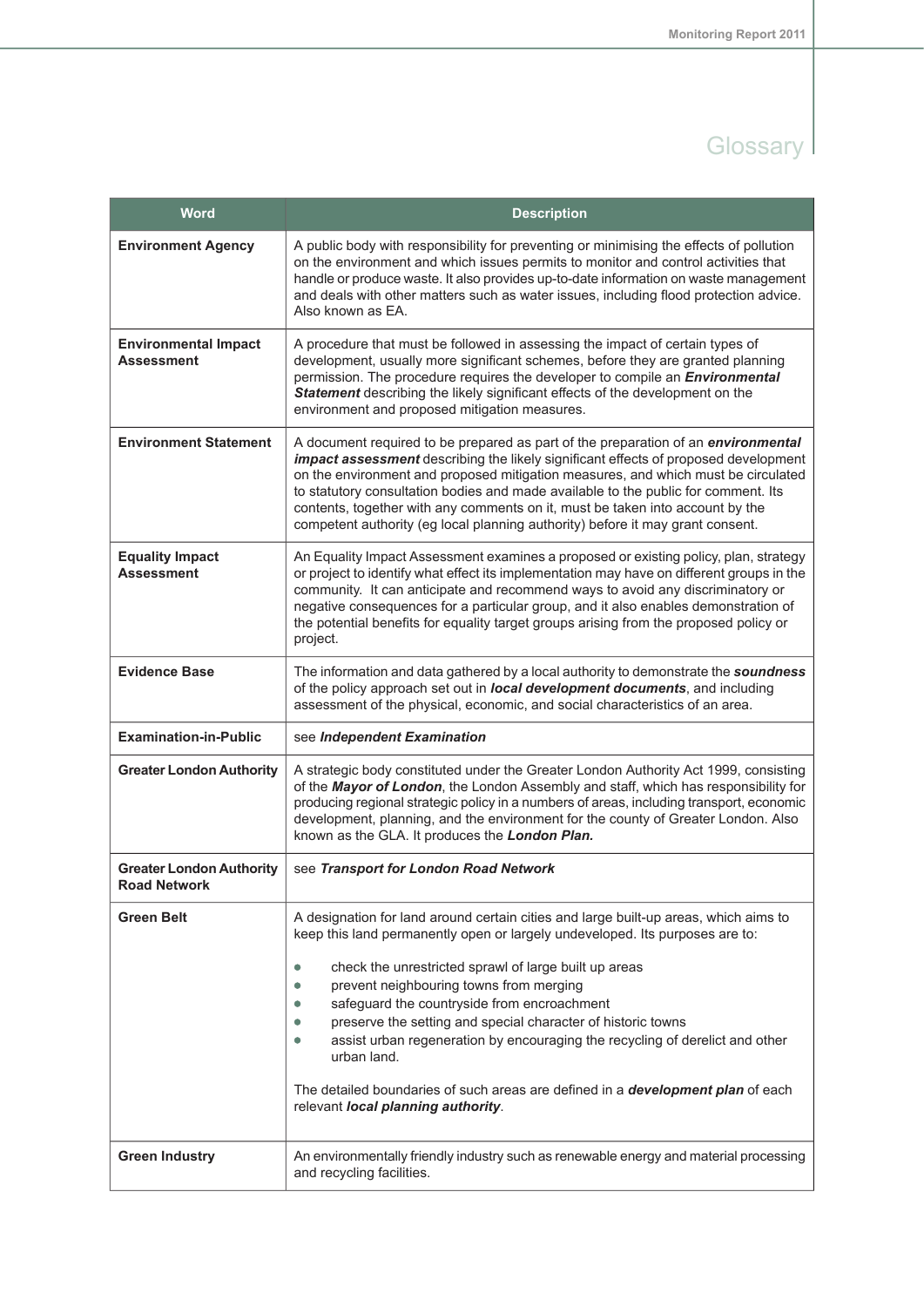# Glossary

| Word | Description |
| --- | --- |
| **Environment Agency** | A public body with responsibility for preventing or minimising the effects of pollution on the environment and which issues permits to monitor and control activities that handle or produce waste. It also provides up-to-date information on waste management and deals with other matters such as water issues, including flood protection advice. Also known as EA. |
| **Environmental Impact Assessment** | A procedure that must be followed in assessing the impact of certain types of development, usually more significant schemes, before they are granted planning permission. The procedure requires the developer to compile an ***Environmental Statement*** describing the likely significant effects of the development on the environment and proposed mitigation measures. |
| **Environment Statement** | A document required to be prepared as part of the preparation of an ***environmental impact assessment*** describing the likely significant effects of proposed development on the environment and proposed mitigation measures, and which must be circulated to statutory consultation bodies and made available to the public for comment. Its contents, together with any comments on it, must be taken into account by the competent authority (eg local planning authority) before it may grant consent. |
| **Equality Impact Assessment** | An Equality Impact Assessment examines a proposed or existing policy, plan, strategy or project to identify what effect its implementation may have on different groups in the community. It can anticipate and recommend ways to avoid any discriminatory or negative consequences for a particular group, and it also enables demonstration of the potential benefits for equality target groups arising from the proposed policy or project. |
| **Evidence Base** | The information and data gathered by a local authority to demonstrate the ***soundness*** of the policy approach set out in ***local development documents***, and including assessment of the physical, economic, and social characteristics of an area. |
| **Examination-in-Public** | see ***Independent Examination*** |
| **Greater London Authority** | A strategic body constituted under the Greater London Authority Act 1999, consisting of the ***Mayor of London***, the London Assembly and staff, which has responsibility for producing regional strategic policy in a numbers of areas, including transport, economic development, planning, and the environment for the county of Greater London. Also known as the GLA. It produces the ***London Plan.*** |
| **Greater London Authority Road Network** | see ***Transport for London Road Network*** |
| **Green Belt** | A designation for land around certain cities and large built-up areas, which aims to keep this land permanently open or largely undeveloped. Its purposes are to:<br>• check the unrestricted sprawl of large built up areas<br>• prevent neighbouring towns from merging<br>• safeguard the countryside from encroachment<br>• preserve the setting and special character of historic towns<br>• assist urban regeneration by encouraging the recycling of derelict and other urban land.<br><br>The detailed boundaries of such areas are defined in a ***development plan*** of each relevant ***local planning authority***. |
| **Green Industry** | An environmentally friendly industry such as renewable energy and material processing and recycling facilities. |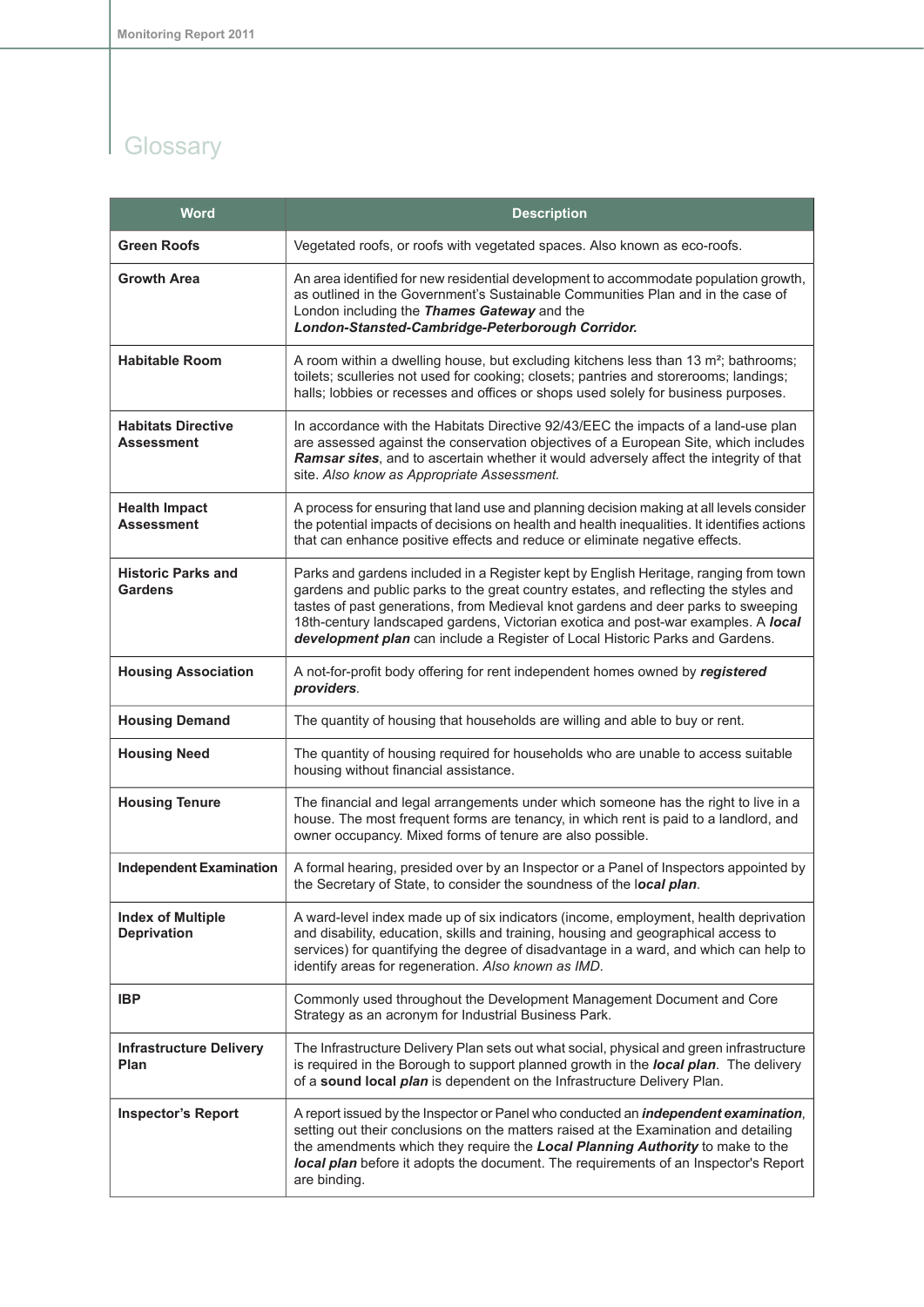# Glossary

| Word | Description |
|---|---|
| **Green Roofs** | Vegetated roofs, or roofs with vegetated spaces. Also known as eco-roofs. |
| **Growth Area** | An area identified for new residential development to accommodate population growth, as outlined in the Government's Sustainable Communities Plan and in the case of London including the ***Thames Gateway*** and the ***London-Stansted-Cambridge-Peterborough Corridor.*** |
| **Habitable Room** | A room within a dwelling house, but excluding kitchens less than 13 m²; bathrooms; toilets; sculleries not used for cooking; closets; pantries and storerooms; landings; halls; lobbies or recesses and offices or shops used solely for business purposes. |
| **Habitats Directive Assessment** | In accordance with the Habitats Directive 92/43/EEC the impacts of a land-use plan are assessed against the conservation objectives of a European Site, which includes ***Ramsar sites***, and to ascertain whether it would adversely affect the integrity of that site. *Also know as Appropriate Assessment.* |
| **Health Impact Assessment** | A process for ensuring that land use and planning decision making at all levels consider the potential impacts of decisions on health and health inequalities. It identifies actions that can enhance positive effects and reduce or eliminate negative effects. |
| **Historic Parks and Gardens** | Parks and gardens included in a Register kept by English Heritage, ranging from town gardens and public parks to the great country estates, and reflecting the styles and tastes of past generations, from Medieval knot gardens and deer parks to sweeping 18th-century landscaped gardens, Victorian exotica and post-war examples. A ***local development plan*** can include a Register of Local Historic Parks and Gardens. |
| **Housing Association** | A not-for-profit body offering for rent independent homes owned by ***registered providers***. |
| **Housing Demand** | The quantity of housing that households are willing and able to buy or rent. |
| **Housing Need** | The quantity of housing required for households who are unable to access suitable housing without financial assistance. |
| **Housing Tenure** | The financial and legal arrangements under which someone has the right to live in a house. The most frequent forms are tenancy, in which rent is paid to a landlord, and owner occupancy. Mixed forms of tenure are also possible. |
| **Independent Examination** | A formal hearing, presided over by an Inspector or a Panel of Inspectors appointed by the Secretary of State, to consider the soundness of the l***ocal plan***. |
| **Index of Multiple Deprivation** | A ward-level index made up of six indicators (income, employment, health deprivation and disability, education, skills and training, housing and geographical access to services) for quantifying the degree of disadvantage in a ward, and which can help to identify areas for regeneration. *Also known as IMD*. |
| **IBP** | Commonly used throughout the Development Management Document and Core Strategy as an acronym for Industrial Business Park. |
| **Infrastructure Delivery Plan** | The Infrastructure Delivery Plan sets out what social, physical and green infrastructure is required in the Borough to support planned growth in the ***local plan***. The delivery of a **sound local *plan*** is dependent on the Infrastructure Delivery Plan. |
| **Inspector's Report** | A report issued by the Inspector or Panel who conducted an ***independent examination***, setting out their conclusions on the matters raised at the Examination and detailing the amendments which they require the ***Local Planning Authority*** to make to the ***local plan*** before it adopts the document. The requirements of an Inspector's Report are binding. |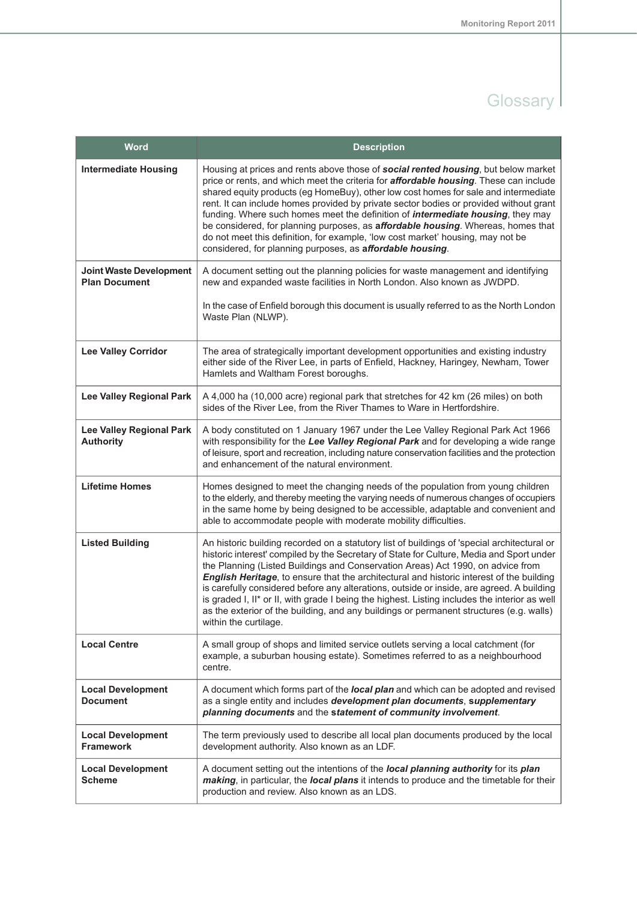# Glossary

| Word | Description |
|---|---|
| **Intermediate Housing** | Housing at prices and rents above those of ***social rented housing***, but below market price or rents, and which meet the criteria for ***affordable housing***. These can include shared equity products (eg HomeBuy), other low cost homes for sale and intermediate rent. It can include homes provided by private sector bodies or provided without grant funding. Where such homes meet the definition of ***intermediate housing***, they may be considered, for planning purposes, as ***affordable housing***. Whereas, homes that do not meet this definition, for example, 'low cost market' housing, may not be considered, for planning purposes, as ***affordable housing***. |
| **Joint Waste Development Plan Document** | A document setting out the planning policies for waste management and identifying new and expanded waste facilities in North London. Also known as JWDPD.<br><br>In the case of Enfield borough this document is usually referred to as the North London Waste Plan (NLWP). |
| **Lee Valley Corridor** | The area of strategically important development opportunities and existing industry either side of the River Lee, in parts of Enfield, Hackney, Haringey, Newham, Tower Hamlets and Waltham Forest boroughs. |
| **Lee Valley Regional Park** | A 4,000 ha (10,000 acre) regional park that stretches for 42 km (26 miles) on both sides of the River Lee, from the River Thames to Ware in Hertfordshire. |
| **Lee Valley Regional Park Authority** | A body constituted on 1 January 1967 under the Lee Valley Regional Park Act 1966 with responsibility for the ***Lee Valley Regional Park*** and for developing a wide range of leisure, sport and recreation, including nature conservation facilities and the protection and enhancement of the natural environment. |
| **Lifetime Homes** | Homes designed to meet the changing needs of the population from young children to the elderly, and thereby meeting the varying needs of numerous changes of occupiers in the same home by being designed to be accessible, adaptable and convenient and able to accommodate people with moderate mobility difficulties. |
| **Listed Building** | An historic building recorded on a statutory list of buildings of 'special architectural or historic interest' compiled by the Secretary of State for Culture, Media and Sport under the Planning (Listed Buildings and Conservation Areas) Act 1990, on advice from ***English Heritage***, to ensure that the architectural and historic interest of the building is carefully considered before any alterations, outside or inside, are agreed. A building is graded I, II* or II, with grade I being the highest. Listing includes the interior as well as the exterior of the building, and any buildings or permanent structures (e.g. walls) within the curtilage. |
| **Local Centre** | A small group of shops and limited service outlets serving a local catchment (for example, a suburban housing estate). Sometimes referred to as a neighbourhood centre. |
| **Local Development Document** | A document which forms part of the ***local plan*** and which can be adopted and revised as a single entity and includes ***development plan documents***, **s*upplementary planning documents*** and the ***statement of community involvement***. |
| **Local Development Framework** | The term previously used to describe all local plan documents produced by the local development authority. Also known as an LDF. |
| **Local Development Scheme** | A document setting out the intentions of the ***local planning authority*** for its ***plan making***, in particular, the ***local plans*** it intends to produce and the timetable for their production and review. Also known as an LDS. |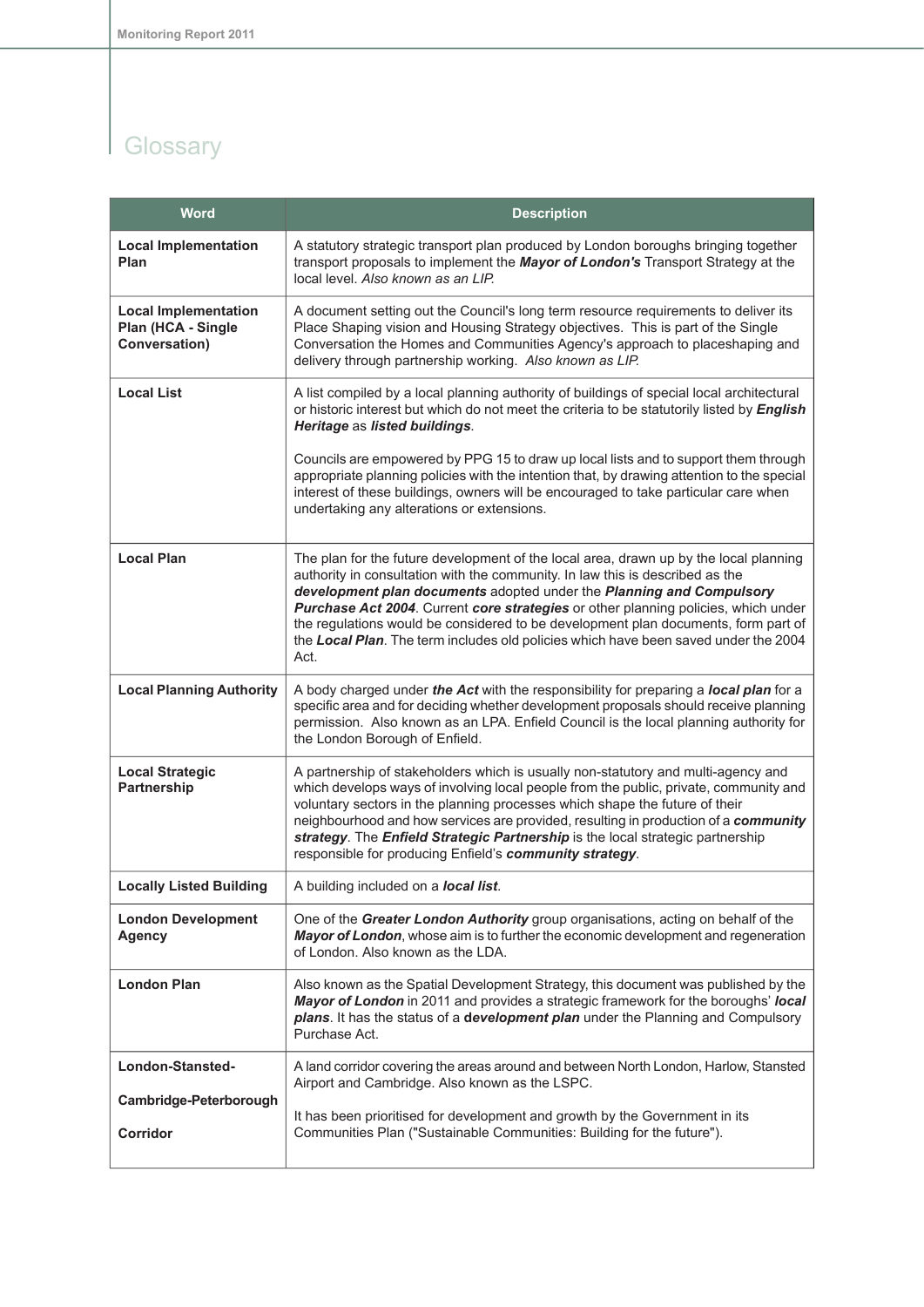# Glossary

| Word | Description |
| --- | --- |
| **Local Implementation Plan** | A statutory strategic transport plan produced by London boroughs bringing together transport proposals to implement the ***Mayor of London's*** Transport Strategy at the local level. *Also known as an LIP.* |
| **Local Implementation Plan (HCA - Single Conversation)** | A document setting out the Council's long term resource requirements to deliver its Place Shaping vision and Housing Strategy objectives. This is part of the Single Conversation the Homes and Communities Agency's approach to placeshaping and delivery through partnership working. *Also known as LIP.* |
| **Local List** | A list compiled by a local planning authority of buildings of special local architectural or historic interest but which do not meet the criteria to be statutorily listed by ***English Heritage*** as ***listed buildings***.<br><br>Councils are empowered by PPG 15 to draw up local lists and to support them through appropriate planning policies with the intention that, by drawing attention to the special interest of these buildings, owners will be encouraged to take particular care when undertaking any alterations or extensions. |
| **Local Plan** | The plan for the future development of the local area, drawn up by the local planning authority in consultation with the community. In law this is described as the ***development plan documents*** adopted under the ***Planning and Compulsory Purchase Act 2004***. Current ***core strategies*** or other planning policies, which under the regulations would be considered to be development plan documents, form part of the ***Local Plan***. The term includes old policies which have been saved under the 2004 Act. |
| **Local Planning Authority** | A body charged under ***the Act*** with the responsibility for preparing a ***local plan*** for a specific area and for deciding whether development proposals should receive planning permission. Also known as an LPA. Enfield Council is the local planning authority for the London Borough of Enfield. |
| **Local Strategic Partnership** | A partnership of stakeholders which is usually non-statutory and multi-agency and which develops ways of involving local people from the public, private, community and voluntary sectors in the planning processes which shape the future of their neighbourhood and how services are provided, resulting in production of a ***community strategy***. The ***Enfield Strategic Partnership*** is the local strategic partnership responsible for producing Enfield's ***community strategy***. |
| **Locally Listed Building** | A building included on a ***local list***. |
| **London Development Agency** | One of the ***Greater London Authority*** group organisations, acting on behalf of the ***Mayor of London***, whose aim is to further the economic development and regeneration of London. Also known as the LDA. |
| **London Plan** | Also known as the Spatial Development Strategy, this document was published by the ***Mayor of London*** in 2011 and provides a strategic framework for the boroughs' ***local plans***. It has the status of a **development plan** under the Planning and Compulsory Purchase Act. |
| **London-Stansted-Cambridge-Peterborough Corridor** | A land corridor covering the areas around and between North London, Harlow, Stansted Airport and Cambridge. Also known as the LSPC.<br><br>It has been prioritised for development and growth by the Government in its Communities Plan ("Sustainable Communities: Building for the future"). |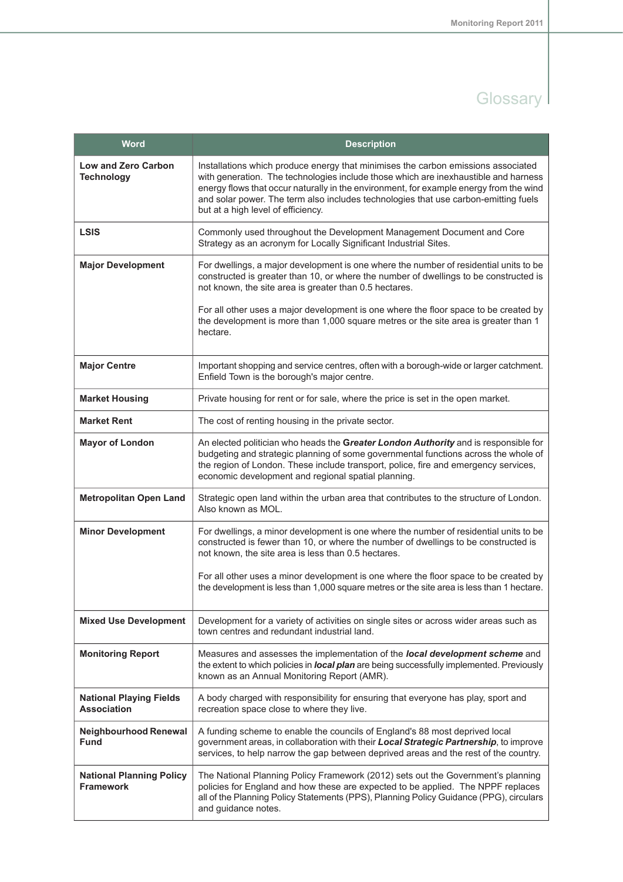# Glossary

| Word | Description |
|---|---|
| **Low and Zero Carbon Technology** | Installations which produce energy that minimises the carbon emissions associated with generation. The technologies include those which are inexhaustible and harness energy flows that occur naturally in the environment, for example energy from the wind and solar power. The term also includes technologies that use carbon-emitting fuels but at a high level of efficiency. |
| **LSIS** | Commonly used throughout the Development Management Document and Core Strategy as an acronym for Locally Significant Industrial Sites. |
| **Major Development** | For dwellings, a major development is one where the number of residential units to be constructed is greater than 10, or where the number of dwellings to be constructed is not known, the site area is greater than 0.5 hectares.<br><br>For all other uses a major development is one where the floor space to be created by the development is more than 1,000 square metres or the site area is greater than 1 hectare. |
| **Major Centre** | Important shopping and service centres, often with a borough-wide or larger catchment. Enfield Town is the borough's major centre. |
| **Market Housing** | Private housing for rent or for sale, where the price is set in the open market. |
| **Market Rent** | The cost of renting housing in the private sector. |
| **Mayor of London** | An elected politician who heads the ***Greater London Authority*** and is responsible for budgeting and strategic planning of some governmental functions across the whole of the region of London. These include transport, police, fire and emergency services, economic development and regional spatial planning. |
| **Metropolitan Open Land** | Strategic open land within the urban area that contributes to the structure of London. Also known as MOL. |
| **Minor Development** | For dwellings, a minor development is one where the number of residential units to be constructed is fewer than 10, or where the number of dwellings to be constructed is not known, the site area is less than 0.5 hectares.<br><br>For all other uses a minor development is one where the floor space to be created by the development is less than 1,000 square metres or the site area is less than 1 hectare. |
| **Mixed Use Development** | Development for a variety of activities on single sites or across wider areas such as town centres and redundant industrial land. |
| **Monitoring Report** | Measures and assesses the implementation of the ***local development scheme*** and the extent to which policies in ***local plan*** are being successfully implemented. Previously known as an Annual Monitoring Report (AMR). |
| **National Playing Fields Association** | A body charged with responsibility for ensuring that everyone has play, sport and recreation space close to where they live. |
| **Neighbourhood Renewal Fund** | A funding scheme to enable the councils of England's 88 most deprived local government areas, in collaboration with their ***Local Strategic Partnership***, to improve services, to help narrow the gap between deprived areas and the rest of the country. |
| **National Planning Policy Framework** | The National Planning Policy Framework (2012) sets out the Government's planning policies for England and how these are expected to be applied. The NPPF replaces all of the Planning Policy Statements (PPS), Planning Policy Guidance (PPG), circulars and guidance notes. |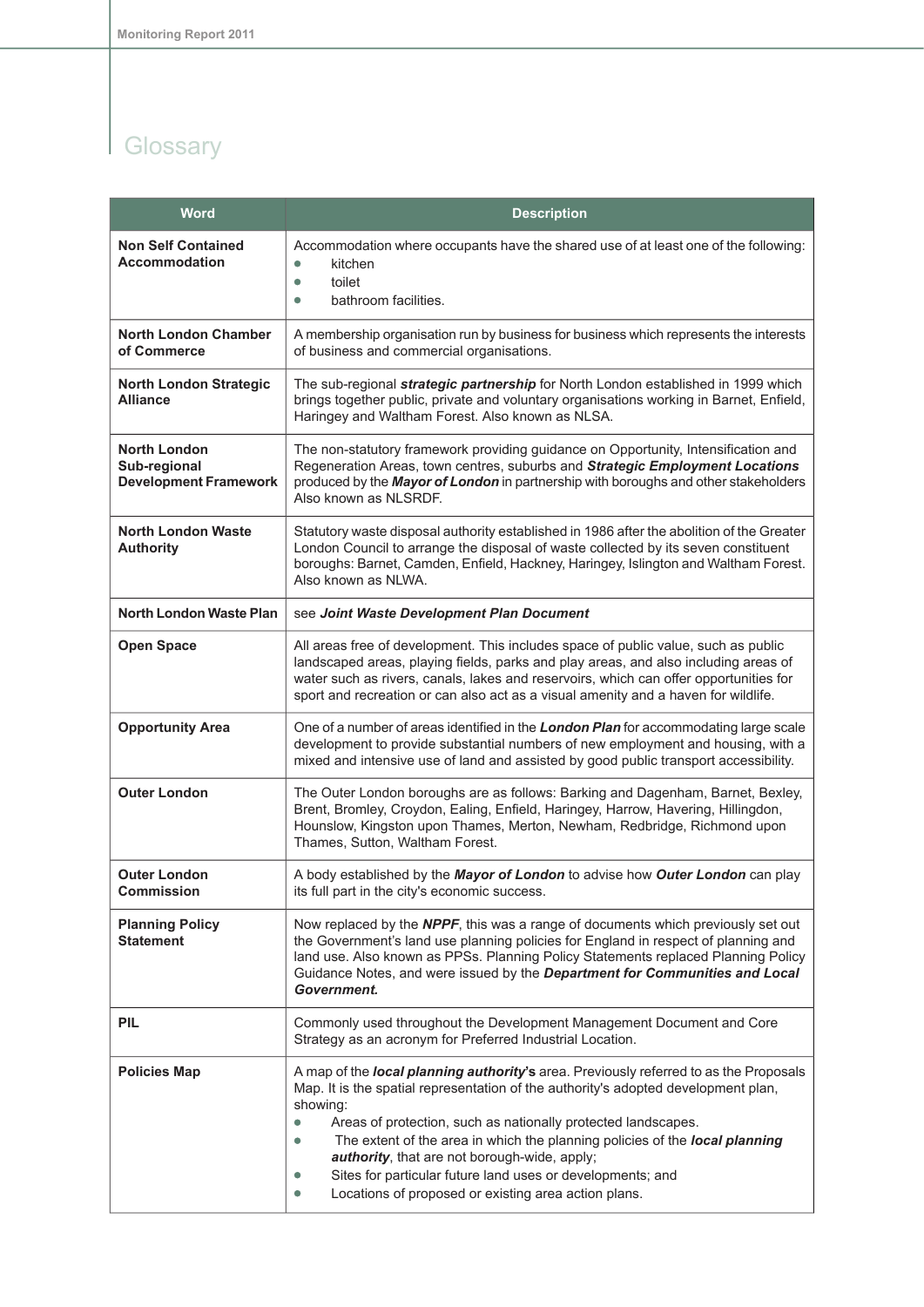# Glossary

| Word | Description |
|---|---|
| **Non Self Contained Accommodation** | Accommodation where occupants have the shared use of at least one of the following: <br>• kitchen <br>• toilet <br>• bathroom facilities. |
| **North London Chamber of Commerce** | A membership organisation run by business for business which represents the interests of business and commercial organisations. |
| **North London Strategic Alliance** | The sub-regional ***strategic partnership*** for North London established in 1999 which brings together public, private and voluntary organisations working in Barnet, Enfield, Haringey and Waltham Forest. Also known as NLSA. |
| **North London Sub-regional Development Framework** | The non-statutory framework providing guidance on Opportunity, Intensification and Regeneration Areas, town centres, suburbs and ***Strategic Employment Locations*** produced by the ***Mayor of London*** in partnership with boroughs and other stakeholders Also known as NLSRDF. |
| **North London Waste Authority** | Statutory waste disposal authority established in 1986 after the abolition of the Greater London Council to arrange the disposal of waste collected by its seven constituent boroughs: Barnet, Camden, Enfield, Hackney, Haringey, Islington and Waltham Forest. Also known as NLWA. |
| **North London Waste Plan** | see ***Joint Waste Development Plan Document*** |
| **Open Space** | All areas free of development. This includes space of public value, such as public landscaped areas, playing fields, parks and play areas, and also including areas of water such as rivers, canals, lakes and reservoirs, which can offer opportunities for sport and recreation or can also act as a visual amenity and a haven for wildlife. |
| **Opportunity Area** | One of a number of areas identified in the ***London Plan*** for accommodating large scale development to provide substantial numbers of new employment and housing, with a mixed and intensive use of land and assisted by good public transport accessibility. |
| **Outer London** | The Outer London boroughs are as follows: Barking and Dagenham, Barnet, Bexley, Brent, Bromley, Croydon, Ealing, Enfield, Haringey, Harrow, Havering, Hillingdon, Hounslow, Kingston upon Thames, Merton, Newham, Redbridge, Richmond upon Thames, Sutton, Waltham Forest. |
| **Outer London Commission** | A body established by the ***Mayor of London*** to advise how ***Outer London*** can play its full part in the city's economic success. |
| **Planning Policy Statement** | Now replaced by the ***NPPF***, this was a range of documents which previously set out the Government's land use planning policies for England in respect of planning and land use. Also known as PPSs. Planning Policy Statements replaced Planning Policy Guidance Notes, and were issued by the ***Department for Communities and Local Government.*** |
| **PIL** | Commonly used throughout the Development Management Document and Core Strategy as an acronym for Preferred Industrial Location. |
| **Policies Map** | A map of the ***local planning authority*'s** area. Previously referred to as the Proposals Map. It is the spatial representation of the authority's adopted development plan, showing: <br>• Areas of protection, such as nationally protected landscapes. <br>• The extent of the area in which the planning policies of the ***local planning authority***, that are not borough-wide, apply; <br>• Sites for particular future land uses or developments; and <br>• Locations of proposed or existing area action plans. |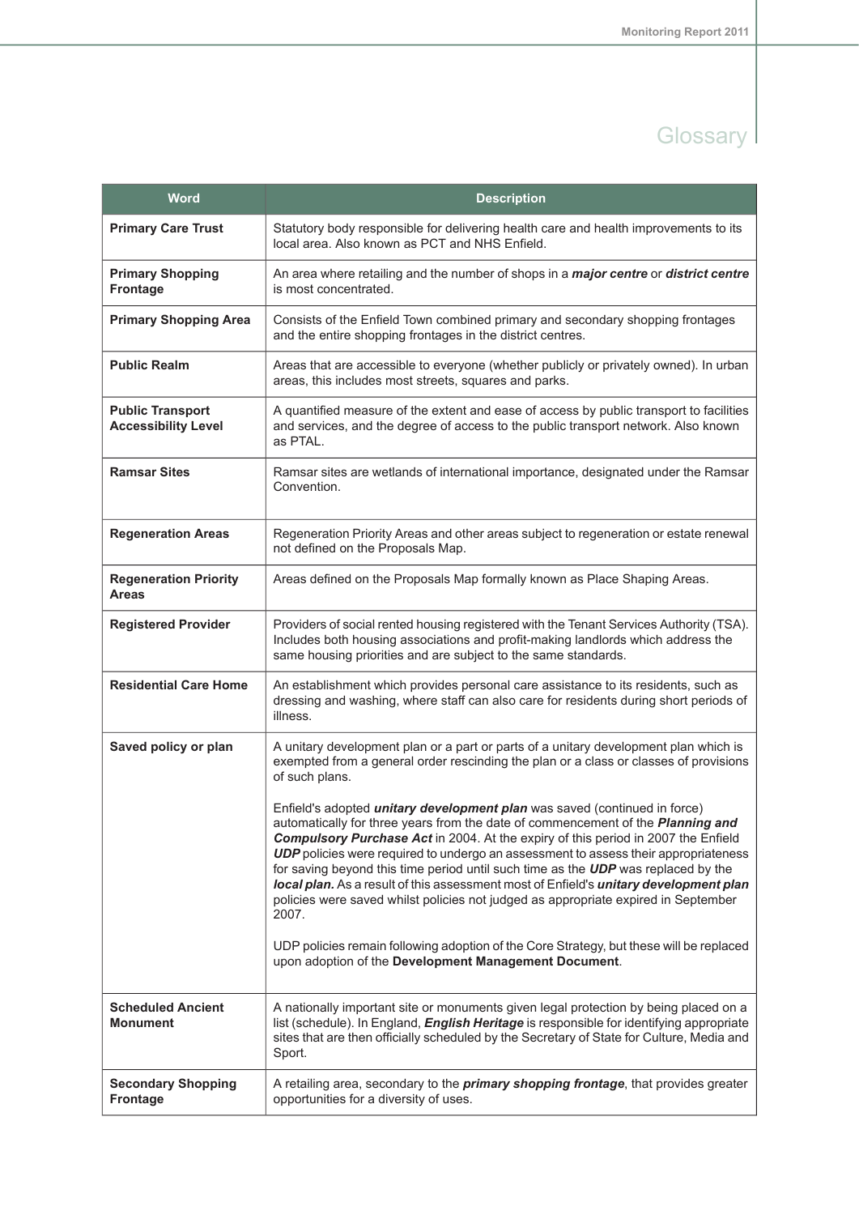# Glossary

| Word | Description |
|---|---|
| **Primary Care Trust** | Statutory body responsible for delivering health care and health improvements to its local area. Also known as PCT and NHS Enfield. |
| **Primary Shopping Frontage** | An area where retailing and the number of shops in a ***major centre*** or ***district centre*** is most concentrated. |
| **Primary Shopping Area** | Consists of the Enfield Town combined primary and secondary shopping frontages and the entire shopping frontages in the district centres. |
| **Public Realm** | Areas that are accessible to everyone (whether publicly or privately owned). In urban areas, this includes most streets, squares and parks. |
| **Public Transport Accessibility Level** | A quantified measure of the extent and ease of access by public transport to facilities and services, and the degree of access to the public transport network. Also known as PTAL. |
| **Ramsar Sites** | Ramsar sites are wetlands of international importance, designated under the Ramsar Convention. |
| **Regeneration Areas** | Regeneration Priority Areas and other areas subject to regeneration or estate renewal not defined on the Proposals Map. |
| **Regeneration Priority Areas** | Areas defined on the Proposals Map formally known as Place Shaping Areas. |
| **Registered Provider** | Providers of social rented housing registered with the Tenant Services Authority (TSA). Includes both housing associations and profit-making landlords which address the same housing priorities and are subject to the same standards. |
| **Residential Care Home** | An establishment which provides personal care assistance to its residents, such as dressing and washing, where staff can also care for residents during short periods of illness. |
| **Saved policy or plan** | A unitary development plan or a part or parts of a unitary development plan which is exempted from a general order rescinding the plan or a class or classes of provisions of such plans.<br><br>Enfield's adopted ***unitary development plan*** was saved (continued in force) automatically for three years from the date of commencement of the ***Planning and Compulsory Purchase Act*** in 2004. At the expiry of this period in 2007 the Enfield ***UDP*** policies were required to undergo an assessment to assess their appropriateness for saving beyond this time period until such time as the ***UDP*** was replaced by the ***local plan.*** As a result of this assessment most of Enfield's ***unitary development plan*** policies were saved whilst policies not judged as appropriate expired in September 2007.<br><br>UDP policies remain following adoption of the Core Strategy, but these will be replaced upon adoption of the **Development Management Document**. |
| **Scheduled Ancient Monument** | A nationally important site or monuments given legal protection by being placed on a list (schedule). In England, ***English Heritage*** is responsible for identifying appropriate sites that are then officially scheduled by the Secretary of State for Culture, Media and Sport. |
| **Secondary Shopping Frontage** | A retailing area, secondary to the ***primary shopping frontage***, that provides greater opportunities for a diversity of uses. |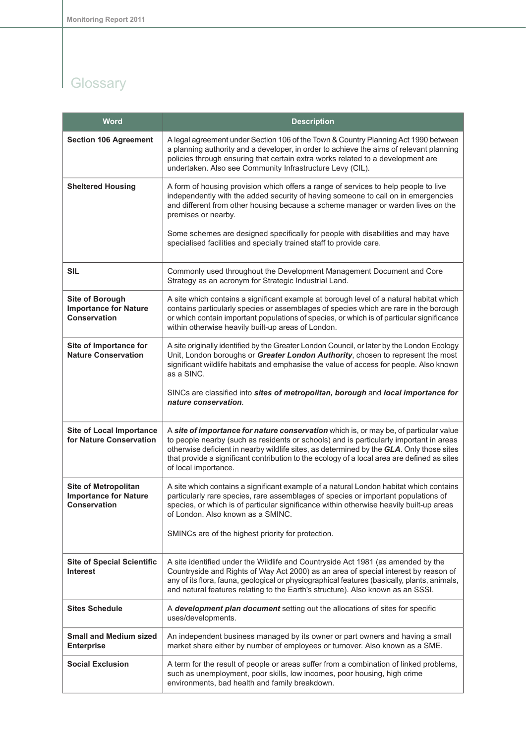# Glossary

| Word | Description |
|---|---|
| **Section 106 Agreement** | A legal agreement under Section 106 of the Town & Country Planning Act 1990 between a planning authority and a developer, in order to achieve the aims of relevant planning policies through ensuring that certain extra works related to a development are undertaken. Also see Community Infrastructure Levy (CIL). |
| **Sheltered Housing** | A form of housing provision which offers a range of services to help people to live independently with the added security of having someone to call on in emergencies and different from other housing because a scheme manager or warden lives on the premises or nearby.<br><br>Some schemes are designed specifically for people with disabilities and may have specialised facilities and specially trained staff to provide care. |
| **SIL** | Commonly used throughout the Development Management Document and Core Strategy as an acronym for Strategic Industrial Land. |
| **Site of Borough Importance for Nature Conservation** | A site which contains a significant example at borough level of a natural habitat which contains particularly species or assemblages of species which are rare in the borough or which contain important populations of species, or which is of particular significance within otherwise heavily built-up areas of London. |
| **Site of Importance for Nature Conservation** | A site originally identified by the Greater London Council, or later by the London Ecology Unit, London boroughs or ***Greater London Authority***, chosen to represent the most significant wildlife habitats and emphasise the value of access for people. Also known as a SINC.<br><br>SINCs are classified into ***sites of metropolitan, borough*** and ***local importance for nature conservation***. |
| **Site of Local Importance for Nature Conservation** | A ***site of importance for nature conservation*** which is, or may be, of particular value to people nearby (such as residents or schools) and is particularly important in areas otherwise deficient in nearby wildlife sites, as determined by the ***GLA***. Only those sites that provide a significant contribution to the ecology of a local area are defined as sites of local importance. |
| **Site of Metropolitan Importance for Nature Conservation** | A site which contains a significant example of a natural London habitat which contains particularly rare species, rare assemblages of species or important populations of species, or which is of particular significance within otherwise heavily built-up areas of London. Also known as a SMINC.<br><br>SMINCs are of the highest priority for protection. |
| **Site of Special Scientific Interest** | A site identified under the Wildlife and Countryside Act 1981 (as amended by the Countryside and Rights of Way Act 2000) as an area of special interest by reason of any of its flora, fauna, geological or physiographical features (basically, plants, animals, and natural features relating to the Earth's structure). Also known as an SSSI. |
| **Sites Schedule** | A ***development plan document*** setting out the allocations of sites for specific uses/developments. |
| **Small and Medium sized Enterprise** | An independent business managed by its owner or part owners and having a small market share either by number of employees or turnover. Also known as a SME. |
| **Social Exclusion** | A term for the result of people or areas suffer from a combination of linked problems, such as unemployment, poor skills, low incomes, poor housing, high crime environments, bad health and family breakdown. |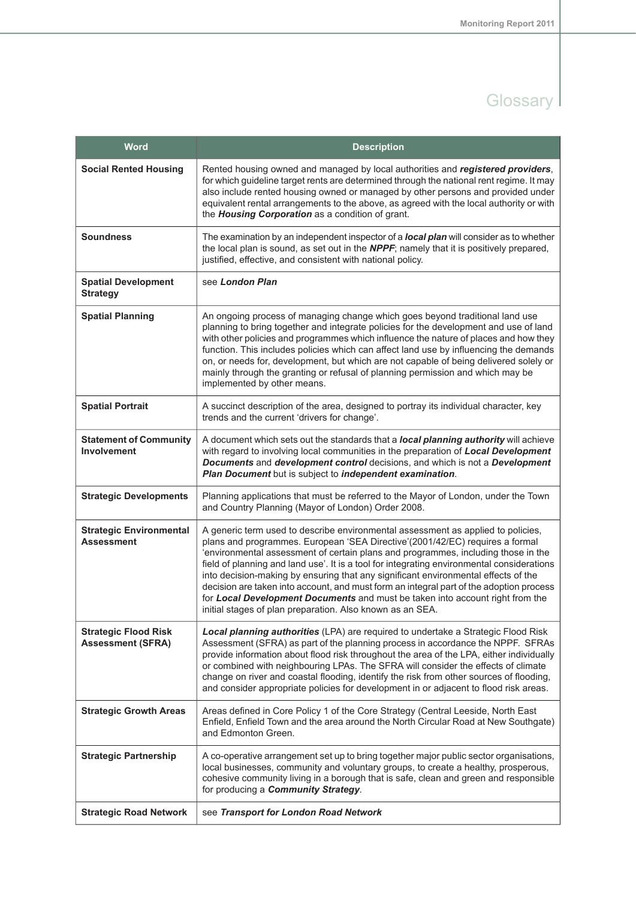# Glossary

| Word | Description |
|---|---|
| **Social Rented Housing** | Rented housing owned and managed by local authorities and ***registered providers***, for which guideline target rents are determined through the national rent regime. It may also include rented housing owned or managed by other persons and provided under equivalent rental arrangements to the above, as agreed with the local authority or with the ***Housing Corporation*** as a condition of grant. |
| **Soundness** | The examination by an independent inspector of a ***local plan*** will consider as to whether the local plan is sound, as set out in the ***NPPF***; namely that it is positively prepared, justified, effective, and consistent with national policy. |
| **Spatial Development Strategy** | see ***London Plan*** |
| **Spatial Planning** | An ongoing process of managing change which goes beyond traditional land use planning to bring together and integrate policies for the development and use of land with other policies and programmes which influence the nature of places and how they function. This includes policies which can affect land use by influencing the demands on, or needs for, development, but which are not capable of being delivered solely or mainly through the granting or refusal of planning permission and which may be implemented by other means. |
| **Spatial Portrait** | A succinct description of the area, designed to portray its individual character, key trends and the current 'drivers for change'. |
| **Statement of Community Involvement** | A document which sets out the standards that a ***local planning authority*** will achieve with regard to involving local communities in the preparation of ***Local Development Documents*** and ***development control*** decisions, and which is not a ***Development Plan Document*** but is subject to ***independent examination***. |
| **Strategic Developments** | Planning applications that must be referred to the Mayor of London, under the Town and Country Planning (Mayor of London) Order 2008. |
| **Strategic Environmental Assessment** | A generic term used to describe environmental assessment as applied to policies, plans and programmes. European 'SEA Directive'(2001/42/EC) requires a formal 'environmental assessment of certain plans and programmes, including those in the field of planning and land use'. It is a tool for integrating environmental considerations into decision-making by ensuring that any significant environmental effects of the decision are taken into account, and must form an integral part of the adoption process for ***Local Development Documents*** and must be taken into account right from the initial stages of plan preparation. Also known as an SEA. |
| **Strategic Flood Risk Assessment (SFRA)** | ***Local planning authorities*** (LPA) are required to undertake a Strategic Flood Risk Assessment (SFRA) as part of the planning process in accordance the NPPF. SFRAs provide information about flood risk throughout the area of the LPA, either individually or combined with neighbouring LPAs. The SFRA will consider the effects of climate change on river and coastal flooding, identify the risk from other sources of flooding, and consider appropriate policies for development in or adjacent to flood risk areas. |
| **Strategic Growth Areas** | Areas defined in Core Policy 1 of the Core Strategy (Central Leeside, North East Enfield, Enfield Town and the area around the North Circular Road at New Southgate) and Edmonton Green. |
| **Strategic Partnership** | A co-operative arrangement set up to bring together major public sector organisations, local businesses, community and voluntary groups, to create a healthy, prosperous, cohesive community living in a borough that is safe, clean and green and responsible for producing a ***Community Strategy***. |
| **Strategic Road Network** | see ***Transport for London Road Network*** |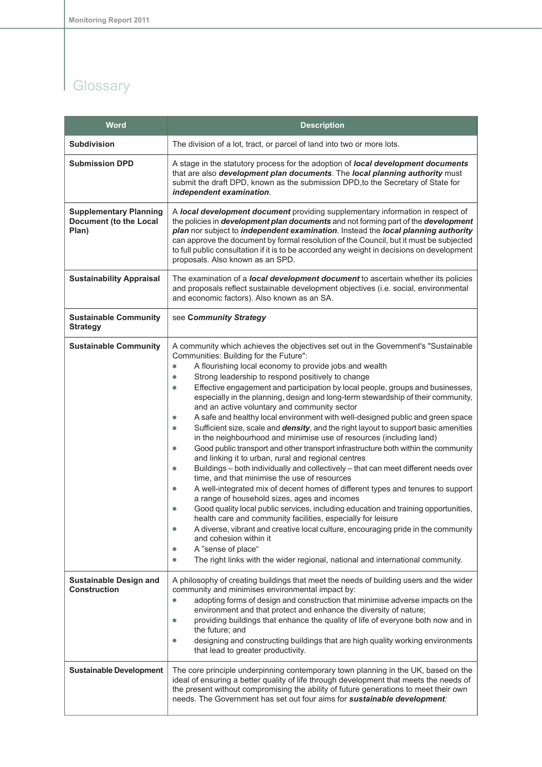# Glossary

| Word | Description |
|---|---|
| **Subdivision** | The division of a lot, tract, or parcel of land into two or more lots. |
| **Submission DPD** | A stage in the statutory process for the adoption of ***local development documents*** that are also ***development plan documents***. The ***local planning authority*** must submit the draft DPD, known as the submission DPD,to the Secretary of State for ***independent examination***. |
| **Supplementary Planning Document (to the Local Plan)** | A ***local development document*** providing supplementary information in respect of the policies in ***development plan documents*** and not forming part of the ***development plan*** nor subject to ***independent examination***. Instead the ***local planning authority*** can approve the document by formal resolution of the Council, but it must be subjected to full public consultation if it is to be accorded any weight in decisions on development proposals. Also known as an SPD. |
| **Sustainability Appraisal** | The examination of a ***local development document*** to ascertain whether its policies and proposals reflect sustainable development objectives (i.e. social, environmental and economic factors). Also known as an SA. |
| **Sustainable Community Strategy** | see ***Community Strategy*** |
| **Sustainable Community** | A community which achieves the objectives set out in the Government's "Sustainable Communities: Building for the Future":<br>• A flourishing local economy to provide jobs and wealth<br>• Strong leadership to respond positively to change<br>• Effective engagement and participation by local people, groups and businesses, especially in the planning, design and long-term stewardship of their community, and an active voluntary and community sector<br>• A safe and healthy local environment with well-designed public and green space<br>• Sufficient size, scale and ***density***, and the right layout to support basic amenities in the neighbourhood and minimise use of resources (including land)<br>• Good public transport and other transport infrastructure both within the community and linking it to urban, rural and regional centres<br>• Buildings – both individually and collectively – that can meet different needs over time, and that minimise the use of resources<br>• A well-integrated mix of decent homes of different types and tenures to support a range of household sizes, ages and incomes<br>• Good quality local public services, including education and training opportunities, health care and community facilities, especially for leisure<br>• A diverse, vibrant and creative local culture, encouraging pride in the community and cohesion within it<br>• A "sense of place"<br>• The right links with the wider regional, national and international community. |
| **Sustainable Design and Construction** | A philosophy of creating buildings that meet the needs of building users and the wider community and minimises environmental impact by:<br>• adopting forms of design and construction that minimise adverse impacts on the environment and that protect and enhance the diversity of nature;<br>• providing buildings that enhance the quality of life of everyone both now and in the future; and<br>• designing and constructing buildings that are high quality working environments that lead to greater productivity. |
| **Sustainable Development** | The core principle underpinning contemporary town planning in the UK, based on the ideal of ensuring a better quality of life through development that meets the needs of the present without compromising the ability of future generations to meet their own needs. The Government has set out four aims for ***sustainable development***: |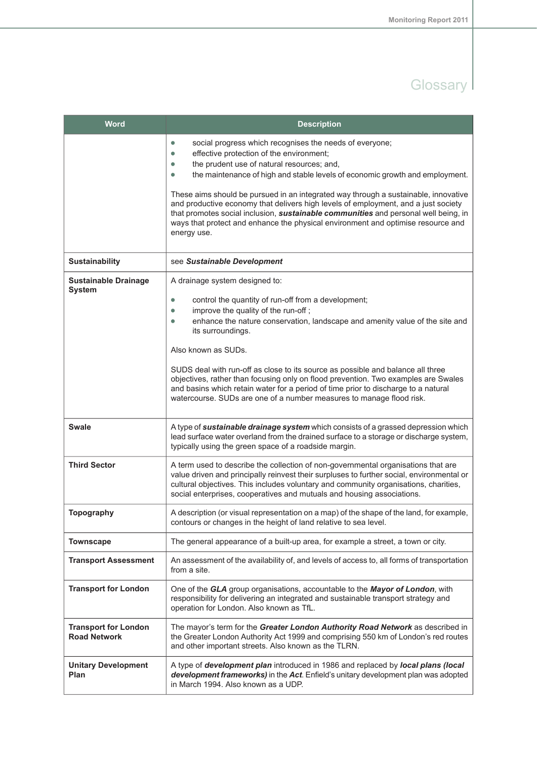# Glossary

| Word | Description |
|---|---|
| | ● social progress which recognises the needs of everyone;<br>● effective protection of the environment;<br>● the prudent use of natural resources; and,<br>● the maintenance of high and stable levels of economic growth and employment.<br><br>These aims should be pursued in an integrated way through a sustainable, innovative and productive economy that delivers high levels of employment, and a just society that promotes social inclusion, ***sustainable communities*** and personal well being, in ways that protect and enhance the physical environment and optimise resource and energy use. |
| **Sustainability** | see ***Sustainable Development*** |
| **Sustainable Drainage System** | A drainage system designed to:<br><br>● control the quantity of run-off from a development;<br>● improve the quality of the run-off ;<br>● enhance the nature conservation, landscape and amenity value of the site and its surroundings.<br><br>Also known as SUDs.<br><br>SUDS deal with run-off as close to its source as possible and balance all three objectives, rather than focusing only on flood prevention. Two examples are Swales and basins which retain water for a period of time prior to discharge to a natural watercourse. SUDs are one of a number measures to manage flood risk. |
| **Swale** | A type of ***sustainable drainage system*** which consists of a grassed depression which lead surface water overland from the drained surface to a storage or discharge system, typically using the green space of a roadside margin. |
| **Third Sector** | A term used to describe the collection of non-governmental organisations that are value driven and principally reinvest their surpluses to further social, environmental or cultural objectives. This includes voluntary and community organisations, charities, social enterprises, cooperatives and mutuals and housing associations. |
| **Topography** | A description (or visual representation on a map) of the shape of the land, for example, contours or changes in the height of land relative to sea level. |
| **Townscape** | The general appearance of a built-up area, for example a street, a town or city. |
| **Transport Assessment** | An assessment of the availability of, and levels of access to, all forms of transportation from a site. |
| **Transport for London** | One of the ***GLA*** group organisations, accountable to the ***Mayor of London***, with responsibility for delivering an integrated and sustainable transport strategy and operation for London. Also known as TfL. |
| **Transport for London Road Network** | The mayor's term for the ***Greater London Authority Road Network*** as described in the Greater London Authority Act 1999 and comprising 550 km of London's red routes and other important streets. Also known as the TLRN. |
| **Unitary Development Plan** | A type of ***development plan*** introduced in 1986 and replaced by ***local plans (local development frameworks)*** in the ***Act***. Enfield's unitary development plan was adopted in March 1994. Also known as a UDP. |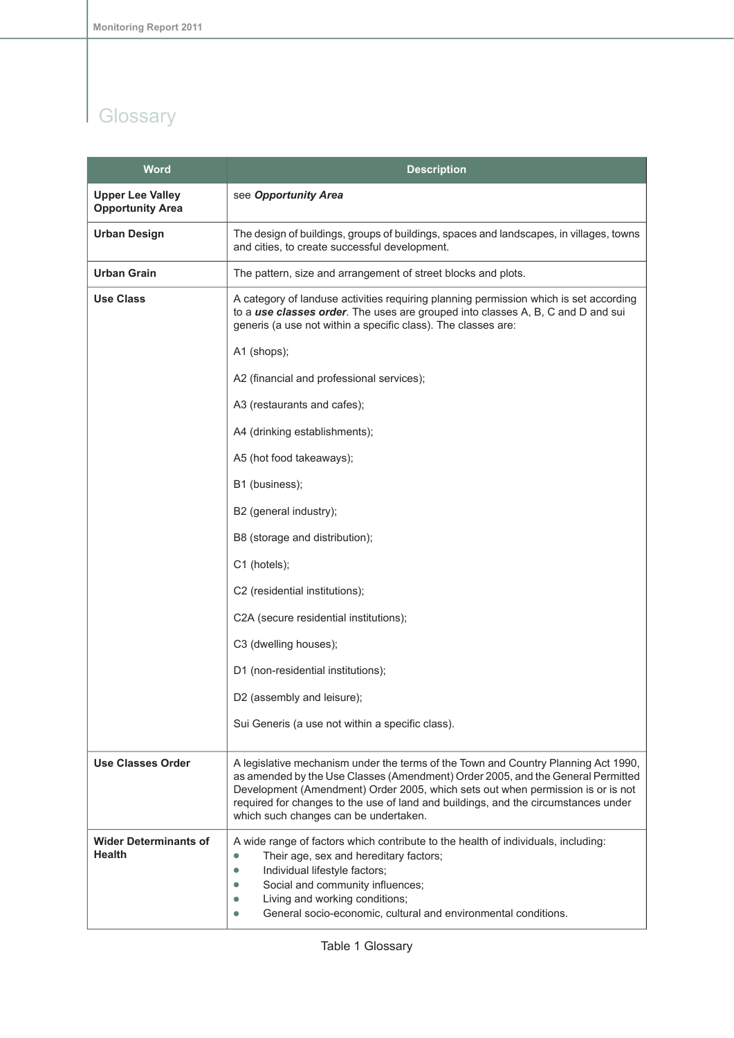# Glossary

| Word | Description |
|---|---|
| **Upper Lee Valley Opportunity Area** | see ***Opportunity Area*** |
| **Urban Design** | The design of buildings, groups of buildings, spaces and landscapes, in villages, towns and cities, to create successful development. |
| **Urban Grain** | The pattern, size and arrangement of street blocks and plots. |
| **Use Class** | A category of landuse activities requiring planning permission which is set according to a ***use classes order***. The uses are grouped into classes A, B, C and D and sui generis (a use not within a specific class). The classes are:<br><br>A1 (shops);<br><br>A2 (financial and professional services);<br><br>A3 (restaurants and cafes);<br><br>A4 (drinking establishments);<br><br>A5 (hot food takeaways);<br><br>B1 (business);<br><br>B2 (general industry);<br><br>B8 (storage and distribution);<br><br>C1 (hotels);<br><br>C2 (residential institutions);<br><br>C2A (secure residential institutions);<br><br>C3 (dwelling houses);<br><br>D1 (non-residential institutions);<br><br>D2 (assembly and leisure);<br><br>Sui Generis (a use not within a specific class). |
| **Use Classes Order** | A legislative mechanism under the terms of the Town and Country Planning Act 1990, as amended by the Use Classes (Amendment) Order 2005, and the General Permitted Development (Amendment) Order 2005, which sets out when permission is or is not required for changes to the use of land and buildings, and the circumstances under which such changes can be undertaken. |
| **Wider Determinants of Health** | A wide range of factors which contribute to the health of individuals, including:<br>• Their age, sex and hereditary factors;<br>• Individual lifestyle factors;<br>• Social and community influences;<br>• Living and working conditions;<br>• General socio-economic, cultural and environmental conditions. |

Table 1 Glossary